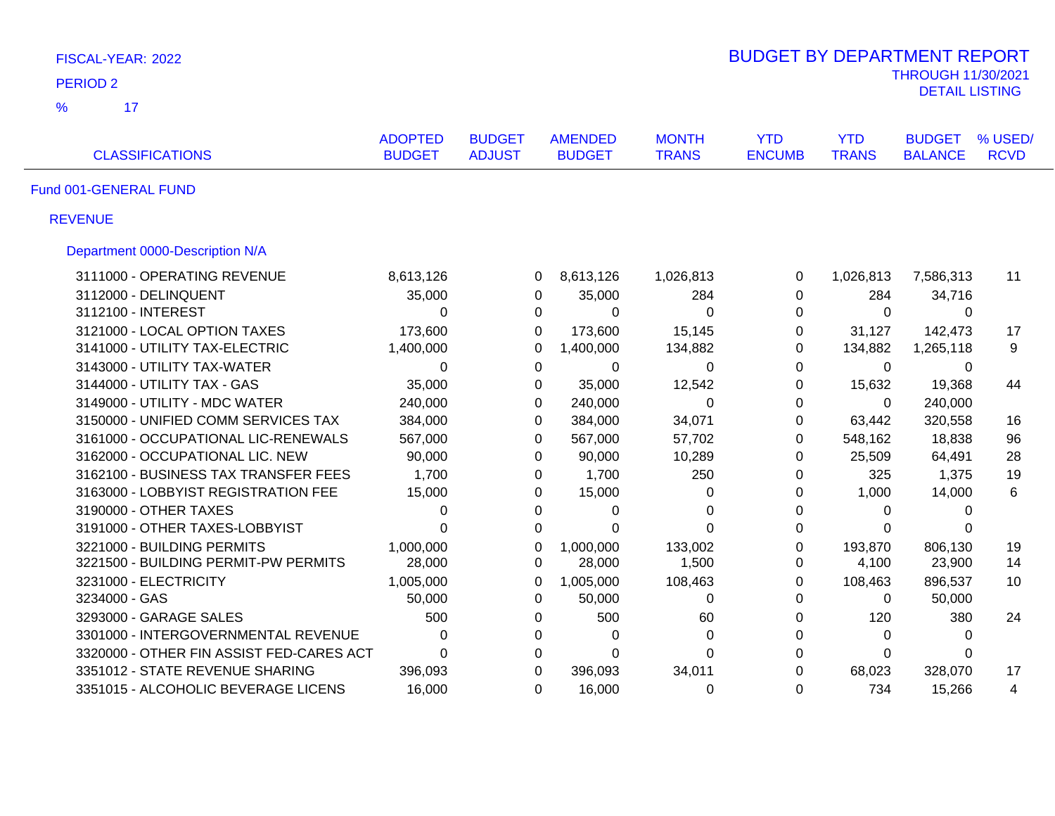FISCAL-YEAR: 2022

PERIOD 2

% 17

# BUDGET BY DEPARTMENT REPORT

THROUGH 11/30/2021

DETAIL LISTING

| CLASSIFICATIONS | ADOPTED BUDGET | BUDGET ADJUST | AMENDED BUDGET | MONTH TRANS | YTD ENCUMB | YTD TRANS | BUDGET BALANCE | % USED/ RCVD |
|---|---|---|---|---|---|---|---|---|
| **Fund 001-GENERAL FUND** | | | | | | | | |
| **REVENUE** | | | | | | | | |
| **Department 0000-Description N/A** | | | | | | | | |
| 3111000 - OPERATING REVENUE | 8,613,126 | 0 | 8,613,126 | 1,026,813 | 0 | 1,026,813 | 7,586,313 | 11 |
| 3112000 - DELINQUENT | 35,000 | 0 | 35,000 | 284 | 0 | 284 | 34,716 | |
| 3112100 - INTEREST | 0 | 0 | 0 | 0 | 0 | 0 | 0 | |
| 3121000 - LOCAL OPTION TAXES | 173,600 | 0 | 173,600 | 15,145 | 0 | 31,127 | 142,473 | 17 |
| 3141000 - UTILITY TAX-ELECTRIC | 1,400,000 | 0 | 1,400,000 | 134,882 | 0 | 134,882 | 1,265,118 | 9 |
| 3143000 - UTILITY TAX-WATER | 0 | 0 | 0 | 0 | 0 | 0 | 0 | |
| 3144000 - UTILITY TAX - GAS | 35,000 | 0 | 35,000 | 12,542 | 0 | 15,632 | 19,368 | 44 |
| 3149000 - UTILITY - MDC WATER | 240,000 | 0 | 240,000 | 0 | 0 | 0 | 240,000 | |
| 3150000 - UNIFIED COMM SERVICES TAX | 384,000 | 0 | 384,000 | 34,071 | 0 | 63,442 | 320,558 | 16 |
| 3161000 - OCCUPATIONAL LIC-RENEWALS | 567,000 | 0 | 567,000 | 57,702 | 0 | 548,162 | 18,838 | 96 |
| 3162000 - OCCUPATIONAL LIC. NEW | 90,000 | 0 | 90,000 | 10,289 | 0 | 25,509 | 64,491 | 28 |
| 3162100 - BUSINESS TAX TRANSFER FEES | 1,700 | 0 | 1,700 | 250 | 0 | 325 | 1,375 | 19 |
| 3163000 - LOBBYIST REGISTRATION FEE | 15,000 | 0 | 15,000 | 0 | 0 | 1,000 | 14,000 | 6 |
| 3190000 - OTHER TAXES | 0 | 0 | 0 | 0 | 0 | 0 | 0 | |
| 3191000 - OTHER TAXES-LOBBYIST | 0 | 0 | 0 | 0 | 0 | 0 | 0 | |
| 3221000 - BUILDING PERMITS | 1,000,000 | 0 | 1,000,000 | 133,002 | 0 | 193,870 | 806,130 | 19 |
| 3221500 - BUILDING PERMIT-PW PERMITS | 28,000 | 0 | 28,000 | 1,500 | 0 | 4,100 | 23,900 | 14 |
| 3231000 - ELECTRICITY | 1,005,000 | 0 | 1,005,000 | 108,463 | 0 | 108,463 | 896,537 | 10 |
| 3234000 - GAS | 50,000 | 0 | 50,000 | 0 | 0 | 0 | 50,000 | |
| 3293000 - GARAGE SALES | 500 | 0 | 500 | 60 | 0 | 120 | 380 | 24 |
| 3301000 - INTERGOVERNMENTAL REVENUE | 0 | 0 | 0 | 0 | 0 | 0 | 0 | |
| 3320000 - OTHER FIN ASSIST FED-CARES ACT | 0 | 0 | 0 | 0 | 0 | 0 | 0 | |
| 3351012 - STATE REVENUE SHARING | 396,093 | 0 | 396,093 | 34,011 | 0 | 68,023 | 328,070 | 17 |
| 3351015 - ALCOHOLIC BEVERAGE LICENS | 16,000 | 0 | 16,000 | 0 | 0 | 734 | 15,266 | 4 |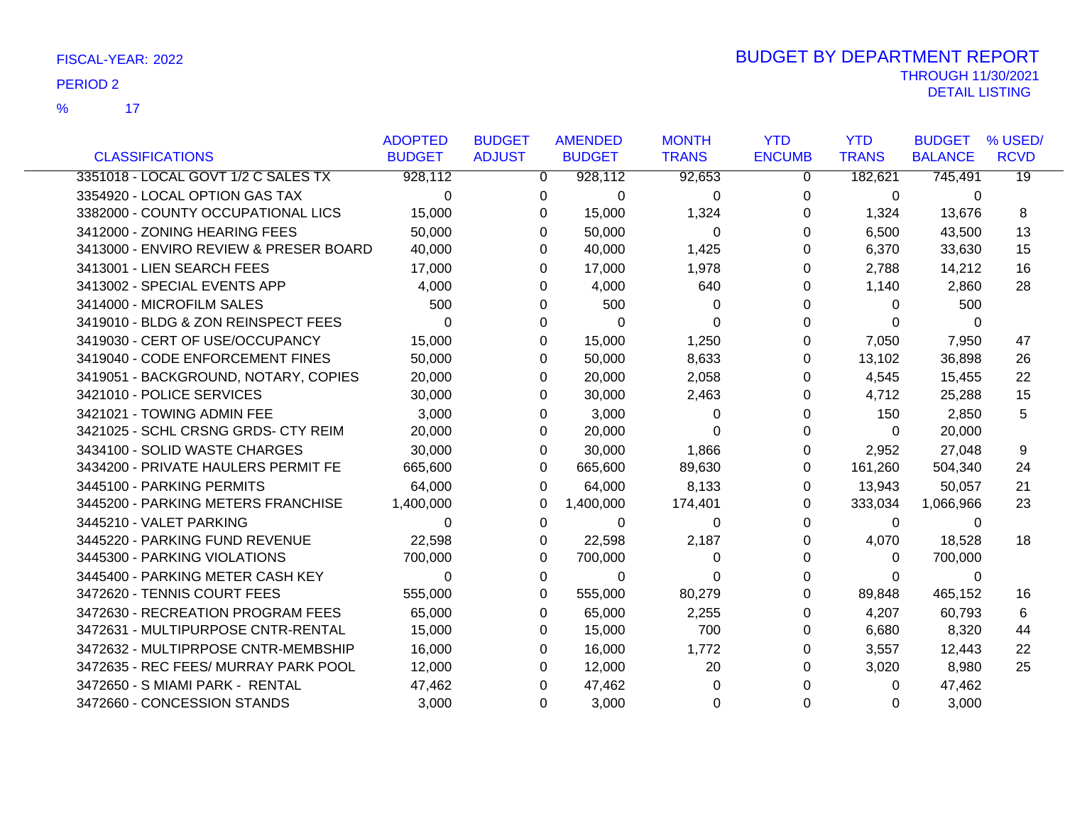FISCAL-YEAR: 2022

PERIOD 2

% 17

# BUDGET BY DEPARTMENT REPORT

THROUGH 11/30/2021

DETAIL LISTING

| CLASSIFICATIONS | ADOPTED BUDGET | BUDGET ADJUST | AMENDED BUDGET | MONTH TRANS | YTD ENCUMB | YTD TRANS | BUDGET BALANCE | % USED/ RCVD |
|---|---|---|---|---|---|---|---|---|
| 3351018 - LOCAL GOVT 1/2 C SALES TX | 928,112 | 0 | 928,112 | 92,653 | 0 | 182,621 | 745,491 | 19 |
| 3354920 - LOCAL OPTION GAS TAX | 0 | 0 | 0 | 0 | 0 | 0 | 0 | |
| 3382000 - COUNTY OCCUPATIONAL LICS | 15,000 | 0 | 15,000 | 1,324 | 0 | 1,324 | 13,676 | 8 |
| 3412000 - ZONING HEARING FEES | 50,000 | 0 | 50,000 | 0 | 0 | 6,500 | 43,500 | 13 |
| 3413000 - ENVIRO REVIEW & PRESER BOARD | 40,000 | 0 | 40,000 | 1,425 | 0 | 6,370 | 33,630 | 15 |
| 3413001 - LIEN SEARCH FEES | 17,000 | 0 | 17,000 | 1,978 | 0 | 2,788 | 14,212 | 16 |
| 3413002 - SPECIAL EVENTS APP | 4,000 | 0 | 4,000 | 640 | 0 | 1,140 | 2,860 | 28 |
| 3414000 - MICROFILM SALES | 500 | 0 | 500 | 0 | 0 | 0 | 500 | |
| 3419010 - BLDG & ZON REINSPECT FEES | 0 | 0 | 0 | 0 | 0 | 0 | 0 | |
| 3419030 - CERT OF USE/OCCUPANCY | 15,000 | 0 | 15,000 | 1,250 | 0 | 7,050 | 7,950 | 47 |
| 3419040 - CODE ENFORCEMENT FINES | 50,000 | 0 | 50,000 | 8,633 | 0 | 13,102 | 36,898 | 26 |
| 3419051 - BACKGROUND, NOTARY, COPIES | 20,000 | 0 | 20,000 | 2,058 | 0 | 4,545 | 15,455 | 22 |
| 3421010 - POLICE SERVICES | 30,000 | 0 | 30,000 | 2,463 | 0 | 4,712 | 25,288 | 15 |
| 3421021 - TOWING ADMIN FEE | 3,000 | 0 | 3,000 | 0 | 0 | 150 | 2,850 | 5 |
| 3421025 - SCHL CRSNG GRDS- CTY REIM | 20,000 | 0 | 20,000 | 0 | 0 | 0 | 20,000 | |
| 3434100 - SOLID WASTE CHARGES | 30,000 | 0 | 30,000 | 1,866 | 0 | 2,952 | 27,048 | 9 |
| 3434200 - PRIVATE HAULERS PERMIT FE | 665,600 | 0 | 665,600 | 89,630 | 0 | 161,260 | 504,340 | 24 |
| 3445100 - PARKING PERMITS | 64,000 | 0 | 64,000 | 8,133 | 0 | 13,943 | 50,057 | 21 |
| 3445200 - PARKING METERS FRANCHISE | 1,400,000 | 0 | 1,400,000 | 174,401 | 0 | 333,034 | 1,066,966 | 23 |
| 3445210 - VALET PARKING | 0 | 0 | 0 | 0 | 0 | 0 | 0 | |
| 3445220 - PARKING FUND REVENUE | 22,598 | 0 | 22,598 | 2,187 | 0 | 4,070 | 18,528 | 18 |
| 3445300 - PARKING VIOLATIONS | 700,000 | 0 | 700,000 | 0 | 0 | 0 | 700,000 | |
| 3445400 - PARKING METER CASH KEY | 0 | 0 | 0 | 0 | 0 | 0 | 0 | |
| 3472620 - TENNIS COURT FEES | 555,000 | 0 | 555,000 | 80,279 | 0 | 89,848 | 465,152 | 16 |
| 3472630 - RECREATION PROGRAM FEES | 65,000 | 0 | 65,000 | 2,255 | 0 | 4,207 | 60,793 | 6 |
| 3472631 - MULTIPURPOSE CNTR-RENTAL | 15,000 | 0 | 15,000 | 700 | 0 | 6,680 | 8,320 | 44 |
| 3472632 - MULTIPRPOSE CNTR-MEMBSHIP | 16,000 | 0 | 16,000 | 1,772 | 0 | 3,557 | 12,443 | 22 |
| 3472635 - REC FEES/ MURRAY PARK POOL | 12,000 | 0 | 12,000 | 20 | 0 | 3,020 | 8,980 | 25 |
| 3472650 - S MIAMI PARK - RENTAL | 47,462 | 0 | 47,462 | 0 | 0 | 0 | 47,462 | |
| 3472660 - CONCESSION STANDS | 3,000 | 0 | 3,000 | 0 | 0 | 0 | 3,000 | |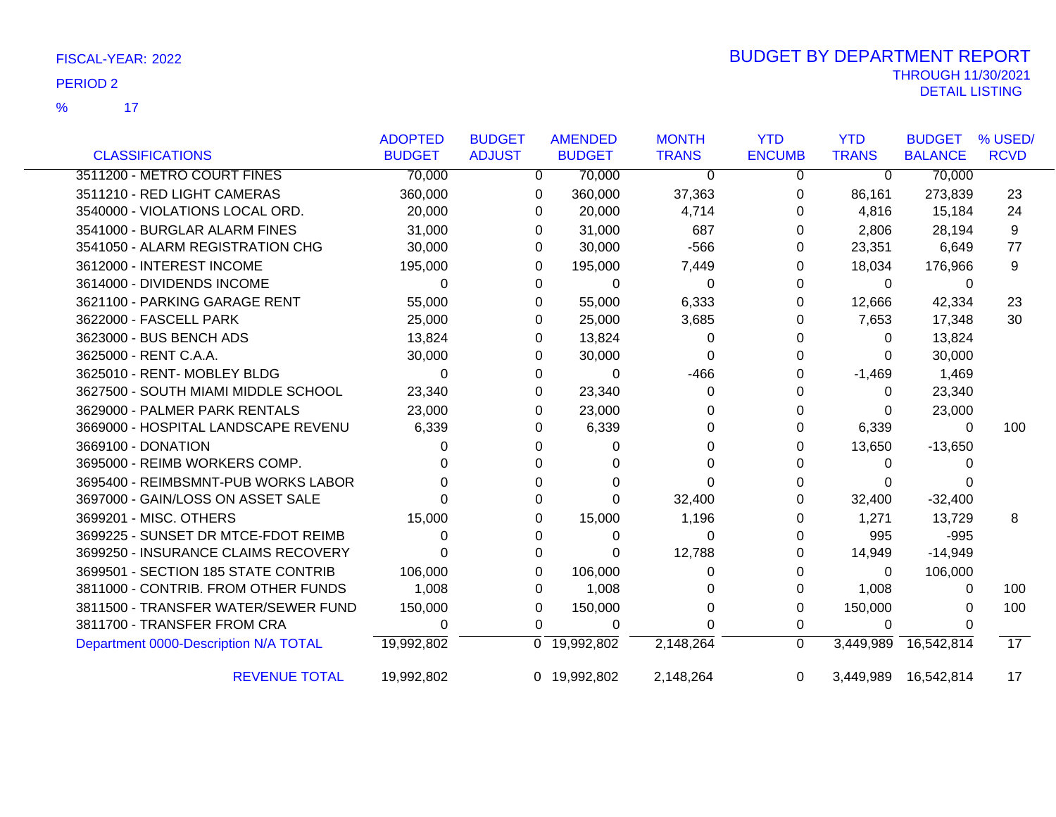FISCAL-YEAR: 2022

PERIOD 2

% 17

# BUDGET BY DEPARTMENT REPORT

THROUGH 11/30/2021

DETAIL LISTING

| CLASSIFICATIONS | ADOPTED BUDGET | BUDGET ADJUST | AMENDED BUDGET | MONTH TRANS | YTD ENCUMB | YTD TRANS | BUDGET BALANCE | % USED/ RCVD |
|---|---|---|---|---|---|---|---|---|
| 3511200 - METRO COURT FINES | 70,000 | 0 | 70,000 | 0 | 0 | 0 | 70,000 | |
| 3511210 - RED LIGHT CAMERAS | 360,000 | 0 | 360,000 | 37,363 | 0 | 86,161 | 273,839 | 23 |
| 3540000 - VIOLATIONS LOCAL ORD. | 20,000 | 0 | 20,000 | 4,714 | 0 | 4,816 | 15,184 | 24 |
| 3541000 - BURGLAR ALARM FINES | 31,000 | 0 | 31,000 | 687 | 0 | 2,806 | 28,194 | 9 |
| 3541050 - ALARM REGISTRATION CHG | 30,000 | 0 | 30,000 | -566 | 0 | 23,351 | 6,649 | 77 |
| 3612000 - INTEREST INCOME | 195,000 | 0 | 195,000 | 7,449 | 0 | 18,034 | 176,966 | 9 |
| 3614000 - DIVIDENDS INCOME | 0 | 0 | 0 | 0 | 0 | 0 | 0 | |
| 3621100 - PARKING GARAGE RENT | 55,000 | 0 | 55,000 | 6,333 | 0 | 12,666 | 42,334 | 23 |
| 3622000 - FASCELL PARK | 25,000 | 0 | 25,000 | 3,685 | 0 | 7,653 | 17,348 | 30 |
| 3623000 - BUS BENCH ADS | 13,824 | 0 | 13,824 | 0 | 0 | 0 | 13,824 | |
| 3625000 - RENT C.A.A. | 30,000 | 0 | 30,000 | 0 | 0 | 0 | 30,000 | |
| 3625010 - RENT- MOBLEY BLDG | 0 | 0 | 0 | -466 | 0 | -1,469 | 1,469 | |
| 3627500 - SOUTH MIAMI MIDDLE SCHOOL | 23,340 | 0 | 23,340 | 0 | 0 | 0 | 23,340 | |
| 3629000 - PALMER PARK RENTALS | 23,000 | 0 | 23,000 | 0 | 0 | 0 | 23,000 | |
| 3669000 - HOSPITAL LANDSCAPE REVENU | 6,339 | 0 | 6,339 | 0 | 0 | 6,339 | 0 | 100 |
| 3669100 - DONATION | 0 | 0 | 0 | 0 | 0 | 13,650 | -13,650 | |
| 3695000 - REIMB WORKERS COMP. | 0 | 0 | 0 | 0 | 0 | 0 | 0 | |
| 3695400 - REIMBSMNT-PUB WORKS LABOR | 0 | 0 | 0 | 0 | 0 | 0 | 0 | |
| 3697000 - GAIN/LOSS ON ASSET SALE | 0 | 0 | 0 | 32,400 | 0 | 32,400 | -32,400 | |
| 3699201 - MISC. OTHERS | 15,000 | 0 | 15,000 | 1,196 | 0 | 1,271 | 13,729 | 8 |
| 3699225 - SUNSET DR MTCE-FDOT REIMB | 0 | 0 | 0 | 0 | 0 | 995 | -995 | |
| 3699250 - INSURANCE CLAIMS RECOVERY | 0 | 0 | 0 | 12,788 | 0 | 14,949 | -14,949 | |
| 3699501 - SECTION 185 STATE CONTRIB | 106,000 | 0 | 106,000 | 0 | 0 | 0 | 106,000 | |
| 3811000 - CONTRIB. FROM OTHER FUNDS | 1,008 | 0 | 1,008 | 0 | 0 | 1,008 | 0 | 100 |
| 3811500 - TRANSFER WATER/SEWER FUND | 150,000 | 0 | 150,000 | 0 | 0 | 150,000 | 0 | 100 |
| 3811700 - TRANSFER FROM CRA | 0 | 0 | 0 | 0 | 0 | 0 | 0 | |
| Department 0000-Description N/A TOTAL | 19,992,802 | 0 | 19,992,802 | 2,148,264 | 0 | 3,449,989 | 16,542,814 | 17 |
| REVENUE TOTAL | 19,992,802 | 0 | 19,992,802 | 2,148,264 | 0 | 3,449,989 | 16,542,814 | 17 |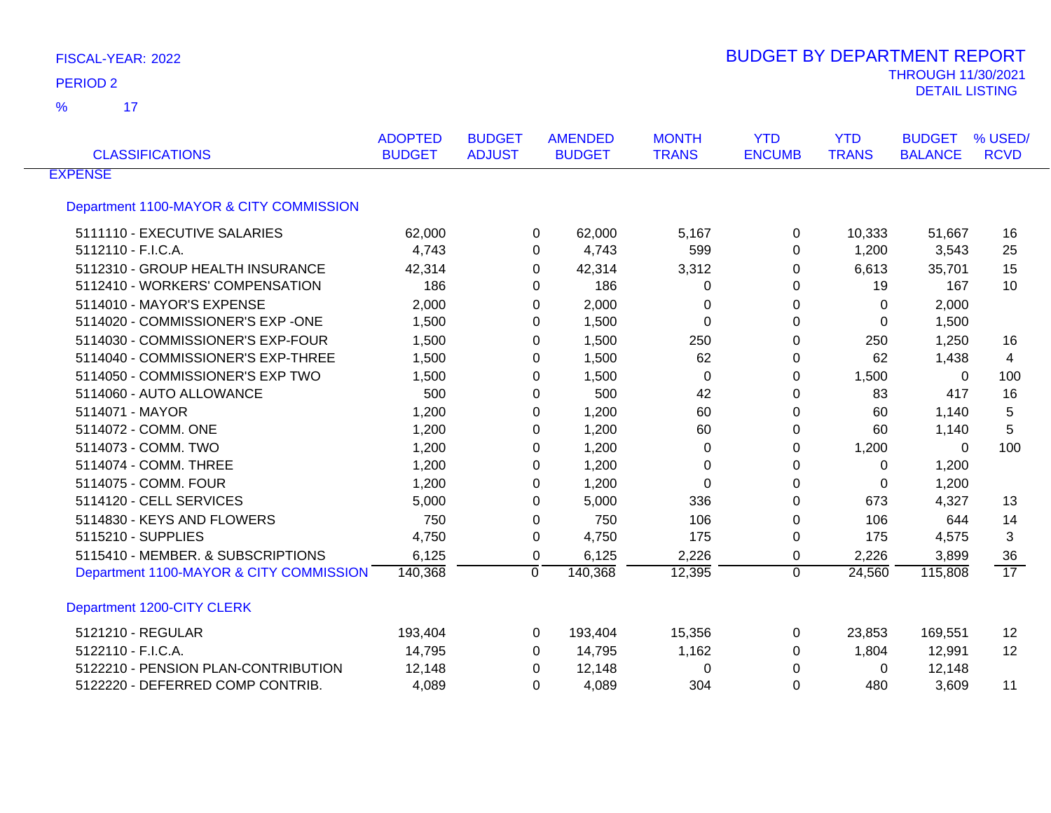FISCAL-YEAR: 2022

PERIOD 2

% 17

# BUDGET BY DEPARTMENT REPORT

THROUGH 11/30/2021

DETAIL LISTING

| CLASSIFICATIONS | ADOPTED BUDGET | BUDGET ADJUST | AMENDED BUDGET | MONTH TRANS | YTD ENCUMB | YTD TRANS | BUDGET BALANCE | % USED/ RCVD |
|---|---|---|---|---|---|---|---|---|
| EXPENSE | | | | | | | | |
| Department 1100-MAYOR & CITY COMMISSION | | | | | | | | |
| 5111110 - EXECUTIVE SALARIES | 62,000 | 0 | 62,000 | 5,167 | 0 | 10,333 | 51,667 | 16 |
| 5112110 - F.I.C.A. | 4,743 | 0 | 4,743 | 599 | 0 | 1,200 | 3,543 | 25 |
| 5112310 - GROUP HEALTH INSURANCE | 42,314 | 0 | 42,314 | 3,312 | 0 | 6,613 | 35,701 | 15 |
| 5112410 - WORKERS' COMPENSATION | 186 | 0 | 186 | 0 | 0 | 19 | 167 | 10 |
| 5114010 - MAYOR'S EXPENSE | 2,000 | 0 | 2,000 | 0 | 0 | 0 | 2,000 | |
| 5114020 - COMMISSIONER'S EXP -ONE | 1,500 | 0 | 1,500 | 0 | 0 | 0 | 1,500 | |
| 5114030 - COMMISSIONER'S EXP-FOUR | 1,500 | 0 | 1,500 | 250 | 0 | 250 | 1,250 | 16 |
| 5114040 - COMMISSIONER'S EXP-THREE | 1,500 | 0 | 1,500 | 62 | 0 | 62 | 1,438 | 4 |
| 5114050 - COMMISSIONER'S EXP TWO | 1,500 | 0 | 1,500 | 0 | 0 | 1,500 | 0 | 100 |
| 5114060 - AUTO ALLOWANCE | 500 | 0 | 500 | 42 | 0 | 83 | 417 | 16 |
| 5114071 - MAYOR | 1,200 | 0 | 1,200 | 60 | 0 | 60 | 1,140 | 5 |
| 5114072 - COMM. ONE | 1,200 | 0 | 1,200 | 60 | 0 | 60 | 1,140 | 5 |
| 5114073 - COMM. TWO | 1,200 | 0 | 1,200 | 0 | 0 | 1,200 | 0 | 100 |
| 5114074 - COMM. THREE | 1,200 | 0 | 1,200 | 0 | 0 | 0 | 1,200 | |
| 5114075 - COMM. FOUR | 1,200 | 0 | 1,200 | 0 | 0 | 0 | 1,200 | |
| 5114120 - CELL SERVICES | 5,000 | 0 | 5,000 | 336 | 0 | 673 | 4,327 | 13 |
| 5114830 - KEYS AND FLOWERS | 750 | 0 | 750 | 106 | 0 | 106 | 644 | 14 |
| 5115210 - SUPPLIES | 4,750 | 0 | 4,750 | 175 | 0 | 175 | 4,575 | 3 |
| 5115410 - MEMBER. & SUBSCRIPTIONS | 6,125 | 0 | 6,125 | 2,226 | 0 | 2,226 | 3,899 | 36 |
| Department 1100-MAYOR & CITY COMMISSION | 140,368 | 0 | 140,368 | 12,395 | 0 | 24,560 | 115,808 | 17 |
| Department 1200-CITY CLERK | | | | | | | | |
| 5121210 - REGULAR | 193,404 | 0 | 193,404 | 15,356 | 0 | 23,853 | 169,551 | 12 |
| 5122110 - F.I.C.A. | 14,795 | 0 | 14,795 | 1,162 | 0 | 1,804 | 12,991 | 12 |
| 5122210 - PENSION PLAN-CONTRIBUTION | 12,148 | 0 | 12,148 | 0 | 0 | 0 | 12,148 | |
| 5122220 - DEFERRED COMP CONTRIB. | 4,089 | 0 | 4,089 | 304 | 0 | 480 | 3,609 | 11 |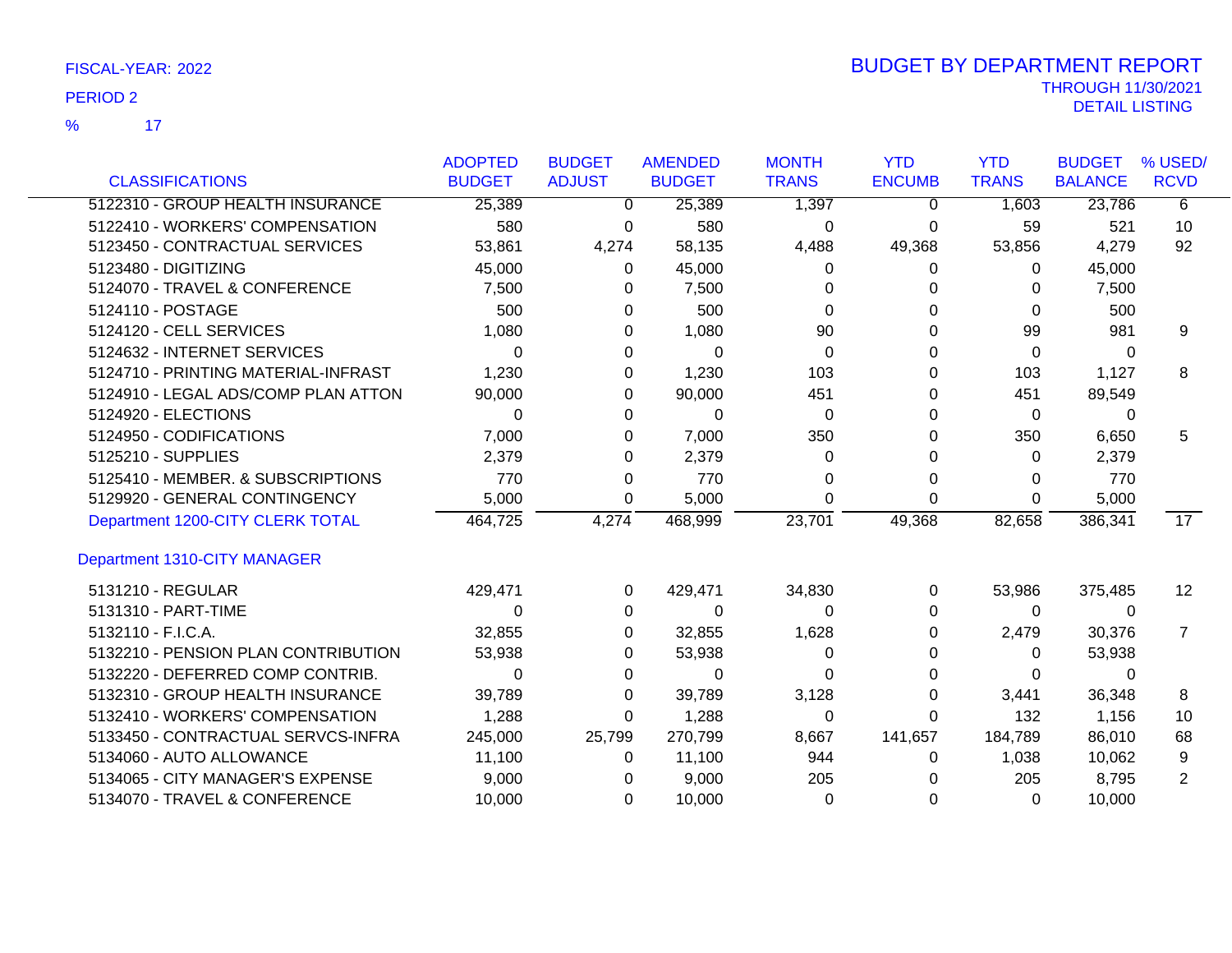FISCAL-YEAR: 2022

PERIOD 2

% 17

# BUDGET BY DEPARTMENT REPORT

THROUGH 11/30/2021

DETAIL LISTING

| CLASSIFICATIONS | ADOPTED BUDGET | BUDGET ADJUST | AMENDED BUDGET | MONTH TRANS | YTD ENCUMB | YTD TRANS | BUDGET BALANCE | % USED/ RCVD |
|---|---|---|---|---|---|---|---|---|
| 5122310 - GROUP HEALTH INSURANCE | 25,389 | 0 | 25,389 | 1,397 | 0 | 1,603 | 23,786 | 6 |
| 5122410 - WORKERS' COMPENSATION | 580 | 0 | 580 | 0 | 0 | 59 | 521 | 10 |
| 5123450 - CONTRACTUAL SERVICES | 53,861 | 4,274 | 58,135 | 4,488 | 49,368 | 53,856 | 4,279 | 92 |
| 5123480 - DIGITIZING | 45,000 | 0 | 45,000 | 0 | 0 | 0 | 45,000 | |
| 5124070 - TRAVEL & CONFERENCE | 7,500 | 0 | 7,500 | 0 | 0 | 0 | 7,500 | |
| 5124110 - POSTAGE | 500 | 0 | 500 | 0 | 0 | 0 | 500 | |
| 5124120 - CELL SERVICES | 1,080 | 0 | 1,080 | 90 | 0 | 99 | 981 | 9 |
| 5124632 - INTERNET SERVICES | 0 | 0 | 0 | 0 | 0 | 0 | 0 | |
| 5124710 - PRINTING MATERIAL-INFRAST | 1,230 | 0 | 1,230 | 103 | 0 | 103 | 1,127 | 8 |
| 5124910 - LEGAL ADS/COMP PLAN ATTON | 90,000 | 0 | 90,000 | 451 | 0 | 451 | 89,549 | |
| 5124920 - ELECTIONS | 0 | 0 | 0 | 0 | 0 | 0 | 0 | |
| 5124950 - CODIFICATIONS | 7,000 | 0 | 7,000 | 350 | 0 | 350 | 6,650 | 5 |
| 5125210 - SUPPLIES | 2,379 | 0 | 2,379 | 0 | 0 | 0 | 2,379 | |
| 5125410 - MEMBER. & SUBSCRIPTIONS | 770 | 0 | 770 | 0 | 0 | 0 | 770 | |
| 5129920 - GENERAL CONTINGENCY | 5,000 | 0 | 5,000 | 0 | 0 | 0 | 5,000 | |
| Department 1200-CITY CLERK TOTAL | 464,725 | 4,274 | 468,999 | 23,701 | 49,368 | 82,658 | 386,341 | 17 |
| **Department 1310-CITY MANAGER** | | | | | | | | |
| 5131210 - REGULAR | 429,471 | 0 | 429,471 | 34,830 | 0 | 53,986 | 375,485 | 12 |
| 5131310 - PART-TIME | 0 | 0 | 0 | 0 | 0 | 0 | 0 | |
| 5132110 - F.I.C.A. | 32,855 | 0 | 32,855 | 1,628 | 0 | 2,479 | 30,376 | 7 |
| 5132210 - PENSION PLAN CONTRIBUTION | 53,938 | 0 | 53,938 | 0 | 0 | 0 | 53,938 | |
| 5132220 - DEFERRED COMP CONTRIB. | 0 | 0 | 0 | 0 | 0 | 0 | 0 | |
| 5132310 - GROUP HEALTH INSURANCE | 39,789 | 0 | 39,789 | 3,128 | 0 | 3,441 | 36,348 | 8 |
| 5132410 - WORKERS' COMPENSATION | 1,288 | 0 | 1,288 | 0 | 0 | 132 | 1,156 | 10 |
| 5133450 - CONTRACTUAL SERVCS-INFRA | 245,000 | 25,799 | 270,799 | 8,667 | 141,657 | 184,789 | 86,010 | 68 |
| 5134060 - AUTO ALLOWANCE | 11,100 | 0 | 11,100 | 944 | 0 | 1,038 | 10,062 | 9 |
| 5134065 - CITY MANAGER'S EXPENSE | 9,000 | 0 | 9,000 | 205 | 0 | 205 | 8,795 | 2 |
| 5134070 - TRAVEL & CONFERENCE | 10,000 | 0 | 10,000 | 0 | 0 | 0 | 10,000 | |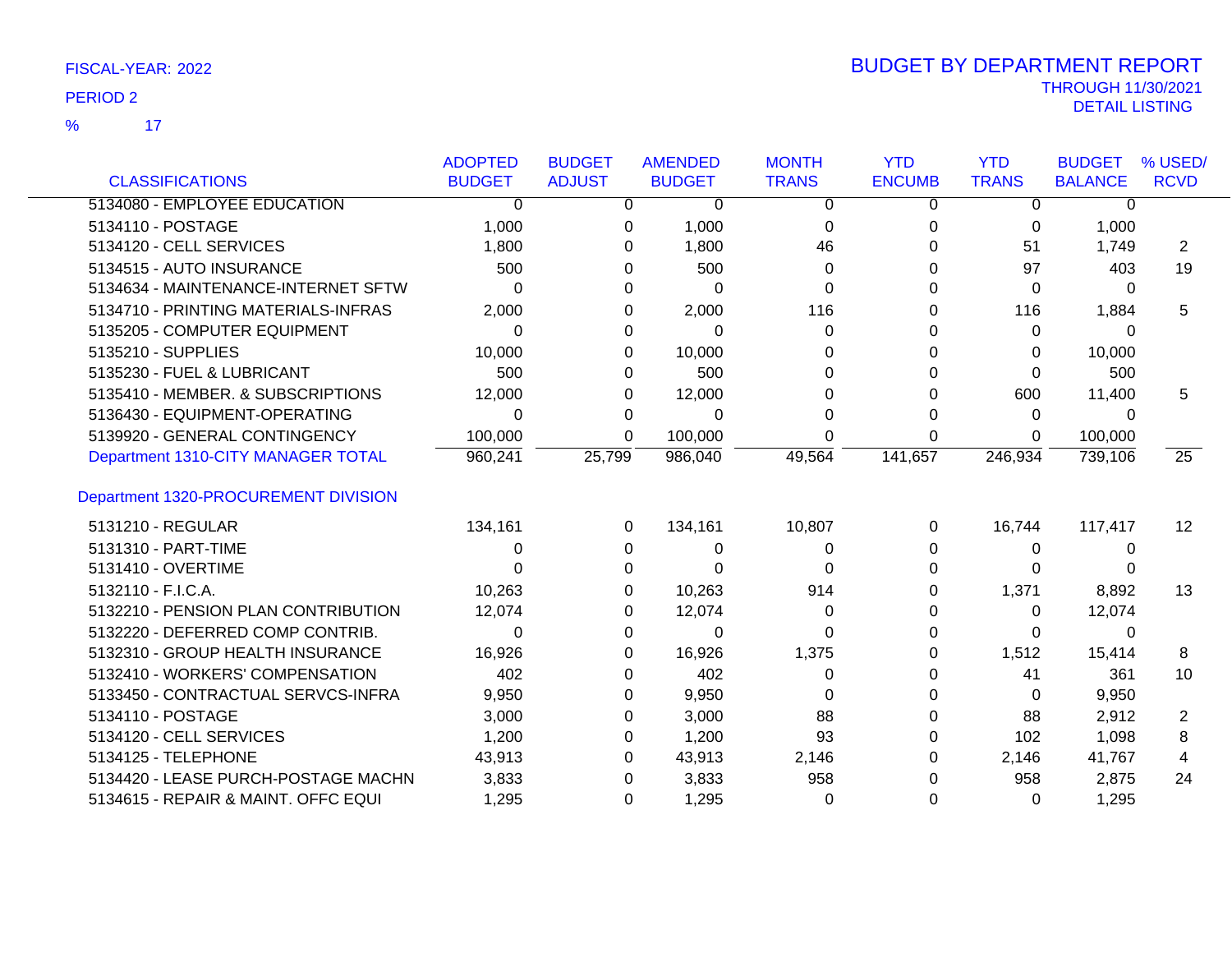FISCAL-YEAR: 2022

PERIOD 2

% 17

# BUDGET BY DEPARTMENT REPORT

THROUGH 11/30/2021

DETAIL LISTING

| CLASSIFICATIONS | ADOPTED BUDGET | BUDGET ADJUST | AMENDED BUDGET | MONTH TRANS | YTD ENCUMB | YTD TRANS | BUDGET BALANCE | % USED/ RCVD |
|---|---|---|---|---|---|---|---|---|
| 5134080 - EMPLOYEE EDUCATION | 0 | 0 | 0 | 0 | 0 | 0 | 0 | |
| 5134110 - POSTAGE | 1,000 | 0 | 1,000 | 0 | 0 | 0 | 1,000 | |
| 5134120 - CELL SERVICES | 1,800 | 0 | 1,800 | 46 | 0 | 51 | 1,749 | 2 |
| 5134515 - AUTO INSURANCE | 500 | 0 | 500 | 0 | 0 | 97 | 403 | 19 |
| 5134634 - MAINTENANCE-INTERNET SFTW | 0 | 0 | 0 | 0 | 0 | 0 | 0 | |
| 5134710 - PRINTING MATERIALS-INFRAS | 2,000 | 0 | 2,000 | 116 | 0 | 116 | 1,884 | 5 |
| 5135205 - COMPUTER EQUIPMENT | 0 | 0 | 0 | 0 | 0 | 0 | 0 | |
| 5135210 - SUPPLIES | 10,000 | 0 | 10,000 | 0 | 0 | 0 | 10,000 | |
| 5135230 - FUEL & LUBRICANT | 500 | 0 | 500 | 0 | 0 | 0 | 500 | |
| 5135410 - MEMBER. & SUBSCRIPTIONS | 12,000 | 0 | 12,000 | 0 | 0 | 600 | 11,400 | 5 |
| 5136430 - EQUIPMENT-OPERATING | 0 | 0 | 0 | 0 | 0 | 0 | 0 | |
| 5139920 - GENERAL CONTINGENCY | 100,000 | 0 | 100,000 | 0 | 0 | 0 | 100,000 | |
| Department 1310-CITY MANAGER TOTAL | 960,241 | 25,799 | 986,040 | 49,564 | 141,657 | 246,934 | 739,106 | 25 |
| **Department 1320-PROCUREMENT DIVISION** | | | | | | | | |
| 5131210 - REGULAR | 134,161 | 0 | 134,161 | 10,807 | 0 | 16,744 | 117,417 | 12 |
| 5131310 - PART-TIME | 0 | 0 | 0 | 0 | 0 | 0 | 0 | |
| 5131410 - OVERTIME | 0 | 0 | 0 | 0 | 0 | 0 | 0 | |
| 5132110 - F.I.C.A. | 10,263 | 0 | 10,263 | 914 | 0 | 1,371 | 8,892 | 13 |
| 5132210 - PENSION PLAN CONTRIBUTION | 12,074 | 0 | 12,074 | 0 | 0 | 0 | 12,074 | |
| 5132220 - DEFERRED COMP CONTRIB. | 0 | 0 | 0 | 0 | 0 | 0 | 0 | |
| 5132310 - GROUP HEALTH INSURANCE | 16,926 | 0 | 16,926 | 1,375 | 0 | 1,512 | 15,414 | 8 |
| 5132410 - WORKERS' COMPENSATION | 402 | 0 | 402 | 0 | 0 | 41 | 361 | 10 |
| 5133450 - CONTRACTUAL SERVCS-INFRA | 9,950 | 0 | 9,950 | 0 | 0 | 0 | 9,950 | |
| 5134110 - POSTAGE | 3,000 | 0 | 3,000 | 88 | 0 | 88 | 2,912 | 2 |
| 5134120 - CELL SERVICES | 1,200 | 0 | 1,200 | 93 | 0 | 102 | 1,098 | 8 |
| 5134125 - TELEPHONE | 43,913 | 0 | 43,913 | 2,146 | 0 | 2,146 | 41,767 | 4 |
| 5134420 - LEASE PURCH-POSTAGE MACHN | 3,833 | 0 | 3,833 | 958 | 0 | 958 | 2,875 | 24 |
| 5134615 - REPAIR & MAINT. OFFC EQUI | 1,295 | 0 | 1,295 | 0 | 0 | 0 | 1,295 | |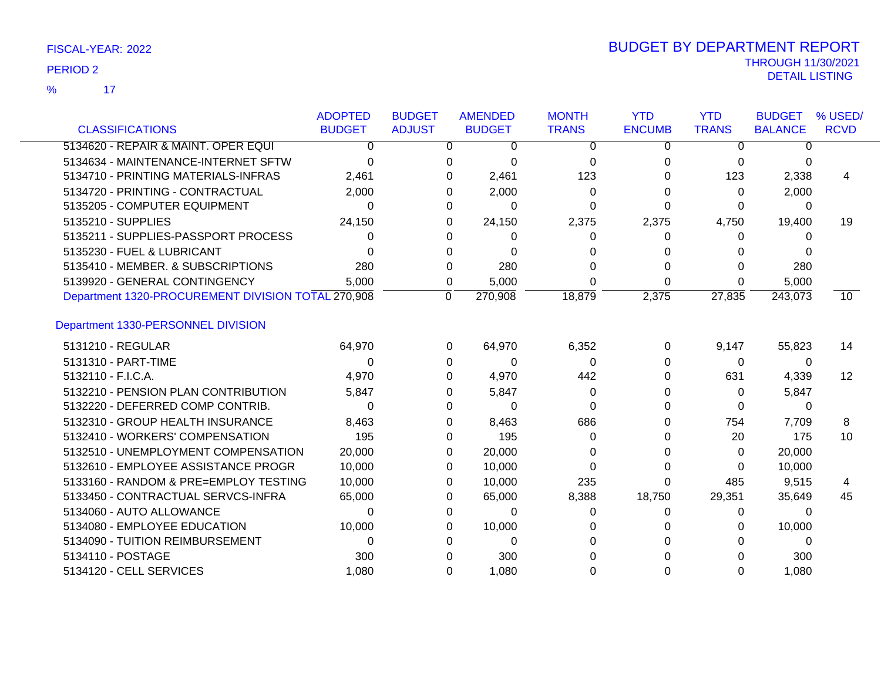FISCAL-YEAR: 2022

PERIOD 2

% 17

# BUDGET BY DEPARTMENT REPORT

THROUGH 11/30/2021

DETAIL LISTING

| CLASSIFICATIONS | ADOPTED BUDGET | BUDGET ADJUST | AMENDED BUDGET | MONTH TRANS | YTD ENCUMB | YTD TRANS | BUDGET BALANCE | % USED/ RCVD |
|---|---|---|---|---|---|---|---|---|
| 5134620 - REPAIR & MAINT. OPER EQUI | 0 | 0 | 0 | 0 | 0 | 0 | 0 | |
| 5134634 - MAINTENANCE-INTERNET SFTW | 0 | 0 | 0 | 0 | 0 | 0 | 0 | |
| 5134710 - PRINTING MATERIALS-INFRAS | 2,461 | 0 | 2,461 | 123 | 0 | 123 | 2,338 | 4 |
| 5134720 - PRINTING - CONTRACTUAL | 2,000 | 0 | 2,000 | 0 | 0 | 0 | 2,000 | |
| 5135205 - COMPUTER EQUIPMENT | 0 | 0 | 0 | 0 | 0 | 0 | 0 | |
| 5135210 - SUPPLIES | 24,150 | 0 | 24,150 | 2,375 | 2,375 | 4,750 | 19,400 | 19 |
| 5135211 - SUPPLIES-PASSPORT PROCESS | 0 | 0 | 0 | 0 | 0 | 0 | 0 | |
| 5135230 - FUEL & LUBRICANT | 0 | 0 | 0 | 0 | 0 | 0 | 0 | |
| 5135410 - MEMBER. & SUBSCRIPTIONS | 280 | 0 | 280 | 0 | 0 | 0 | 280 | |
| 5139920 - GENERAL CONTINGENCY | 5,000 | 0 | 5,000 | 0 | 0 | 0 | 5,000 | |
| Department 1320-PROCUREMENT DIVISION TOTAL | 270,908 | 0 | 270,908 | 18,879 | 2,375 | 27,835 | 243,073 | 10 |
| **Department 1330-PERSONNEL DIVISION** | | | | | | | | |
| 5131210 - REGULAR | 64,970 | 0 | 64,970 | 6,352 | 0 | 9,147 | 55,823 | 14 |
| 5131310 - PART-TIME | 0 | 0 | 0 | 0 | 0 | 0 | 0 | |
| 5132110 - F.I.C.A. | 4,970 | 0 | 4,970 | 442 | 0 | 631 | 4,339 | 12 |
| 5132210 - PENSION PLAN CONTRIBUTION | 5,847 | 0 | 5,847 | 0 | 0 | 0 | 5,847 | |
| 5132220 - DEFERRED COMP CONTRIB. | 0 | 0 | 0 | 0 | 0 | 0 | 0 | |
| 5132310 - GROUP HEALTH INSURANCE | 8,463 | 0 | 8,463 | 686 | 0 | 754 | 7,709 | 8 |
| 5132410 - WORKERS' COMPENSATION | 195 | 0 | 195 | 0 | 0 | 20 | 175 | 10 |
| 5132510 - UNEMPLOYMENT COMPENSATION | 20,000 | 0 | 20,000 | 0 | 0 | 0 | 20,000 | |
| 5132610 - EMPLOYEE ASSISTANCE PROGR | 10,000 | 0 | 10,000 | 0 | 0 | 0 | 10,000 | |
| 5133160 - RANDOM & PRE=EMPLOY TESTING | 10,000 | 0 | 10,000 | 235 | 0 | 485 | 9,515 | 4 |
| 5133450 - CONTRACTUAL SERVCS-INFRA | 65,000 | 0 | 65,000 | 8,388 | 18,750 | 29,351 | 35,649 | 45 |
| 5134060 - AUTO ALLOWANCE | 0 | 0 | 0 | 0 | 0 | 0 | 0 | |
| 5134080 - EMPLOYEE EDUCATION | 10,000 | 0 | 10,000 | 0 | 0 | 0 | 10,000 | |
| 5134090 - TUITION REIMBURSEMENT | 0 | 0 | 0 | 0 | 0 | 0 | 0 | |
| 5134110 - POSTAGE | 300 | 0 | 300 | 0 | 0 | 0 | 300 | |
| 5134120 - CELL SERVICES | 1,080 | 0 | 1,080 | 0 | 0 | 0 | 1,080 | |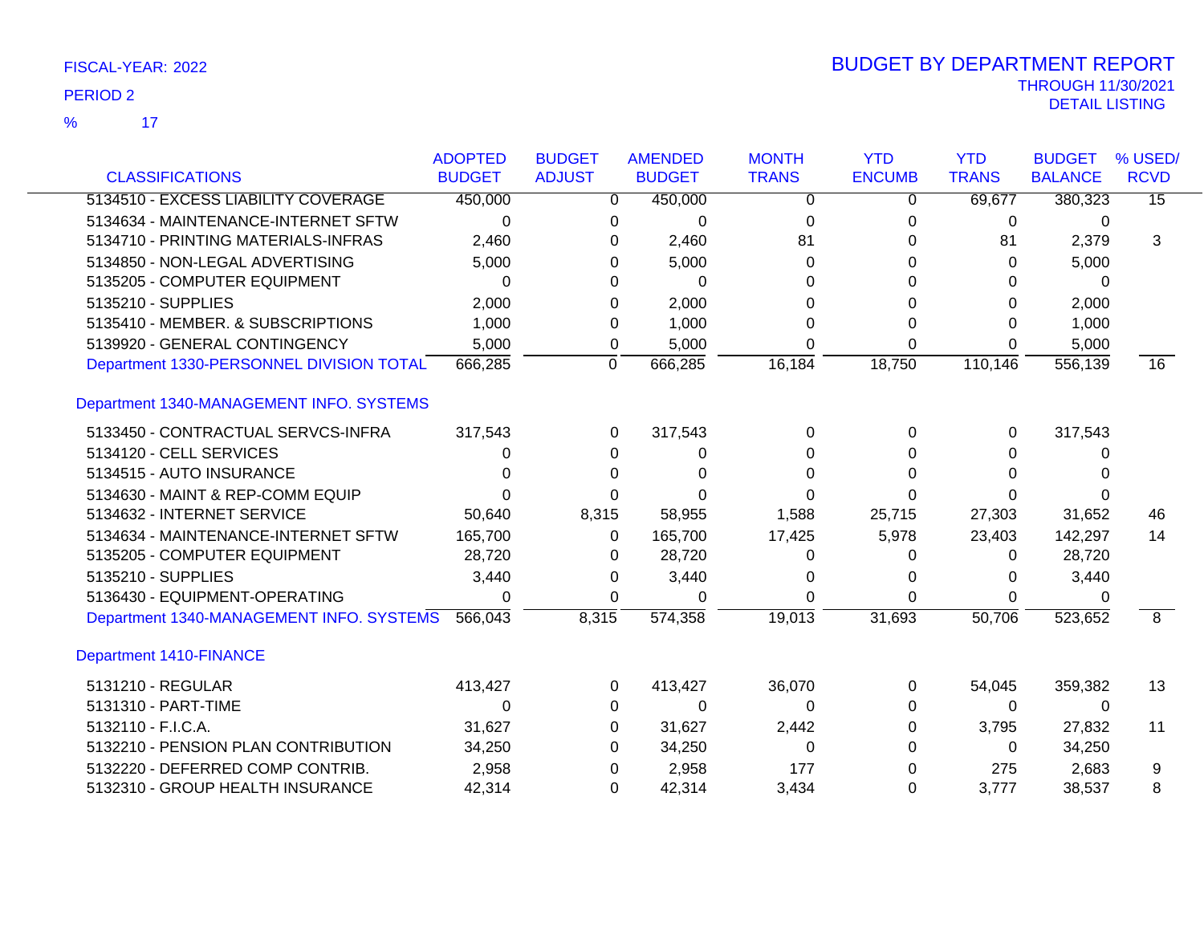FISCAL-YEAR: 2022

PERIOD 2

% 17

# BUDGET BY DEPARTMENT REPORT

THROUGH 11/30/2021

DETAIL LISTING

| CLASSIFICATIONS | ADOPTED BUDGET | BUDGET ADJUST | AMENDED BUDGET | MONTH TRANS | YTD ENCUMB | YTD TRANS | BUDGET BALANCE | % USED/ RCVD |
|---|---|---|---|---|---|---|---|---|
| 5134510 - EXCESS LIABILITY COVERAGE | 450,000 | 0 | 450,000 | 0 | 0 | 69,677 | 380,323 | 15 |
| 5134634 - MAINTENANCE-INTERNET SFTW | 0 | 0 | 0 | 0 | 0 | 0 | 0 | |
| 5134710 - PRINTING MATERIALS-INFRAS | 2,460 | 0 | 2,460 | 81 | 0 | 81 | 2,379 | 3 |
| 5134850 - NON-LEGAL ADVERTISING | 5,000 | 0 | 5,000 | 0 | 0 | 0 | 5,000 | |
| 5135205 - COMPUTER EQUIPMENT | 0 | 0 | 0 | 0 | 0 | 0 | 0 | |
| 5135210 - SUPPLIES | 2,000 | 0 | 2,000 | 0 | 0 | 0 | 2,000 | |
| 5135410 - MEMBER. & SUBSCRIPTIONS | 1,000 | 0 | 1,000 | 0 | 0 | 0 | 1,000 | |
| 5139920 - GENERAL CONTINGENCY | 5,000 | 0 | 5,000 | 0 | 0 | 0 | 5,000 | |
| Department 1330-PERSONNEL DIVISION TOTAL | 666,285 | 0 | 666,285 | 16,184 | 18,750 | 110,146 | 556,139 | 16 |
| **Department 1340-MANAGEMENT INFO. SYSTEMS** | | | | | | | | |
| 5133450 - CONTRACTUAL SERVCS-INFRA | 317,543 | 0 | 317,543 | 0 | 0 | 0 | 317,543 | |
| 5134120 - CELL SERVICES | 0 | 0 | 0 | 0 | 0 | 0 | 0 | |
| 5134515 - AUTO INSURANCE | 0 | 0 | 0 | 0 | 0 | 0 | 0 | |
| 5134630 - MAINT & REP-COMM EQUIP | 0 | 0 | 0 | 0 | 0 | 0 | 0 | |
| 5134632 - INTERNET SERVICE | 50,640 | 8,315 | 58,955 | 1,588 | 25,715 | 27,303 | 31,652 | 46 |
| 5134634 - MAINTENANCE-INTERNET SFTW | 165,700 | 0 | 165,700 | 17,425 | 5,978 | 23,403 | 142,297 | 14 |
| 5135205 - COMPUTER EQUIPMENT | 28,720 | 0 | 28,720 | 0 | 0 | 0 | 28,720 | |
| 5135210 - SUPPLIES | 3,440 | 0 | 3,440 | 0 | 0 | 0 | 3,440 | |
| 5136430 - EQUIPMENT-OPERATING | 0 | 0 | 0 | 0 | 0 | 0 | 0 | |
| Department 1340-MANAGEMENT INFO. SYSTEMS | 566,043 | 8,315 | 574,358 | 19,013 | 31,693 | 50,706 | 523,652 | 8 |
| **Department 1410-FINANCE** | | | | | | | | |
| 5131210 - REGULAR | 413,427 | 0 | 413,427 | 36,070 | 0 | 54,045 | 359,382 | 13 |
| 5131310 - PART-TIME | 0 | 0 | 0 | 0 | 0 | 0 | 0 | |
| 5132110 - F.I.C.A. | 31,627 | 0 | 31,627 | 2,442 | 0 | 3,795 | 27,832 | 11 |
| 5132210 - PENSION PLAN CONTRIBUTION | 34,250 | 0 | 34,250 | 0 | 0 | 0 | 34,250 | |
| 5132220 - DEFERRED COMP CONTRIB. | 2,958 | 0 | 2,958 | 177 | 0 | 275 | 2,683 | 9 |
| 5132310 - GROUP HEALTH INSURANCE | 42,314 | 0 | 42,314 | 3,434 | 0 | 3,777 | 38,537 | 8 |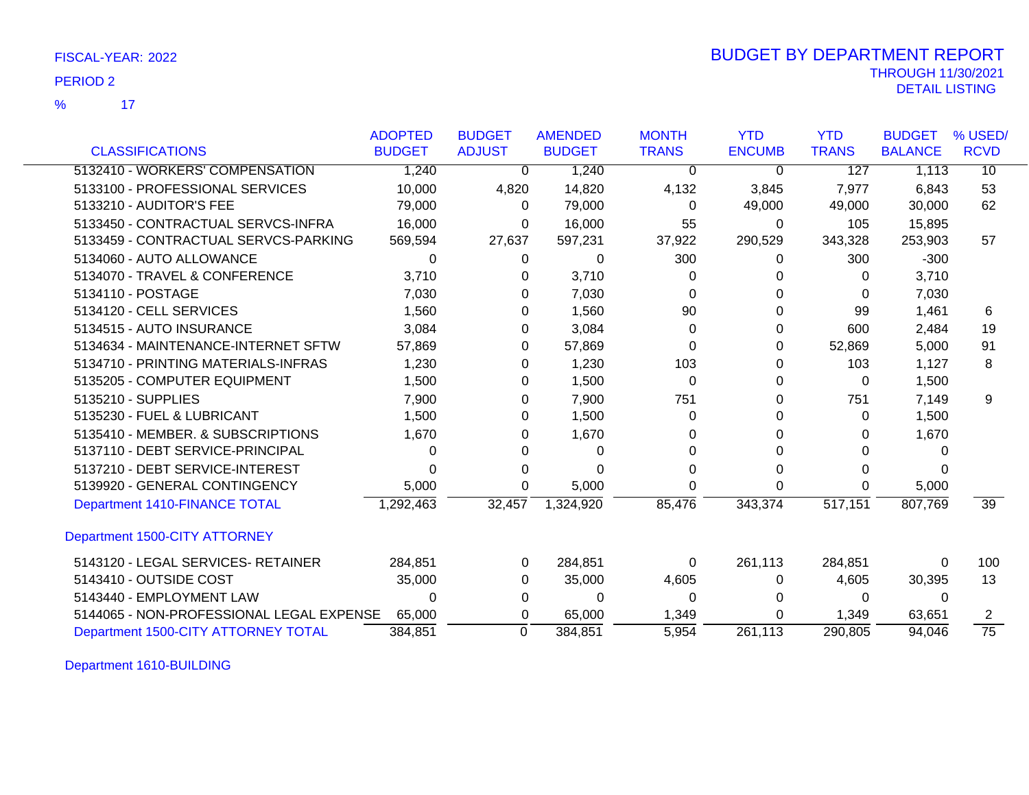FISCAL-YEAR: 2022

PERIOD 2

% 17

# BUDGET BY DEPARTMENT REPORT

THROUGH 11/30/2021

DETAIL LISTING

| CLASSIFICATIONS | ADOPTED BUDGET | BUDGET ADJUST | AMENDED BUDGET | MONTH TRANS | YTD ENCUMB | YTD TRANS | BUDGET BALANCE | % USED/ RCVD |
|---|---|---|---|---|---|---|---|---|
| 5132410 - WORKERS' COMPENSATION | 1,240 | 0 | 1,240 | 0 | 0 | 127 | 1,113 | 10 |
| 5133100 - PROFESSIONAL SERVICES | 10,000 | 4,820 | 14,820 | 4,132 | 3,845 | 7,977 | 6,843 | 53 |
| 5133210 - AUDITOR'S FEE | 79,000 | 0 | 79,000 | 0 | 49,000 | 49,000 | 30,000 | 62 |
| 5133450 - CONTRACTUAL SERVCS-INFRA | 16,000 | 0 | 16,000 | 55 | 0 | 105 | 15,895 | |
| 5133459 - CONTRACTUAL SERVCS-PARKING | 569,594 | 27,637 | 597,231 | 37,922 | 290,529 | 343,328 | 253,903 | 57 |
| 5134060 - AUTO ALLOWANCE | 0 | 0 | 0 | 300 | 0 | 300 | -300 | |
| 5134070 - TRAVEL & CONFERENCE | 3,710 | 0 | 3,710 | 0 | 0 | 0 | 3,710 | |
| 5134110 - POSTAGE | 7,030 | 0 | 7,030 | 0 | 0 | 0 | 7,030 | |
| 5134120 - CELL SERVICES | 1,560 | 0 | 1,560 | 90 | 0 | 99 | 1,461 | 6 |
| 5134515 - AUTO INSURANCE | 3,084 | 0 | 3,084 | 0 | 0 | 600 | 2,484 | 19 |
| 5134634 - MAINTENANCE-INTERNET SFTW | 57,869 | 0 | 57,869 | 0 | 0 | 52,869 | 5,000 | 91 |
| 5134710 - PRINTING MATERIALS-INFRAS | 1,230 | 0 | 1,230 | 103 | 0 | 103 | 1,127 | 8 |
| 5135205 - COMPUTER EQUIPMENT | 1,500 | 0 | 1,500 | 0 | 0 | 0 | 1,500 | |
| 5135210 - SUPPLIES | 7,900 | 0 | 7,900 | 751 | 0 | 751 | 7,149 | 9 |
| 5135230 - FUEL & LUBRICANT | 1,500 | 0 | 1,500 | 0 | 0 | 0 | 1,500 | |
| 5135410 - MEMBER. & SUBSCRIPTIONS | 1,670 | 0 | 1,670 | 0 | 0 | 0 | 1,670 | |
| 5137110 - DEBT SERVICE-PRINCIPAL | 0 | 0 | 0 | 0 | 0 | 0 | 0 | |
| 5137210 - DEBT SERVICE-INTEREST | 0 | 0 | 0 | 0 | 0 | 0 | 0 | |
| 5139920 - GENERAL CONTINGENCY | 5,000 | 0 | 5,000 | 0 | 0 | 0 | 5,000 | |
| Department 1410-FINANCE TOTAL | 1,292,463 | 32,457 | 1,324,920 | 85,476 | 343,374 | 517,151 | 807,769 | 39 |
| **Department 1500-CITY ATTORNEY** | | | | | | | | |
| 5143120 - LEGAL SERVICES- RETAINER | 284,851 | 0 | 284,851 | 0 | 261,113 | 284,851 | 0 | 100 |
| 5143410 - OUTSIDE COST | 35,000 | 0 | 35,000 | 4,605 | 0 | 4,605 | 30,395 | 13 |
| 5143440 - EMPLOYMENT LAW | 0 | 0 | 0 | 0 | 0 | 0 | 0 | |
| 5144065 - NON-PROFESSIONAL LEGAL EXPENSE | 65,000 | 0 | 65,000 | 1,349 | 0 | 1,349 | 63,651 | 2 |
| Department 1500-CITY ATTORNEY TOTAL | 384,851 | 0 | 384,851 | 5,954 | 261,113 | 290,805 | 94,046 | 75 |

Department 1610-BUILDING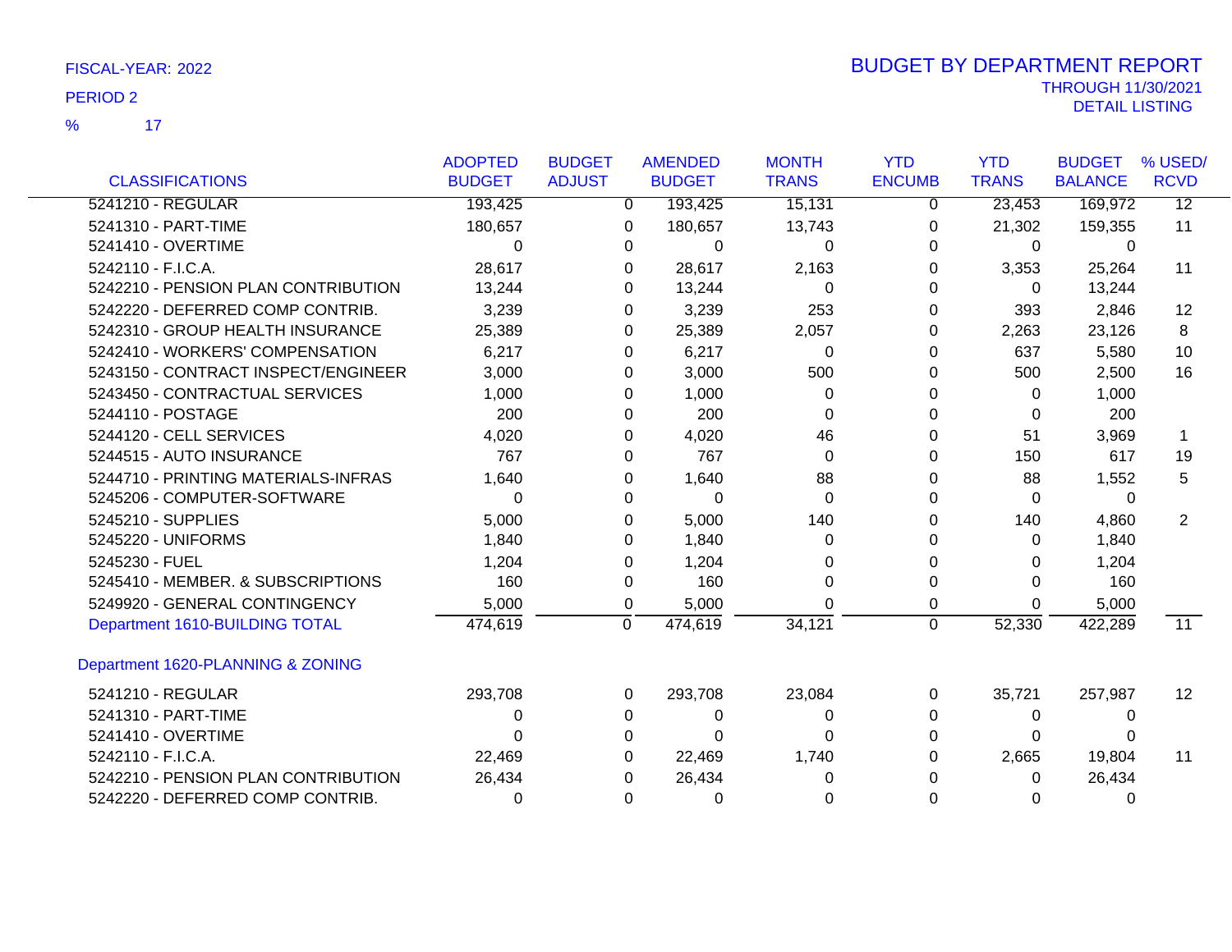FISCAL-YEAR: 2022

PERIOD 2

% 17

# BUDGET BY DEPARTMENT REPORT

THROUGH 11/30/2021

DETAIL LISTING

| CLASSIFICATIONS | ADOPTED BUDGET | BUDGET ADJUST | AMENDED BUDGET | MONTH TRANS | YTD ENCUMB | YTD TRANS | BUDGET BALANCE | % USED/ RCVD |
|---|---|---|---|---|---|---|---|---|
| 5241210 - REGULAR | 193,425 | 0 | 193,425 | 15,131 | 0 | 23,453 | 169,972 | 12 |
| 5241310 - PART-TIME | 180,657 | 0 | 180,657 | 13,743 | 0 | 21,302 | 159,355 | 11 |
| 5241410 - OVERTIME | 0 | 0 | 0 | 0 | 0 | 0 | 0 | |
| 5242110 - F.I.C.A. | 28,617 | 0 | 28,617 | 2,163 | 0 | 3,353 | 25,264 | 11 |
| 5242210 - PENSION PLAN CONTRIBUTION | 13,244 | 0 | 13,244 | 0 | 0 | 0 | 13,244 | |
| 5242220 - DEFERRED COMP CONTRIB. | 3,239 | 0 | 3,239 | 253 | 0 | 393 | 2,846 | 12 |
| 5242310 - GROUP HEALTH INSURANCE | 25,389 | 0 | 25,389 | 2,057 | 0 | 2,263 | 23,126 | 8 |
| 5242410 - WORKERS' COMPENSATION | 6,217 | 0 | 6,217 | 0 | 0 | 637 | 5,580 | 10 |
| 5243150 - CONTRACT INSPECT/ENGINEER | 3,000 | 0 | 3,000 | 500 | 0 | 500 | 2,500 | 16 |
| 5243450 - CONTRACTUAL SERVICES | 1,000 | 0 | 1,000 | 0 | 0 | 0 | 1,000 | |
| 5244110 - POSTAGE | 200 | 0 | 200 | 0 | 0 | 0 | 200 | |
| 5244120 - CELL SERVICES | 4,020 | 0 | 4,020 | 46 | 0 | 51 | 3,969 | 1 |
| 5244515 - AUTO INSURANCE | 767 | 0 | 767 | 0 | 0 | 150 | 617 | 19 |
| 5244710 - PRINTING MATERIALS-INFRAS | 1,640 | 0 | 1,640 | 88 | 0 | 88 | 1,552 | 5 |
| 5245206 - COMPUTER-SOFTWARE | 0 | 0 | 0 | 0 | 0 | 0 | 0 | |
| 5245210 - SUPPLIES | 5,000 | 0 | 5,000 | 140 | 0 | 140 | 4,860 | 2 |
| 5245220 - UNIFORMS | 1,840 | 0 | 1,840 | 0 | 0 | 0 | 1,840 | |
| 5245230 - FUEL | 1,204 | 0 | 1,204 | 0 | 0 | 0 | 1,204 | |
| 5245410 - MEMBER. & SUBSCRIPTIONS | 160 | 0 | 160 | 0 | 0 | 0 | 160 | |
| 5249920 - GENERAL CONTINGENCY | 5,000 | 0 | 5,000 | 0 | 0 | 0 | 5,000 | |
| Department 1610-BUILDING TOTAL | 474,619 | 0 | 474,619 | 34,121 | 0 | 52,330 | 422,289 | 11 |
| **Department 1620-PLANNING & ZONING** | | | | | | | | |
| 5241210 - REGULAR | 293,708 | 0 | 293,708 | 23,084 | 0 | 35,721 | 257,987 | 12 |
| 5241310 - PART-TIME | 0 | 0 | 0 | 0 | 0 | 0 | 0 | |
| 5241410 - OVERTIME | 0 | 0 | 0 | 0 | 0 | 0 | 0 | |
| 5242110 - F.I.C.A. | 22,469 | 0 | 22,469 | 1,740 | 0 | 2,665 | 19,804 | 11 |
| 5242210 - PENSION PLAN CONTRIBUTION | 26,434 | 0 | 26,434 | 0 | 0 | 0 | 26,434 | |
| 5242220 - DEFERRED COMP CONTRIB. | 0 | 0 | 0 | 0 | 0 | 0 | 0 | |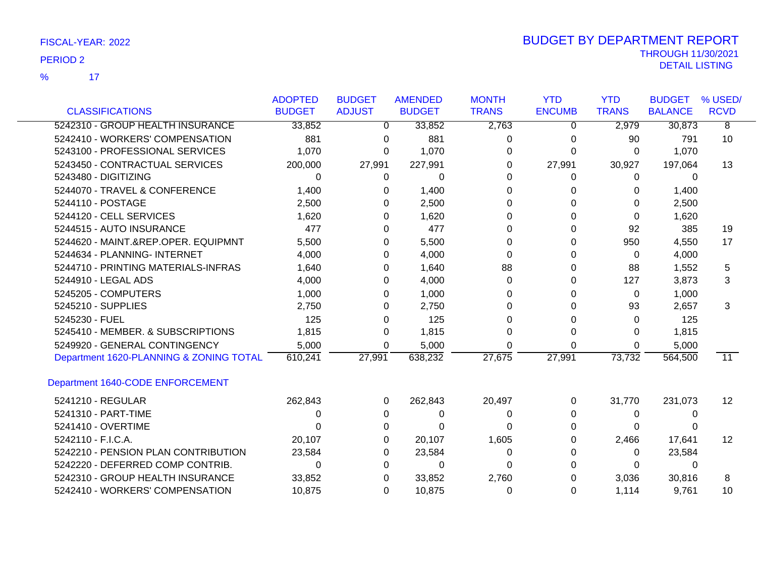FISCAL-YEAR: 2022

PERIOD 2

% 17

# BUDGET BY DEPARTMENT REPORT

THROUGH 11/30/2021

DETAIL LISTING

| CLASSIFICATIONS | ADOPTED BUDGET | BUDGET ADJUST | AMENDED BUDGET | MONTH TRANS | YTD ENCUMB | YTD TRANS | BUDGET BALANCE | % USED/ RCVD |
|---|---|---|---|---|---|---|---|---|
| 5242310 - GROUP HEALTH INSURANCE | 33,852 | 0 | 33,852 | 2,763 | 0 | 2,979 | 30,873 | 8 |
| 5242410 - WORKERS' COMPENSATION | 881 | 0 | 881 | 0 | 0 | 90 | 791 | 10 |
| 5243100 - PROFESSIONAL SERVICES | 1,070 | 0 | 1,070 | 0 | 0 | 0 | 1,070 | |
| 5243450 - CONTRACTUAL SERVICES | 200,000 | 27,991 | 227,991 | 0 | 27,991 | 30,927 | 197,064 | 13 |
| 5243480 - DIGITIZING | 0 | 0 | 0 | 0 | 0 | 0 | 0 | |
| 5244070 - TRAVEL & CONFERENCE | 1,400 | 0 | 1,400 | 0 | 0 | 0 | 1,400 | |
| 5244110 - POSTAGE | 2,500 | 0 | 2,500 | 0 | 0 | 0 | 2,500 | |
| 5244120 - CELL SERVICES | 1,620 | 0 | 1,620 | 0 | 0 | 0 | 1,620 | |
| 5244515 - AUTO INSURANCE | 477 | 0 | 477 | 0 | 0 | 92 | 385 | 19 |
| 5244620 - MAINT.&REP.OPER. EQUIPMNT | 5,500 | 0 | 5,500 | 0 | 0 | 950 | 4,550 | 17 |
| 5244634 - PLANNING- INTERNET | 4,000 | 0 | 4,000 | 0 | 0 | 0 | 4,000 | |
| 5244710 - PRINTING MATERIALS-INFRAS | 1,640 | 0 | 1,640 | 88 | 0 | 88 | 1,552 | 5 |
| 5244910 - LEGAL ADS | 4,000 | 0 | 4,000 | 0 | 0 | 127 | 3,873 | 3 |
| 5245205 - COMPUTERS | 1,000 | 0 | 1,000 | 0 | 0 | 0 | 1,000 | |
| 5245210 - SUPPLIES | 2,750 | 0 | 2,750 | 0 | 0 | 93 | 2,657 | 3 |
| 5245230 - FUEL | 125 | 0 | 125 | 0 | 0 | 0 | 125 | |
| 5245410 - MEMBER. & SUBSCRIPTIONS | 1,815 | 0 | 1,815 | 0 | 0 | 0 | 1,815 | |
| 5249920 - GENERAL CONTINGENCY | 5,000 | 0 | 5,000 | 0 | 0 | 0 | 5,000 | |
| Department 1620-PLANNING & ZONING TOTAL | 610,241 | 27,991 | 638,232 | 27,675 | 27,991 | 73,732 | 564,500 | 11 |

## Department 1640-CODE ENFORCEMENT

| CLASSIFICATIONS | ADOPTED BUDGET | BUDGET ADJUST | AMENDED BUDGET | MONTH TRANS | YTD ENCUMB | YTD TRANS | BUDGET BALANCE | % USED/ RCVD |
|---|---|---|---|---|---|---|---|---|
| 5241210 - REGULAR | 262,843 | 0 | 262,843 | 20,497 | 0 | 31,770 | 231,073 | 12 |
| 5241310 - PART-TIME | 0 | 0 | 0 | 0 | 0 | 0 | 0 | |
| 5241410 - OVERTIME | 0 | 0 | 0 | 0 | 0 | 0 | 0 | |
| 5242110 - F.I.C.A. | 20,107 | 0 | 20,107 | 1,605 | 0 | 2,466 | 17,641 | 12 |
| 5242210 - PENSION PLAN CONTRIBUTION | 23,584 | 0 | 23,584 | 0 | 0 | 0 | 23,584 | |
| 5242220 - DEFERRED COMP CONTRIB. | 0 | 0 | 0 | 0 | 0 | 0 | 0 | |
| 5242310 - GROUP HEALTH INSURANCE | 33,852 | 0 | 33,852 | 2,760 | 0 | 3,036 | 30,816 | 8 |
| 5242410 - WORKERS' COMPENSATION | 10,875 | 0 | 10,875 | 0 | 0 | 1,114 | 9,761 | 10 |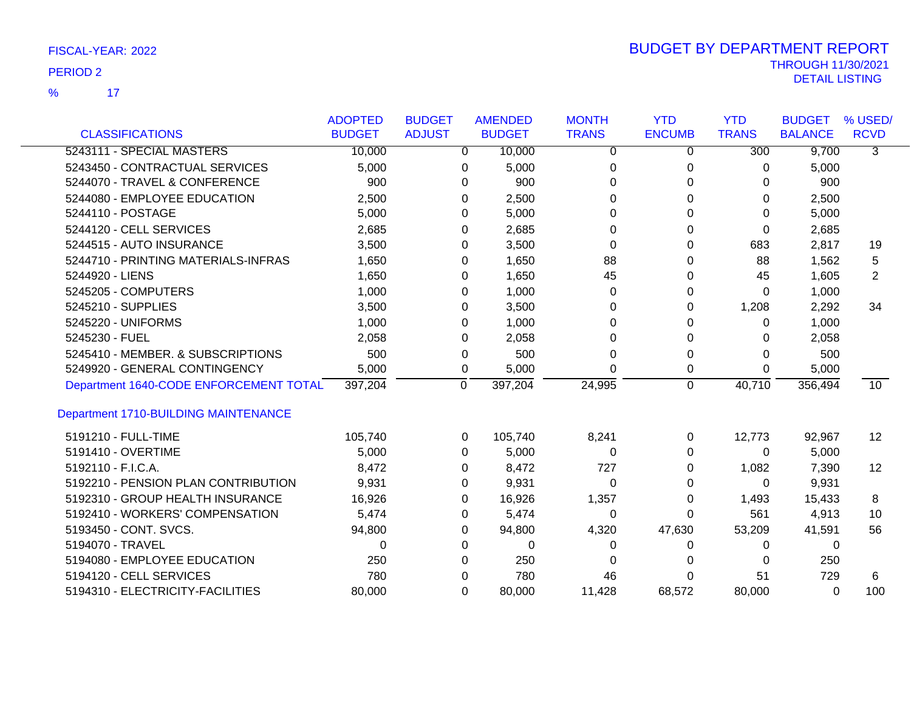FISCAL-YEAR: 2022

PERIOD 2

% 17

# BUDGET BY DEPARTMENT REPORT

THROUGH 11/30/2021

DETAIL LISTING

| CLASSIFICATIONS | ADOPTED BUDGET | BUDGET ADJUST | AMENDED BUDGET | MONTH TRANS | YTD ENCUMB | YTD TRANS | BUDGET BALANCE | % USED/ RCVD |
|---|---|---|---|---|---|---|---|---|
| 5243111 - SPECIAL MASTERS | 10,000 | 0 | 10,000 | 0 | 0 | 300 | 9,700 | 3 |
| 5243450 - CONTRACTUAL SERVICES | 5,000 | 0 | 5,000 | 0 | 0 | 0 | 5,000 | |
| 5244070 - TRAVEL & CONFERENCE | 900 | 0 | 900 | 0 | 0 | 0 | 900 | |
| 5244080 - EMPLOYEE EDUCATION | 2,500 | 0 | 2,500 | 0 | 0 | 0 | 2,500 | |
| 5244110 - POSTAGE | 5,000 | 0 | 5,000 | 0 | 0 | 0 | 5,000 | |
| 5244120 - CELL SERVICES | 2,685 | 0 | 2,685 | 0 | 0 | 0 | 2,685 | |
| 5244515 - AUTO INSURANCE | 3,500 | 0 | 3,500 | 0 | 0 | 683 | 2,817 | 19 |
| 5244710 - PRINTING MATERIALS-INFRAS | 1,650 | 0 | 1,650 | 88 | 0 | 88 | 1,562 | 5 |
| 5244920 - LIENS | 1,650 | 0 | 1,650 | 45 | 0 | 45 | 1,605 | 2 |
| 5245205 - COMPUTERS | 1,000 | 0 | 1,000 | 0 | 0 | 0 | 1,000 | |
| 5245210 - SUPPLIES | 3,500 | 0 | 3,500 | 0 | 0 | 1,208 | 2,292 | 34 |
| 5245220 - UNIFORMS | 1,000 | 0 | 1,000 | 0 | 0 | 0 | 1,000 | |
| 5245230 - FUEL | 2,058 | 0 | 2,058 | 0 | 0 | 0 | 2,058 | |
| 5245410 - MEMBER. & SUBSCRIPTIONS | 500 | 0 | 500 | 0 | 0 | 0 | 500 | |
| 5249920 - GENERAL CONTINGENCY | 5,000 | 0 | 5,000 | 0 | 0 | 0 | 5,000 | |
| Department 1640-CODE ENFORCEMENT TOTAL | 397,204 | 0 | 397,204 | 24,995 | 0 | 40,710 | 356,494 | 10 |
| **Department 1710-BUILDING MAINTENANCE** | | | | | | | | |
| 5191210 - FULL-TIME | 105,740 | 0 | 105,740 | 8,241 | 0 | 12,773 | 92,967 | 12 |
| 5191410 - OVERTIME | 5,000 | 0 | 5,000 | 0 | 0 | 0 | 5,000 | |
| 5192110 - F.I.C.A. | 8,472 | 0 | 8,472 | 727 | 0 | 1,082 | 7,390 | 12 |
| 5192210 - PENSION PLAN CONTRIBUTION | 9,931 | 0 | 9,931 | 0 | 0 | 0 | 9,931 | |
| 5192310 - GROUP HEALTH INSURANCE | 16,926 | 0 | 16,926 | 1,357 | 0 | 1,493 | 15,433 | 8 |
| 5192410 - WORKERS' COMPENSATION | 5,474 | 0 | 5,474 | 0 | 0 | 561 | 4,913 | 10 |
| 5193450 - CONT. SVCS. | 94,800 | 0 | 94,800 | 4,320 | 47,630 | 53,209 | 41,591 | 56 |
| 5194070 - TRAVEL | 0 | 0 | 0 | 0 | 0 | 0 | 0 | |
| 5194080 - EMPLOYEE EDUCATION | 250 | 0 | 250 | 0 | 0 | 0 | 250 | |
| 5194120 - CELL SERVICES | 780 | 0 | 780 | 46 | 0 | 51 | 729 | 6 |
| 5194310 - ELECTRICITY-FACILITIES | 80,000 | 0 | 80,000 | 11,428 | 68,572 | 80,000 | 0 | 100 |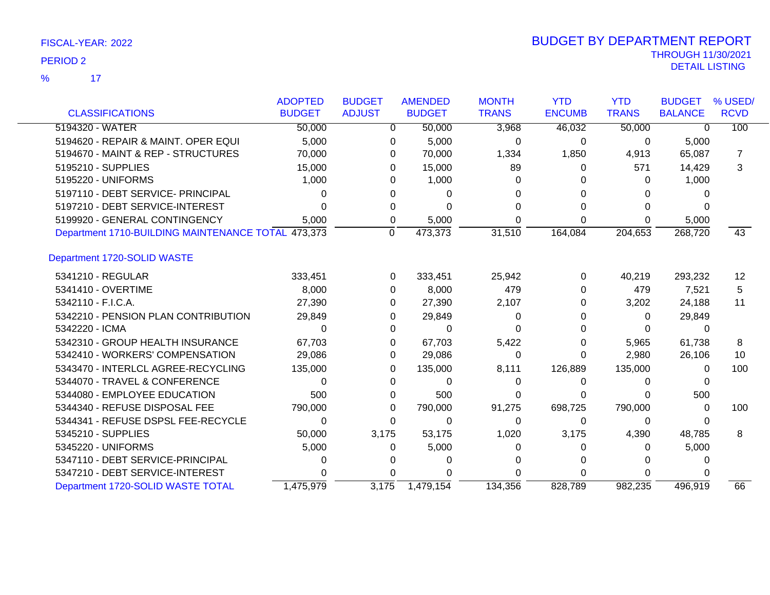FISCAL-YEAR: 2022

PERIOD 2

% 17

# BUDGET BY DEPARTMENT REPORT

THROUGH 11/30/2021

DETAIL LISTING

| CLASSIFICATIONS | ADOPTED BUDGET | BUDGET ADJUST | AMENDED BUDGET | MONTH TRANS | YTD ENCUMB | YTD TRANS | BUDGET BALANCE | % USED/ RCVD |
|---|---|---|---|---|---|---|---|---|
| 5194320 - WATER | 50,000 | 0 | 50,000 | 3,968 | 46,032 | 50,000 | 0 | 100 |
| 5194620 - REPAIR & MAINT. OPER EQUI | 5,000 | 0 | 5,000 | 0 | 0 | 0 | 5,000 | |
| 5194670 - MAINT & REP - STRUCTURES | 70,000 | 0 | 70,000 | 1,334 | 1,850 | 4,913 | 65,087 | 7 |
| 5195210 - SUPPLIES | 15,000 | 0 | 15,000 | 89 | 0 | 571 | 14,429 | 3 |
| 5195220 - UNIFORMS | 1,000 | 0 | 1,000 | 0 | 0 | 0 | 1,000 | |
| 5197110 - DEBT SERVICE- PRINCIPAL | 0 | 0 | 0 | 0 | 0 | 0 | 0 | |
| 5197210 - DEBT SERVICE-INTEREST | 0 | 0 | 0 | 0 | 0 | 0 | 0 | |
| 5199920 - GENERAL CONTINGENCY | 5,000 | 0 | 5,000 | 0 | 0 | 0 | 5,000 | |
| Department 1710-BUILDING MAINTENANCE TOTAL | 473,373 | 0 | 473,373 | 31,510 | 164,084 | 204,653 | 268,720 | 43 |
| **Department 1720-SOLID WASTE** | | | | | | | | |
| 5341210 - REGULAR | 333,451 | 0 | 333,451 | 25,942 | 0 | 40,219 | 293,232 | 12 |
| 5341410 - OVERTIME | 8,000 | 0 | 8,000 | 479 | 0 | 479 | 7,521 | 5 |
| 5342110 - F.I.C.A. | 27,390 | 0 | 27,390 | 2,107 | 0 | 3,202 | 24,188 | 11 |
| 5342210 - PENSION PLAN CONTRIBUTION | 29,849 | 0 | 29,849 | 0 | 0 | 0 | 29,849 | |
| 5342220 - ICMA | 0 | 0 | 0 | 0 | 0 | 0 | 0 | |
| 5342310 - GROUP HEALTH INSURANCE | 67,703 | 0 | 67,703 | 5,422 | 0 | 5,965 | 61,738 | 8 |
| 5342410 - WORKERS' COMPENSATION | 29,086 | 0 | 29,086 | 0 | 0 | 2,980 | 26,106 | 10 |
| 5343470 - INTERLCL AGREE-RECYCLING | 135,000 | 0 | 135,000 | 8,111 | 126,889 | 135,000 | 0 | 100 |
| 5344070 - TRAVEL & CONFERENCE | 0 | 0 | 0 | 0 | 0 | 0 | 0 | |
| 5344080 - EMPLOYEE EDUCATION | 500 | 0 | 500 | 0 | 0 | 0 | 500 | |
| 5344340 - REFUSE DISPOSAL FEE | 790,000 | 0 | 790,000 | 91,275 | 698,725 | 790,000 | 0 | 100 |
| 5344341 - REFUSE DSPSL FEE-RECYCLE | 0 | 0 | 0 | 0 | 0 | 0 | 0 | |
| 5345210 - SUPPLIES | 50,000 | 3,175 | 53,175 | 1,020 | 3,175 | 4,390 | 48,785 | 8 |
| 5345220 - UNIFORMS | 5,000 | 0 | 5,000 | 0 | 0 | 0 | 5,000 | |
| 5347110 - DEBT SERVICE-PRINCIPAL | 0 | 0 | 0 | 0 | 0 | 0 | 0 | |
| 5347210 - DEBT SERVICE-INTEREST | 0 | 0 | 0 | 0 | 0 | 0 | 0 | |
| Department 1720-SOLID WASTE TOTAL | 1,475,979 | 3,175 | 1,479,154 | 134,356 | 828,789 | 982,235 | 496,919 | 66 |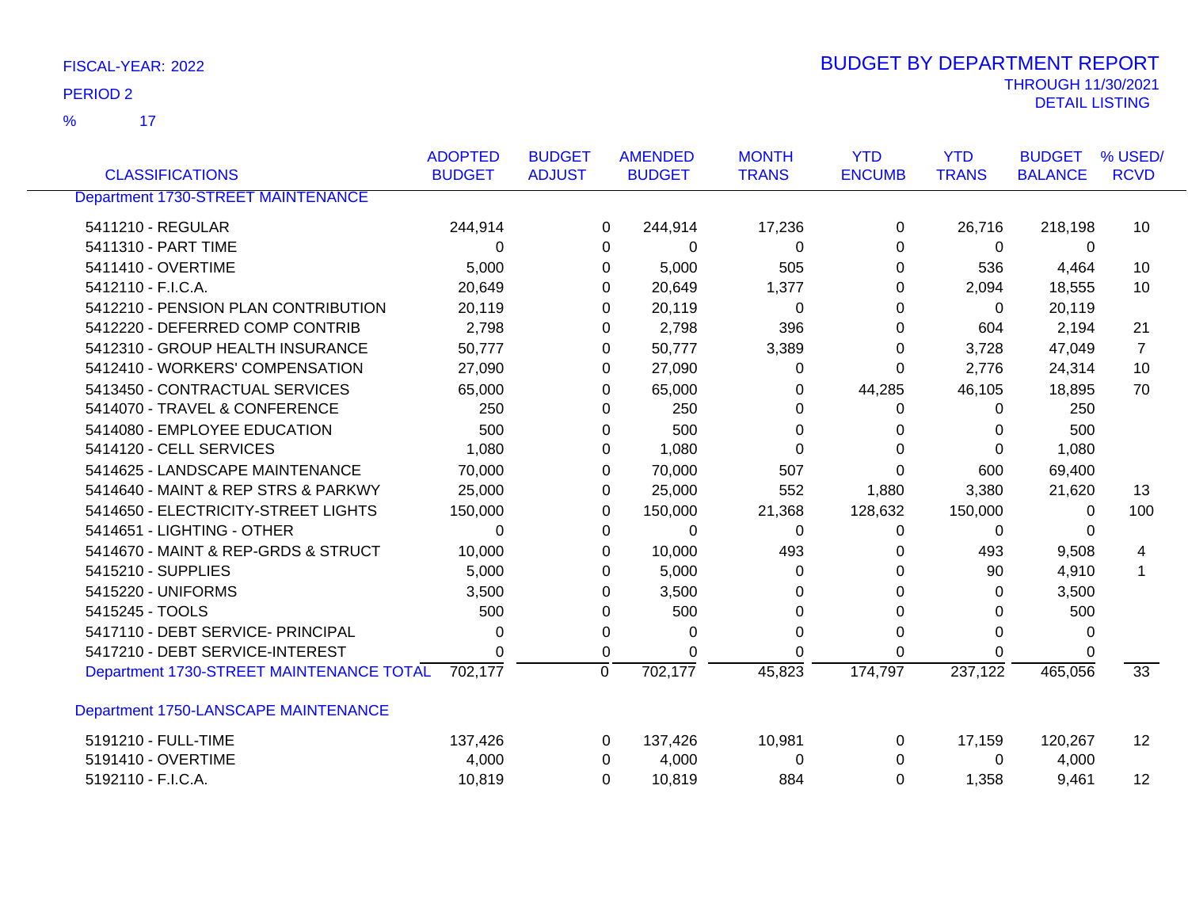FISCAL-YEAR: 2022

PERIOD 2

% 17

# BUDGET BY DEPARTMENT REPORT

THROUGH 11/30/2021

DETAIL LISTING

| CLASSIFICATIONS | ADOPTED BUDGET | BUDGET ADJUST | AMENDED BUDGET | MONTH TRANS | YTD ENCUMB | YTD TRANS | BUDGET BALANCE | % USED/ RCVD |
|---|---|---|---|---|---|---|---|---|
| **Department 1730-STREET MAINTENANCE** | | | | | | | | |
| 5411210 - REGULAR | 244,914 | 0 | 244,914 | 17,236 | 0 | 26,716 | 218,198 | 10 |
| 5411310 - PART TIME | 0 | 0 | 0 | 0 | 0 | 0 | 0 | |
| 5411410 - OVERTIME | 5,000 | 0 | 5,000 | 505 | 0 | 536 | 4,464 | 10 |
| 5412110 - F.I.C.A. | 20,649 | 0 | 20,649 | 1,377 | 0 | 2,094 | 18,555 | 10 |
| 5412210 - PENSION PLAN CONTRIBUTION | 20,119 | 0 | 20,119 | 0 | 0 | 0 | 20,119 | |
| 5412220 - DEFERRED COMP CONTRIB | 2,798 | 0 | 2,798 | 396 | 0 | 604 | 2,194 | 21 |
| 5412310 - GROUP HEALTH INSURANCE | 50,777 | 0 | 50,777 | 3,389 | 0 | 3,728 | 47,049 | 7 |
| 5412410 - WORKERS' COMPENSATION | 27,090 | 0 | 27,090 | 0 | 0 | 2,776 | 24,314 | 10 |
| 5413450 - CONTRACTUAL SERVICES | 65,000 | 0 | 65,000 | 0 | 44,285 | 46,105 | 18,895 | 70 |
| 5414070 - TRAVEL & CONFERENCE | 250 | 0 | 250 | 0 | 0 | 0 | 250 | |
| 5414080 - EMPLOYEE EDUCATION | 500 | 0 | 500 | 0 | 0 | 0 | 500 | |
| 5414120 - CELL SERVICES | 1,080 | 0 | 1,080 | 0 | 0 | 0 | 1,080 | |
| 5414625 - LANDSCAPE MAINTENANCE | 70,000 | 0 | 70,000 | 507 | 0 | 600 | 69,400 | |
| 5414640 - MAINT & REP STRS & PARKWY | 25,000 | 0 | 25,000 | 552 | 1,880 | 3,380 | 21,620 | 13 |
| 5414650 - ELECTRICITY-STREET LIGHTS | 150,000 | 0 | 150,000 | 21,368 | 128,632 | 150,000 | 0 | 100 |
| 5414651 - LIGHTING - OTHER | 0 | 0 | 0 | 0 | 0 | 0 | 0 | |
| 5414670 - MAINT & REP-GRDS & STRUCT | 10,000 | 0 | 10,000 | 493 | 0 | 493 | 9,508 | 4 |
| 5415210 - SUPPLIES | 5,000 | 0 | 5,000 | 0 | 0 | 90 | 4,910 | 1 |
| 5415220 - UNIFORMS | 3,500 | 0 | 3,500 | 0 | 0 | 0 | 3,500 | |
| 5415245 - TOOLS | 500 | 0 | 500 | 0 | 0 | 0 | 500 | |
| 5417110 - DEBT SERVICE- PRINCIPAL | 0 | 0 | 0 | 0 | 0 | 0 | 0 | |
| 5417210 - DEBT SERVICE-INTEREST | 0 | 0 | 0 | 0 | 0 | 0 | 0 | |
| **Department 1730-STREET MAINTENANCE TOTAL** | 702,177 | 0 | 702,177 | 45,823 | 174,797 | 237,122 | 465,056 | 33 |
| **Department 1750-LANSCAPE MAINTENANCE** | | | | | | | | |
| 5191210 - FULL-TIME | 137,426 | 0 | 137,426 | 10,981 | 0 | 17,159 | 120,267 | 12 |
| 5191410 - OVERTIME | 4,000 | 0 | 4,000 | 0 | 0 | 0 | 4,000 | |
| 5192110 - F.I.C.A. | 10,819 | 0 | 10,819 | 884 | 0 | 1,358 | 9,461 | 12 |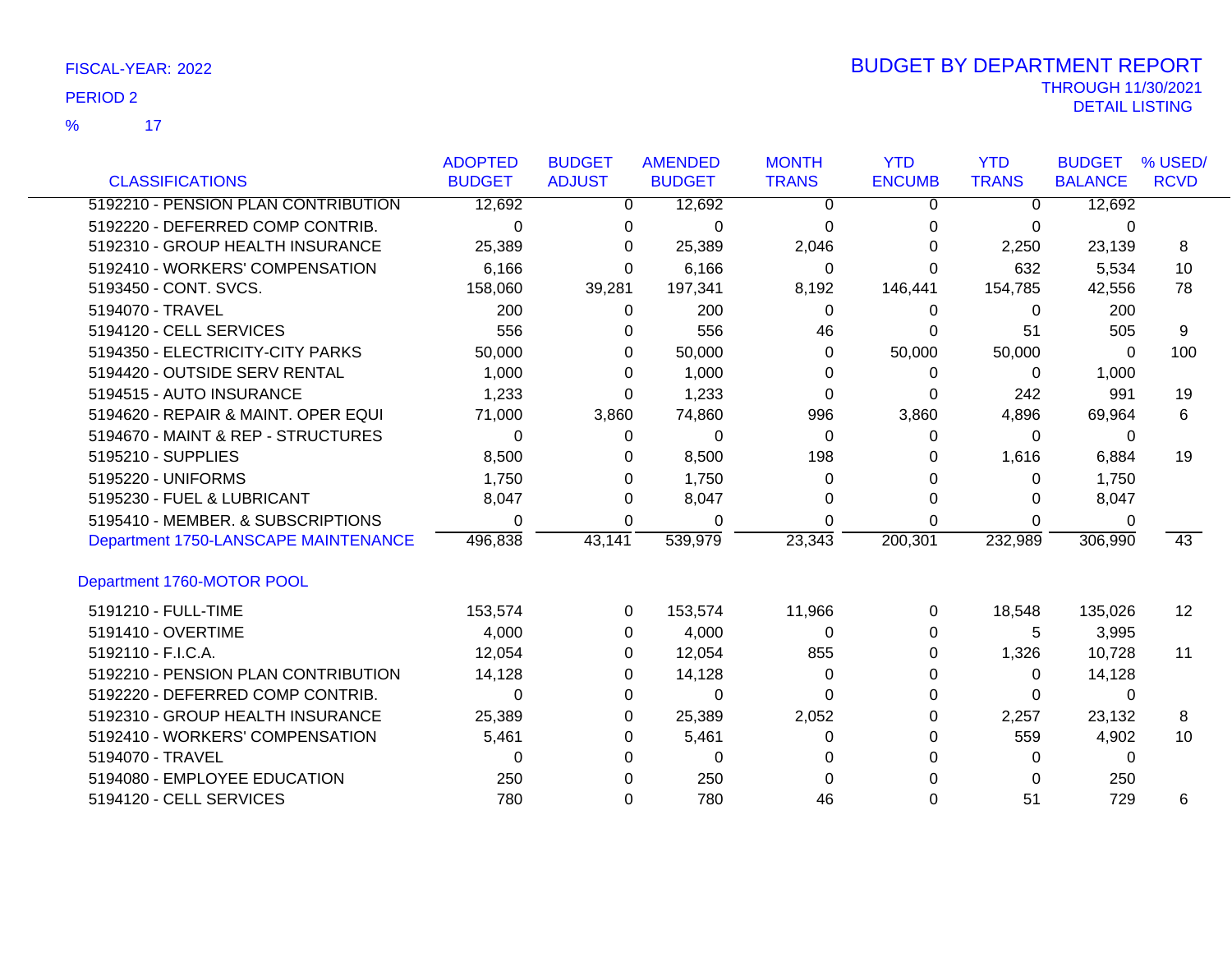FISCAL-YEAR: 2022

PERIOD 2

% 17

# BUDGET BY DEPARTMENT REPORT

THROUGH 11/30/2021

DETAIL LISTING

| CLASSIFICATIONS | ADOPTED BUDGET | BUDGET ADJUST | AMENDED BUDGET | MONTH TRANS | YTD ENCUMB | YTD TRANS | BUDGET BALANCE | % USED/ RCVD |
|---|---|---|---|---|---|---|---|---|
| 5192210 - PENSION PLAN CONTRIBUTION | 12,692 | 0 | 12,692 | 0 | 0 | 0 | 12,692 | |
| 5192220 - DEFERRED COMP CONTRIB. | 0 | 0 | 0 | 0 | 0 | 0 | 0 | |
| 5192310 - GROUP HEALTH INSURANCE | 25,389 | 0 | 25,389 | 2,046 | 0 | 2,250 | 23,139 | 8 |
| 5192410 - WORKERS' COMPENSATION | 6,166 | 0 | 6,166 | 0 | 0 | 632 | 5,534 | 10 |
| 5193450 - CONT. SVCS. | 158,060 | 39,281 | 197,341 | 8,192 | 146,441 | 154,785 | 42,556 | 78 |
| 5194070 - TRAVEL | 200 | 0 | 200 | 0 | 0 | 0 | 200 | |
| 5194120 - CELL SERVICES | 556 | 0 | 556 | 46 | 0 | 51 | 505 | 9 |
| 5194350 - ELECTRICITY-CITY PARKS | 50,000 | 0 | 50,000 | 0 | 50,000 | 50,000 | 0 | 100 |
| 5194420 - OUTSIDE SERV RENTAL | 1,000 | 0 | 1,000 | 0 | 0 | 0 | 1,000 | |
| 5194515 - AUTO INSURANCE | 1,233 | 0 | 1,233 | 0 | 0 | 242 | 991 | 19 |
| 5194620 - REPAIR & MAINT. OPER EQUI | 71,000 | 3,860 | 74,860 | 996 | 3,860 | 4,896 | 69,964 | 6 |
| 5194670 - MAINT & REP - STRUCTURES | 0 | 0 | 0 | 0 | 0 | 0 | 0 | |
| 5195210 - SUPPLIES | 8,500 | 0 | 8,500 | 198 | 0 | 1,616 | 6,884 | 19 |
| 5195220 - UNIFORMS | 1,750 | 0 | 1,750 | 0 | 0 | 0 | 1,750 | |
| 5195230 - FUEL & LUBRICANT | 8,047 | 0 | 8,047 | 0 | 0 | 0 | 8,047 | |
| 5195410 - MEMBER. & SUBSCRIPTIONS | 0 | 0 | 0 | 0 | 0 | 0 | 0 | |
| Department 1750-LANSCAPE MAINTENANCE | 496,838 | 43,141 | 539,979 | 23,343 | 200,301 | 232,989 | 306,990 | 43 |

## Department 1760-MOTOR POOL

| CLASSIFICATIONS | ADOPTED BUDGET | BUDGET ADJUST | AMENDED BUDGET | MONTH TRANS | YTD ENCUMB | YTD TRANS | BUDGET BALANCE | % USED/ RCVD |
|---|---|---|---|---|---|---|---|---|
| 5191210 - FULL-TIME | 153,574 | 0 | 153,574 | 11,966 | 0 | 18,548 | 135,026 | 12 |
| 5191410 - OVERTIME | 4,000 | 0 | 4,000 | 0 | 0 | 5 | 3,995 | |
| 5192110 - F.I.C.A. | 12,054 | 0 | 12,054 | 855 | 0 | 1,326 | 10,728 | 11 |
| 5192210 - PENSION PLAN CONTRIBUTION | 14,128 | 0 | 14,128 | 0 | 0 | 0 | 14,128 | |
| 5192220 - DEFERRED COMP CONTRIB. | 0 | 0 | 0 | 0 | 0 | 0 | 0 | |
| 5192310 - GROUP HEALTH INSURANCE | 25,389 | 0 | 25,389 | 2,052 | 0 | 2,257 | 23,132 | 8 |
| 5192410 - WORKERS' COMPENSATION | 5,461 | 0 | 5,461 | 0 | 0 | 559 | 4,902 | 10 |
| 5194070 - TRAVEL | 0 | 0 | 0 | 0 | 0 | 0 | 0 | |
| 5194080 - EMPLOYEE EDUCATION | 250 | 0 | 250 | 0 | 0 | 0 | 250 | |
| 5194120 - CELL SERVICES | 780 | 0 | 780 | 46 | 0 | 51 | 729 | 6 |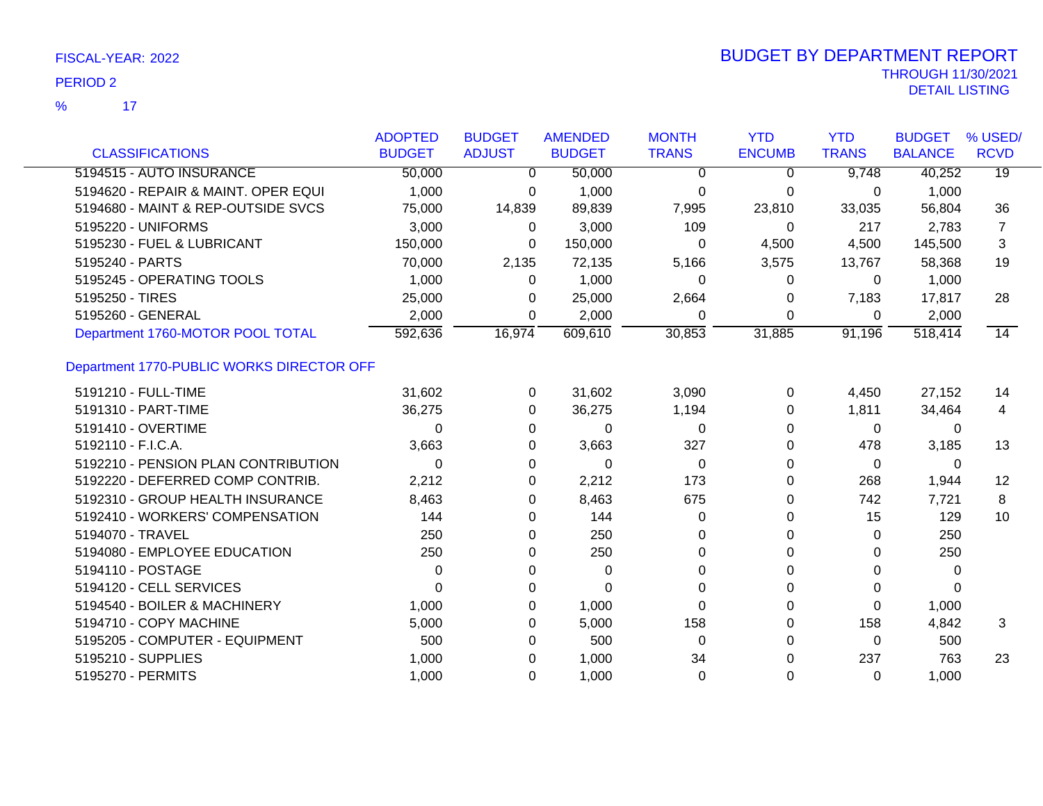FISCAL-YEAR: 2022

PERIOD 2

% 17

# BUDGET BY DEPARTMENT REPORT

THROUGH 11/30/2021

DETAIL LISTING

| CLASSIFICATIONS | ADOPTED BUDGET | BUDGET ADJUST | AMENDED BUDGET | MONTH TRANS | YTD ENCUMB | YTD TRANS | BUDGET BALANCE | % USED/ RCVD |
|---|---|---|---|---|---|---|---|---|
| 5194515 - AUTO INSURANCE | 50,000 | 0 | 50,000 | 0 | 0 | 9,748 | 40,252 | 19 |
| 5194620 - REPAIR & MAINT. OPER EQUI | 1,000 | 0 | 1,000 | 0 | 0 | 0 | 1,000 | |
| 5194680 - MAINT & REP-OUTSIDE SVCS | 75,000 | 14,839 | 89,839 | 7,995 | 23,810 | 33,035 | 56,804 | 36 |
| 5195220 - UNIFORMS | 3,000 | 0 | 3,000 | 109 | 0 | 217 | 2,783 | 7 |
| 5195230 - FUEL & LUBRICANT | 150,000 | 0 | 150,000 | 0 | 4,500 | 4,500 | 145,500 | 3 |
| 5195240 - PARTS | 70,000 | 2,135 | 72,135 | 5,166 | 3,575 | 13,767 | 58,368 | 19 |
| 5195245 - OPERATING TOOLS | 1,000 | 0 | 1,000 | 0 | 0 | 0 | 1,000 | |
| 5195250 - TIRES | 25,000 | 0 | 25,000 | 2,664 | 0 | 7,183 | 17,817 | 28 |
| 5195260 - GENERAL | 2,000 | 0 | 2,000 | 0 | 0 | 0 | 2,000 | |
| Department 1760-MOTOR POOL TOTAL | 592,636 | 16,974 | 609,610 | 30,853 | 31,885 | 91,196 | 518,414 | 14 |
| **Department 1770-PUBLIC WORKS DIRECTOR OFF** | | | | | | | | |
| 5191210 - FULL-TIME | 31,602 | 0 | 31,602 | 3,090 | 0 | 4,450 | 27,152 | 14 |
| 5191310 - PART-TIME | 36,275 | 0 | 36,275 | 1,194 | 0 | 1,811 | 34,464 | 4 |
| 5191410 - OVERTIME | 0 | 0 | 0 | 0 | 0 | 0 | 0 | |
| 5192110 - F.I.C.A. | 3,663 | 0 | 3,663 | 327 | 0 | 478 | 3,185 | 13 |
| 5192210 - PENSION PLAN CONTRIBUTION | 0 | 0 | 0 | 0 | 0 | 0 | 0 | |
| 5192220 - DEFERRED COMP CONTRIB. | 2,212 | 0 | 2,212 | 173 | 0 | 268 | 1,944 | 12 |
| 5192310 - GROUP HEALTH INSURANCE | 8,463 | 0 | 8,463 | 675 | 0 | 742 | 7,721 | 8 |
| 5192410 - WORKERS' COMPENSATION | 144 | 0 | 144 | 0 | 0 | 15 | 129 | 10 |
| 5194070 - TRAVEL | 250 | 0 | 250 | 0 | 0 | 0 | 250 | |
| 5194080 - EMPLOYEE EDUCATION | 250 | 0 | 250 | 0 | 0 | 0 | 250 | |
| 5194110 - POSTAGE | 0 | 0 | 0 | 0 | 0 | 0 | 0 | |
| 5194120 - CELL SERVICES | 0 | 0 | 0 | 0 | 0 | 0 | 0 | |
| 5194540 - BOILER & MACHINERY | 1,000 | 0 | 1,000 | 0 | 0 | 0 | 1,000 | |
| 5194710 - COPY MACHINE | 5,000 | 0 | 5,000 | 158 | 0 | 158 | 4,842 | 3 |
| 5195205 - COMPUTER - EQUIPMENT | 500 | 0 | 500 | 0 | 0 | 0 | 500 | |
| 5195210 - SUPPLIES | 1,000 | 0 | 1,000 | 34 | 0 | 237 | 763 | 23 |
| 5195270 - PERMITS | 1,000 | 0 | 1,000 | 0 | 0 | 0 | 1,000 | |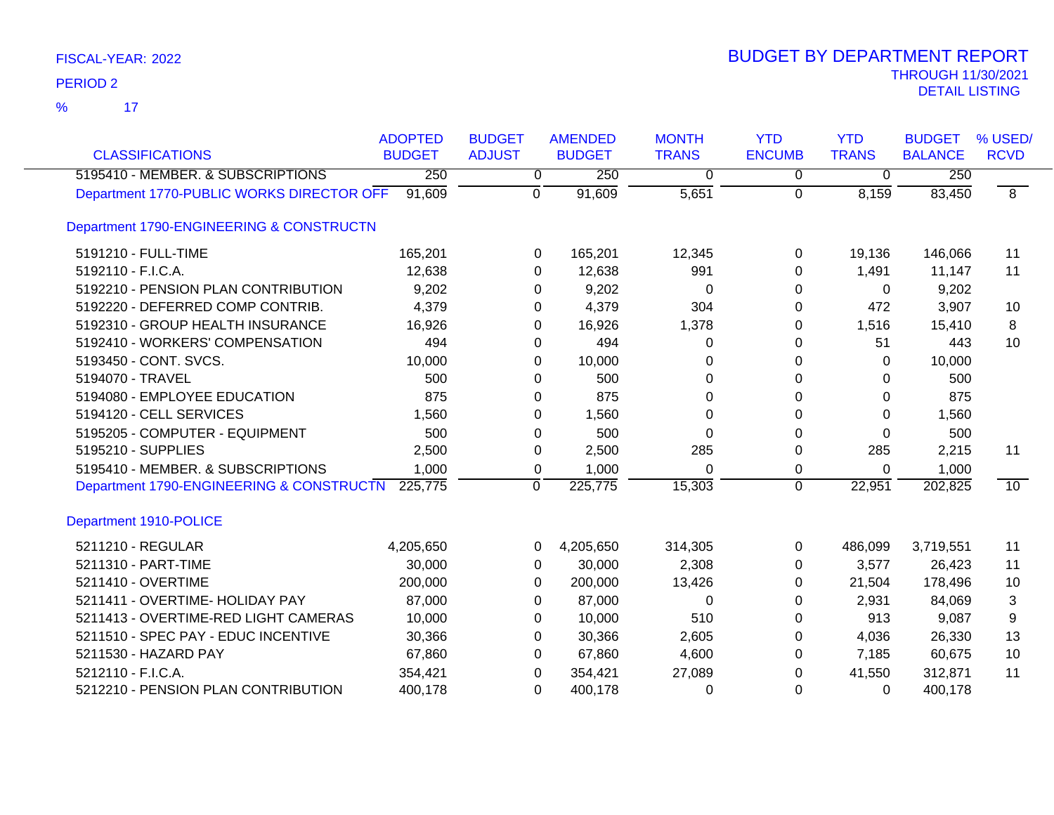FISCAL-YEAR: 2022

PERIOD 2

% 17

# BUDGET BY DEPARTMENT REPORT

THROUGH 11/30/2021

DETAIL LISTING

| CLASSIFICATIONS | ADOPTED BUDGET | BUDGET ADJUST | AMENDED BUDGET | MONTH TRANS | YTD ENCUMB | YTD TRANS | BUDGET BALANCE | % USED/ RCVD |
|---|---|---|---|---|---|---|---|---|
| 5195410 - MEMBER. & SUBSCRIPTIONS | 250 | 0 | 250 | 0 | 0 | 0 | 250 | |
| Department 1770-PUBLIC WORKS DIRECTOR OFF | 91,609 | 0 | 91,609 | 5,651 | 0 | 8,159 | 83,450 | 8 |
| **Department 1790-ENGINEERING & CONSTRUCTN** | | | | | | | | |
| 5191210 - FULL-TIME | 165,201 | 0 | 165,201 | 12,345 | 0 | 19,136 | 146,066 | 11 |
| 5192110 - F.I.C.A. | 12,638 | 0 | 12,638 | 991 | 0 | 1,491 | 11,147 | 11 |
| 5192210 - PENSION PLAN CONTRIBUTION | 9,202 | 0 | 9,202 | 0 | 0 | 0 | 9,202 | |
| 5192220 - DEFERRED COMP CONTRIB. | 4,379 | 0 | 4,379 | 304 | 0 | 472 | 3,907 | 10 |
| 5192310 - GROUP HEALTH INSURANCE | 16,926 | 0 | 16,926 | 1,378 | 0 | 1,516 | 15,410 | 8 |
| 5192410 - WORKERS' COMPENSATION | 494 | 0 | 494 | 0 | 0 | 51 | 443 | 10 |
| 5193450 - CONT. SVCS. | 10,000 | 0 | 10,000 | 0 | 0 | 0 | 10,000 | |
| 5194070 - TRAVEL | 500 | 0 | 500 | 0 | 0 | 0 | 500 | |
| 5194080 - EMPLOYEE EDUCATION | 875 | 0 | 875 | 0 | 0 | 0 | 875 | |
| 5194120 - CELL SERVICES | 1,560 | 0 | 1,560 | 0 | 0 | 0 | 1,560 | |
| 5195205 - COMPUTER - EQUIPMENT | 500 | 0 | 500 | 0 | 0 | 0 | 500 | |
| 5195210 - SUPPLIES | 2,500 | 0 | 2,500 | 285 | 0 | 285 | 2,215 | 11 |
| 5195410 - MEMBER. & SUBSCRIPTIONS | 1,000 | 0 | 1,000 | 0 | 0 | 0 | 1,000 | |
| Department 1790-ENGINEERING & CONSTRUCTN | 225,775 | 0 | 225,775 | 15,303 | 0 | 22,951 | 202,825 | 10 |
| **Department 1910-POLICE** | | | | | | | | |
| 5211210 - REGULAR | 4,205,650 | 0 | 4,205,650 | 314,305 | 0 | 486,099 | 3,719,551 | 11 |
| 5211310 - PART-TIME | 30,000 | 0 | 30,000 | 2,308 | 0 | 3,577 | 26,423 | 11 |
| 5211410 - OVERTIME | 200,000 | 0 | 200,000 | 13,426 | 0 | 21,504 | 178,496 | 10 |
| 5211411 - OVERTIME- HOLIDAY PAY | 87,000 | 0 | 87,000 | 0 | 0 | 2,931 | 84,069 | 3 |
| 5211413 - OVERTIME-RED LIGHT CAMERAS | 10,000 | 0 | 10,000 | 510 | 0 | 913 | 9,087 | 9 |
| 5211510 - SPEC PAY - EDUC INCENTIVE | 30,366 | 0 | 30,366 | 2,605 | 0 | 4,036 | 26,330 | 13 |
| 5211530 - HAZARD PAY | 67,860 | 0 | 67,860 | 4,600 | 0 | 7,185 | 60,675 | 10 |
| 5212110 - F.I.C.A. | 354,421 | 0 | 354,421 | 27,089 | 0 | 41,550 | 312,871 | 11 |
| 5212210 - PENSION PLAN CONTRIBUTION | 400,178 | 0 | 400,178 | 0 | 0 | 0 | 400,178 | |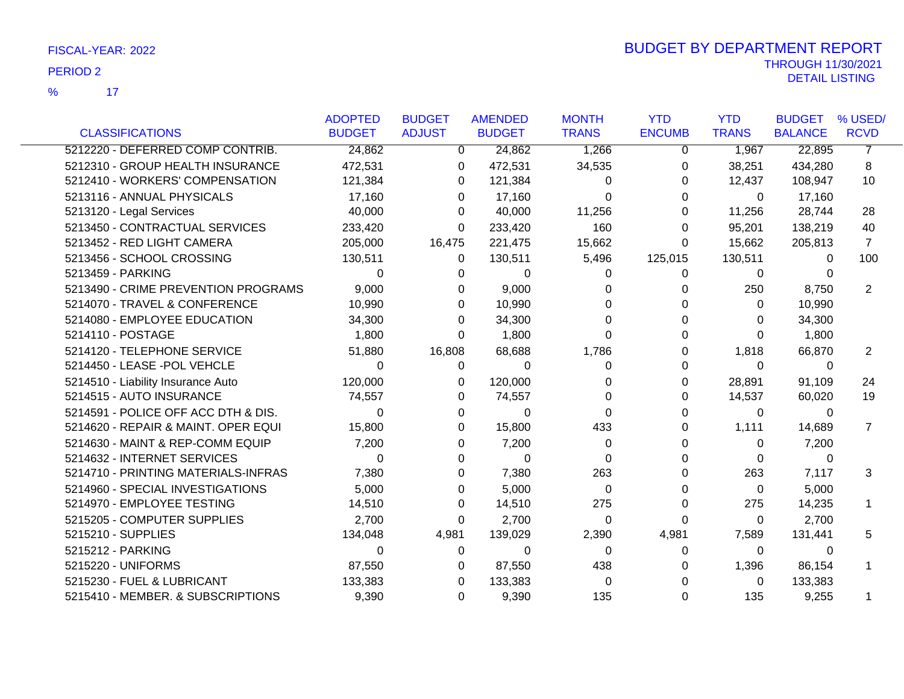FISCAL-YEAR: 2022

PERIOD 2

% 17

# BUDGET BY DEPARTMENT REPORT

THROUGH 11/30/2021

DETAIL LISTING

| CLASSIFICATIONS | ADOPTED BUDGET | BUDGET ADJUST | AMENDED BUDGET | MONTH TRANS | YTD ENCUMB | YTD TRANS | BUDGET BALANCE | % USED/ RCVD |
|---|---|---|---|---|---|---|---|---|
| 5212220 - DEFERRED COMP CONTRIB. | 24,862 | 0 | 24,862 | 1,266 | 0 | 1,967 | 22,895 | 7 |
| 5212310 - GROUP HEALTH INSURANCE | 472,531 | 0 | 472,531 | 34,535 | 0 | 38,251 | 434,280 | 8 |
| 5212410 - WORKERS' COMPENSATION | 121,384 | 0 | 121,384 | 0 | 0 | 12,437 | 108,947 | 10 |
| 5213116 - ANNUAL PHYSICALS | 17,160 | 0 | 17,160 | 0 | 0 | 0 | 17,160 | |
| 5213120 - Legal Services | 40,000 | 0 | 40,000 | 11,256 | 0 | 11,256 | 28,744 | 28 |
| 5213450 - CONTRACTUAL SERVICES | 233,420 | 0 | 233,420 | 160 | 0 | 95,201 | 138,219 | 40 |
| 5213452 - RED LIGHT CAMERA | 205,000 | 16,475 | 221,475 | 15,662 | 0 | 15,662 | 205,813 | 7 |
| 5213456 - SCHOOL CROSSING | 130,511 | 0 | 130,511 | 5,496 | 125,015 | 130,511 | 0 | 100 |
| 5213459 - PARKING | 0 | 0 | 0 | 0 | 0 | 0 | 0 | |
| 5213490 - CRIME PREVENTION PROGRAMS | 9,000 | 0 | 9,000 | 0 | 0 | 250 | 8,750 | 2 |
| 5214070 - TRAVEL & CONFERENCE | 10,990 | 0 | 10,990 | 0 | 0 | 0 | 10,990 | |
| 5214080 - EMPLOYEE EDUCATION | 34,300 | 0 | 34,300 | 0 | 0 | 0 | 34,300 | |
| 5214110 - POSTAGE | 1,800 | 0 | 1,800 | 0 | 0 | 0 | 1,800 | |
| 5214120 - TELEPHONE SERVICE | 51,880 | 16,808 | 68,688 | 1,786 | 0 | 1,818 | 66,870 | 2 |
| 5214450 - LEASE -POL VEHCLE | 0 | 0 | 0 | 0 | 0 | 0 | 0 | |
| 5214510 - Liability Insurance Auto | 120,000 | 0 | 120,000 | 0 | 0 | 28,891 | 91,109 | 24 |
| 5214515 - AUTO INSURANCE | 74,557 | 0 | 74,557 | 0 | 0 | 14,537 | 60,020 | 19 |
| 5214591 - POLICE OFF ACC DTH & DIS. | 0 | 0 | 0 | 0 | 0 | 0 | 0 | |
| 5214620 - REPAIR & MAINT. OPER EQUI | 15,800 | 0 | 15,800 | 433 | 0 | 1,111 | 14,689 | 7 |
| 5214630 - MAINT & REP-COMM EQUIP | 7,200 | 0 | 7,200 | 0 | 0 | 0 | 7,200 | |
| 5214632 - INTERNET SERVICES | 0 | 0 | 0 | 0 | 0 | 0 | 0 | |
| 5214710 - PRINTING MATERIALS-INFRAS | 7,380 | 0 | 7,380 | 263 | 0 | 263 | 7,117 | 3 |
| 5214960 - SPECIAL INVESTIGATIONS | 5,000 | 0 | 5,000 | 0 | 0 | 0 | 5,000 | |
| 5214970 - EMPLOYEE TESTING | 14,510 | 0 | 14,510 | 275 | 0 | 275 | 14,235 | 1 |
| 5215205 - COMPUTER SUPPLIES | 2,700 | 0 | 2,700 | 0 | 0 | 0 | 2,700 | |
| 5215210 - SUPPLIES | 134,048 | 4,981 | 139,029 | 2,390 | 4,981 | 7,589 | 131,441 | 5 |
| 5215212 - PARKING | 0 | 0 | 0 | 0 | 0 | 0 | 0 | |
| 5215220 - UNIFORMS | 87,550 | 0 | 87,550 | 438 | 0 | 1,396 | 86,154 | 1 |
| 5215230 - FUEL & LUBRICANT | 133,383 | 0 | 133,383 | 0 | 0 | 0 | 133,383 | |
| 5215410 - MEMBER. & SUBSCRIPTIONS | 9,390 | 0 | 9,390 | 135 | 0 | 135 | 9,255 | 1 |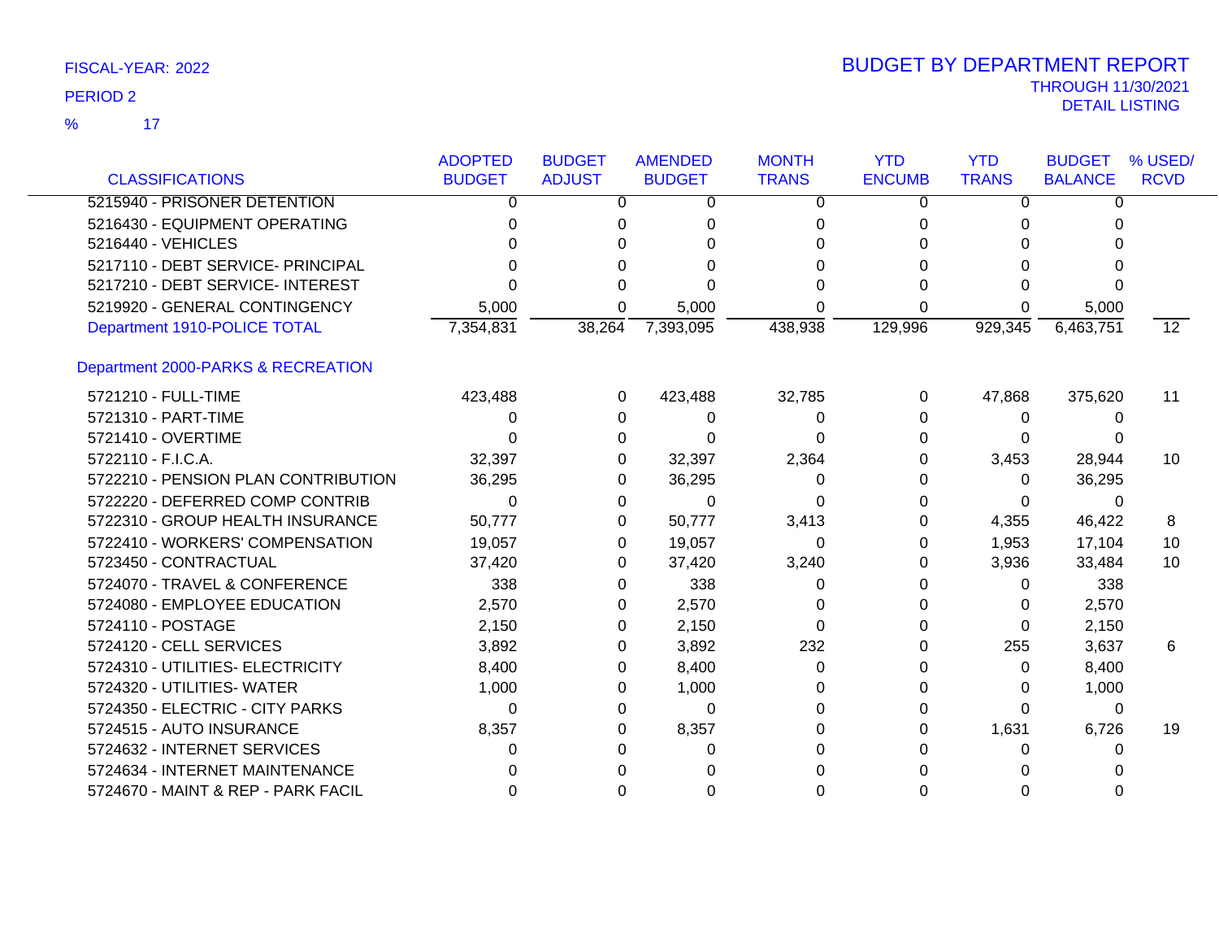FISCAL-YEAR: 2022

PERIOD 2

% 17

# BUDGET BY DEPARTMENT REPORT

THROUGH 11/30/2021

DETAIL LISTING

| CLASSIFICATIONS | ADOPTED BUDGET | BUDGET ADJUST | AMENDED BUDGET | MONTH TRANS | YTD ENCUMB | YTD TRANS | BUDGET BALANCE | % USED/ RCVD |
|---|---|---|---|---|---|---|---|---|
| 5215940 - PRISONER DETENTION | 0 | 0 | 0 | 0 | 0 | 0 | 0 | |
| 5216430 - EQUIPMENT OPERATING | 0 | 0 | 0 | 0 | 0 | 0 | 0 | |
| 5216440 - VEHICLES | 0 | 0 | 0 | 0 | 0 | 0 | 0 | |
| 5217110 - DEBT SERVICE- PRINCIPAL | 0 | 0 | 0 | 0 | 0 | 0 | 0 | |
| 5217210 - DEBT SERVICE- INTEREST | 0 | 0 | 0 | 0 | 0 | 0 | 0 | |
| 5219920 - GENERAL CONTINGENCY | 5,000 | 0 | 5,000 | 0 | 0 | 0 | 5,000 | |
| Department 1910-POLICE TOTAL | 7,354,831 | 38,264 | 7,393,095 | 438,938 | 129,996 | 929,345 | 6,463,751 | 12 |
| **Department 2000-PARKS & RECREATION** | | | | | | | | |
| 5721210 - FULL-TIME | 423,488 | 0 | 423,488 | 32,785 | 0 | 47,868 | 375,620 | 11 |
| 5721310 - PART-TIME | 0 | 0 | 0 | 0 | 0 | 0 | 0 | |
| 5721410 - OVERTIME | 0 | 0 | 0 | 0 | 0 | 0 | 0 | |
| 5722110 - F.I.C.A. | 32,397 | 0 | 32,397 | 2,364 | 0 | 3,453 | 28,944 | 10 |
| 5722210 - PENSION PLAN CONTRIBUTION | 36,295 | 0 | 36,295 | 0 | 0 | 0 | 36,295 | |
| 5722220 - DEFERRED COMP CONTRIB | 0 | 0 | 0 | 0 | 0 | 0 | 0 | |
| 5722310 - GROUP HEALTH INSURANCE | 50,777 | 0 | 50,777 | 3,413 | 0 | 4,355 | 46,422 | 8 |
| 5722410 - WORKERS' COMPENSATION | 19,057 | 0 | 19,057 | 0 | 0 | 1,953 | 17,104 | 10 |
| 5723450 - CONTRACTUAL | 37,420 | 0 | 37,420 | 3,240 | 0 | 3,936 | 33,484 | 10 |
| 5724070 - TRAVEL & CONFERENCE | 338 | 0 | 338 | 0 | 0 | 0 | 338 | |
| 5724080 - EMPLOYEE EDUCATION | 2,570 | 0 | 2,570 | 0 | 0 | 0 | 2,570 | |
| 5724110 - POSTAGE | 2,150 | 0 | 2,150 | 0 | 0 | 0 | 2,150 | |
| 5724120 - CELL SERVICES | 3,892 | 0 | 3,892 | 232 | 0 | 255 | 3,637 | 6 |
| 5724310 - UTILITIES- ELECTRICITY | 8,400 | 0 | 8,400 | 0 | 0 | 0 | 8,400 | |
| 5724320 - UTILITIES- WATER | 1,000 | 0 | 1,000 | 0 | 0 | 0 | 1,000 | |
| 5724350 - ELECTRIC - CITY PARKS | 0 | 0 | 0 | 0 | 0 | 0 | 0 | |
| 5724515 - AUTO INSURANCE | 8,357 | 0 | 8,357 | 0 | 0 | 1,631 | 6,726 | 19 |
| 5724632 - INTERNET SERVICES | 0 | 0 | 0 | 0 | 0 | 0 | 0 | |
| 5724634 - INTERNET MAINTENANCE | 0 | 0 | 0 | 0 | 0 | 0 | 0 | |
| 5724670 - MAINT & REP - PARK FACIL | 0 | 0 | 0 | 0 | 0 | 0 | 0 | |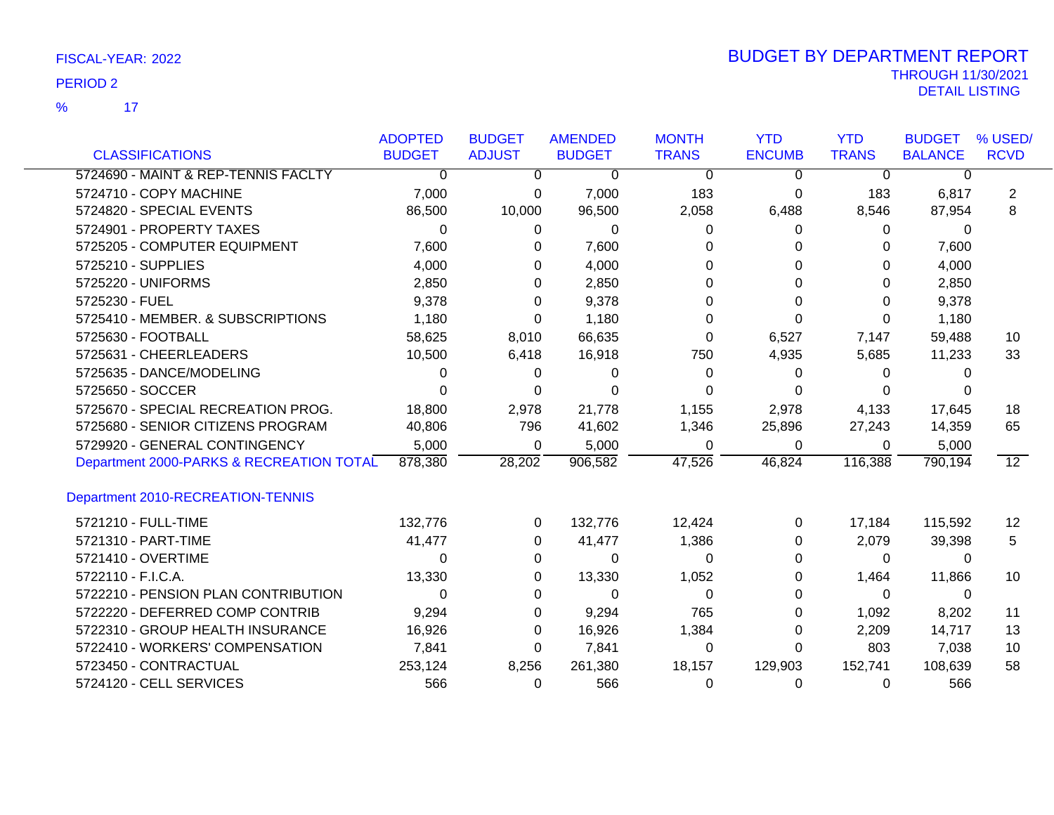FISCAL-YEAR: 2022

PERIOD 2

% 17

# BUDGET BY DEPARTMENT REPORT

THROUGH 11/30/2021

DETAIL LISTING

| CLASSIFICATIONS | ADOPTED BUDGET | BUDGET ADJUST | AMENDED BUDGET | MONTH TRANS | YTD ENCUMB | YTD TRANS | BUDGET BALANCE | % USED/ RCVD |
|---|---|---|---|---|---|---|---|---|
| 5724690 - MAINT & REP-TENNIS FACLTY | 0 | 0 | 0 | 0 | 0 | 0 | 0 | |
| 5724710 - COPY MACHINE | 7,000 | 0 | 7,000 | 183 | 0 | 183 | 6,817 | 2 |
| 5724820 - SPECIAL EVENTS | 86,500 | 10,000 | 96,500 | 2,058 | 6,488 | 8,546 | 87,954 | 8 |
| 5724901 - PROPERTY TAXES | 0 | 0 | 0 | 0 | 0 | 0 | 0 | |
| 5725205 - COMPUTER EQUIPMENT | 7,600 | 0 | 7,600 | 0 | 0 | 0 | 7,600 | |
| 5725210 - SUPPLIES | 4,000 | 0 | 4,000 | 0 | 0 | 0 | 4,000 | |
| 5725220 - UNIFORMS | 2,850 | 0 | 2,850 | 0 | 0 | 0 | 2,850 | |
| 5725230 - FUEL | 9,378 | 0 | 9,378 | 0 | 0 | 0 | 9,378 | |
| 5725410 - MEMBER. & SUBSCRIPTIONS | 1,180 | 0 | 1,180 | 0 | 0 | 0 | 1,180 | |
| 5725630 - FOOTBALL | 58,625 | 8,010 | 66,635 | 0 | 6,527 | 7,147 | 59,488 | 10 |
| 5725631 - CHEERLEADERS | 10,500 | 6,418 | 16,918 | 750 | 4,935 | 5,685 | 11,233 | 33 |
| 5725635 - DANCE/MODELING | 0 | 0 | 0 | 0 | 0 | 0 | 0 | |
| 5725650 - SOCCER | 0 | 0 | 0 | 0 | 0 | 0 | 0 | |
| 5725670 - SPECIAL RECREATION PROG. | 18,800 | 2,978 | 21,778 | 1,155 | 2,978 | 4,133 | 17,645 | 18 |
| 5725680 - SENIOR CITIZENS PROGRAM | 40,806 | 796 | 41,602 | 1,346 | 25,896 | 27,243 | 14,359 | 65 |
| 5729920 - GENERAL CONTINGENCY | 5,000 | 0 | 5,000 | 0 | 0 | 0 | 5,000 | |
| Department 2000-PARKS & RECREATION TOTAL | 878,380 | 28,202 | 906,582 | 47,526 | 46,824 | 116,388 | 790,194 | 12 |

Department 2010-RECREATION-TENNIS

| CLASSIFICATIONS | ADOPTED BUDGET | BUDGET ADJUST | AMENDED BUDGET | MONTH TRANS | YTD ENCUMB | YTD TRANS | BUDGET BALANCE | % USED/ RCVD |
|---|---|---|---|---|---|---|---|---|
| 5721210 - FULL-TIME | 132,776 | 0 | 132,776 | 12,424 | 0 | 17,184 | 115,592 | 12 |
| 5721310 - PART-TIME | 41,477 | 0 | 41,477 | 1,386 | 0 | 2,079 | 39,398 | 5 |
| 5721410 - OVERTIME | 0 | 0 | 0 | 0 | 0 | 0 | 0 | |
| 5722110 - F.I.C.A. | 13,330 | 0 | 13,330 | 1,052 | 0 | 1,464 | 11,866 | 10 |
| 5722210 - PENSION PLAN CONTRIBUTION | 0 | 0 | 0 | 0 | 0 | 0 | 0 | |
| 5722220 - DEFERRED COMP CONTRIB | 9,294 | 0 | 9,294 | 765 | 0 | 1,092 | 8,202 | 11 |
| 5722310 - GROUP HEALTH INSURANCE | 16,926 | 0 | 16,926 | 1,384 | 0 | 2,209 | 14,717 | 13 |
| 5722410 - WORKERS' COMPENSATION | 7,841 | 0 | 7,841 | 0 | 0 | 803 | 7,038 | 10 |
| 5723450 - CONTRACTUAL | 253,124 | 8,256 | 261,380 | 18,157 | 129,903 | 152,741 | 108,639 | 58 |
| 5724120 - CELL SERVICES | 566 | 0 | 566 | 0 | 0 | 0 | 566 | |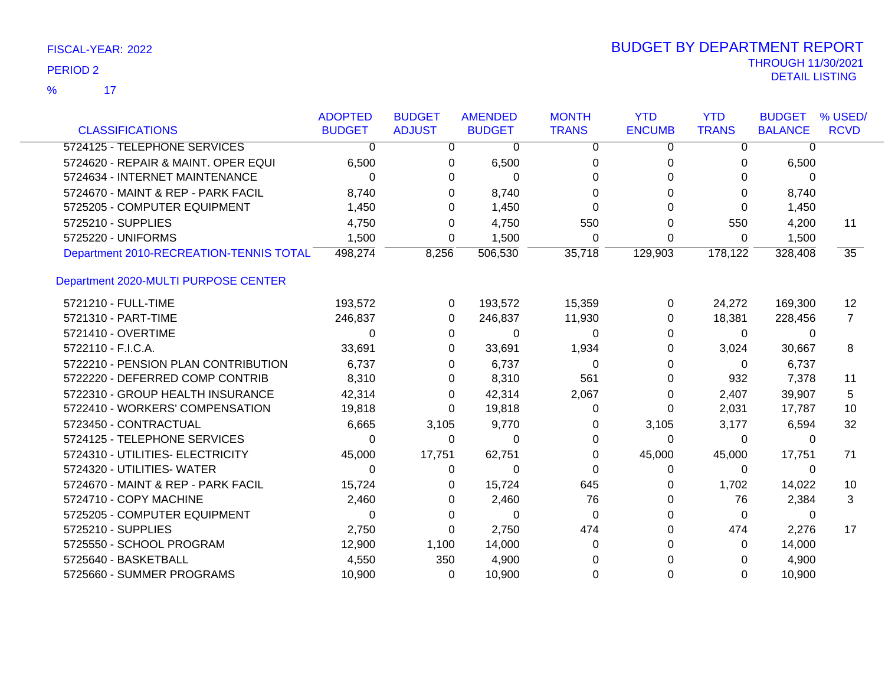FISCAL-YEAR: 2022

PERIOD 2

% 17

# BUDGET BY DEPARTMENT REPORT

THROUGH 11/30/2021

DETAIL LISTING

| CLASSIFICATIONS | ADOPTED BUDGET | BUDGET ADJUST | AMENDED BUDGET | MONTH TRANS | YTD ENCUMB | YTD TRANS | BUDGET BALANCE | % USED/ RCVD |
|---|---|---|---|---|---|---|---|---|
| 5724125 - TELEPHONE SERVICES | 0 | 0 | 0 | 0 | 0 | 0 | 0 | |
| 5724620 - REPAIR & MAINT. OPER EQUI | 6,500 | 0 | 6,500 | 0 | 0 | 0 | 6,500 | |
| 5724634 - INTERNET MAINTENANCE | 0 | 0 | 0 | 0 | 0 | 0 | 0 | |
| 5724670 - MAINT & REP - PARK FACIL | 8,740 | 0 | 8,740 | 0 | 0 | 0 | 8,740 | |
| 5725205 - COMPUTER EQUIPMENT | 1,450 | 0 | 1,450 | 0 | 0 | 0 | 1,450 | |
| 5725210 - SUPPLIES | 4,750 | 0 | 4,750 | 550 | 0 | 550 | 4,200 | 11 |
| 5725220 - UNIFORMS | 1,500 | 0 | 1,500 | 0 | 0 | 0 | 1,500 | |
| Department 2010-RECREATION-TENNIS TOTAL | 498,274 | 8,256 | 506,530 | 35,718 | 129,903 | 178,122 | 328,408 | 35 |
| **Department 2020-MULTI PURPOSE CENTER** | | | | | | | | |
| 5721210 - FULL-TIME | 193,572 | 0 | 193,572 | 15,359 | 0 | 24,272 | 169,300 | 12 |
| 5721310 - PART-TIME | 246,837 | 0 | 246,837 | 11,930 | 0 | 18,381 | 228,456 | 7 |
| 5721410 - OVERTIME | 0 | 0 | 0 | 0 | 0 | 0 | 0 | |
| 5722110 - F.I.C.A. | 33,691 | 0 | 33,691 | 1,934 | 0 | 3,024 | 30,667 | 8 |
| 5722210 - PENSION PLAN CONTRIBUTION | 6,737 | 0 | 6,737 | 0 | 0 | 0 | 6,737 | |
| 5722220 - DEFERRED COMP CONTRIB | 8,310 | 0 | 8,310 | 561 | 0 | 932 | 7,378 | 11 |
| 5722310 - GROUP HEALTH INSURANCE | 42,314 | 0 | 42,314 | 2,067 | 0 | 2,407 | 39,907 | 5 |
| 5722410 - WORKERS' COMPENSATION | 19,818 | 0 | 19,818 | 0 | 0 | 2,031 | 17,787 | 10 |
| 5723450 - CONTRACTUAL | 6,665 | 3,105 | 9,770 | 0 | 3,105 | 3,177 | 6,594 | 32 |
| 5724125 - TELEPHONE SERVICES | 0 | 0 | 0 | 0 | 0 | 0 | 0 | |
| 5724310 - UTILITIES- ELECTRICITY | 45,000 | 17,751 | 62,751 | 0 | 45,000 | 45,000 | 17,751 | 71 |
| 5724320 - UTILITIES- WATER | 0 | 0 | 0 | 0 | 0 | 0 | 0 | |
| 5724670 - MAINT & REP - PARK FACIL | 15,724 | 0 | 15,724 | 645 | 0 | 1,702 | 14,022 | 10 |
| 5724710 - COPY MACHINE | 2,460 | 0 | 2,460 | 76 | 0 | 76 | 2,384 | 3 |
| 5725205 - COMPUTER EQUIPMENT | 0 | 0 | 0 | 0 | 0 | 0 | 0 | |
| 5725210 - SUPPLIES | 2,750 | 0 | 2,750 | 474 | 0 | 474 | 2,276 | 17 |
| 5725550 - SCHOOL PROGRAM | 12,900 | 1,100 | 14,000 | 0 | 0 | 0 | 14,000 | |
| 5725640 - BASKETBALL | 4,550 | 350 | 4,900 | 0 | 0 | 0 | 4,900 | |
| 5725660 - SUMMER PROGRAMS | 10,900 | 0 | 10,900 | 0 | 0 | 0 | 10,900 | |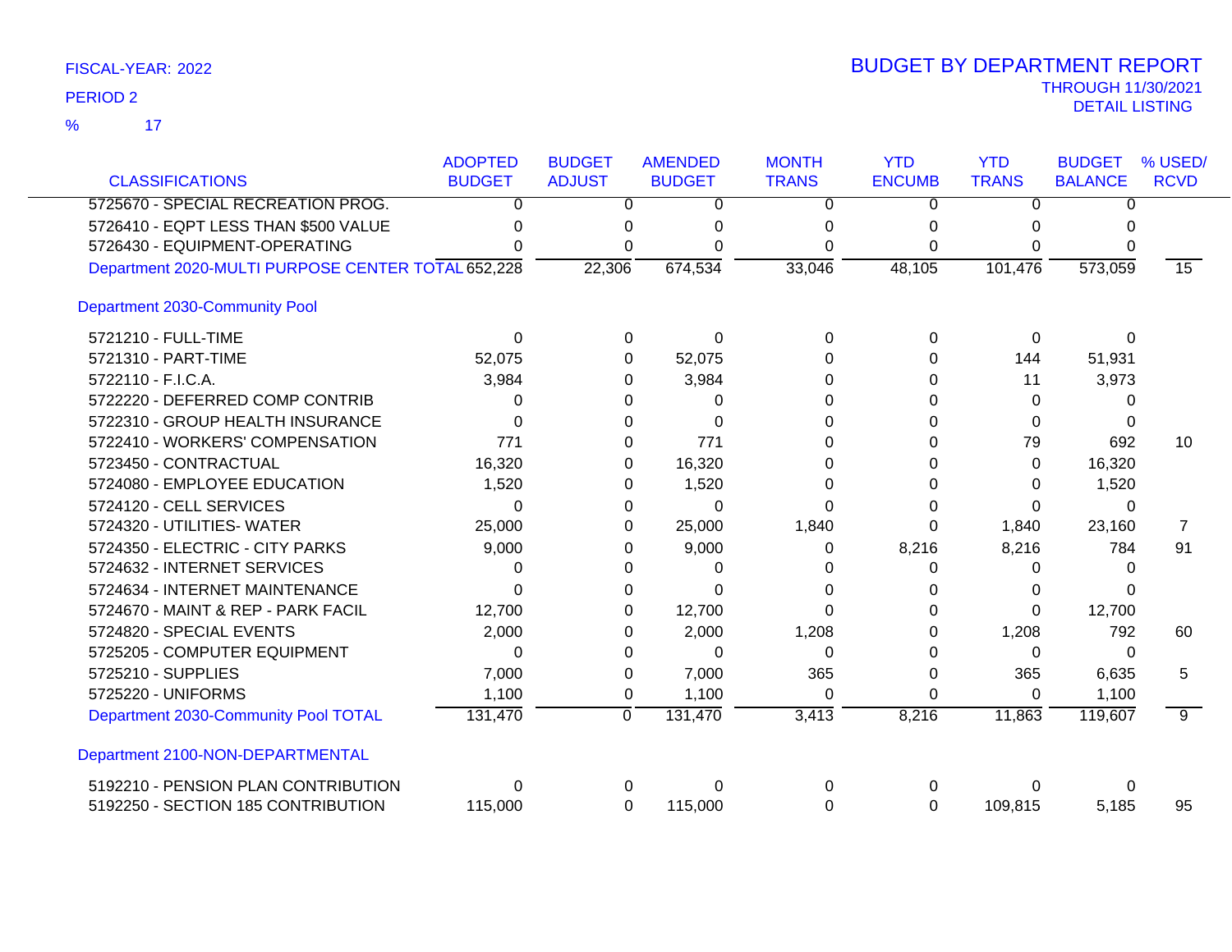FISCAL-YEAR: 2022

PERIOD 2

% 17

# BUDGET BY DEPARTMENT REPORT

THROUGH 11/30/2021

DETAIL LISTING

| CLASSIFICATIONS | ADOPTED BUDGET | BUDGET ADJUST | AMENDED BUDGET | MONTH TRANS | YTD ENCUMB | YTD TRANS | BUDGET BALANCE | % USED/ RCVD |
|---|---|---|---|---|---|---|---|---|
| 5725670 - SPECIAL RECREATION PROG. | 0 | 0 | 0 | 0 | 0 | 0 | 0 | |
| 5726410 - EQPT LESS THAN $500 VALUE | 0 | 0 | 0 | 0 | 0 | 0 | 0 | |
| 5726430 - EQUIPMENT-OPERATING | 0 | 0 | 0 | 0 | 0 | 0 | 0 | |
| Department 2020-MULTI PURPOSE CENTER TOTAL | 652,228 | 22,306 | 674,534 | 33,046 | 48,105 | 101,476 | 573,059 | 15 |
| **Department 2030-Community Pool** | | | | | | | | |
| 5721210 - FULL-TIME | 0 | 0 | 0 | 0 | 0 | 0 | 0 | |
| 5721310 - PART-TIME | 52,075 | 0 | 52,075 | 0 | 0 | 144 | 51,931 | |
| 5722110 - F.I.C.A. | 3,984 | 0 | 3,984 | 0 | 0 | 11 | 3,973 | |
| 5722220 - DEFERRED COMP CONTRIB | 0 | 0 | 0 | 0 | 0 | 0 | 0 | |
| 5722310 - GROUP HEALTH INSURANCE | 0 | 0 | 0 | 0 | 0 | 0 | 0 | |
| 5722410 - WORKERS' COMPENSATION | 771 | 0 | 771 | 0 | 0 | 79 | 692 | 10 |
| 5723450 - CONTRACTUAL | 16,320 | 0 | 16,320 | 0 | 0 | 0 | 16,320 | |
| 5724080 - EMPLOYEE EDUCATION | 1,520 | 0 | 1,520 | 0 | 0 | 0 | 1,520 | |
| 5724120 - CELL SERVICES | 0 | 0 | 0 | 0 | 0 | 0 | 0 | |
| 5724320 - UTILITIES- WATER | 25,000 | 0 | 25,000 | 1,840 | 0 | 1,840 | 23,160 | 7 |
| 5724350 - ELECTRIC - CITY PARKS | 9,000 | 0 | 9,000 | 0 | 8,216 | 8,216 | 784 | 91 |
| 5724632 - INTERNET SERVICES | 0 | 0 | 0 | 0 | 0 | 0 | 0 | |
| 5724634 - INTERNET MAINTENANCE | 0 | 0 | 0 | 0 | 0 | 0 | 0 | |
| 5724670 - MAINT & REP - PARK FACIL | 12,700 | 0 | 12,700 | 0 | 0 | 0 | 12,700 | |
| 5724820 - SPECIAL EVENTS | 2,000 | 0 | 2,000 | 1,208 | 0 | 1,208 | 792 | 60 |
| 5725205 - COMPUTER EQUIPMENT | 0 | 0 | 0 | 0 | 0 | 0 | 0 | |
| 5725210 - SUPPLIES | 7,000 | 0 | 7,000 | 365 | 0 | 365 | 6,635 | 5 |
| 5725220 - UNIFORMS | 1,100 | 0 | 1,100 | 0 | 0 | 0 | 1,100 | |
| Department 2030-Community Pool TOTAL | 131,470 | 0 | 131,470 | 3,413 | 8,216 | 11,863 | 119,607 | 9 |
| **Department 2100-NON-DEPARTMENTAL** | | | | | | | | |
| 5192210 - PENSION PLAN CONTRIBUTION | 0 | 0 | 0 | 0 | 0 | 0 | 0 | |
| 5192250 - SECTION 185 CONTRIBUTION | 115,000 | 0 | 115,000 | 0 | 0 | 109,815 | 5,185 | 95 |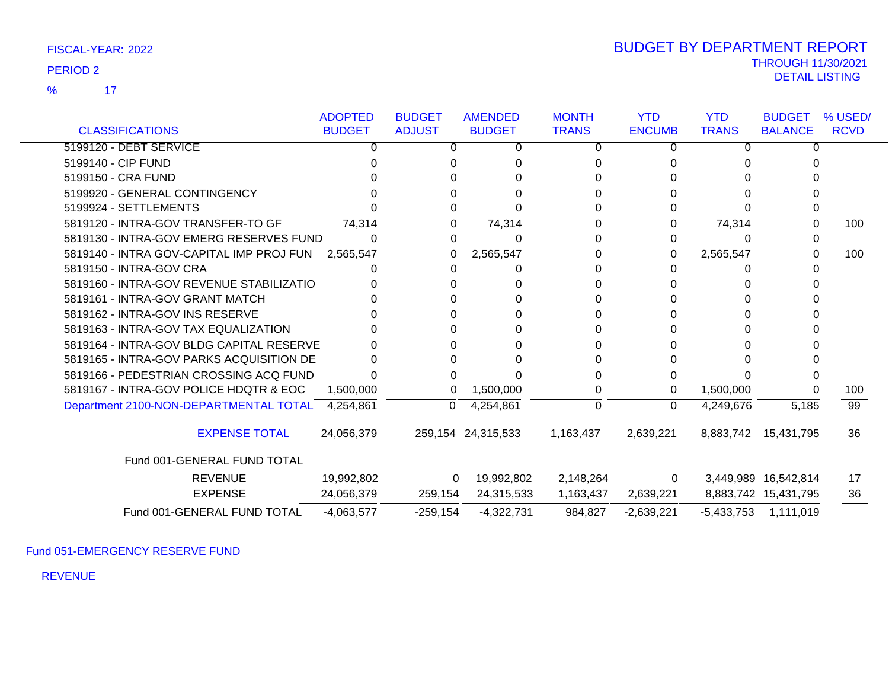FISCAL-YEAR: 2022

PERIOD 2

% 17

# BUDGET BY DEPARTMENT REPORT

THROUGH 11/30/2021

DETAIL LISTING

| CLASSIFICATIONS | ADOPTED BUDGET | BUDGET ADJUST | AMENDED BUDGET | MONTH TRANS | YTD ENCUMB | YTD TRANS | BUDGET BALANCE | % USED/ RCVD |
|---|---|---|---|---|---|---|---|---|
| 5199120 - DEBT SERVICE | 0 | 0 | 0 | 0 | 0 | 0 | 0 | |
| 5199140 - CIP FUND | 0 | 0 | 0 | 0 | 0 | 0 | 0 | |
| 5199150 - CRA FUND | 0 | 0 | 0 | 0 | 0 | 0 | 0 | |
| 5199920 - GENERAL CONTINGENCY | 0 | 0 | 0 | 0 | 0 | 0 | 0 | |
| 5199924 - SETTLEMENTS | 0 | 0 | 0 | 0 | 0 | 0 | 0 | |
| 5819120 - INTRA-GOV TRANSFER-TO GF | 74,314 | 0 | 74,314 | 0 | 0 | 74,314 | 0 | 100 |
| 5819130 - INTRA-GOV EMERG RESERVES FUND | 0 | 0 | 0 | 0 | 0 | 0 | 0 | |
| 5819140 - INTRA GOV-CAPITAL IMP PROJ FUN | 2,565,547 | 0 | 2,565,547 | 0 | 0 | 2,565,547 | 0 | 100 |
| 5819150 - INTRA-GOV CRA | 0 | 0 | 0 | 0 | 0 | 0 | 0 | |
| 5819160 - INTRA-GOV REVENUE STABILIZATIO | 0 | 0 | 0 | 0 | 0 | 0 | 0 | |
| 5819161 - INTRA-GOV GRANT MATCH | 0 | 0 | 0 | 0 | 0 | 0 | 0 | |
| 5819162 - INTRA-GOV INS RESERVE | 0 | 0 | 0 | 0 | 0 | 0 | 0 | |
| 5819163 - INTRA-GOV TAX EQUALIZATION | 0 | 0 | 0 | 0 | 0 | 0 | 0 | |
| 5819164 - INTRA-GOV BLDG CAPITAL RESERVE | 0 | 0 | 0 | 0 | 0 | 0 | 0 | |
| 5819165 - INTRA-GOV PARKS ACQUISITION DE | 0 | 0 | 0 | 0 | 0 | 0 | 0 | |
| 5819166 - PEDESTRIAN CROSSING ACQ FUND | 0 | 0 | 0 | 0 | 0 | 0 | 0 | |
| 5819167 - INTRA-GOV POLICE HDQTR & EOC | 1,500,000 | 0 | 1,500,000 | 0 | 0 | 1,500,000 | 0 | 100 |
| Department 2100-NON-DEPARTMENTAL TOTAL | 4,254,861 | 0 | 4,254,861 | 0 | 0 | 4,249,676 | 5,185 | 99 |
| EXPENSE TOTAL | 24,056,379 | 259,154 | 24,315,533 | 1,163,437 | 2,639,221 | 8,883,742 | 15,431,795 | 36 |
| Fund 001-GENERAL FUND TOTAL | | | | | | | | |
| REVENUE | 19,992,802 | 0 | 19,992,802 | 2,148,264 | 0 | 3,449,989 | 16,542,814 | 17 |
| EXPENSE | 24,056,379 | 259,154 | 24,315,533 | 1,163,437 | 2,639,221 | 8,883,742 | 15,431,795 | 36 |
| Fund 001-GENERAL FUND TOTAL | -4,063,577 | -259,154 | -4,322,731 | 984,827 | -2,639,221 | -5,433,753 | 1,111,019 | |

Fund 051-EMERGENCY RESERVE FUND

REVENUE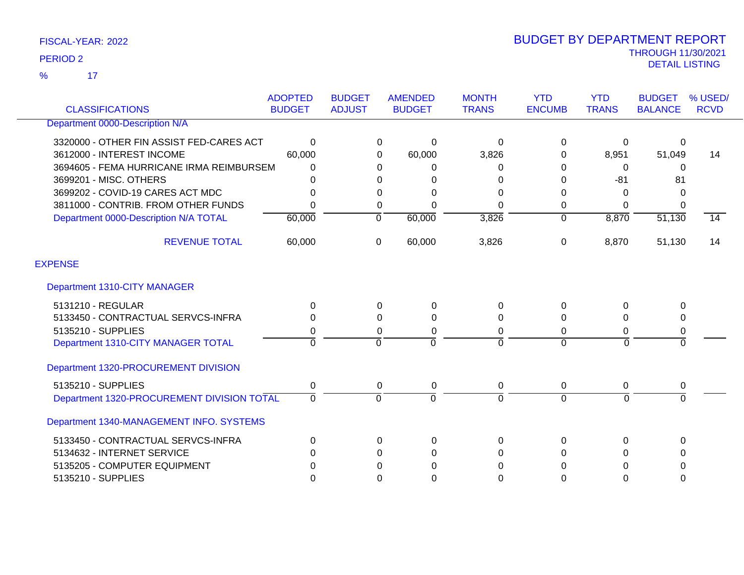FISCAL-YEAR: 2022

PERIOD 2

% 17

# BUDGET BY DEPARTMENT REPORT

THROUGH 11/30/2021

DETAIL LISTING

| CLASSIFICATIONS | ADOPTED BUDGET | BUDGET ADJUST | AMENDED BUDGET | MONTH TRANS | YTD ENCUMB | YTD TRANS | BUDGET BALANCE | % USED/ RCVD |
|---|---|---|---|---|---|---|---|---|
| Department 0000-Description N/A | | | | | | | | |
| 3320000 - OTHER FIN ASSIST FED-CARES ACT | 0 | 0 | 0 | 0 | 0 | 0 | 0 | |
| 3612000 - INTEREST INCOME | 60,000 | 0 | 60,000 | 3,826 | 0 | 8,951 | 51,049 | 14 |
| 3694605 - FEMA HURRICANE IRMA REIMBURSEM | 0 | 0 | 0 | 0 | 0 | 0 | 0 | |
| 3699201 - MISC. OTHERS | 0 | 0 | 0 | 0 | 0 | -81 | 81 | |
| 3699202 - COVID-19 CARES ACT MDC | 0 | 0 | 0 | 0 | 0 | 0 | 0 | |
| 3811000 - CONTRIB. FROM OTHER FUNDS | 0 | 0 | 0 | 0 | 0 | 0 | 0 | |
| Department 0000-Description N/A TOTAL | 60,000 | 0 | 60,000 | 3,826 | 0 | 8,870 | 51,130 | 14 |
| REVENUE TOTAL | 60,000 | 0 | 60,000 | 3,826 | 0 | 8,870 | 51,130 | 14 |
| **EXPENSE** | | | | | | | | |
| Department 1310-CITY MANAGER | | | | | | | | |
| 5131210 - REGULAR | 0 | 0 | 0 | 0 | 0 | 0 | 0 | |
| 5133450 - CONTRACTUAL SERVCS-INFRA | 0 | 0 | 0 | 0 | 0 | 0 | 0 | |
| 5135210 - SUPPLIES | 0 | 0 | 0 | 0 | 0 | 0 | 0 | |
| Department 1310-CITY MANAGER TOTAL | 0 | 0 | 0 | 0 | 0 | 0 | 0 | |
| Department 1320-PROCUREMENT DIVISION | | | | | | | | |
| 5135210 - SUPPLIES | 0 | 0 | 0 | 0 | 0 | 0 | 0 | |
| Department 1320-PROCUREMENT DIVISION TOTAL | 0 | 0 | 0 | 0 | 0 | 0 | 0 | |
| Department 1340-MANAGEMENT INFO. SYSTEMS | | | | | | | | |
| 5133450 - CONTRACTUAL SERVCS-INFRA | 0 | 0 | 0 | 0 | 0 | 0 | 0 | |
| 5134632 - INTERNET SERVICE | 0 | 0 | 0 | 0 | 0 | 0 | 0 | |
| 5135205 - COMPUTER EQUIPMENT | 0 | 0 | 0 | 0 | 0 | 0 | 0 | |
| 5135210 - SUPPLIES | 0 | 0 | 0 | 0 | 0 | 0 | 0 | |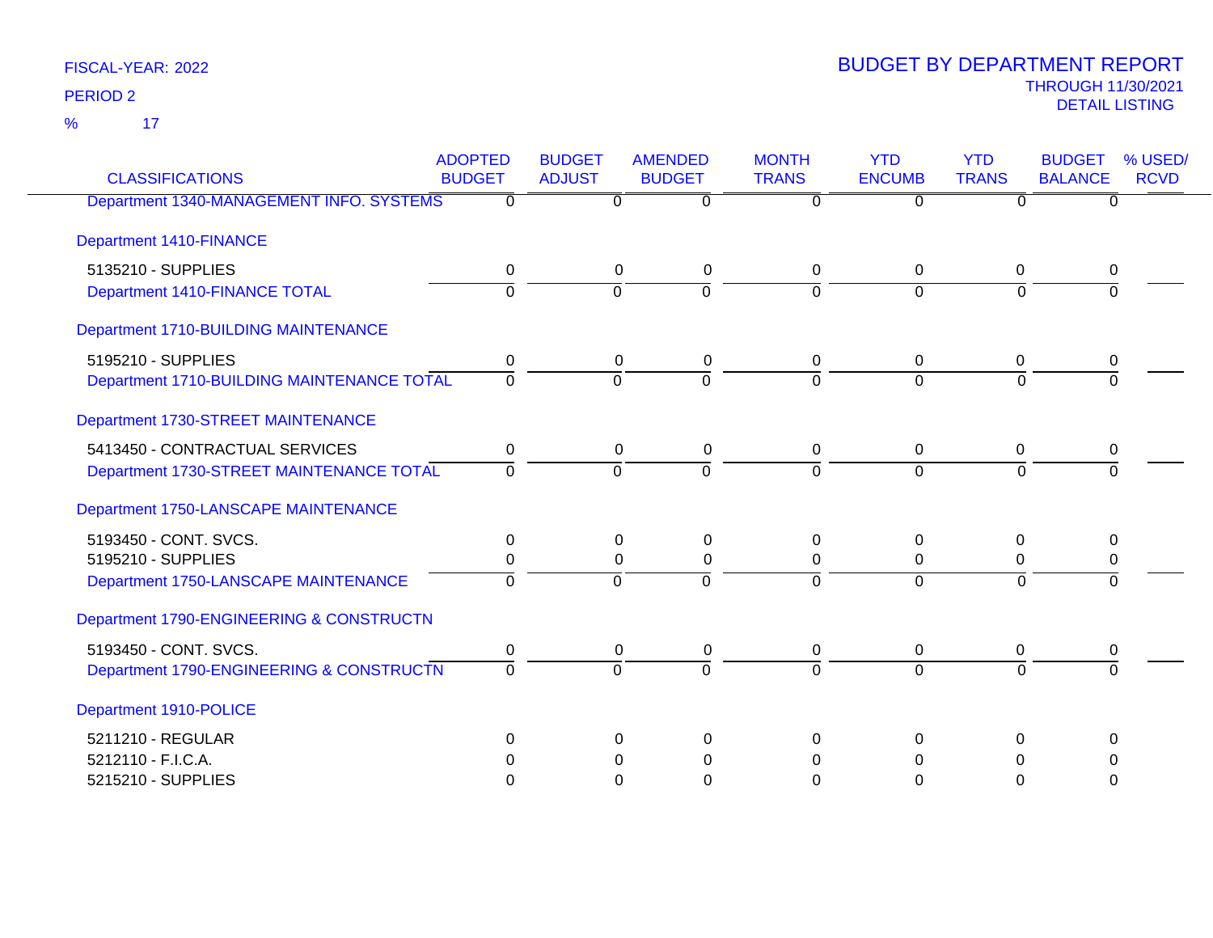FISCAL-YEAR: 2022

PERIOD 2

% 17

# BUDGET BY DEPARTMENT REPORT

THROUGH 11/30/2021

DETAIL LISTING

| CLASSIFICATIONS | ADOPTED BUDGET | BUDGET ADJUST | AMENDED BUDGET | MONTH TRANS | YTD ENCUMB | YTD TRANS | BUDGET BALANCE | % USED/ RCVD |
|---|---|---|---|---|---|---|---|---|
| Department 1340-MANAGEMENT INFO. SYSTEMS | 0 | 0 | 0 | 0 | 0 | 0 | 0 | |
| Department 1410-FINANCE | | | | | | | | |
| 5135210 - SUPPLIES | 0 | 0 | 0 | 0 | 0 | 0 | 0 | |
| Department 1410-FINANCE TOTAL | 0 | 0 | 0 | 0 | 0 | 0 | 0 | |
| Department 1710-BUILDING MAINTENANCE | | | | | | | | |
| 5195210 - SUPPLIES | 0 | 0 | 0 | 0 | 0 | 0 | 0 | |
| Department 1710-BUILDING MAINTENANCE TOTAL | 0 | 0 | 0 | 0 | 0 | 0 | 0 | |
| Department 1730-STREET MAINTENANCE | | | | | | | | |
| 5413450 - CONTRACTUAL SERVICES | 0 | 0 | 0 | 0 | 0 | 0 | 0 | |
| Department 1730-STREET MAINTENANCE TOTAL | 0 | 0 | 0 | 0 | 0 | 0 | 0 | |
| Department 1750-LANSCAPE MAINTENANCE | | | | | | | | |
| 5193450 - CONT. SVCS. | 0 | 0 | 0 | 0 | 0 | 0 | 0 | |
| 5195210 - SUPPLIES | 0 | 0 | 0 | 0 | 0 | 0 | 0 | |
| Department 1750-LANSCAPE MAINTENANCE | 0 | 0 | 0 | 0 | 0 | 0 | 0 | |
| Department 1790-ENGINEERING & CONSTRUCTN | | | | | | | | |
| 5193450 - CONT. SVCS. | 0 | 0 | 0 | 0 | 0 | 0 | 0 | |
| Department 1790-ENGINEERING & CONSTRUCTN | 0 | 0 | 0 | 0 | 0 | 0 | 0 | |
| Department 1910-POLICE | | | | | | | | |
| 5211210 - REGULAR | 0 | 0 | 0 | 0 | 0 | 0 | 0 | |
| 5212110 - F.I.C.A. | 0 | 0 | 0 | 0 | 0 | 0 | 0 | |
| 5215210 - SUPPLIES | 0 | 0 | 0 | 0 | 0 | 0 | 0 | |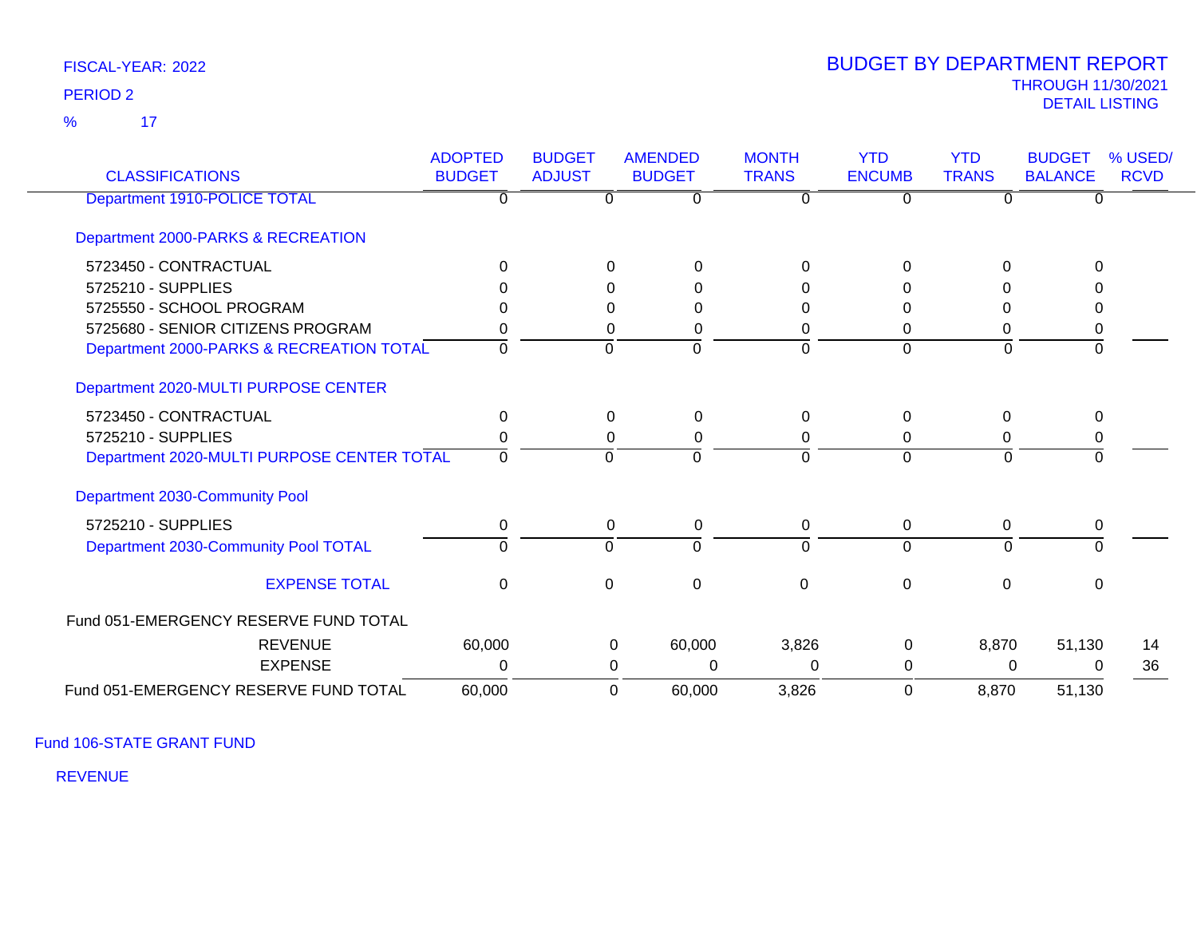FISCAL-YEAR: 2022

PERIOD 2

% 17

# BUDGET BY DEPARTMENT REPORT

THROUGH 11/30/2021

DETAIL LISTING

| CLASSIFICATIONS | ADOPTED BUDGET | BUDGET ADJUST | AMENDED BUDGET | MONTH TRANS | YTD ENCUMB | YTD TRANS | BUDGET BALANCE | % USED/ RCVD |
|---|---|---|---|---|---|---|---|---|
| Department 1910-POLICE TOTAL | 0 | 0 | 0 | 0 | 0 | 0 | 0 | |
| Department 2000-PARKS & RECREATION | | | | | | | | |
| 5723450 - CONTRACTUAL | 0 | 0 | 0 | 0 | 0 | 0 | 0 | |
| 5725210 - SUPPLIES | 0 | 0 | 0 | 0 | 0 | 0 | 0 | |
| 5725550 - SCHOOL PROGRAM | 0 | 0 | 0 | 0 | 0 | 0 | 0 | |
| 5725680 - SENIOR CITIZENS PROGRAM | 0 | 0 | 0 | 0 | 0 | 0 | 0 | |
| Department 2000-PARKS & RECREATION TOTAL | 0 | 0 | 0 | 0 | 0 | 0 | 0 | |
| Department 2020-MULTI PURPOSE CENTER | | | | | | | | |
| 5723450 - CONTRACTUAL | 0 | 0 | 0 | 0 | 0 | 0 | 0 | |
| 5725210 - SUPPLIES | 0 | 0 | 0 | 0 | 0 | 0 | 0 | |
| Department 2020-MULTI PURPOSE CENTER TOTAL | 0 | 0 | 0 | 0 | 0 | 0 | 0 | |
| Department 2030-Community Pool | | | | | | | | |
| 5725210 - SUPPLIES | 0 | 0 | 0 | 0 | 0 | 0 | 0 | |
| Department 2030-Community Pool TOTAL | 0 | 0 | 0 | 0 | 0 | 0 | 0 | |
| EXPENSE TOTAL | 0 | 0 | 0 | 0 | 0 | 0 | 0 | |
| Fund 051-EMERGENCY RESERVE FUND TOTAL | | | | | | | | |
| REVENUE | 60,000 | 0 | 60,000 | 3,826 | 0 | 8,870 | 51,130 | 14 |
| EXPENSE | 0 | 0 | 0 | 0 | 0 | 0 | 0 | 36 |
| Fund 051-EMERGENCY RESERVE FUND TOTAL | 60,000 | 0 | 60,000 | 3,826 | 0 | 8,870 | 51,130 | |

Fund 106-STATE GRANT FUND

REVENUE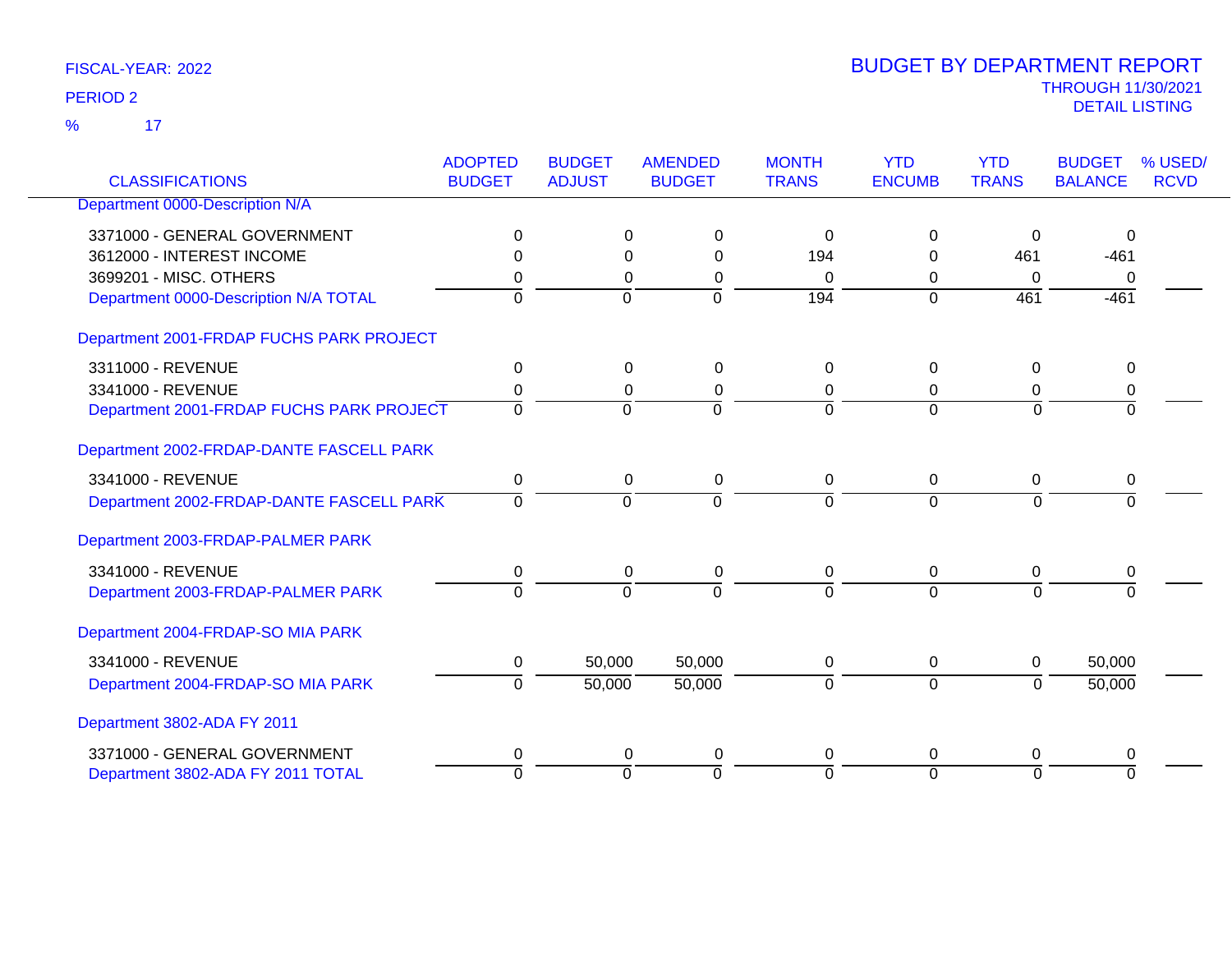FISCAL-YEAR: 2022

PERIOD 2

% 17

# BUDGET BY DEPARTMENT REPORT

THROUGH 11/30/2021

DETAIL LISTING

| CLASSIFICATIONS | ADOPTED BUDGET | BUDGET ADJUST | AMENDED BUDGET | MONTH TRANS | YTD ENCUMB | YTD TRANS | BUDGET BALANCE | % USED/ RCVD |
|---|---|---|---|---|---|---|---|---|
| **Department 0000-Description N/A** | | | | | | | | |
| 3371000 - GENERAL GOVERNMENT | 0 | 0 | 0 | 0 | 0 | 0 | 0 | |
| 3612000 - INTEREST INCOME | 0 | 0 | 0 | 194 | 0 | 461 | -461 | |
| 3699201 - MISC. OTHERS | 0 | 0 | 0 | 0 | 0 | 0 | 0 | |
| Department 0000-Description N/A TOTAL | 0 | 0 | 0 | 194 | 0 | 461 | -461 | |
| **Department 2001-FRDAP FUCHS PARK PROJECT** | | | | | | | | |
| 3311000 - REVENUE | 0 | 0 | 0 | 0 | 0 | 0 | 0 | |
| 3341000 - REVENUE | 0 | 0 | 0 | 0 | 0 | 0 | 0 | |
| Department 2001-FRDAP FUCHS PARK PROJECT | 0 | 0 | 0 | 0 | 0 | 0 | 0 | |
| **Department 2002-FRDAP-DANTE FASCELL PARK** | | | | | | | | |
| 3341000 - REVENUE | 0 | 0 | 0 | 0 | 0 | 0 | 0 | |
| Department 2002-FRDAP-DANTE FASCELL PARK | 0 | 0 | 0 | 0 | 0 | 0 | 0 | |
| **Department 2003-FRDAP-PALMER PARK** | | | | | | | | |
| 3341000 - REVENUE | 0 | 0 | 0 | 0 | 0 | 0 | 0 | |
| Department 2003-FRDAP-PALMER PARK | 0 | 0 | 0 | 0 | 0 | 0 | 0 | |
| **Department 2004-FRDAP-SO MIA PARK** | | | | | | | | |
| 3341000 - REVENUE | 0 | 50,000 | 50,000 | 0 | 0 | 0 | 50,000 | |
| Department 2004-FRDAP-SO MIA PARK | 0 | 50,000 | 50,000 | 0 | 0 | 0 | 50,000 | |
| **Department 3802-ADA FY 2011** | | | | | | | | |
| 3371000 - GENERAL GOVERNMENT | 0 | 0 | 0 | 0 | 0 | 0 | 0 | |
| Department 3802-ADA FY 2011 TOTAL | 0 | 0 | 0 | 0 | 0 | 0 | 0 | |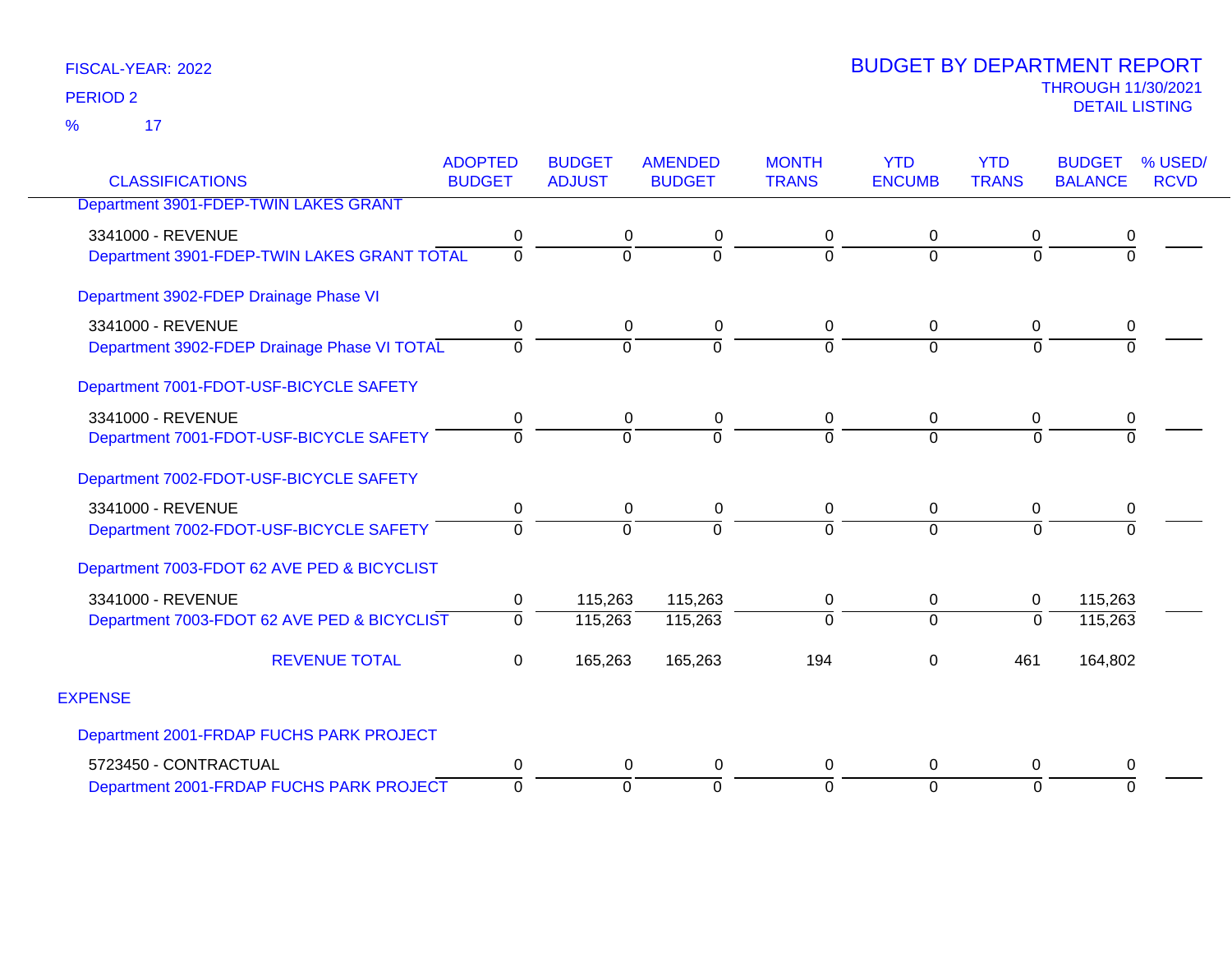FISCAL-YEAR: 2022

PERIOD 2

% 17

# BUDGET BY DEPARTMENT REPORT

THROUGH 11/30/2021

DETAIL LISTING

| CLASSIFICATIONS | ADOPTED BUDGET | BUDGET ADJUST | AMENDED BUDGET | MONTH TRANS | YTD ENCUMB | YTD TRANS | BUDGET BALANCE | % USED/ RCVD |
|---|---|---|---|---|---|---|---|---|
| Department 3901-FDEP-TWIN LAKES GRANT | | | | | | | | |
| 3341000 - REVENUE | 0 | 0 | 0 | 0 | 0 | 0 | 0 | |
| Department 3901-FDEP-TWIN LAKES GRANT TOTAL | 0 | 0 | 0 | 0 | 0 | 0 | 0 | |
| Department 3902-FDEP Drainage Phase VI | | | | | | | | |
| 3341000 - REVENUE | 0 | 0 | 0 | 0 | 0 | 0 | 0 | |
| Department 3902-FDEP Drainage Phase VI TOTAL | 0 | 0 | 0 | 0 | 0 | 0 | 0 | |
| Department 7001-FDOT-USF-BICYCLE SAFETY | | | | | | | | |
| 3341000 - REVENUE | 0 | 0 | 0 | 0 | 0 | 0 | 0 | |
| Department 7001-FDOT-USF-BICYCLE SAFETY | 0 | 0 | 0 | 0 | 0 | 0 | 0 | |
| Department 7002-FDOT-USF-BICYCLE SAFETY | | | | | | | | |
| 3341000 - REVENUE | 0 | 0 | 0 | 0 | 0 | 0 | 0 | |
| Department 7002-FDOT-USF-BICYCLE SAFETY | 0 | 0 | 0 | 0 | 0 | 0 | 0 | |
| Department 7003-FDOT 62 AVE PED & BICYCLIST | | | | | | | | |
| 3341000 - REVENUE | 0 | 115,263 | 115,263 | 0 | 0 | 0 | 115,263 | |
| Department 7003-FDOT 62 AVE PED & BICYCLIST | 0 | 115,263 | 115,263 | 0 | 0 | 0 | 115,263 | |
| REVENUE TOTAL | 0 | 165,263 | 165,263 | 194 | 0 | 461 | 164,802 | |
| EXPENSE | | | | | | | | |
| Department 2001-FRDAP FUCHS PARK PROJECT | | | | | | | | |
| 5723450 - CONTRACTUAL | 0 | 0 | 0 | 0 | 0 | 0 | 0 | |
| Department 2001-FRDAP FUCHS PARK PROJECT | 0 | 0 | 0 | 0 | 0 | 0 | 0 | |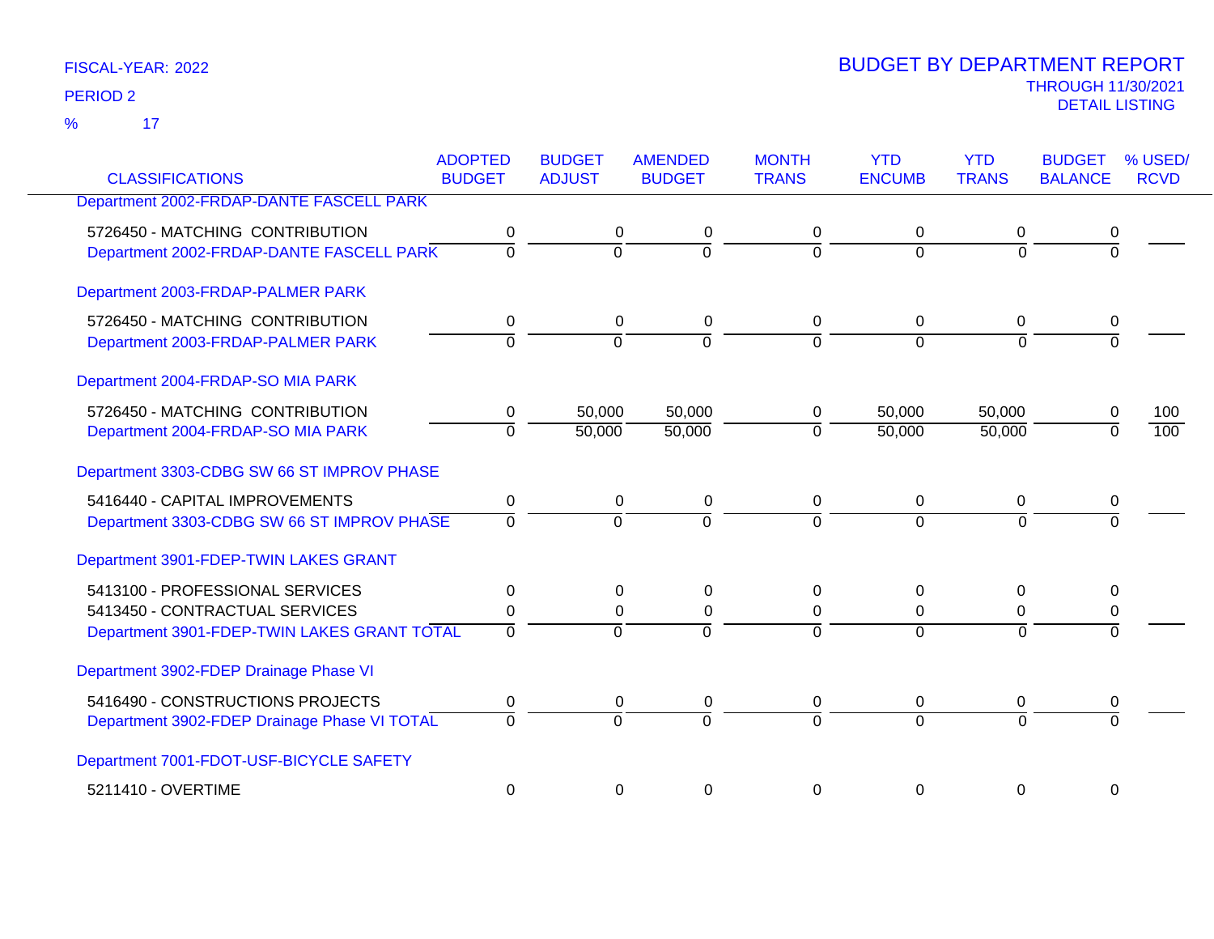FISCAL-YEAR: 2022

PERIOD 2

% 17

# BUDGET BY DEPARTMENT REPORT

THROUGH 11/30/2021

DETAIL LISTING

| CLASSIFICATIONS | ADOPTED BUDGET | BUDGET ADJUST | AMENDED BUDGET | MONTH TRANS | YTD ENCUMB | YTD TRANS | BUDGET BALANCE | % USED/ RCVD |
|---|---|---|---|---|---|---|---|---|
| Department 2002-FRDAP-DANTE FASCELL PARK | | | | | | | | |
| 5726450 - MATCHING CONTRIBUTION | 0 | 0 | 0 | 0 | 0 | 0 | 0 | |
| Department 2002-FRDAP-DANTE FASCELL PARK | 0 | 0 | 0 | 0 | 0 | 0 | 0 | |
| Department 2003-FRDAP-PALMER PARK | | | | | | | | |
| 5726450 - MATCHING CONTRIBUTION | 0 | 0 | 0 | 0 | 0 | 0 | 0 | |
| Department 2003-FRDAP-PALMER PARK | 0 | 0 | 0 | 0 | 0 | 0 | 0 | |
| Department 2004-FRDAP-SO MIA PARK | | | | | | | | |
| 5726450 - MATCHING CONTRIBUTION | 0 | 50,000 | 50,000 | 0 | 50,000 | 50,000 | 0 | 100 |
| Department 2004-FRDAP-SO MIA PARK | 0 | 50,000 | 50,000 | 0 | 50,000 | 50,000 | 0 | 100 |
| Department 3303-CDBG SW 66 ST IMPROV PHASE | | | | | | | | |
| 5416440 - CAPITAL IMPROVEMENTS | 0 | 0 | 0 | 0 | 0 | 0 | 0 | |
| Department 3303-CDBG SW 66 ST IMPROV PHASE | 0 | 0 | 0 | 0 | 0 | 0 | 0 | |
| Department 3901-FDEP-TWIN LAKES GRANT | | | | | | | | |
| 5413100 - PROFESSIONAL SERVICES | 0 | 0 | 0 | 0 | 0 | 0 | 0 | |
| 5413450 - CONTRACTUAL SERVICES | 0 | 0 | 0 | 0 | 0 | 0 | 0 | |
| Department 3901-FDEP-TWIN LAKES GRANT TOTAL | 0 | 0 | 0 | 0 | 0 | 0 | 0 | |
| Department 3902-FDEP Drainage Phase VI | | | | | | | | |
| 5416490 - CONSTRUCTIONS PROJECTS | 0 | 0 | 0 | 0 | 0 | 0 | 0 | |
| Department 3902-FDEP Drainage Phase VI TOTAL | 0 | 0 | 0 | 0 | 0 | 0 | 0 | |
| Department 7001-FDOT-USF-BICYCLE SAFETY | | | | | | | | |
| 5211410 - OVERTIME | 0 | 0 | 0 | 0 | 0 | 0 | 0 | |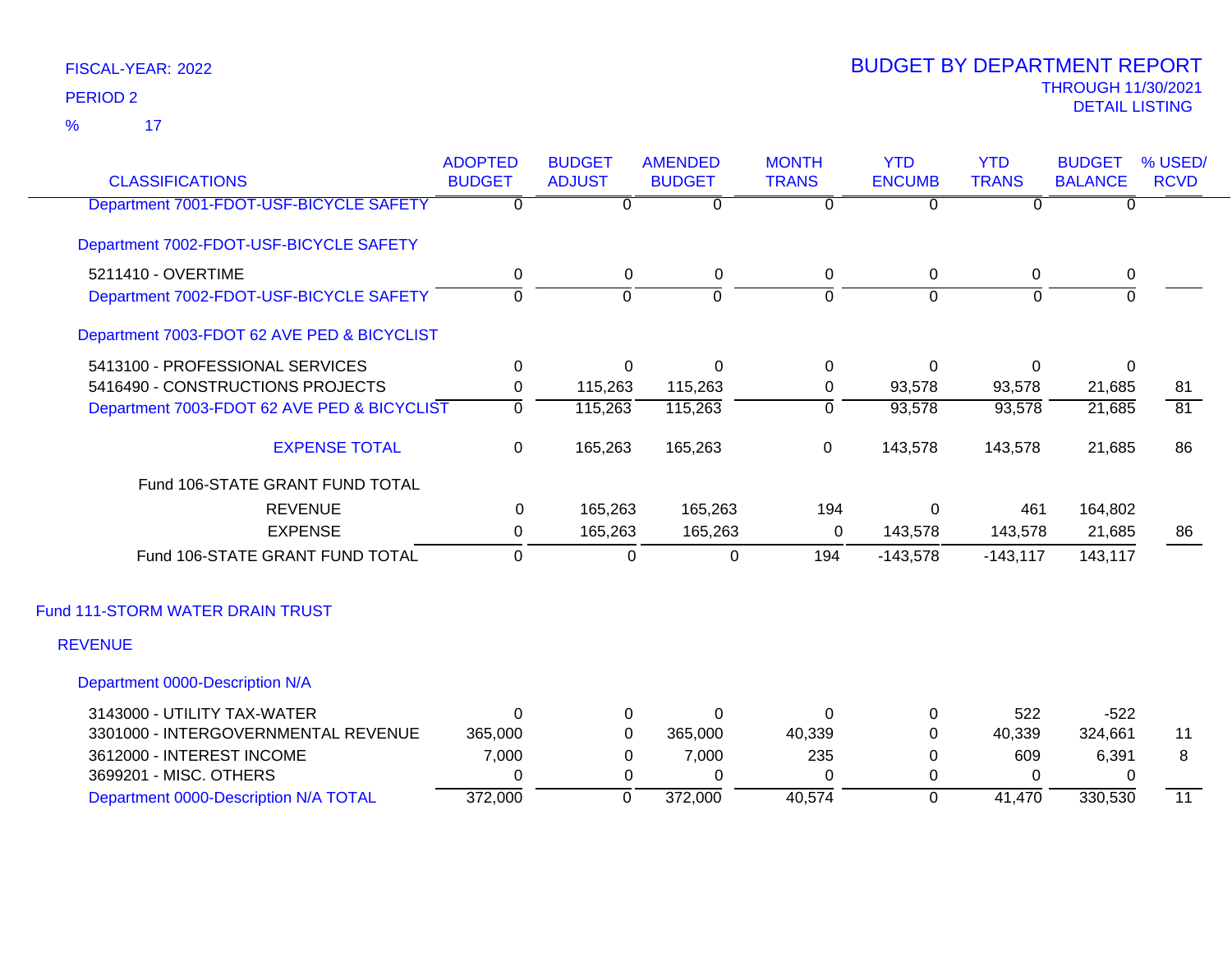FISCAL-YEAR: 2022

PERIOD 2

% 17

# BUDGET BY DEPARTMENT REPORT

THROUGH 11/30/2021

DETAIL LISTING

| CLASSIFICATIONS | ADOPTED BUDGET | BUDGET ADJUST | AMENDED BUDGET | MONTH TRANS | YTD ENCUMB | YTD TRANS | BUDGET BALANCE | % USED/ RCVD |
|---|---|---|---|---|---|---|---|---|
| Department 7001-FDOT-USF-BICYCLE SAFETY | 0 | 0 | 0 | 0 | 0 | 0 | 0 | |
| **Department 7002-FDOT-USF-BICYCLE SAFETY** | | | | | | | | |
| 5211410 - OVERTIME | 0 | 0 | 0 | 0 | 0 | 0 | 0 | |
| Department 7002-FDOT-USF-BICYCLE SAFETY | 0 | 0 | 0 | 0 | 0 | 0 | 0 | |
| **Department 7003-FDOT 62 AVE PED & BICYCLIST** | | | | | | | | |
| 5413100 - PROFESSIONAL SERVICES | 0 | 0 | 0 | 0 | 0 | 0 | 0 | |
| 5416490 - CONSTRUCTIONS PROJECTS | 0 | 115,263 | 115,263 | 0 | 93,578 | 93,578 | 21,685 | 81 |
| Department 7003-FDOT 62 AVE PED & BICYCLIST | 0 | 115,263 | 115,263 | 0 | 93,578 | 93,578 | 21,685 | 81 |
| EXPENSE TOTAL | 0 | 165,263 | 165,263 | 0 | 143,578 | 143,578 | 21,685 | 86 |
| **Fund 106-STATE GRANT FUND TOTAL** | | | | | | | | |
| REVENUE | 0 | 165,263 | 165,263 | 194 | 0 | 461 | 164,802 | |
| EXPENSE | 0 | 165,263 | 165,263 | 0 | 143,578 | 143,578 | 21,685 | 86 |
| Fund 106-STATE GRANT FUND TOTAL | 0 | 0 | 0 | 194 | -143,578 | -143,117 | 143,117 | |

## Fund 111-STORM WATER DRAIN TRUST

### REVENUE

| CLASSIFICATIONS | ADOPTED BUDGET | BUDGET ADJUST | AMENDED BUDGET | MONTH TRANS | YTD ENCUMB | YTD TRANS | BUDGET BALANCE | % USED/ RCVD |
|---|---|---|---|---|---|---|---|---|
| **Department 0000-Description N/A** | | | | | | | | |
| 3143000 - UTILITY TAX-WATER | 0 | 0 | 0 | 0 | 0 | 522 | -522 | |
| 3301000 - INTERGOVERNMENTAL REVENUE | 365,000 | 0 | 365,000 | 40,339 | 0 | 40,339 | 324,661 | 11 |
| 3612000 - INTEREST INCOME | 7,000 | 0 | 7,000 | 235 | 0 | 609 | 6,391 | 8 |
| 3699201 - MISC. OTHERS | 0 | 0 | 0 | 0 | 0 | 0 | 0 | |
| Department 0000-Description N/A TOTAL | 372,000 | 0 | 372,000 | 40,574 | 0 | 41,470 | 330,530 | 11 |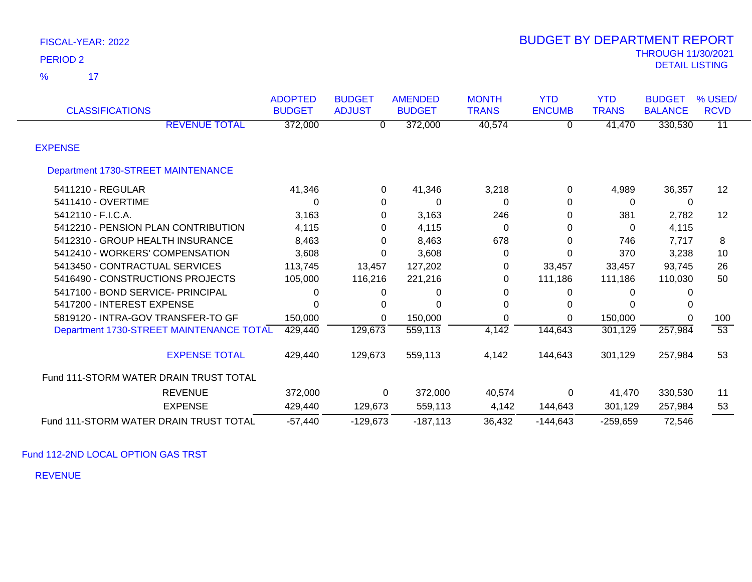FISCAL-YEAR: 2022

PERIOD 2

% 17

# BUDGET BY DEPARTMENT REPORT

THROUGH 11/30/2021

DETAIL LISTING

| CLASSIFICATIONS | ADOPTED BUDGET | BUDGET ADJUST | AMENDED BUDGET | MONTH TRANS | YTD ENCUMB | YTD TRANS | BUDGET BALANCE | % USED/ RCVD |
|---|---|---|---|---|---|---|---|---|
| REVENUE TOTAL | 372,000 | 0 | 372,000 | 40,574 | 0 | 41,470 | 330,530 | 11 |
| **EXPENSE** | | | | | | | | |
| **Department 1730-STREET MAINTENANCE** | | | | | | | | |
| 5411210 - REGULAR | 41,346 | 0 | 41,346 | 3,218 | 0 | 4,989 | 36,357 | 12 |
| 5411410 - OVERTIME | 0 | 0 | 0 | 0 | 0 | 0 | 0 | |
| 5412110 - F.I.C.A. | 3,163 | 0 | 3,163 | 246 | 0 | 381 | 2,782 | 12 |
| 5412210 - PENSION PLAN CONTRIBUTION | 4,115 | 0 | 4,115 | 0 | 0 | 0 | 4,115 | |
| 5412310 - GROUP HEALTH INSURANCE | 8,463 | 0 | 8,463 | 678 | 0 | 746 | 7,717 | 8 |
| 5412410 - WORKERS' COMPENSATION | 3,608 | 0 | 3,608 | 0 | 0 | 370 | 3,238 | 10 |
| 5413450 - CONTRACTUAL SERVICES | 113,745 | 13,457 | 127,202 | 0 | 33,457 | 33,457 | 93,745 | 26 |
| 5416490 - CONSTRUCTIONS PROJECTS | 105,000 | 116,216 | 221,216 | 0 | 111,186 | 111,186 | 110,030 | 50 |
| 5417100 - BOND SERVICE- PRINCIPAL | 0 | 0 | 0 | 0 | 0 | 0 | 0 | |
| 5417200 - INTEREST EXPENSE | 0 | 0 | 0 | 0 | 0 | 0 | 0 | |
| 5819120 - INTRA-GOV TRANSFER-TO GF | 150,000 | 0 | 150,000 | 0 | 0 | 150,000 | 0 | 100 |
| Department 1730-STREET MAINTENANCE TOTAL | 429,440 | 129,673 | 559,113 | 4,142 | 144,643 | 301,129 | 257,984 | 53 |
| EXPENSE TOTAL | 429,440 | 129,673 | 559,113 | 4,142 | 144,643 | 301,129 | 257,984 | 53 |
| Fund 111-STORM WATER DRAIN TRUST TOTAL | | | | | | | | |
| REVENUE | 372,000 | 0 | 372,000 | 40,574 | 0 | 41,470 | 330,530 | 11 |
| EXPENSE | 429,440 | 129,673 | 559,113 | 4,142 | 144,643 | 301,129 | 257,984 | 53 |
| Fund 111-STORM WATER DRAIN TRUST TOTAL | -57,440 | -129,673 | -187,113 | 36,432 | -144,643 | -259,659 | 72,546 | |

Fund 112-2ND LOCAL OPTION GAS TRST

REVENUE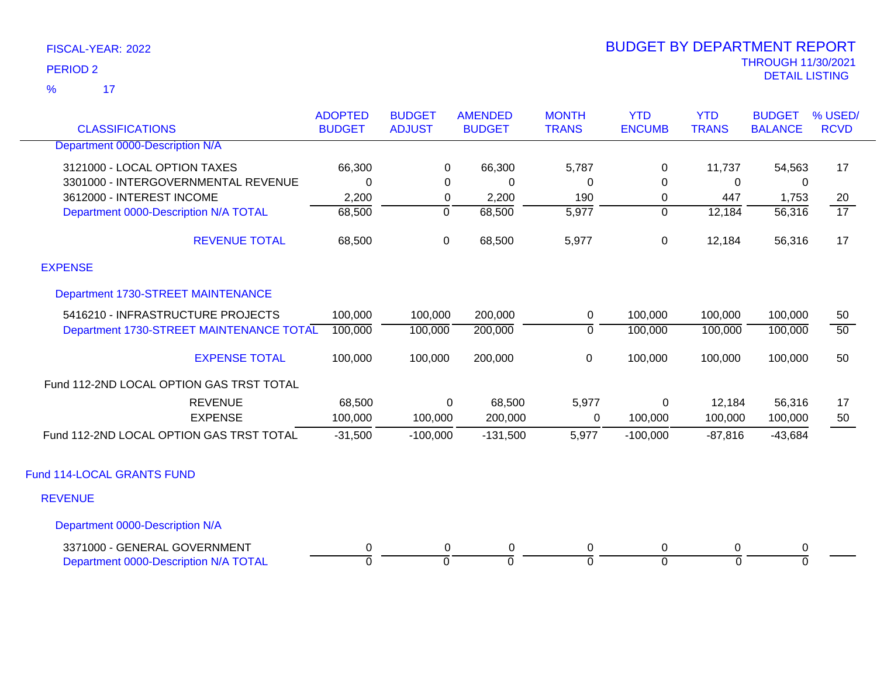FISCAL-YEAR: 2022

PERIOD 2

% 17

# BUDGET BY DEPARTMENT REPORT

THROUGH 11/30/2021

DETAIL LISTING

| CLASSIFICATIONS | ADOPTED BUDGET | BUDGET ADJUST | AMENDED BUDGET | MONTH TRANS | YTD ENCUMB | YTD TRANS | BUDGET BALANCE | % USED/ RCVD |
|---|---|---|---|---|---|---|---|---|
| Department 0000-Description N/A | | | | | | | | |
| 3121000 - LOCAL OPTION TAXES | 66,300 | 0 | 66,300 | 5,787 | 0 | 11,737 | 54,563 | 17 |
| 3301000 - INTERGOVERNMENTAL REVENUE | 0 | 0 | 0 | 0 | 0 | 0 | 0 | |
| 3612000 - INTEREST INCOME | 2,200 | 0 | 2,200 | 190 | 0 | 447 | 1,753 | 20 |
| Department 0000-Description N/A TOTAL | 68,500 | 0 | 68,500 | 5,977 | 0 | 12,184 | 56,316 | 17 |
| REVENUE TOTAL | 68,500 | 0 | 68,500 | 5,977 | 0 | 12,184 | 56,316 | 17 |
| EXPENSE | | | | | | | | |
| Department 1730-STREET MAINTENANCE | | | | | | | | |
| 5416210 - INFRASTRUCTURE PROJECTS | 100,000 | 100,000 | 200,000 | 0 | 100,000 | 100,000 | 100,000 | 50 |
| Department 1730-STREET MAINTENANCE TOTAL | 100,000 | 100,000 | 200,000 | 0 | 100,000 | 100,000 | 100,000 | 50 |
| EXPENSE TOTAL | 100,000 | 100,000 | 200,000 | 0 | 100,000 | 100,000 | 100,000 | 50 |
| Fund 112-2ND LOCAL OPTION GAS TRST TOTAL | | | | | | | | |
| REVENUE | 68,500 | 0 | 68,500 | 5,977 | 0 | 12,184 | 56,316 | 17 |
| EXPENSE | 100,000 | 100,000 | 200,000 | 0 | 100,000 | 100,000 | 100,000 | 50 |
| Fund 112-2ND LOCAL OPTION GAS TRST TOTAL | -31,500 | -100,000 | -131,500 | 5,977 | -100,000 | -87,816 | -43,684 | |

## Fund 114-LOCAL GRANTS FUND

| CLASSIFICATIONS | ADOPTED BUDGET | BUDGET ADJUST | AMENDED BUDGET | MONTH TRANS | YTD ENCUMB | YTD TRANS | BUDGET BALANCE | % USED/ RCVD |
|---|---|---|---|---|---|---|---|---|
| REVENUE | | | | | | | | |
| Department 0000-Description N/A | | | | | | | | |
| 3371000 - GENERAL GOVERNMENT | 0 | 0 | 0 | 0 | 0 | 0 | 0 | |
| Department 0000-Description N/A TOTAL | 0 | 0 | 0 | 0 | 0 | 0 | 0 | |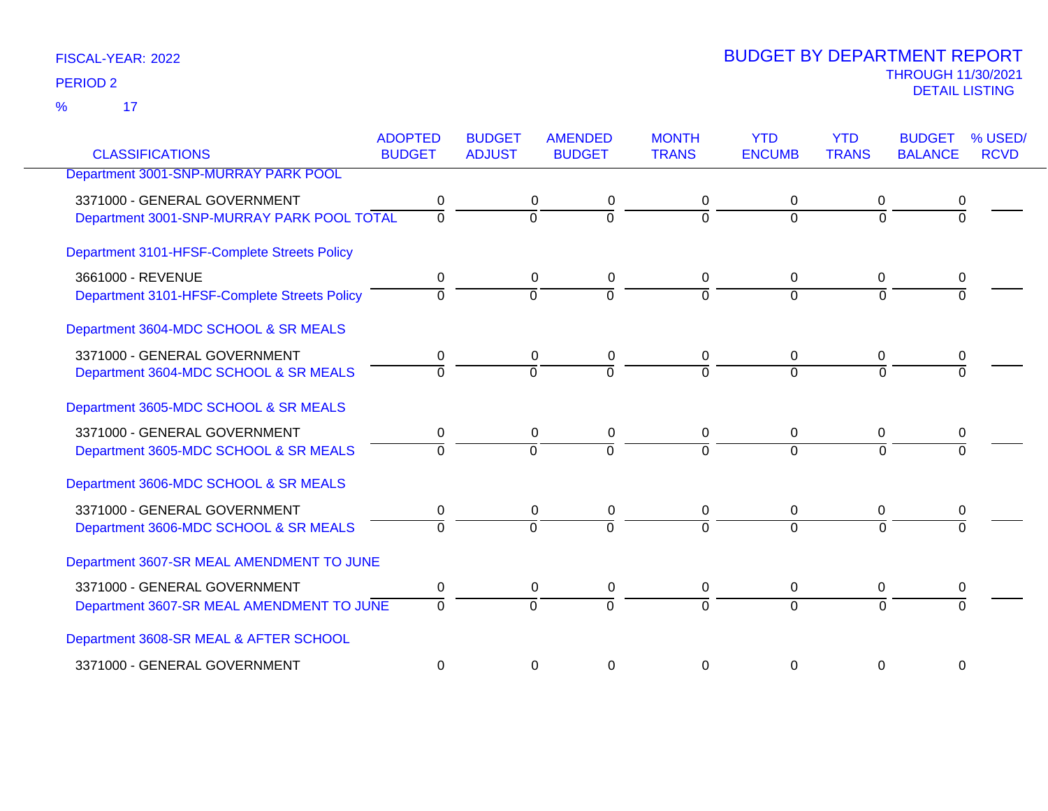FISCAL-YEAR: 2022

PERIOD 2

% 17

# BUDGET BY DEPARTMENT REPORT

THROUGH 11/30/2021

DETAIL LISTING

| CLASSIFICATIONS | ADOPTED BUDGET | BUDGET ADJUST | AMENDED BUDGET | MONTH TRANS | YTD ENCUMB | YTD TRANS | BUDGET BALANCE | % USED/ RCVD |
|---|---|---|---|---|---|---|---|---|
| Department 3001-SNP-MURRAY PARK POOL | | | | | | | | |
| 3371000 - GENERAL GOVERNMENT | 0 | 0 | 0 | 0 | 0 | 0 | 0 | |
| Department 3001-SNP-MURRAY PARK POOL TOTAL | 0 | 0 | 0 | 0 | 0 | 0 | 0 | |
| Department 3101-HFSF-Complete Streets Policy | | | | | | | | |
| 3661000 - REVENUE | 0 | 0 | 0 | 0 | 0 | 0 | 0 | |
| Department 3101-HFSF-Complete Streets Policy | 0 | 0 | 0 | 0 | 0 | 0 | 0 | |
| Department 3604-MDC SCHOOL & SR MEALS | | | | | | | | |
| 3371000 - GENERAL GOVERNMENT | 0 | 0 | 0 | 0 | 0 | 0 | 0 | |
| Department 3604-MDC SCHOOL & SR MEALS | 0 | 0 | 0 | 0 | 0 | 0 | 0 | |
| Department 3605-MDC SCHOOL & SR MEALS | | | | | | | | |
| 3371000 - GENERAL GOVERNMENT | 0 | 0 | 0 | 0 | 0 | 0 | 0 | |
| Department 3605-MDC SCHOOL & SR MEALS | 0 | 0 | 0 | 0 | 0 | 0 | 0 | |
| Department 3606-MDC SCHOOL & SR MEALS | | | | | | | | |
| 3371000 - GENERAL GOVERNMENT | 0 | 0 | 0 | 0 | 0 | 0 | 0 | |
| Department 3606-MDC SCHOOL & SR MEALS | 0 | 0 | 0 | 0 | 0 | 0 | 0 | |
| Department 3607-SR MEAL AMENDMENT TO JUNE | | | | | | | | |
| 3371000 - GENERAL GOVERNMENT | 0 | 0 | 0 | 0 | 0 | 0 | 0 | |
| Department 3607-SR MEAL AMENDMENT TO JUNE | 0 | 0 | 0 | 0 | 0 | 0 | 0 | |
| Department 3608-SR MEAL & AFTER SCHOOL | | | | | | | | |
| 3371000 - GENERAL GOVERNMENT | 0 | 0 | 0 | 0 | 0 | 0 | 0 | |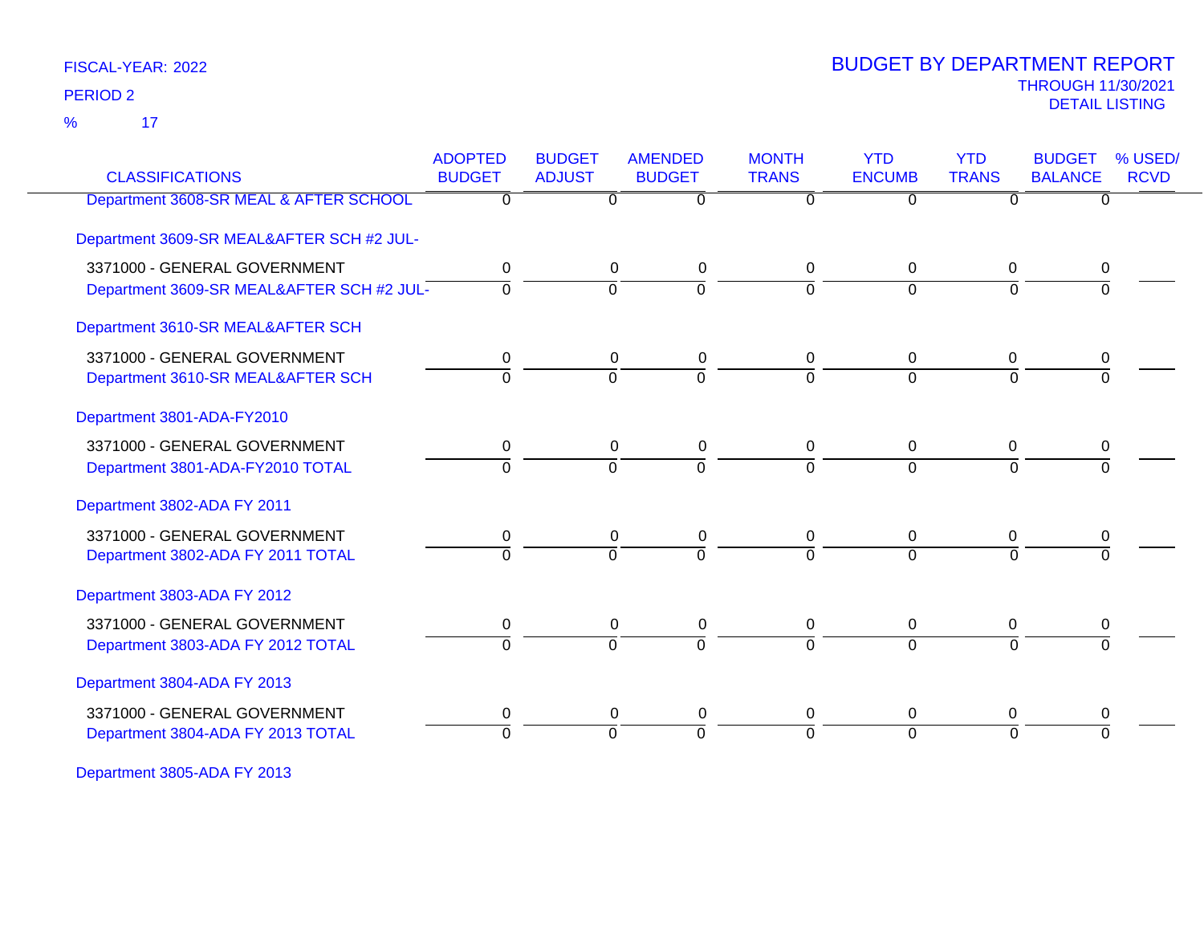FISCAL-YEAR: 2022

PERIOD 2

% 17

# BUDGET BY DEPARTMENT REPORT

THROUGH 11/30/2021

DETAIL LISTING

| CLASSIFICATIONS | ADOPTED BUDGET | BUDGET ADJUST | AMENDED BUDGET | MONTH TRANS | YTD ENCUMB | YTD TRANS | BUDGET BALANCE | % USED/ RCVD |
|---|---|---|---|---|---|---|---|---|
| Department 3608-SR MEAL & AFTER SCHOOL | 0 | 0 | 0 | 0 | 0 | 0 | 0 | |
| Department 3609-SR MEAL&AFTER SCH #2 JUL- | | | | | | | | |
| 3371000 - GENERAL GOVERNMENT | 0 | 0 | 0 | 0 | 0 | 0 | 0 | |
| Department 3609-SR MEAL&AFTER SCH #2 JUL- | 0 | 0 | 0 | 0 | 0 | 0 | 0 | |
| Department 3610-SR MEAL&AFTER SCH | | | | | | | | |
| 3371000 - GENERAL GOVERNMENT | 0 | 0 | 0 | 0 | 0 | 0 | 0 | |
| Department 3610-SR MEAL&AFTER SCH | 0 | 0 | 0 | 0 | 0 | 0 | 0 | |
| Department 3801-ADA-FY2010 | | | | | | | | |
| 3371000 - GENERAL GOVERNMENT | 0 | 0 | 0 | 0 | 0 | 0 | 0 | |
| Department 3801-ADA-FY2010 TOTAL | 0 | 0 | 0 | 0 | 0 | 0 | 0 | |
| Department 3802-ADA FY 2011 | | | | | | | | |
| 3371000 - GENERAL GOVERNMENT | 0 | 0 | 0 | 0 | 0 | 0 | 0 | |
| Department 3802-ADA FY 2011 TOTAL | 0 | 0 | 0 | 0 | 0 | 0 | 0 | |
| Department 3803-ADA FY 2012 | | | | | | | | |
| 3371000 - GENERAL GOVERNMENT | 0 | 0 | 0 | 0 | 0 | 0 | 0 | |
| Department 3803-ADA FY 2012 TOTAL | 0 | 0 | 0 | 0 | 0 | 0 | 0 | |
| Department 3804-ADA FY 2013 | | | | | | | | |
| 3371000 - GENERAL GOVERNMENT | 0 | 0 | 0 | 0 | 0 | 0 | 0 | |
| Department 3804-ADA FY 2013 TOTAL | 0 | 0 | 0 | 0 | 0 | 0 | 0 | |
| Department 3805-ADA FY 2013 | | | | | | | | |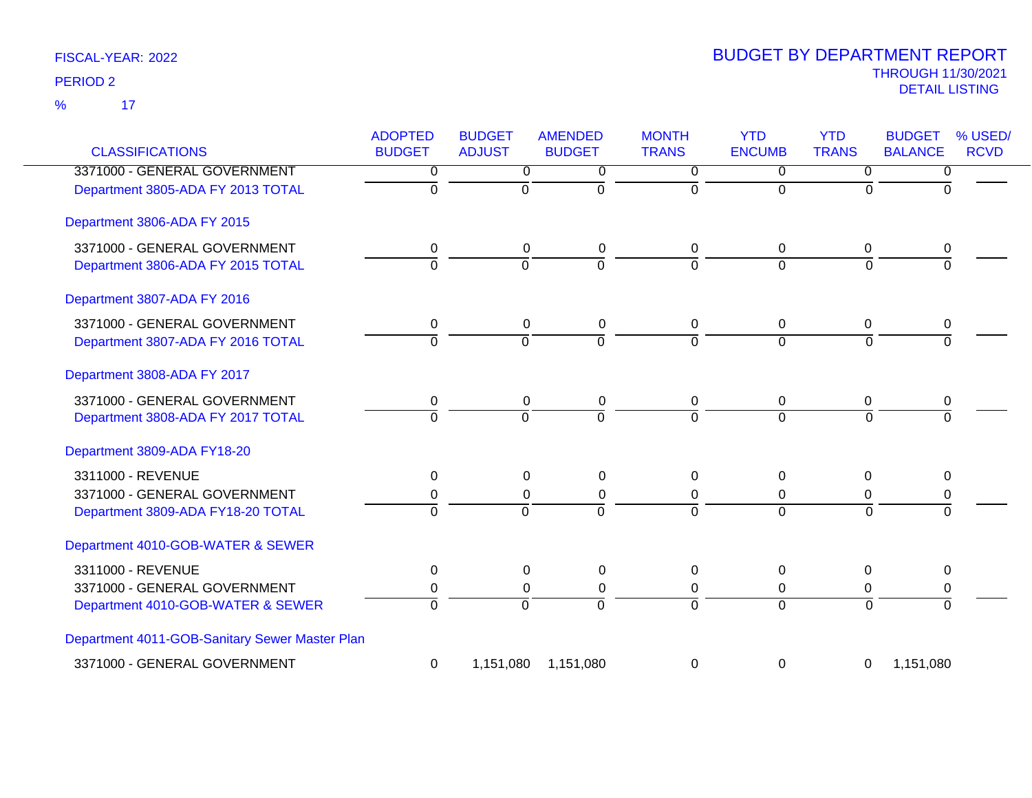FISCAL-YEAR: 2022

PERIOD 2

% 17

# BUDGET BY DEPARTMENT REPORT

THROUGH 11/30/2021

DETAIL LISTING

| CLASSIFICATIONS | ADOPTED BUDGET | BUDGET ADJUST | AMENDED BUDGET | MONTH TRANS | YTD ENCUMB | YTD TRANS | BUDGET BALANCE | % USED/ RCVD |
|---|---|---|---|---|---|---|---|---|
| 3371000 - GENERAL GOVERNMENT | 0 | 0 | 0 | 0 | 0 | 0 | 0 | |
| Department 3805-ADA FY 2013 TOTAL | 0 | 0 | 0 | 0 | 0 | 0 | 0 | |
| Department 3806-ADA FY 2015 | | | | | | | | |
| 3371000 - GENERAL GOVERNMENT | 0 | 0 | 0 | 0 | 0 | 0 | 0 | |
| Department 3806-ADA FY 2015 TOTAL | 0 | 0 | 0 | 0 | 0 | 0 | 0 | |
| Department 3807-ADA FY 2016 | | | | | | | | |
| 3371000 - GENERAL GOVERNMENT | 0 | 0 | 0 | 0 | 0 | 0 | 0 | |
| Department 3807-ADA FY 2016 TOTAL | 0 | 0 | 0 | 0 | 0 | 0 | 0 | |
| Department 3808-ADA FY 2017 | | | | | | | | |
| 3371000 - GENERAL GOVERNMENT | 0 | 0 | 0 | 0 | 0 | 0 | 0 | |
| Department 3808-ADA FY 2017 TOTAL | 0 | 0 | 0 | 0 | 0 | 0 | 0 | |
| Department 3809-ADA FY18-20 | | | | | | | | |
| 3311000 - REVENUE | 0 | 0 | 0 | 0 | 0 | 0 | 0 | |
| 3371000 - GENERAL GOVERNMENT | 0 | 0 | 0 | 0 | 0 | 0 | 0 | |
| Department 3809-ADA FY18-20 TOTAL | 0 | 0 | 0 | 0 | 0 | 0 | 0 | |
| Department 4010-GOB-WATER & SEWER | | | | | | | | |
| 3311000 - REVENUE | 0 | 0 | 0 | 0 | 0 | 0 | 0 | |
| 3371000 - GENERAL GOVERNMENT | 0 | 0 | 0 | 0 | 0 | 0 | 0 | |
| Department 4010-GOB-WATER & SEWER | 0 | 0 | 0 | 0 | 0 | 0 | 0 | |
| Department 4011-GOB-Sanitary Sewer Master Plan | | | | | | | | |
| 3371000 - GENERAL GOVERNMENT | 0 | 1,151,080 | 1,151,080 | 0 | 0 | 0 | 1,151,080 | |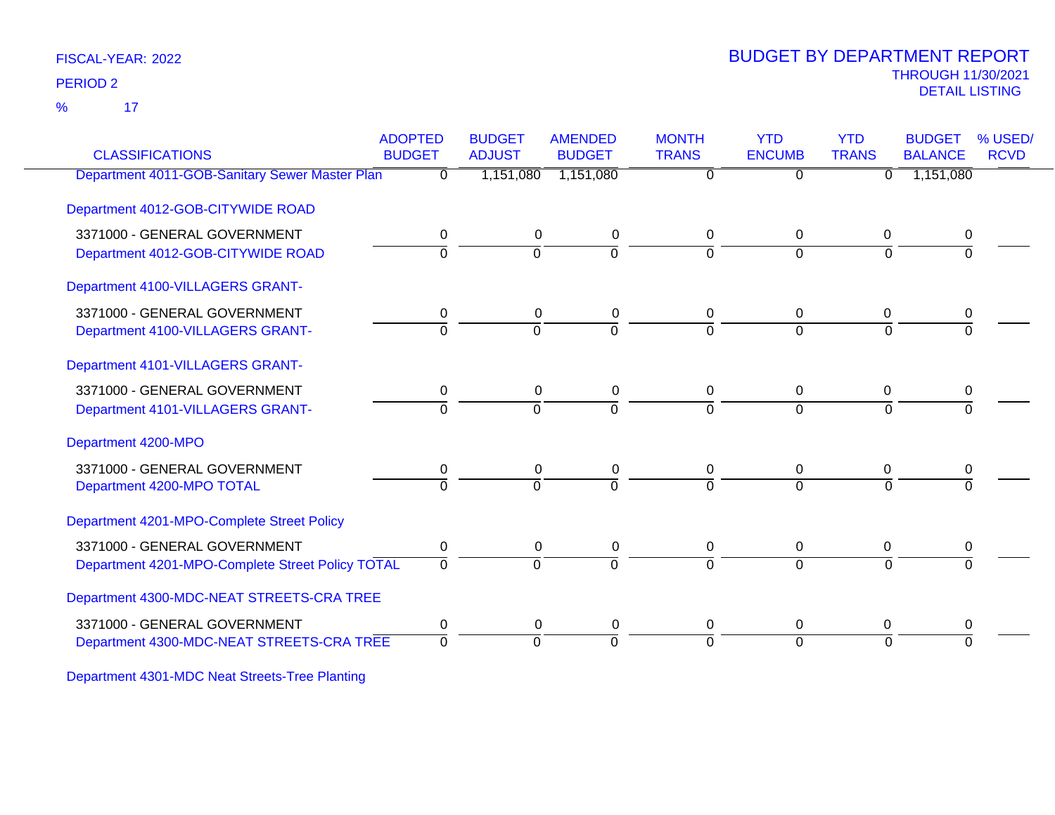FISCAL-YEAR: 2022

PERIOD 2

% 17

# BUDGET BY DEPARTMENT REPORT

THROUGH 11/30/2021

DETAIL LISTING

| CLASSIFICATIONS | ADOPTED BUDGET | BUDGET ADJUST | AMENDED BUDGET | MONTH TRANS | YTD ENCUMB | YTD TRANS | BUDGET BALANCE | % USED/ RCVD |
|---|---|---|---|---|---|---|---|---|
| Department 4011-GOB-Sanitary Sewer Master Plan | 0 | 1,151,080 | 1,151,080 | 0 | 0 | 0 | 1,151,080 | |
| Department 4012-GOB-CITYWIDE ROAD | | | | | | | | |
| 3371000 - GENERAL GOVERNMENT | 0 | 0 | 0 | 0 | 0 | 0 | 0 | |
| Department 4012-GOB-CITYWIDE ROAD | 0 | 0 | 0 | 0 | 0 | 0 | 0 | |
| Department 4100-VILLAGERS GRANT- | | | | | | | | |
| 3371000 - GENERAL GOVERNMENT | 0 | 0 | 0 | 0 | 0 | 0 | 0 | |
| Department 4100-VILLAGERS GRANT- | 0 | 0 | 0 | 0 | 0 | 0 | 0 | |
| Department 4101-VILLAGERS GRANT- | | | | | | | | |
| 3371000 - GENERAL GOVERNMENT | 0 | 0 | 0 | 0 | 0 | 0 | 0 | |
| Department 4101-VILLAGERS GRANT- | 0 | 0 | 0 | 0 | 0 | 0 | 0 | |
| Department 4200-MPO | | | | | | | | |
| 3371000 - GENERAL GOVERNMENT | 0 | 0 | 0 | 0 | 0 | 0 | 0 | |
| Department 4200-MPO TOTAL | 0 | 0 | 0 | 0 | 0 | 0 | 0 | |
| Department 4201-MPO-Complete Street Policy | | | | | | | | |
| 3371000 - GENERAL GOVERNMENT | 0 | 0 | 0 | 0 | 0 | 0 | 0 | |
| Department 4201-MPO-Complete Street Policy TOTAL | 0 | 0 | 0 | 0 | 0 | 0 | 0 | |
| Department 4300-MDC-NEAT STREETS-CRA TREE | | | | | | | | |
| 3371000 - GENERAL GOVERNMENT | 0 | 0 | 0 | 0 | 0 | 0 | 0 | |
| Department 4300-MDC-NEAT STREETS-CRA TREE | 0 | 0 | 0 | 0 | 0 | 0 | 0 | |
| Department 4301-MDC Neat Streets-Tree Planting | | | | | | | | |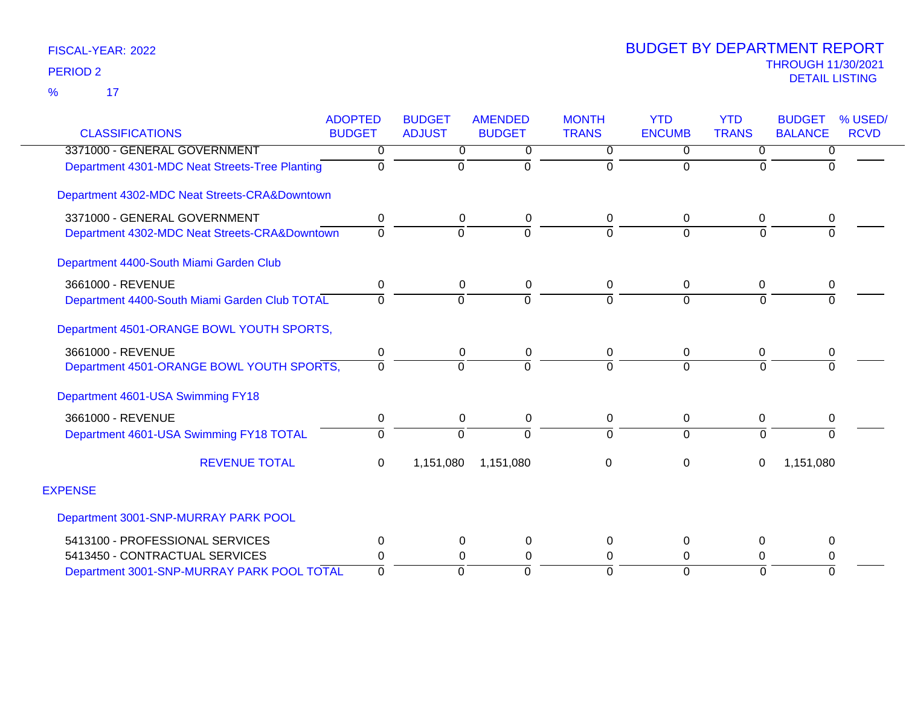FISCAL-YEAR: 2022
PERIOD 2
% 17

# BUDGET BY DEPARTMENT REPORT
THROUGH 11/30/2021
DETAIL LISTING

| CLASSIFICATIONS | ADOPTED BUDGET | BUDGET ADJUST | AMENDED BUDGET | MONTH TRANS | YTD ENCUMB | YTD TRANS | BUDGET BALANCE | % USED/ RCVD |
|---|---|---|---|---|---|---|---|---|
| 3371000 - GENERAL GOVERNMENT | 0 | 0 | 0 | 0 | 0 | 0 | 0 | |
| Department 4301-MDC Neat Streets-Tree Planting | 0 | 0 | 0 | 0 | 0 | 0 | 0 | |
| Department 4302-MDC Neat Streets-CRA&Downtown | | | | | | | | |
| 3371000 - GENERAL GOVERNMENT | 0 | 0 | 0 | 0 | 0 | 0 | 0 | |
| Department 4302-MDC Neat Streets-CRA&Downtown | 0 | 0 | 0 | 0 | 0 | 0 | 0 | |
| Department 4400-South Miami Garden Club | | | | | | | | |
| 3661000 - REVENUE | 0 | 0 | 0 | 0 | 0 | 0 | 0 | |
| Department 4400-South Miami Garden Club TOTAL | 0 | 0 | 0 | 0 | 0 | 0 | 0 | |
| Department 4501-ORANGE BOWL YOUTH SPORTS, | | | | | | | | |
| 3661000 - REVENUE | 0 | 0 | 0 | 0 | 0 | 0 | 0 | |
| Department 4501-ORANGE BOWL YOUTH SPORTS, | 0 | 0 | 0 | 0 | 0 | 0 | 0 | |
| Department 4601-USA Swimming FY18 | | | | | | | | |
| 3661000 - REVENUE | 0 | 0 | 0 | 0 | 0 | 0 | 0 | |
| Department 4601-USA Swimming FY18 TOTAL | 0 | 0 | 0 | 0 | 0 | 0 | 0 | |
| REVENUE TOTAL | 0 | 1,151,080 | 1,151,080 | 0 | 0 | 0 | 1,151,080 | |
| EXPENSE | | | | | | | | |
| Department 3001-SNP-MURRAY PARK POOL | | | | | | | | |
| 5413100 - PROFESSIONAL SERVICES | 0 | 0 | 0 | 0 | 0 | 0 | 0 | |
| 5413450 - CONTRACTUAL SERVICES | 0 | 0 | 0 | 0 | 0 | 0 | 0 | |
| Department 3001-SNP-MURRAY PARK POOL TOTAL | 0 | 0 | 0 | 0 | 0 | 0 | 0 | |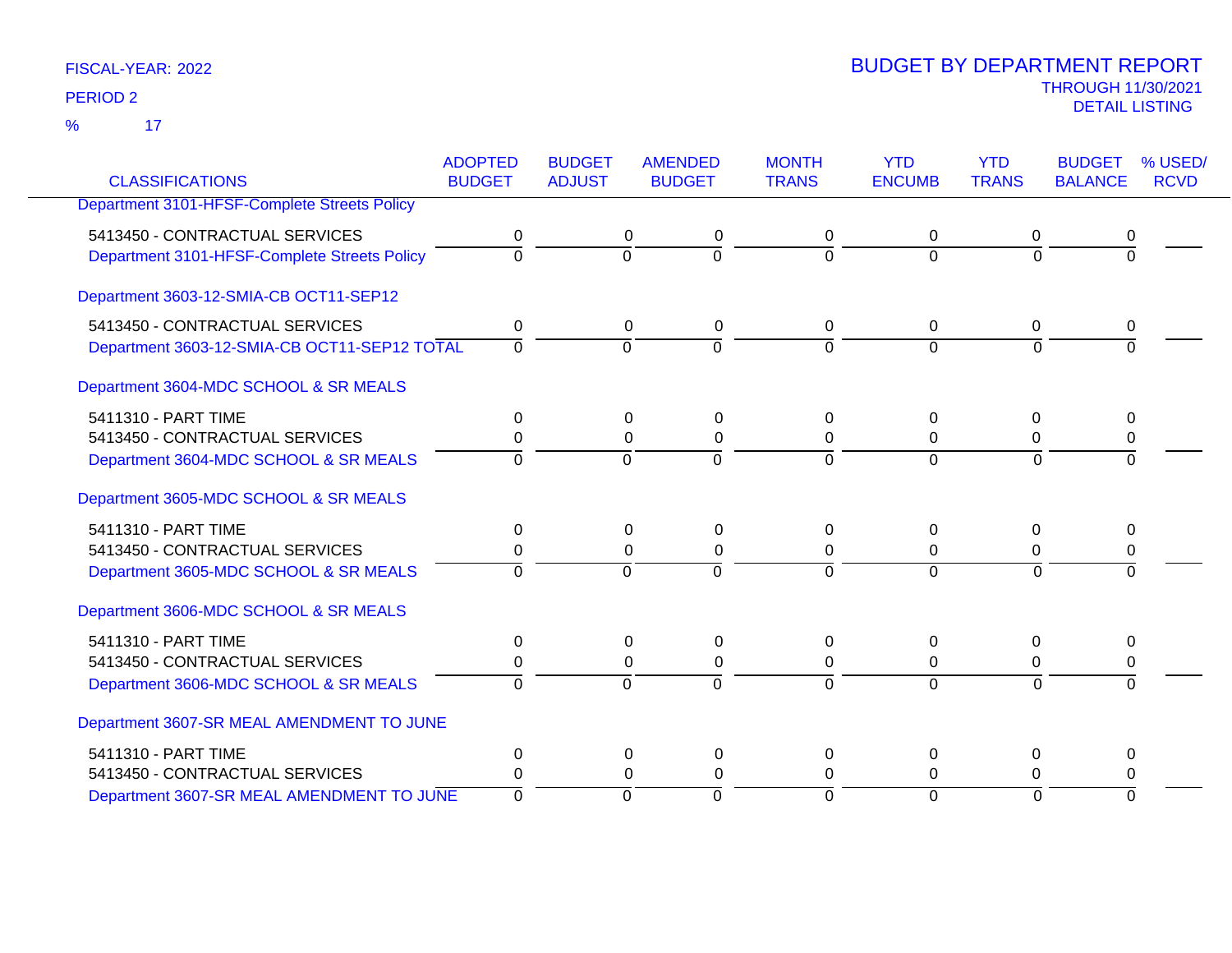FISCAL-YEAR: 2022

PERIOD 2

% 17

# BUDGET BY DEPARTMENT REPORT

THROUGH 11/30/2021

DETAIL LISTING

| CLASSIFICATIONS | ADOPTED BUDGET | BUDGET ADJUST | AMENDED BUDGET | MONTH TRANS | YTD ENCUMB | YTD TRANS | BUDGET BALANCE | % USED/ RCVD |
|---|---|---|---|---|---|---|---|---|
| Department 3101-HFSF-Complete Streets Policy | | | | | | | | |
| 5413450 - CONTRACTUAL SERVICES | 0 | 0 | 0 | 0 | 0 | 0 | 0 | |
| Department 3101-HFSF-Complete Streets Policy | 0 | 0 | 0 | 0 | 0 | 0 | 0 | |
| Department 3603-12-SMIA-CB OCT11-SEP12 | | | | | | | | |
| 5413450 - CONTRACTUAL SERVICES | 0 | 0 | 0 | 0 | 0 | 0 | 0 | |
| Department 3603-12-SMIA-CB OCT11-SEP12 TOTAL | 0 | 0 | 0 | 0 | 0 | 0 | 0 | |
| Department 3604-MDC SCHOOL & SR MEALS | | | | | | | | |
| 5411310 - PART TIME | 0 | 0 | 0 | 0 | 0 | 0 | 0 | |
| 5413450 - CONTRACTUAL SERVICES | 0 | 0 | 0 | 0 | 0 | 0 | 0 | |
| Department 3604-MDC SCHOOL & SR MEALS | 0 | 0 | 0 | 0 | 0 | 0 | 0 | |
| Department 3605-MDC SCHOOL & SR MEALS | | | | | | | | |
| 5411310 - PART TIME | 0 | 0 | 0 | 0 | 0 | 0 | 0 | |
| 5413450 - CONTRACTUAL SERVICES | 0 | 0 | 0 | 0 | 0 | 0 | 0 | |
| Department 3605-MDC SCHOOL & SR MEALS | 0 | 0 | 0 | 0 | 0 | 0 | 0 | |
| Department 3606-MDC SCHOOL & SR MEALS | | | | | | | | |
| 5411310 - PART TIME | 0 | 0 | 0 | 0 | 0 | 0 | 0 | |
| 5413450 - CONTRACTUAL SERVICES | 0 | 0 | 0 | 0 | 0 | 0 | 0 | |
| Department 3606-MDC SCHOOL & SR MEALS | 0 | 0 | 0 | 0 | 0 | 0 | 0 | |
| Department 3607-SR MEAL AMENDMENT TO JUNE | | | | | | | | |
| 5411310 - PART TIME | 0 | 0 | 0 | 0 | 0 | 0 | 0 | |
| 5413450 - CONTRACTUAL SERVICES | 0 | 0 | 0 | 0 | 0 | 0 | 0 | |
| Department 3607-SR MEAL AMENDMENT TO JUNE | 0 | 0 | 0 | 0 | 0 | 0 | 0 | |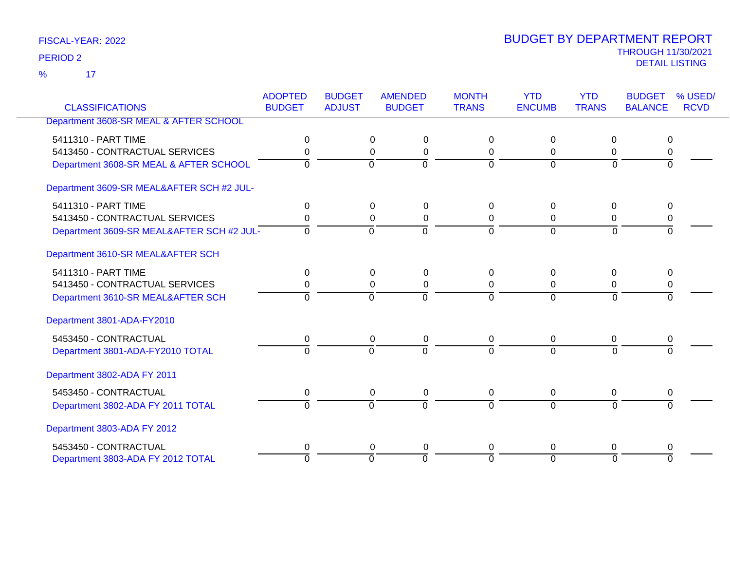FISCAL-YEAR: 2022

PERIOD 2

% 17

# BUDGET BY DEPARTMENT REPORT

THROUGH 11/30/2021

DETAIL LISTING

| CLASSIFICATIONS | ADOPTED BUDGET | BUDGET ADJUST | AMENDED BUDGET | MONTH TRANS | YTD ENCUMB | YTD TRANS | BUDGET BALANCE | % USED/ RCVD |
|---|---|---|---|---|---|---|---|---|
| Department 3608-SR MEAL & AFTER SCHOOL | | | | | | | | |
| 5411310 - PART TIME | 0 | 0 | 0 | 0 | 0 | 0 | 0 | |
| 5413450 - CONTRACTUAL SERVICES | 0 | 0 | 0 | 0 | 0 | 0 | 0 | |
| Department 3608-SR MEAL & AFTER SCHOOL | 0 | 0 | 0 | 0 | 0 | 0 | 0 | |
| Department 3609-SR MEAL&AFTER SCH #2 JUL- | | | | | | | | |
| 5411310 - PART TIME | 0 | 0 | 0 | 0 | 0 | 0 | 0 | |
| 5413450 - CONTRACTUAL SERVICES | 0 | 0 | 0 | 0 | 0 | 0 | 0 | |
| Department 3609-SR MEAL&AFTER SCH #2 JUL- | 0 | 0 | 0 | 0 | 0 | 0 | 0 | |
| Department 3610-SR MEAL&AFTER SCH | | | | | | | | |
| 5411310 - PART TIME | 0 | 0 | 0 | 0 | 0 | 0 | 0 | |
| 5413450 - CONTRACTUAL SERVICES | 0 | 0 | 0 | 0 | 0 | 0 | 0 | |
| Department 3610-SR MEAL&AFTER SCH | 0 | 0 | 0 | 0 | 0 | 0 | 0 | |
| Department 3801-ADA-FY2010 | | | | | | | | |
| 5453450 - CONTRACTUAL | 0 | 0 | 0 | 0 | 0 | 0 | 0 | |
| Department 3801-ADA-FY2010 TOTAL | 0 | 0 | 0 | 0 | 0 | 0 | 0 | |
| Department 3802-ADA FY 2011 | | | | | | | | |
| 5453450 - CONTRACTUAL | 0 | 0 | 0 | 0 | 0 | 0 | 0 | |
| Department 3802-ADA FY 2011 TOTAL | 0 | 0 | 0 | 0 | 0 | 0 | 0 | |
| Department 3803-ADA FY 2012 | | | | | | | | |
| 5453450 - CONTRACTUAL | 0 | 0 | 0 | 0 | 0 | 0 | 0 | |
| Department 3803-ADA FY 2012 TOTAL | 0 | 0 | 0 | 0 | 0 | 0 | 0 | |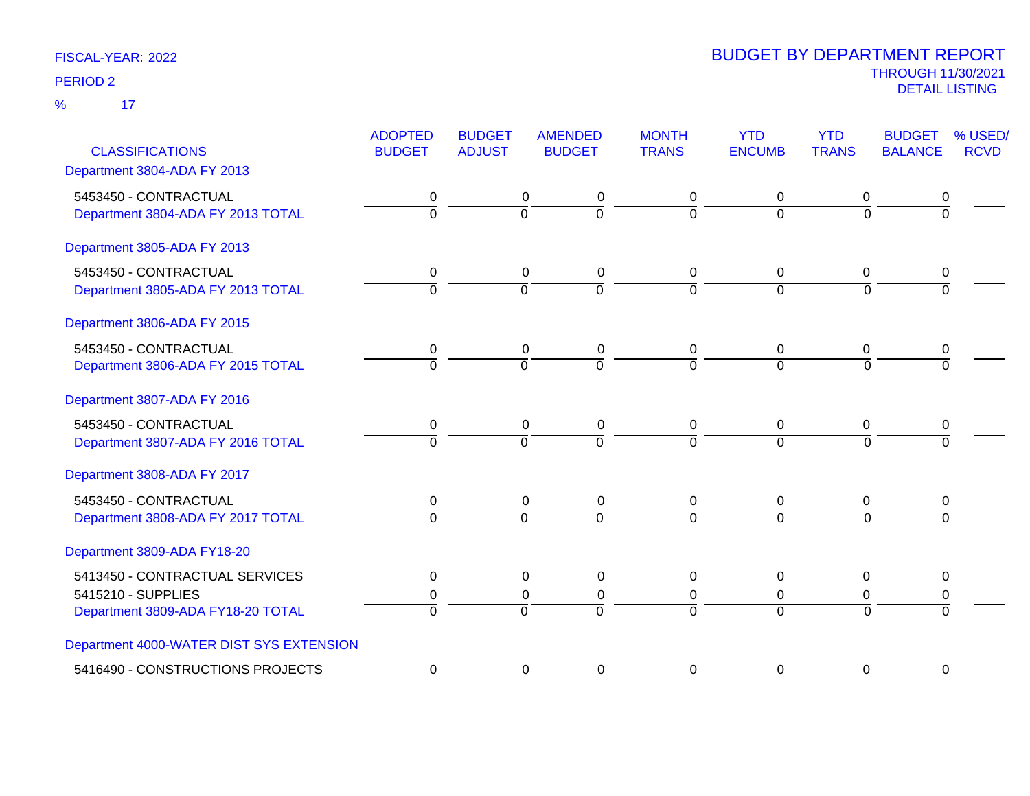FISCAL-YEAR: 2022

PERIOD 2

% 17

# BUDGET BY DEPARTMENT REPORT

THROUGH 11/30/2021

DETAIL LISTING

| CLASSIFICATIONS | ADOPTED BUDGET | BUDGET ADJUST | AMENDED BUDGET | MONTH TRANS | YTD ENCUMB | YTD TRANS | BUDGET BALANCE | % USED/ RCVD |
|---|---|---|---|---|---|---|---|---|
| Department 3804-ADA FY 2013 | | | | | | | | |
| 5453450 - CONTRACTUAL | 0 | 0 | 0 | 0 | 0 | 0 | 0 | |
| Department 3804-ADA FY 2013 TOTAL | 0 | 0 | 0 | 0 | 0 | 0 | 0 | |
| Department 3805-ADA FY 2013 | | | | | | | | |
| 5453450 - CONTRACTUAL | 0 | 0 | 0 | 0 | 0 | 0 | 0 | |
| Department 3805-ADA FY 2013 TOTAL | 0 | 0 | 0 | 0 | 0 | 0 | 0 | |
| Department 3806-ADA FY 2015 | | | | | | | | |
| 5453450 - CONTRACTUAL | 0 | 0 | 0 | 0 | 0 | 0 | 0 | |
| Department 3806-ADA FY 2015 TOTAL | 0 | 0 | 0 | 0 | 0 | 0 | 0 | |
| Department 3807-ADA FY 2016 | | | | | | | | |
| 5453450 - CONTRACTUAL | 0 | 0 | 0 | 0 | 0 | 0 | 0 | |
| Department 3807-ADA FY 2016 TOTAL | 0 | 0 | 0 | 0 | 0 | 0 | 0 | |
| Department 3808-ADA FY 2017 | | | | | | | | |
| 5453450 - CONTRACTUAL | 0 | 0 | 0 | 0 | 0 | 0 | 0 | |
| Department 3808-ADA FY 2017 TOTAL | 0 | 0 | 0 | 0 | 0 | 0 | 0 | |
| Department 3809-ADA FY18-20 | | | | | | | | |
| 5413450 - CONTRACTUAL SERVICES | 0 | 0 | 0 | 0 | 0 | 0 | 0 | |
| 5415210 - SUPPLIES | 0 | 0 | 0 | 0 | 0 | 0 | 0 | |
| Department 3809-ADA FY18-20 TOTAL | 0 | 0 | 0 | 0 | 0 | 0 | 0 | |
| Department 4000-WATER DIST SYS EXTENSION | | | | | | | | |
| 5416490 - CONSTRUCTIONS PROJECTS | 0 | 0 | 0 | 0 | 0 | 0 | 0 | |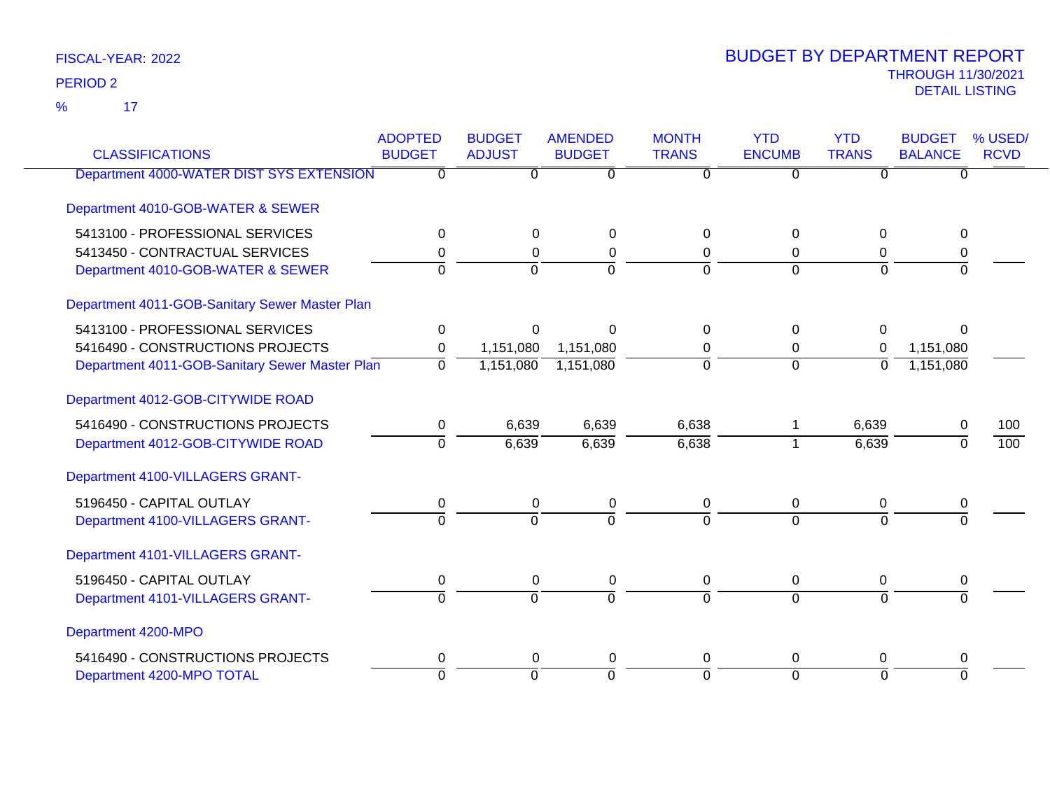FISCAL-YEAR: 2022
PERIOD 2
% 17

# BUDGET BY DEPARTMENT REPORT
THROUGH 11/30/2021
DETAIL LISTING

| CLASSIFICATIONS | ADOPTED BUDGET | BUDGET ADJUST | AMENDED BUDGET | MONTH TRANS | YTD ENCUMB | YTD TRANS | BUDGET BALANCE | % USED/ RCVD |
|---|---|---|---|---|---|---|---|---|
| Department 4000-WATER DIST SYS EXTENSION | 0 | 0 | 0 | 0 | 0 | 0 | 0 | |
| **Department 4010-GOB-WATER & SEWER** | | | | | | | | |
| 5413100 - PROFESSIONAL SERVICES | 0 | 0 | 0 | 0 | 0 | 0 | 0 | |
| 5413450 - CONTRACTUAL SERVICES | 0 | 0 | 0 | 0 | 0 | 0 | 0 | |
| Department 4010-GOB-WATER & SEWER | 0 | 0 | 0 | 0 | 0 | 0 | 0 | |
| **Department 4011-GOB-Sanitary Sewer Master Plan** | | | | | | | | |
| 5413100 - PROFESSIONAL SERVICES | 0 | 0 | 0 | 0 | 0 | 0 | 0 | |
| 5416490 - CONSTRUCTIONS PROJECTS | 0 | 1,151,080 | 1,151,080 | 0 | 0 | 0 | 1,151,080 | |
| Department 4011-GOB-Sanitary Sewer Master Plan | 0 | 1,151,080 | 1,151,080 | 0 | 0 | 0 | 1,151,080 | |
| **Department 4012-GOB-CITYWIDE ROAD** | | | | | | | | |
| 5416490 - CONSTRUCTIONS PROJECTS | 0 | 6,639 | 6,639 | 6,638 | 1 | 6,639 | 0 | 100 |
| Department 4012-GOB-CITYWIDE ROAD | 0 | 6,639 | 6,639 | 6,638 | 1 | 6,639 | 0 | 100 |
| **Department 4100-VILLAGERS GRANT-** | | | | | | | | |
| 5196450 - CAPITAL OUTLAY | 0 | 0 | 0 | 0 | 0 | 0 | 0 | |
| Department 4100-VILLAGERS GRANT- | 0 | 0 | 0 | 0 | 0 | 0 | 0 | |
| **Department 4101-VILLAGERS GRANT-** | | | | | | | | |
| 5196450 - CAPITAL OUTLAY | 0 | 0 | 0 | 0 | 0 | 0 | 0 | |
| Department 4101-VILLAGERS GRANT- | 0 | 0 | 0 | 0 | 0 | 0 | 0 | |
| **Department 4200-MPO** | | | | | | | | |
| 5416490 - CONSTRUCTIONS PROJECTS | 0 | 0 | 0 | 0 | 0 | 0 | 0 | |
| Department 4200-MPO TOTAL | 0 | 0 | 0 | 0 | 0 | 0 | 0 | |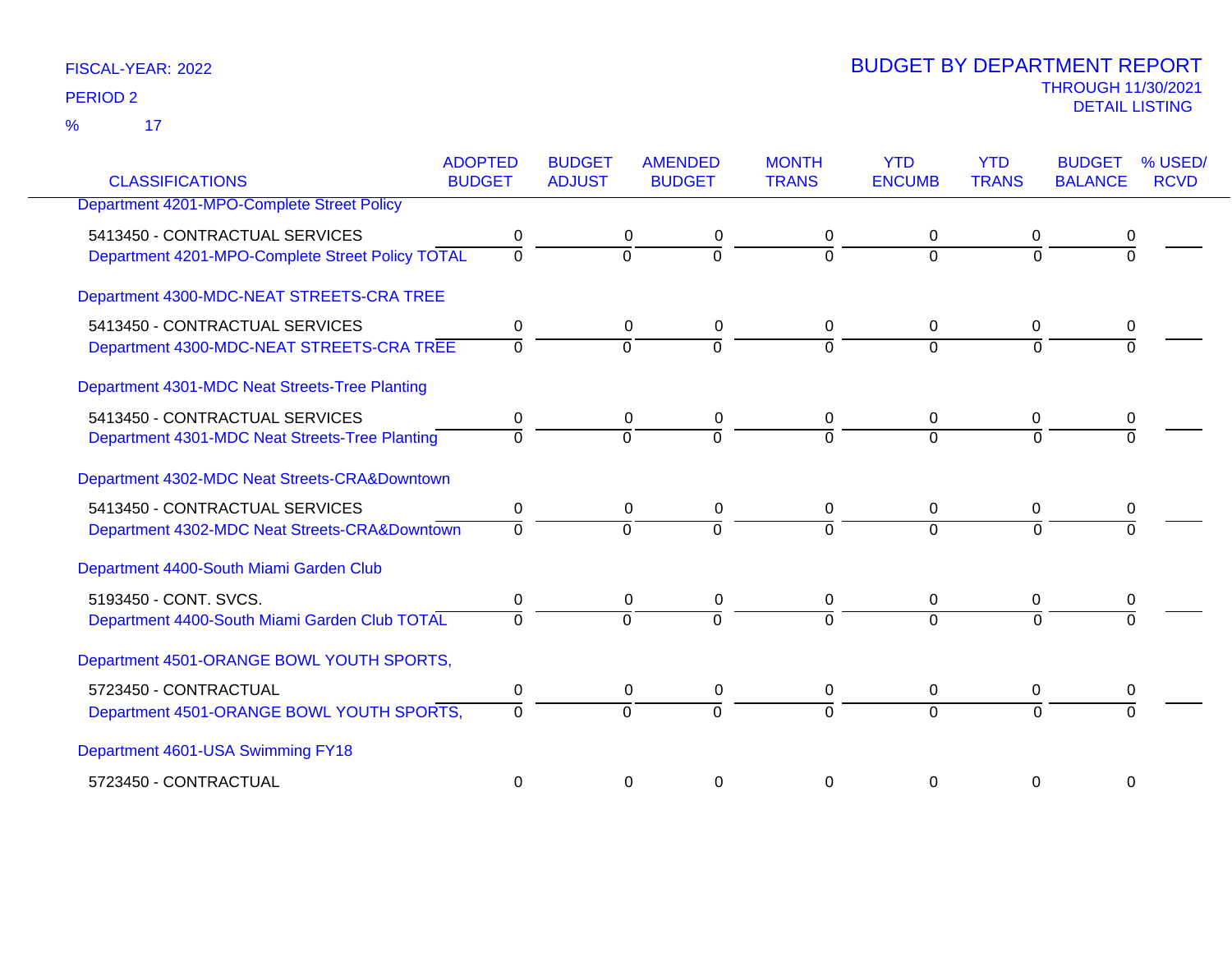FISCAL-YEAR: 2022
PERIOD 2
% 17

# BUDGET BY DEPARTMENT REPORT
THROUGH 11/30/2021
DETAIL LISTING

| CLASSIFICATIONS | ADOPTED BUDGET | BUDGET ADJUST | AMENDED BUDGET | MONTH TRANS | YTD ENCUMB | YTD TRANS | BUDGET BALANCE | % USED/ RCVD |
|---|---|---|---|---|---|---|---|---|
| **Department 4201-MPO-Complete Street Policy** | | | | | | | | |
| 5413450 - CONTRACTUAL SERVICES | 0 | 0 | 0 | 0 | 0 | 0 | 0 | |
| Department 4201-MPO-Complete Street Policy TOTAL | 0 | 0 | 0 | 0 | 0 | 0 | 0 | |
| **Department 4300-MDC-NEAT STREETS-CRA TREE** | | | | | | | | |
| 5413450 - CONTRACTUAL SERVICES | 0 | 0 | 0 | 0 | 0 | 0 | 0 | |
| Department 4300-MDC-NEAT STREETS-CRA TREE | 0 | 0 | 0 | 0 | 0 | 0 | 0 | |
| **Department 4301-MDC Neat Streets-Tree Planting** | | | | | | | | |
| 5413450 - CONTRACTUAL SERVICES | 0 | 0 | 0 | 0 | 0 | 0 | 0 | |
| Department 4301-MDC Neat Streets-Tree Planting | 0 | 0 | 0 | 0 | 0 | 0 | 0 | |
| **Department 4302-MDC Neat Streets-CRA&Downtown** | | | | | | | | |
| 5413450 - CONTRACTUAL SERVICES | 0 | 0 | 0 | 0 | 0 | 0 | 0 | |
| Department 4302-MDC Neat Streets-CRA&Downtown | 0 | 0 | 0 | 0 | 0 | 0 | 0 | |
| **Department 4400-South Miami Garden Club** | | | | | | | | |
| 5193450 - CONT. SVCS. | 0 | 0 | 0 | 0 | 0 | 0 | 0 | |
| Department 4400-South Miami Garden Club TOTAL | 0 | 0 | 0 | 0 | 0 | 0 | 0 | |
| **Department 4501-ORANGE BOWL YOUTH SPORTS,** | | | | | | | | |
| 5723450 - CONTRACTUAL | 0 | 0 | 0 | 0 | 0 | 0 | 0 | |
| Department 4501-ORANGE BOWL YOUTH SPORTS, | 0 | 0 | 0 | 0 | 0 | 0 | 0 | |
| **Department 4601-USA Swimming FY18** | | | | | | | | |
| 5723450 - CONTRACTUAL | 0 | 0 | 0 | 0 | 0 | 0 | 0 | |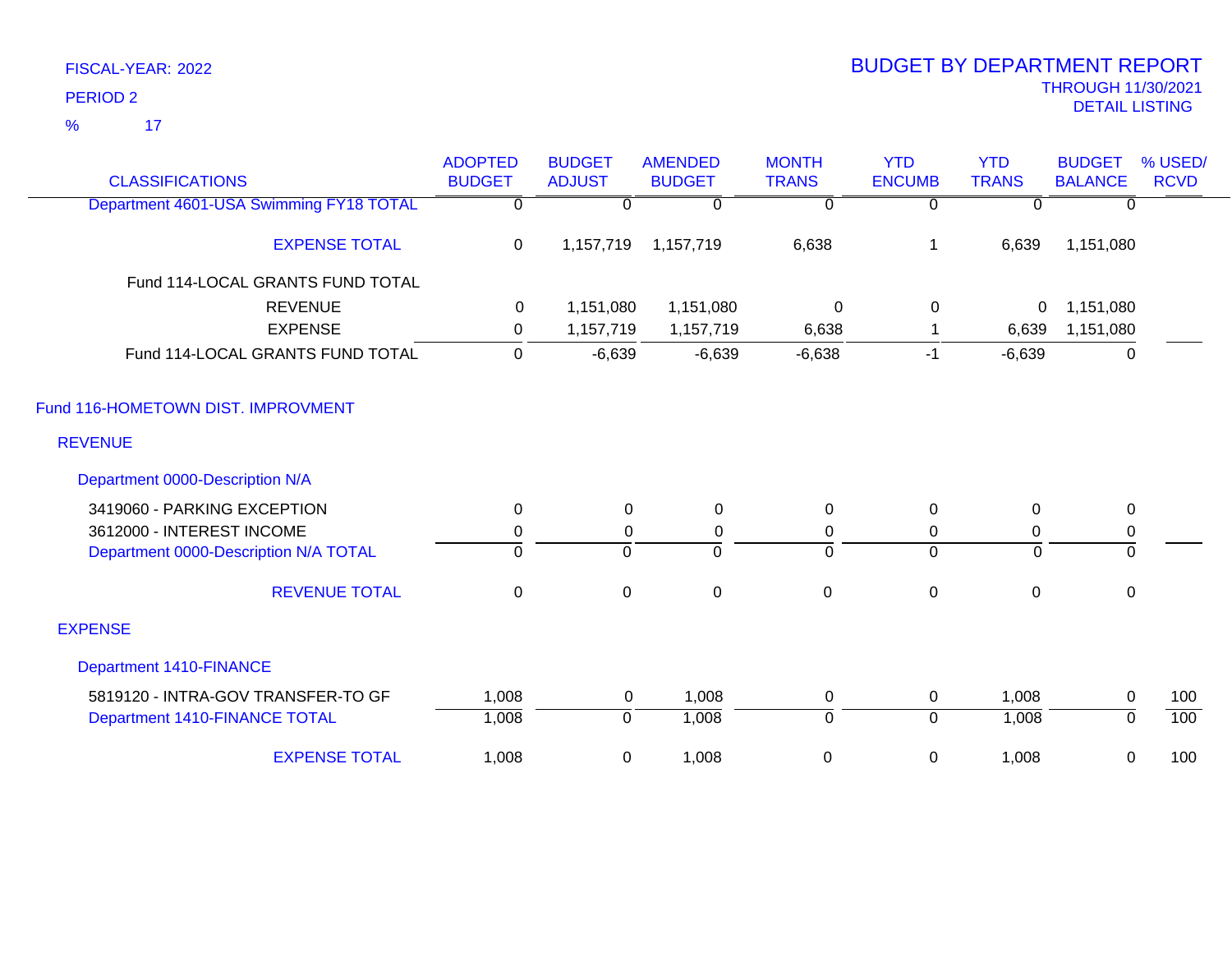FISCAL-YEAR: 2022

PERIOD 2

% 17

# BUDGET BY DEPARTMENT REPORT

THROUGH 11/30/2021

DETAIL LISTING

| CLASSIFICATIONS | ADOPTED BUDGET | BUDGET ADJUST | AMENDED BUDGET | MONTH TRANS | YTD ENCUMB | YTD TRANS | BUDGET BALANCE | % USED/ RCVD |
|---|---|---|---|---|---|---|---|---|
| Department 4601-USA Swimming FY18 TOTAL | 0 | 0 | 0 | 0 | 0 | 0 | 0 | |
| EXPENSE TOTAL | 0 | 1,157,719 | 1,157,719 | 6,638 | 1 | 6,639 | 1,151,080 | |
| Fund 114-LOCAL GRANTS FUND TOTAL | | | | | | | | |
| REVENUE | 0 | 1,151,080 | 1,151,080 | 0 | 0 | 0 | 1,151,080 | |
| EXPENSE | 0 | 1,157,719 | 1,157,719 | 6,638 | 1 | 6,639 | 1,151,080 | |
| Fund 114-LOCAL GRANTS FUND TOTAL | 0 | -6,639 | -6,639 | -6,638 | -1 | -6,639 | 0 | |
| **Fund 116-HOMETOWN DIST. IMPROVMENT** | | | | | | | | |
| **REVENUE** | | | | | | | | |
| **Department 0000-Description N/A** | | | | | | | | |
| 3419060 - PARKING EXCEPTION | 0 | 0 | 0 | 0 | 0 | 0 | 0 | |
| 3612000 - INTEREST INCOME | 0 | 0 | 0 | 0 | 0 | 0 | 0 | |
| Department 0000-Description N/A TOTAL | 0 | 0 | 0 | 0 | 0 | 0 | 0 | |
| REVENUE TOTAL | 0 | 0 | 0 | 0 | 0 | 0 | 0 | |
| **EXPENSE** | | | | | | | | |
| **Department 1410-FINANCE** | | | | | | | | |
| 5819120 - INTRA-GOV TRANSFER-TO GF | 1,008 | 0 | 1,008 | 0 | 0 | 1,008 | 0 | 100 |
| Department 1410-FINANCE TOTAL | 1,008 | 0 | 1,008 | 0 | 0 | 1,008 | 0 | 100 |
| EXPENSE TOTAL | 1,008 | 0 | 1,008 | 0 | 0 | 1,008 | 0 | 100 |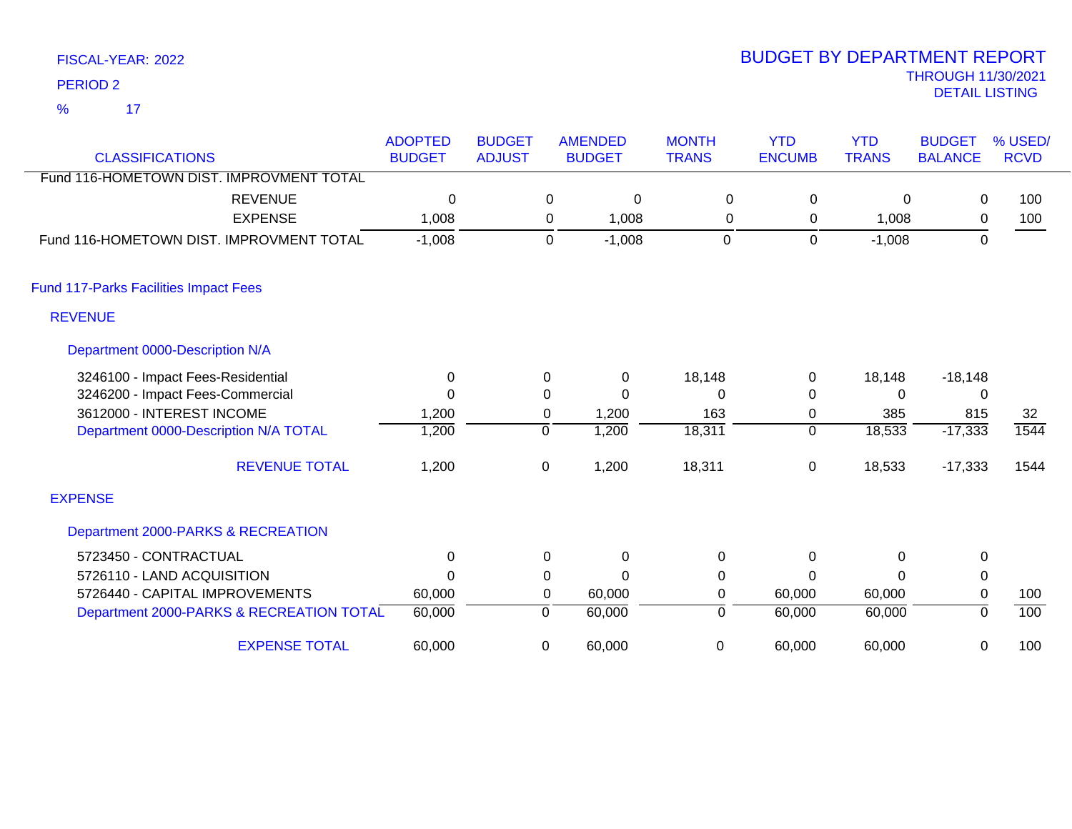FISCAL-YEAR: 2022

PERIOD 2

% 17

# BUDGET BY DEPARTMENT REPORT

THROUGH 11/30/2021

DETAIL LISTING

| CLASSIFICATIONS | ADOPTED BUDGET | BUDGET ADJUST | AMENDED BUDGET | MONTH TRANS | YTD ENCUMB | YTD TRANS | BUDGET BALANCE | % USED/ RCVD |
|---|---|---|---|---|---|---|---|---|
| Fund 116-HOMETOWN DIST. IMPROVMENT TOTAL | | | | | | | | |
| REVENUE | 0 | 0 | 0 | 0 | 0 | 0 | 0 | 100 |
| EXPENSE | 1,008 | 0 | 1,008 | 0 | 0 | 1,008 | 0 | 100 |
| Fund 116-HOMETOWN DIST. IMPROVMENT TOTAL | -1,008 | 0 | -1,008 | 0 | 0 | -1,008 | 0 | |
| **Fund 117-Parks Facilities Impact Fees** | | | | | | | | |
| **REVENUE** | | | | | | | | |
| **Department 0000-Description N/A** | | | | | | | | |
| 3246100 - Impact Fees-Residential | 0 | 0 | 0 | 18,148 | 0 | 18,148 | -18,148 | |
| 3246200 - Impact Fees-Commercial | 0 | 0 | 0 | 0 | 0 | 0 | 0 | |
| 3612000 - INTEREST INCOME | 1,200 | 0 | 1,200 | 163 | 0 | 385 | 815 | 32 |
| Department 0000-Description N/A TOTAL | 1,200 | 0 | 1,200 | 18,311 | 0 | 18,533 | -17,333 | 1544 |
| REVENUE TOTAL | 1,200 | 0 | 1,200 | 18,311 | 0 | 18,533 | -17,333 | 1544 |
| **EXPENSE** | | | | | | | | |
| **Department 2000-PARKS & RECREATION** | | | | | | | | |
| 5723450 - CONTRACTUAL | 0 | 0 | 0 | 0 | 0 | 0 | 0 | |
| 5726110 - LAND ACQUISITION | 0 | 0 | 0 | 0 | 0 | 0 | 0 | |
| 5726440 - CAPITAL IMPROVEMENTS | 60,000 | 0 | 60,000 | 0 | 60,000 | 60,000 | 0 | 100 |
| Department 2000-PARKS & RECREATION TOTAL | 60,000 | 0 | 60,000 | 0 | 60,000 | 60,000 | 0 | 100 |
| EXPENSE TOTAL | 60,000 | 0 | 60,000 | 0 | 60,000 | 60,000 | 0 | 100 |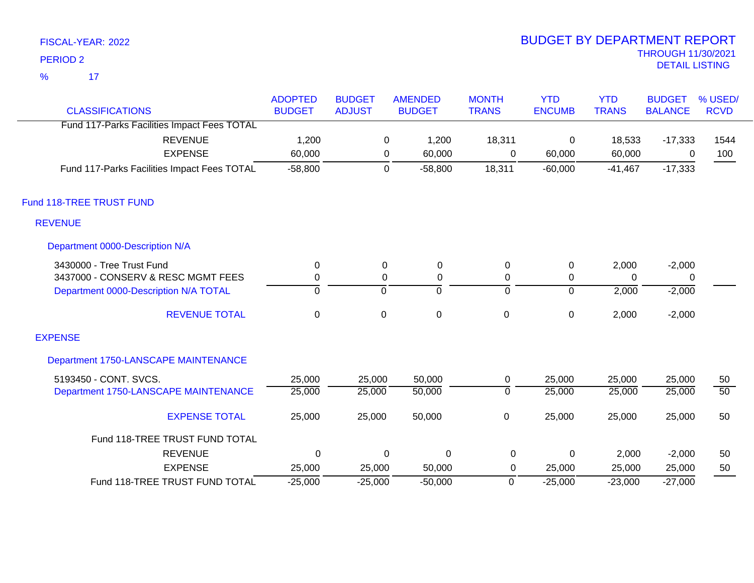FISCAL-YEAR: 2022

PERIOD 2

% 17

# BUDGET BY DEPARTMENT REPORT

THROUGH 11/30/2021

DETAIL LISTING

| CLASSIFICATIONS | ADOPTED BUDGET | BUDGET ADJUST | AMENDED BUDGET | MONTH TRANS | YTD ENCUMB | YTD TRANS | BUDGET BALANCE | % USED/ RCVD |
|---|---|---|---|---|---|---|---|---|
| Fund 117-Parks Facilities Impact Fees TOTAL | | | | | | | | |
| REVENUE | 1,200 | 0 | 1,200 | 18,311 | 0 | 18,533 | -17,333 | 1544 |
| EXPENSE | 60,000 | 0 | 60,000 | 0 | 60,000 | 60,000 | 0 | 100 |
| Fund 117-Parks Facilities Impact Fees TOTAL | -58,800 | 0 | -58,800 | 18,311 | -60,000 | -41,467 | -17,333 | |
| **Fund 118-TREE TRUST FUND** | | | | | | | | |
| **REVENUE** | | | | | | | | |
| Department 0000-Description N/A | | | | | | | | |
| 3430000 - Tree Trust Fund | 0 | 0 | 0 | 0 | 0 | 2,000 | -2,000 | |
| 3437000 - CONSERV & RESC MGMT FEES | 0 | 0 | 0 | 0 | 0 | 0 | 0 | |
| Department 0000-Description N/A TOTAL | 0 | 0 | 0 | 0 | 0 | 2,000 | -2,000 | |
| REVENUE TOTAL | 0 | 0 | 0 | 0 | 0 | 2,000 | -2,000 | |
| **EXPENSE** | | | | | | | | |
| Department 1750-LANSCAPE MAINTENANCE | | | | | | | | |
| 5193450 - CONT. SVCS. | 25,000 | 25,000 | 50,000 | 0 | 25,000 | 25,000 | 25,000 | 50 |
| Department 1750-LANSCAPE MAINTENANCE | 25,000 | 25,000 | 50,000 | 0 | 25,000 | 25,000 | 25,000 | 50 |
| EXPENSE TOTAL | 25,000 | 25,000 | 50,000 | 0 | 25,000 | 25,000 | 25,000 | 50 |
| Fund 118-TREE TRUST FUND TOTAL | | | | | | | | |
| REVENUE | 0 | 0 | 0 | 0 | 0 | 2,000 | -2,000 | 50 |
| EXPENSE | 25,000 | 25,000 | 50,000 | 0 | 25,000 | 25,000 | 25,000 | 50 |
| Fund 118-TREE TRUST FUND TOTAL | -25,000 | -25,000 | -50,000 | 0 | -25,000 | -23,000 | -27,000 | |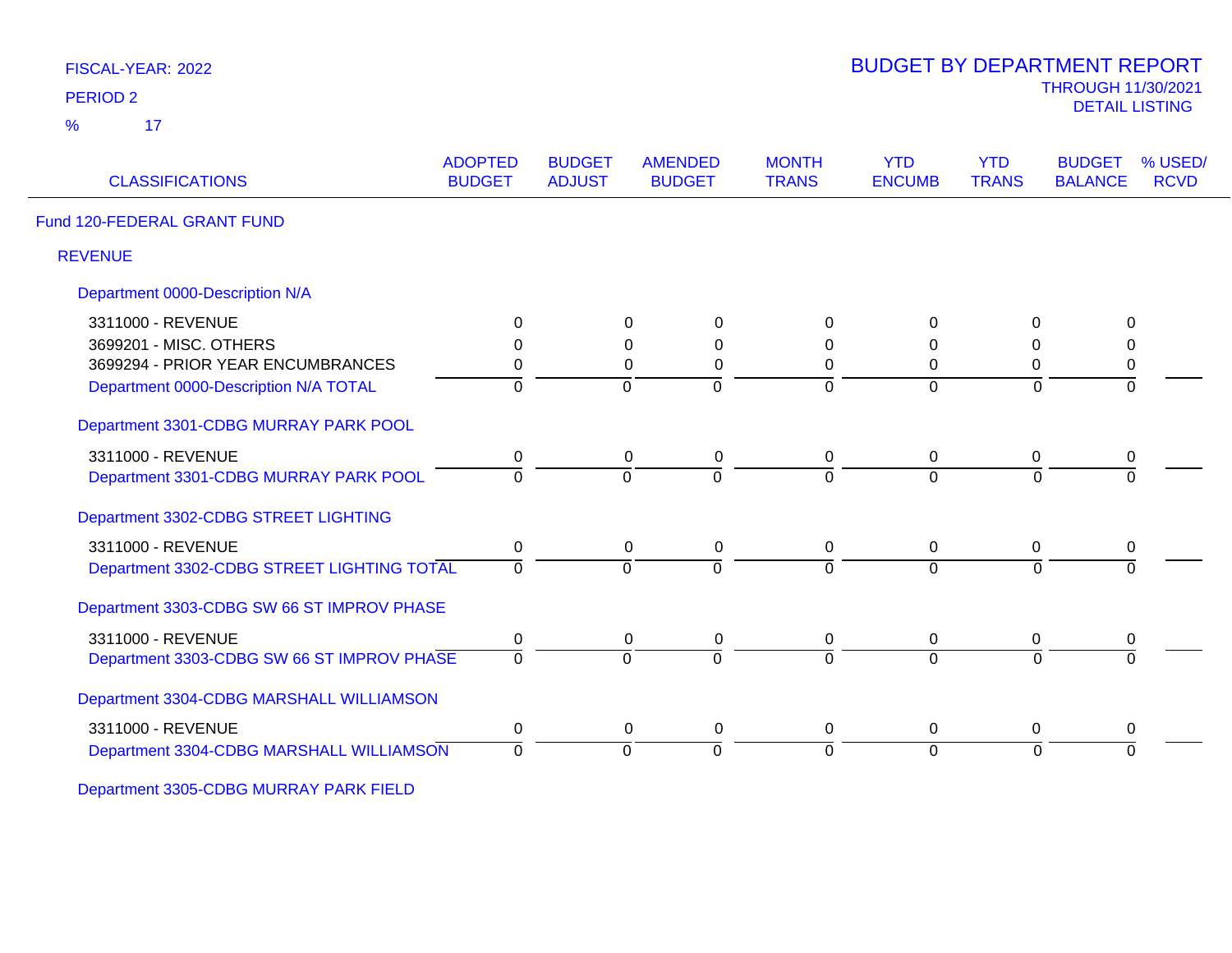FISCAL-YEAR: 2022

PERIOD 2

% 17

# BUDGET BY DEPARTMENT REPORT

THROUGH 11/30/2021

DETAIL LISTING

| CLASSIFICATIONS | ADOPTED BUDGET | BUDGET ADJUST | AMENDED BUDGET | MONTH TRANS | YTD ENCUMB | YTD TRANS | BUDGET BALANCE | % USED/ RCVD |
|---|---|---|---|---|---|---|---|---|
| **Fund 120-FEDERAL GRANT FUND** | | | | | | | | |
| **REVENUE** | | | | | | | | |
| **Department 0000-Description N/A** | | | | | | | | |
| 3311000 - REVENUE | 0 | 0 | 0 | 0 | 0 | 0 | 0 | |
| 3699201 - MISC. OTHERS | 0 | 0 | 0 | 0 | 0 | 0 | 0 | |
| 3699294 - PRIOR YEAR ENCUMBRANCES | 0 | 0 | 0 | 0 | 0 | 0 | 0 | |
| Department 0000-Description N/A TOTAL | 0 | 0 | 0 | 0 | 0 | 0 | 0 | |
| **Department 3301-CDBG MURRAY PARK POOL** | | | | | | | | |
| 3311000 - REVENUE | 0 | 0 | 0 | 0 | 0 | 0 | 0 | |
| Department 3301-CDBG MURRAY PARK POOL | 0 | 0 | 0 | 0 | 0 | 0 | 0 | |
| **Department 3302-CDBG STREET LIGHTING** | | | | | | | | |
| 3311000 - REVENUE | 0 | 0 | 0 | 0 | 0 | 0 | 0 | |
| Department 3302-CDBG STREET LIGHTING TOTAL | 0 | 0 | 0 | 0 | 0 | 0 | 0 | |
| **Department 3303-CDBG SW 66 ST IMPROV PHASE** | | | | | | | | |
| 3311000 - REVENUE | 0 | 0 | 0 | 0 | 0 | 0 | 0 | |
| Department 3303-CDBG SW 66 ST IMPROV PHASE | 0 | 0 | 0 | 0 | 0 | 0 | 0 | |
| **Department 3304-CDBG MARSHALL WILLIAMSON** | | | | | | | | |
| 3311000 - REVENUE | 0 | 0 | 0 | 0 | 0 | 0 | 0 | |
| Department 3304-CDBG MARSHALL WILLIAMSON | 0 | 0 | 0 | 0 | 0 | 0 | 0 | |
| **Department 3305-CDBG MURRAY PARK FIELD** | | | | | | | | |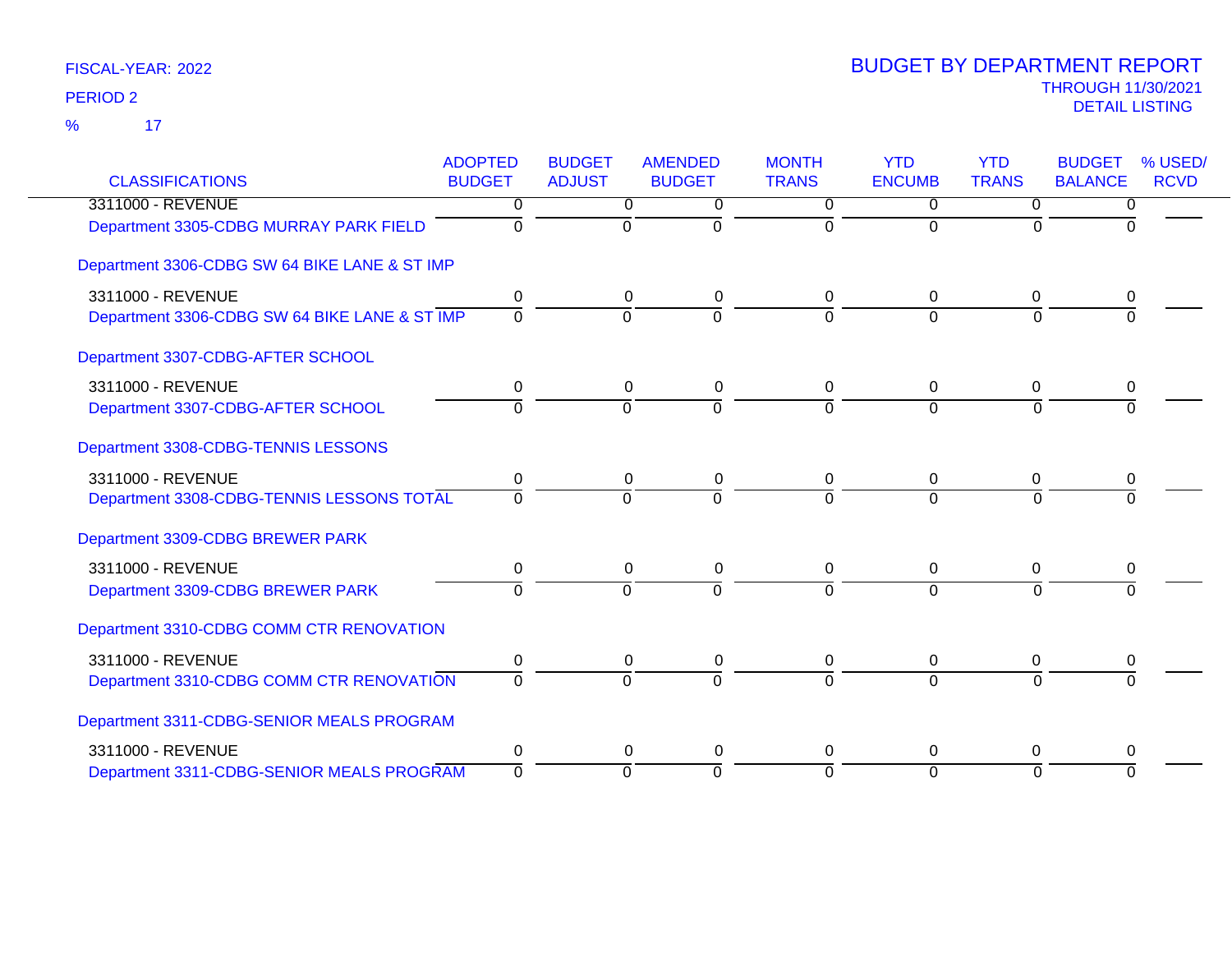FISCAL-YEAR: 2022

PERIOD 2

% 17

# BUDGET BY DEPARTMENT REPORT

THROUGH 11/30/2021

DETAIL LISTING

| CLASSIFICATIONS | ADOPTED BUDGET | BUDGET ADJUST | AMENDED BUDGET | MONTH TRANS | YTD ENCUMB | YTD TRANS | BUDGET BALANCE | % USED/ RCVD |
|---|---|---|---|---|---|---|---|---|
| 3311000 - REVENUE | 0 | 0 | 0 | 0 | 0 | 0 | 0 | |
| Department 3305-CDBG MURRAY PARK FIELD | 0 | 0 | 0 | 0 | 0 | 0 | 0 | |
| Department 3306-CDBG SW 64 BIKE LANE & ST IMP | | | | | | | | |
| 3311000 - REVENUE | 0 | 0 | 0 | 0 | 0 | 0 | 0 | |
| Department 3306-CDBG SW 64 BIKE LANE & ST IMP | 0 | 0 | 0 | 0 | 0 | 0 | 0 | |
| Department 3307-CDBG-AFTER SCHOOL | | | | | | | | |
| 3311000 - REVENUE | 0 | 0 | 0 | 0 | 0 | 0 | 0 | |
| Department 3307-CDBG-AFTER SCHOOL | 0 | 0 | 0 | 0 | 0 | 0 | 0 | |
| Department 3308-CDBG-TENNIS LESSONS | | | | | | | | |
| 3311000 - REVENUE | 0 | 0 | 0 | 0 | 0 | 0 | 0 | |
| Department 3308-CDBG-TENNIS LESSONS TOTAL | 0 | 0 | 0 | 0 | 0 | 0 | 0 | |
| Department 3309-CDBG BREWER PARK | | | | | | | | |
| 3311000 - REVENUE | 0 | 0 | 0 | 0 | 0 | 0 | 0 | |
| Department 3309-CDBG BREWER PARK | 0 | 0 | 0 | 0 | 0 | 0 | 0 | |
| Department 3310-CDBG COMM CTR RENOVATION | | | | | | | | |
| 3311000 - REVENUE | 0 | 0 | 0 | 0 | 0 | 0 | 0 | |
| Department 3310-CDBG COMM CTR RENOVATION | 0 | 0 | 0 | 0 | 0 | 0 | 0 | |
| Department 3311-CDBG-SENIOR MEALS PROGRAM | | | | | | | | |
| 3311000 - REVENUE | 0 | 0 | 0 | 0 | 0 | 0 | 0 | |
| Department 3311-CDBG-SENIOR MEALS PROGRAM | 0 | 0 | 0 | 0 | 0 | 0 | 0 | |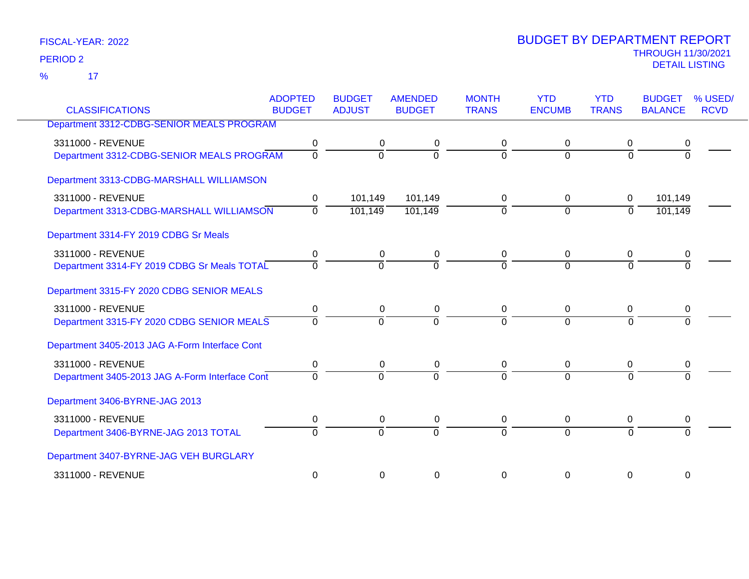FISCAL-YEAR: 2022

PERIOD 2

% 17

# BUDGET BY DEPARTMENT REPORT

THROUGH 11/30/2021

DETAIL LISTING

| CLASSIFICATIONS | ADOPTED BUDGET | BUDGET ADJUST | AMENDED BUDGET | MONTH TRANS | YTD ENCUMB | YTD TRANS | BUDGET BALANCE | % USED/ RCVD |
|---|---|---|---|---|---|---|---|---|
| **Department 3312-CDBG-SENIOR MEALS PROGRAM** | | | | | | | | |
| 3311000 - REVENUE | 0 | 0 | 0 | 0 | 0 | 0 | 0 | |
| Department 3312-CDBG-SENIOR MEALS PROGRAM | 0 | 0 | 0 | 0 | 0 | 0 | 0 | |
| **Department 3313-CDBG-MARSHALL WILLIAMSON** | | | | | | | | |
| 3311000 - REVENUE | 0 | 101,149 | 101,149 | 0 | 0 | 0 | 101,149 | |
| Department 3313-CDBG-MARSHALL WILLIAMSON | 0 | 101,149 | 101,149 | 0 | 0 | 0 | 101,149 | |
| **Department 3314-FY 2019 CDBG Sr Meals** | | | | | | | | |
| 3311000 - REVENUE | 0 | 0 | 0 | 0 | 0 | 0 | 0 | |
| Department 3314-FY 2019 CDBG Sr Meals TOTAL | 0 | 0 | 0 | 0 | 0 | 0 | 0 | |
| **Department 3315-FY 2020 CDBG SENIOR MEALS** | | | | | | | | |
| 3311000 - REVENUE | 0 | 0 | 0 | 0 | 0 | 0 | 0 | |
| Department 3315-FY 2020 CDBG SENIOR MEALS | 0 | 0 | 0 | 0 | 0 | 0 | 0 | |
| **Department 3405-2013 JAG A-Form Interface Cont** | | | | | | | | |
| 3311000 - REVENUE | 0 | 0 | 0 | 0 | 0 | 0 | 0 | |
| Department 3405-2013 JAG A-Form Interface Cont | 0 | 0 | 0 | 0 | 0 | 0 | 0 | |
| **Department 3406-BYRNE-JAG 2013** | | | | | | | | |
| 3311000 - REVENUE | 0 | 0 | 0 | 0 | 0 | 0 | 0 | |
| Department 3406-BYRNE-JAG 2013 TOTAL | 0 | 0 | 0 | 0 | 0 | 0 | 0 | |
| **Department 3407-BYRNE-JAG VEH BURGLARY** | | | | | | | | |
| 3311000 - REVENUE | 0 | 0 | 0 | 0 | 0 | 0 | 0 | |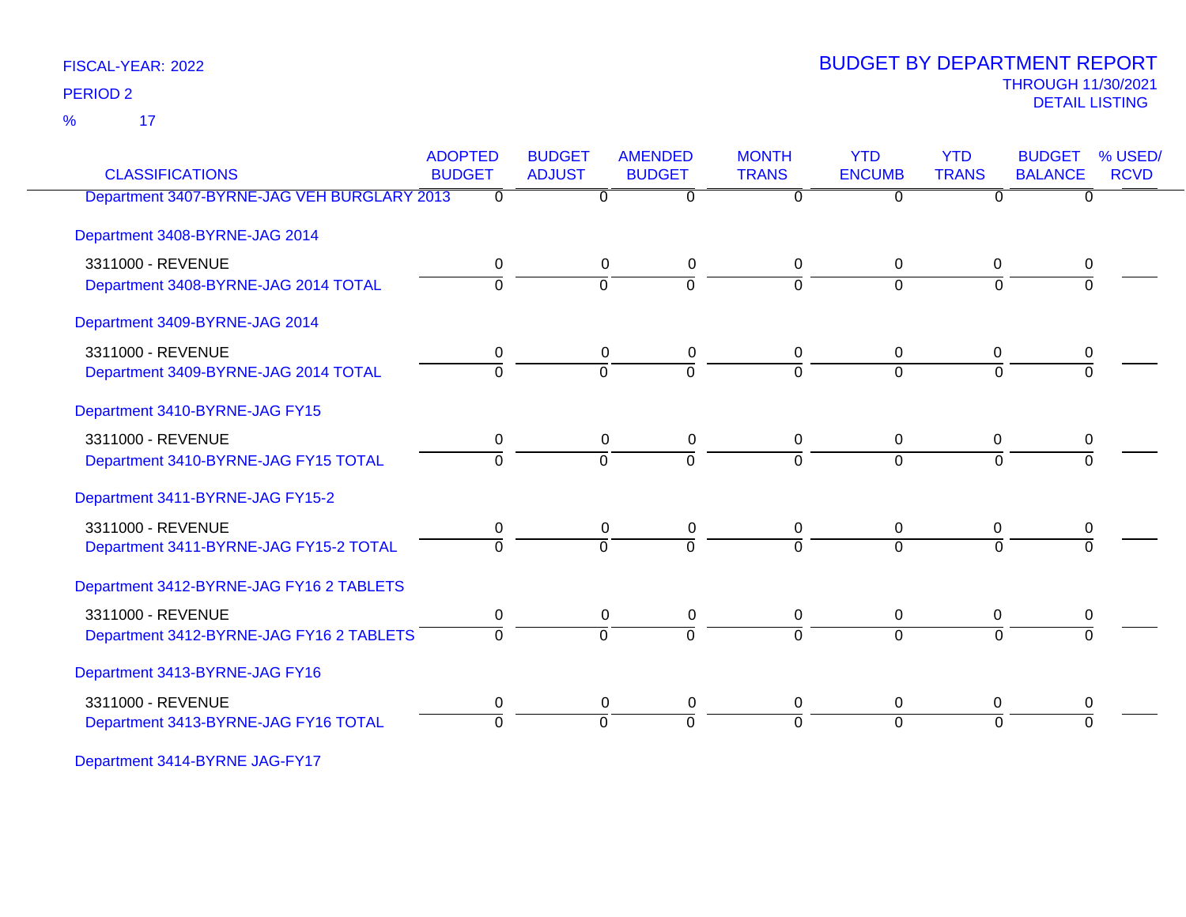FISCAL-YEAR: 2022
PERIOD 2
% 17

# BUDGET BY DEPARTMENT REPORT
THROUGH 11/30/2021
DETAIL LISTING

| CLASSIFICATIONS | ADOPTED BUDGET | BUDGET ADJUST | AMENDED BUDGET | MONTH TRANS | YTD ENCUMB | YTD TRANS | BUDGET BALANCE | % USED/ RCVD |
|---|---|---|---|---|---|---|---|---|
| Department 3407-BYRNE-JAG VEH BURGLARY 2013 | 0 | 0 | 0 | 0 | 0 | 0 | 0 | |
| **Department 3408-BYRNE-JAG 2014** | | | | | | | | |
| 3311000 - REVENUE | 0 | 0 | 0 | 0 | 0 | 0 | 0 | |
| Department 3408-BYRNE-JAG 2014 TOTAL | 0 | 0 | 0 | 0 | 0 | 0 | 0 | |
| **Department 3409-BYRNE-JAG 2014** | | | | | | | | |
| 3311000 - REVENUE | 0 | 0 | 0 | 0 | 0 | 0 | 0 | |
| Department 3409-BYRNE-JAG 2014 TOTAL | 0 | 0 | 0 | 0 | 0 | 0 | 0 | |
| **Department 3410-BYRNE-JAG FY15** | | | | | | | | |
| 3311000 - REVENUE | 0 | 0 | 0 | 0 | 0 | 0 | 0 | |
| Department 3410-BYRNE-JAG FY15 TOTAL | 0 | 0 | 0 | 0 | 0 | 0 | 0 | |
| **Department 3411-BYRNE-JAG FY15-2** | | | | | | | | |
| 3311000 - REVENUE | 0 | 0 | 0 | 0 | 0 | 0 | 0 | |
| Department 3411-BYRNE-JAG FY15-2 TOTAL | 0 | 0 | 0 | 0 | 0 | 0 | 0 | |
| **Department 3412-BYRNE-JAG FY16 2 TABLETS** | | | | | | | | |
| 3311000 - REVENUE | 0 | 0 | 0 | 0 | 0 | 0 | 0 | |
| Department 3412-BYRNE-JAG FY16 2 TABLETS | 0 | 0 | 0 | 0 | 0 | 0 | 0 | |
| **Department 3413-BYRNE-JAG FY16** | | | | | | | | |
| 3311000 - REVENUE | 0 | 0 | 0 | 0 | 0 | 0 | 0 | |
| Department 3413-BYRNE-JAG FY16 TOTAL | 0 | 0 | 0 | 0 | 0 | 0 | 0 | |
| **Department 3414-BYRNE JAG-FY17** | | | | | | | | |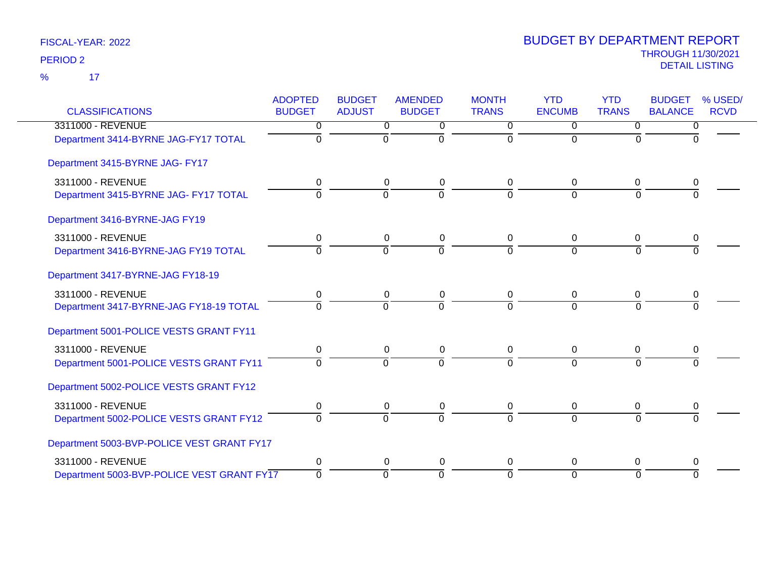FISCAL-YEAR: 2022

PERIOD 2

% 17

# BUDGET BY DEPARTMENT REPORT

THROUGH 11/30/2021

DETAIL LISTING

| CLASSIFICATIONS | ADOPTED BUDGET | BUDGET ADJUST | AMENDED BUDGET | MONTH TRANS | YTD ENCUMB | YTD TRANS | BUDGET BALANCE | % USED/ RCVD |
|---|---|---|---|---|---|---|---|---|
| 3311000 - REVENUE | 0 | 0 | 0 | 0 | 0 | 0 | 0 | |
| Department 3414-BYRNE JAG-FY17 TOTAL | 0 | 0 | 0 | 0 | 0 | 0 | 0 | |
| Department 3415-BYRNE JAG- FY17 | | | | | | | | |
| 3311000 - REVENUE | 0 | 0 | 0 | 0 | 0 | 0 | 0 | |
| Department 3415-BYRNE JAG- FY17 TOTAL | 0 | 0 | 0 | 0 | 0 | 0 | 0 | |
| Department 3416-BYRNE-JAG FY19 | | | | | | | | |
| 3311000 - REVENUE | 0 | 0 | 0 | 0 | 0 | 0 | 0 | |
| Department 3416-BYRNE-JAG FY19 TOTAL | 0 | 0 | 0 | 0 | 0 | 0 | 0 | |
| Department 3417-BYRNE-JAG FY18-19 | | | | | | | | |
| 3311000 - REVENUE | 0 | 0 | 0 | 0 | 0 | 0 | 0 | |
| Department 3417-BYRNE-JAG FY18-19 TOTAL | 0 | 0 | 0 | 0 | 0 | 0 | 0 | |
| Department 5001-POLICE VESTS GRANT FY11 | | | | | | | | |
| 3311000 - REVENUE | 0 | 0 | 0 | 0 | 0 | 0 | 0 | |
| Department 5001-POLICE VESTS GRANT FY11 | 0 | 0 | 0 | 0 | 0 | 0 | 0 | |
| Department 5002-POLICE VESTS GRANT FY12 | | | | | | | | |
| 3311000 - REVENUE | 0 | 0 | 0 | 0 | 0 | 0 | 0 | |
| Department 5002-POLICE VESTS GRANT FY12 | 0 | 0 | 0 | 0 | 0 | 0 | 0 | |
| Department 5003-BVP-POLICE VEST GRANT FY17 | | | | | | | | |
| 3311000 - REVENUE | 0 | 0 | 0 | 0 | 0 | 0 | 0 | |
| Department 5003-BVP-POLICE VEST GRANT FY17 | 0 | 0 | 0 | 0 | 0 | 0 | 0 | |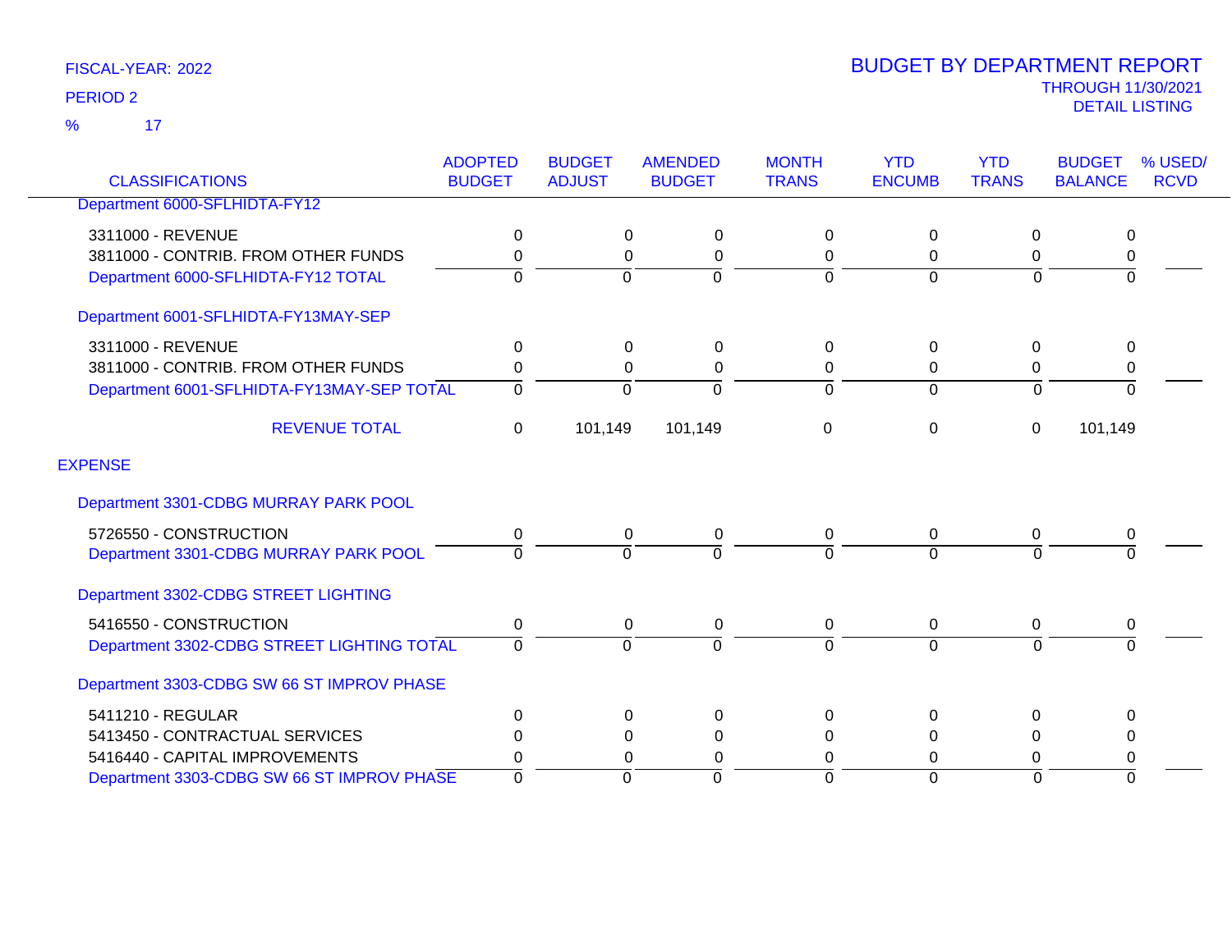FISCAL-YEAR: 2022

PERIOD 2

% 17

# BUDGET BY DEPARTMENT REPORT

THROUGH 11/30/2021

DETAIL LISTING

| CLASSIFICATIONS | ADOPTED BUDGET | BUDGET ADJUST | AMENDED BUDGET | MONTH TRANS | YTD ENCUMB | YTD TRANS | BUDGET BALANCE | % USED/ RCVD |
|---|---|---|---|---|---|---|---|---|
| Department 6000-SFLHIDTA-FY12 | | | | | | | | |
| 3311000 - REVENUE | 0 | 0 | 0 | 0 | 0 | 0 | 0 | |
| 3811000 - CONTRIB. FROM OTHER FUNDS | 0 | 0 | 0 | 0 | 0 | 0 | 0 | |
| Department 6000-SFLHIDTA-FY12 TOTAL | 0 | 0 | 0 | 0 | 0 | 0 | 0 | |
| Department 6001-SFLHIDTA-FY13MAY-SEP | | | | | | | | |
| 3311000 - REVENUE | 0 | 0 | 0 | 0 | 0 | 0 | 0 | |
| 3811000 - CONTRIB. FROM OTHER FUNDS | 0 | 0 | 0 | 0 | 0 | 0 | 0 | |
| Department 6001-SFLHIDTA-FY13MAY-SEP TOTAL | 0 | 0 | 0 | 0 | 0 | 0 | 0 | |
| REVENUE TOTAL | 0 | 101,149 | 101,149 | 0 | 0 | 0 | 101,149 | |
| EXPENSE | | | | | | | | |
| Department 3301-CDBG MURRAY PARK POOL | | | | | | | | |
| 5726550 - CONSTRUCTION | 0 | 0 | 0 | 0 | 0 | 0 | 0 | |
| Department 3301-CDBG MURRAY PARK POOL | 0 | 0 | 0 | 0 | 0 | 0 | 0 | |
| Department 3302-CDBG STREET LIGHTING | | | | | | | | |
| 5416550 - CONSTRUCTION | 0 | 0 | 0 | 0 | 0 | 0 | 0 | |
| Department 3302-CDBG STREET LIGHTING TOTAL | 0 | 0 | 0 | 0 | 0 | 0 | 0 | |
| Department 3303-CDBG SW 66 ST IMPROV PHASE | | | | | | | | |
| 5411210 - REGULAR | 0 | 0 | 0 | 0 | 0 | 0 | 0 | |
| 5413450 - CONTRACTUAL SERVICES | 0 | 0 | 0 | 0 | 0 | 0 | 0 | |
| 5416440 - CAPITAL IMPROVEMENTS | 0 | 0 | 0 | 0 | 0 | 0 | 0 | |
| Department 3303-CDBG SW 66 ST IMPROV PHASE | 0 | 0 | 0 | 0 | 0 | 0 | 0 | |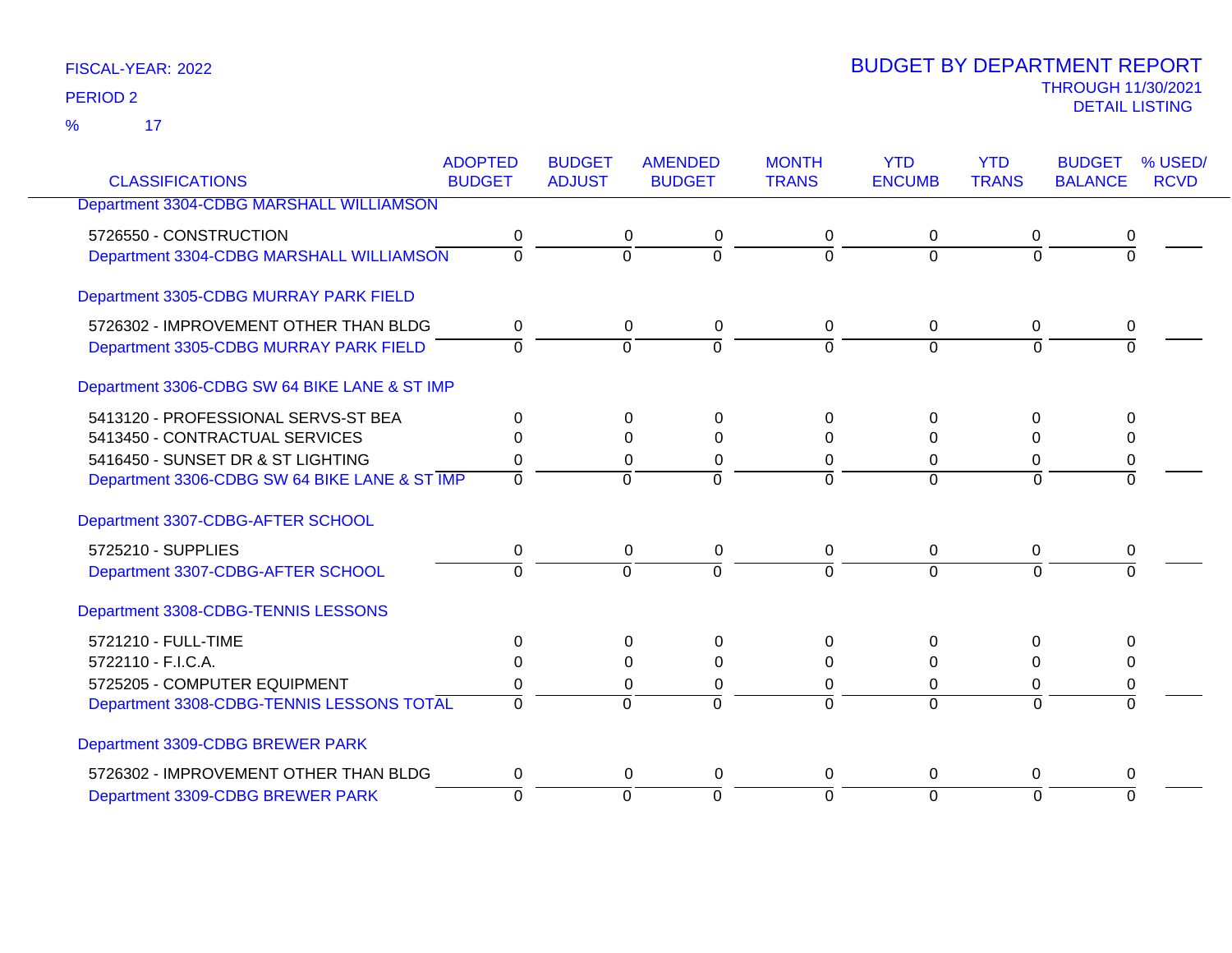FISCAL-YEAR: 2022

PERIOD 2

% 17

# BUDGET BY DEPARTMENT REPORT

THROUGH 11/30/2021

DETAIL LISTING

| CLASSIFICATIONS | ADOPTED BUDGET | BUDGET ADJUST | AMENDED BUDGET | MONTH TRANS | YTD ENCUMB | YTD TRANS | BUDGET BALANCE | % USED/ RCVD |
|---|---|---|---|---|---|---|---|---|
| Department 3304-CDBG MARSHALL WILLIAMSON | | | | | | | | |
| 5726550 - CONSTRUCTION | 0 | 0 | 0 | 0 | 0 | 0 | 0 | |
| Department 3304-CDBG MARSHALL WILLIAMSON | 0 | 0 | 0 | 0 | 0 | 0 | 0 | |
| Department 3305-CDBG MURRAY PARK FIELD | | | | | | | | |
| 5726302 - IMPROVEMENT OTHER THAN BLDG | 0 | 0 | 0 | 0 | 0 | 0 | 0 | |
| Department 3305-CDBG MURRAY PARK FIELD | 0 | 0 | 0 | 0 | 0 | 0 | 0 | |
| Department 3306-CDBG SW 64 BIKE LANE & ST IMP | | | | | | | | |
| 5413120 - PROFESSIONAL SERVS-ST BEA | 0 | 0 | 0 | 0 | 0 | 0 | 0 | |
| 5413450 - CONTRACTUAL SERVICES | 0 | 0 | 0 | 0 | 0 | 0 | 0 | |
| 5416450 - SUNSET DR & ST LIGHTING | 0 | 0 | 0 | 0 | 0 | 0 | 0 | |
| Department 3306-CDBG SW 64 BIKE LANE & ST IMP | 0 | 0 | 0 | 0 | 0 | 0 | 0 | |
| Department 3307-CDBG-AFTER SCHOOL | | | | | | | | |
| 5725210 - SUPPLIES | 0 | 0 | 0 | 0 | 0 | 0 | 0 | |
| Department 3307-CDBG-AFTER SCHOOL | 0 | 0 | 0 | 0 | 0 | 0 | 0 | |
| Department 3308-CDBG-TENNIS LESSONS | | | | | | | | |
| 5721210 - FULL-TIME | 0 | 0 | 0 | 0 | 0 | 0 | 0 | |
| 5722110 - F.I.C.A. | 0 | 0 | 0 | 0 | 0 | 0 | 0 | |
| 5725205 - COMPUTER EQUIPMENT | 0 | 0 | 0 | 0 | 0 | 0 | 0 | |
| Department 3308-CDBG-TENNIS LESSONS TOTAL | 0 | 0 | 0 | 0 | 0 | 0 | 0 | |
| Department 3309-CDBG BREWER PARK | | | | | | | | |
| 5726302 - IMPROVEMENT OTHER THAN BLDG | 0 | 0 | 0 | 0 | 0 | 0 | 0 | |
| Department 3309-CDBG BREWER PARK | 0 | 0 | 0 | 0 | 0 | 0 | 0 | |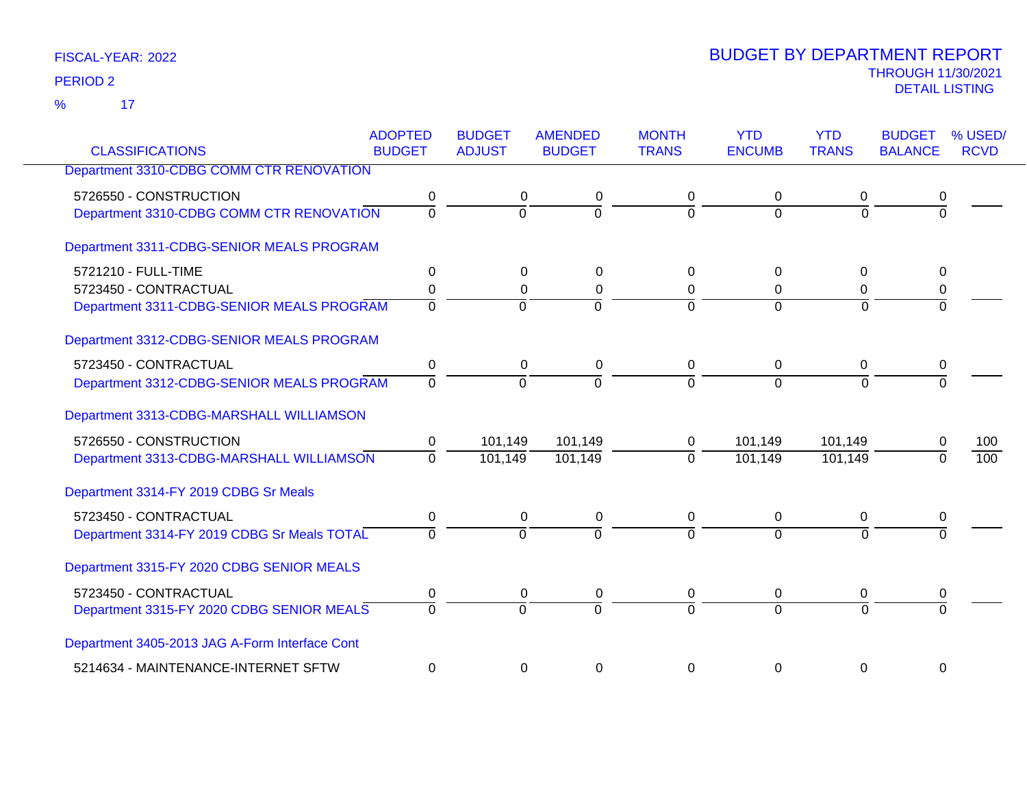FISCAL-YEAR: 2022

PERIOD 2

% 17

# BUDGET BY DEPARTMENT REPORT

THROUGH 11/30/2021

DETAIL LISTING

| CLASSIFICATIONS | ADOPTED BUDGET | BUDGET ADJUST | AMENDED BUDGET | MONTH TRANS | YTD ENCUMB | YTD TRANS | BUDGET BALANCE | % USED/ RCVD |
|---|---|---|---|---|---|---|---|---|
| **Department 3310-CDBG COMM CTR RENOVATION** | | | | | | | | |
| 5726550 - CONSTRUCTION | 0 | 0 | 0 | 0 | 0 | 0 | 0 | |
| Department 3310-CDBG COMM CTR RENOVATION | 0 | 0 | 0 | 0 | 0 | 0 | 0 | |
| **Department 3311-CDBG-SENIOR MEALS PROGRAM** | | | | | | | | |
| 5721210 - FULL-TIME | 0 | 0 | 0 | 0 | 0 | 0 | 0 | |
| 5723450 - CONTRACTUAL | 0 | 0 | 0 | 0 | 0 | 0 | 0 | |
| Department 3311-CDBG-SENIOR MEALS PROGRAM | 0 | 0 | 0 | 0 | 0 | 0 | 0 | |
| **Department 3312-CDBG-SENIOR MEALS PROGRAM** | | | | | | | | |
| 5723450 - CONTRACTUAL | 0 | 0 | 0 | 0 | 0 | 0 | 0 | |
| Department 3312-CDBG-SENIOR MEALS PROGRAM | 0 | 0 | 0 | 0 | 0 | 0 | 0 | |
| **Department 3313-CDBG-MARSHALL WILLIAMSON** | | | | | | | | |
| 5726550 - CONSTRUCTION | 0 | 101,149 | 101,149 | 0 | 101,149 | 101,149 | 0 | 100 |
| Department 3313-CDBG-MARSHALL WILLIAMSON | 0 | 101,149 | 101,149 | 0 | 101,149 | 101,149 | 0 | 100 |
| **Department 3314-FY 2019 CDBG Sr Meals** | | | | | | | | |
| 5723450 - CONTRACTUAL | 0 | 0 | 0 | 0 | 0 | 0 | 0 | |
| Department 3314-FY 2019 CDBG Sr Meals TOTAL | 0 | 0 | 0 | 0 | 0 | 0 | 0 | |
| **Department 3315-FY 2020 CDBG SENIOR MEALS** | | | | | | | | |
| 5723450 - CONTRACTUAL | 0 | 0 | 0 | 0 | 0 | 0 | 0 | |
| Department 3315-FY 2020 CDBG SENIOR MEALS | 0 | 0 | 0 | 0 | 0 | 0 | 0 | |
| **Department 3405-2013 JAG A-Form Interface Cont** | | | | | | | | |
| 5214634 - MAINTENANCE-INTERNET SFTW | 0 | 0 | 0 | 0 | 0 | 0 | 0 | |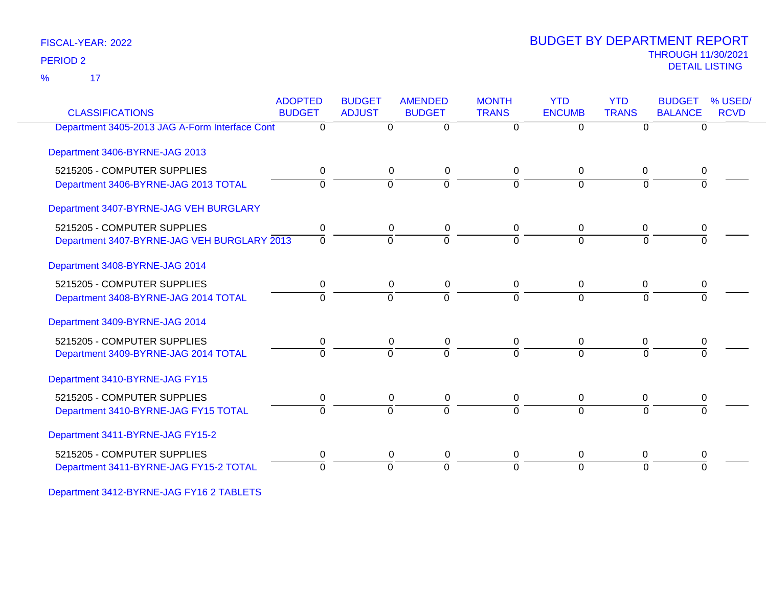FISCAL-YEAR: 2022

PERIOD 2

% 17

# BUDGET BY DEPARTMENT REPORT

THROUGH 11/30/2021

DETAIL LISTING

| CLASSIFICATIONS | ADOPTED BUDGET | BUDGET ADJUST | AMENDED BUDGET | MONTH TRANS | YTD ENCUMB | YTD TRANS | BUDGET BALANCE | % USED/ RCVD |
|---|---|---|---|---|---|---|---|---|
| Department 3405-2013 JAG A-Form Interface Cont | 0 | 0 | 0 | 0 | 0 | 0 | 0 | |
| **Department 3406-BYRNE-JAG 2013** | | | | | | | | |
| 5215205 - COMPUTER SUPPLIES | 0 | 0 | 0 | 0 | 0 | 0 | 0 | |
| Department 3406-BYRNE-JAG 2013 TOTAL | 0 | 0 | 0 | 0 | 0 | 0 | 0 | |
| **Department 3407-BYRNE-JAG VEH BURGLARY** | | | | | | | | |
| 5215205 - COMPUTER SUPPLIES | 0 | 0 | 0 | 0 | 0 | 0 | 0 | |
| Department 3407-BYRNE-JAG VEH BURGLARY 2013 | 0 | 0 | 0 | 0 | 0 | 0 | 0 | |
| **Department 3408-BYRNE-JAG 2014** | | | | | | | | |
| 5215205 - COMPUTER SUPPLIES | 0 | 0 | 0 | 0 | 0 | 0 | 0 | |
| Department 3408-BYRNE-JAG 2014 TOTAL | 0 | 0 | 0 | 0 | 0 | 0 | 0 | |
| **Department 3409-BYRNE-JAG 2014** | | | | | | | | |
| 5215205 - COMPUTER SUPPLIES | 0 | 0 | 0 | 0 | 0 | 0 | 0 | |
| Department 3409-BYRNE-JAG 2014 TOTAL | 0 | 0 | 0 | 0 | 0 | 0 | 0 | |
| **Department 3410-BYRNE-JAG FY15** | | | | | | | | |
| 5215205 - COMPUTER SUPPLIES | 0 | 0 | 0 | 0 | 0 | 0 | 0 | |
| Department 3410-BYRNE-JAG FY15 TOTAL | 0 | 0 | 0 | 0 | 0 | 0 | 0 | |
| **Department 3411-BYRNE-JAG FY15-2** | | | | | | | | |
| 5215205 - COMPUTER SUPPLIES | 0 | 0 | 0 | 0 | 0 | 0 | 0 | |
| Department 3411-BYRNE-JAG FY15-2 TOTAL | 0 | 0 | 0 | 0 | 0 | 0 | 0 | |
| **Department 3412-BYRNE-JAG FY16 2 TABLETS** | | | | | | | | |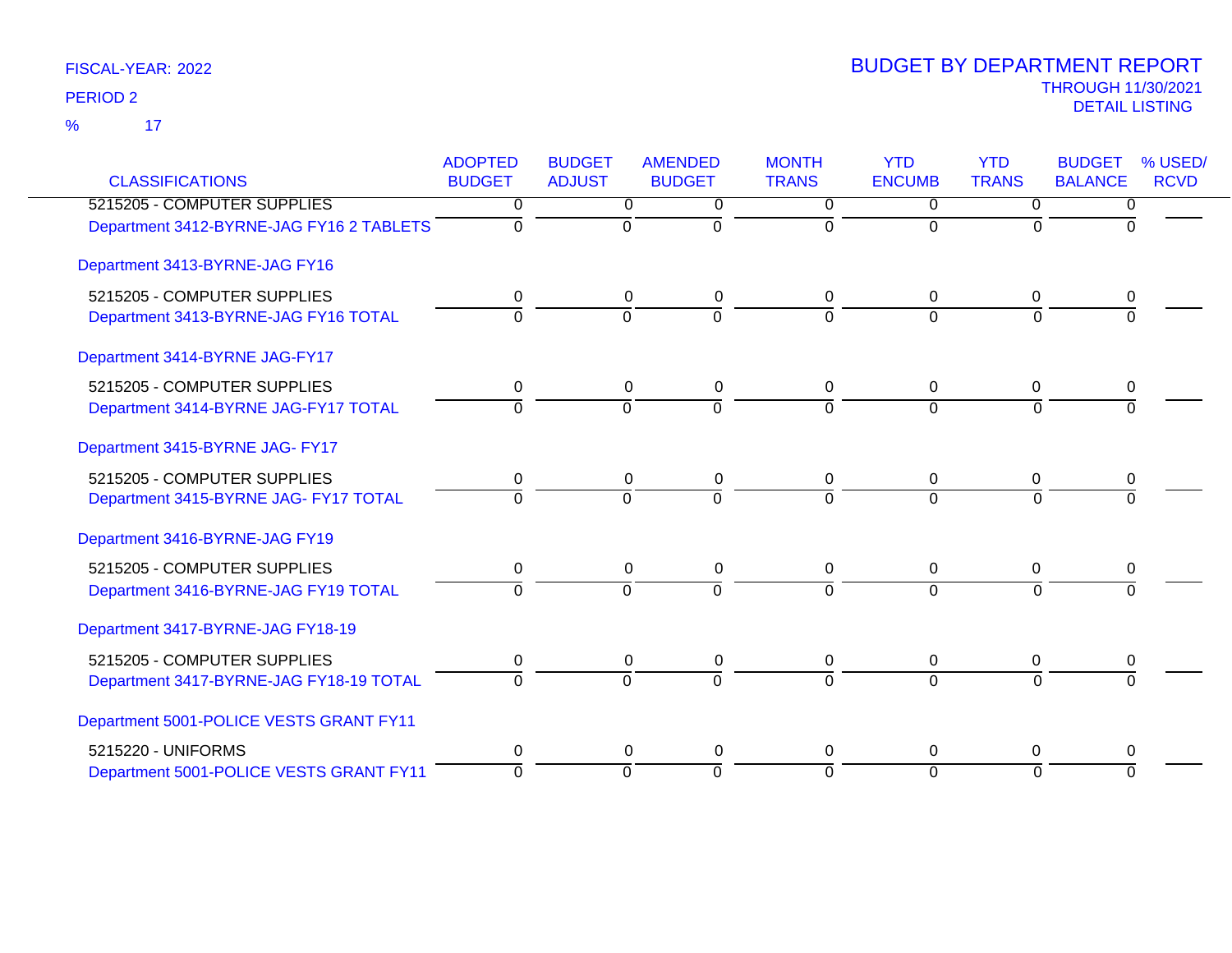FISCAL-YEAR: 2022

PERIOD 2

% 17

# BUDGET BY DEPARTMENT REPORT

THROUGH 11/30/2021

DETAIL LISTING

| CLASSIFICATIONS | ADOPTED BUDGET | BUDGET ADJUST | AMENDED BUDGET | MONTH TRANS | YTD ENCUMB | YTD TRANS | BUDGET BALANCE | % USED/ RCVD |
|---|---|---|---|---|---|---|---|---|
| 5215205 - COMPUTER SUPPLIES | 0 | 0 | 0 | 0 | 0 | 0 | 0 | |
| Department 3412-BYRNE-JAG FY16 2 TABLETS | 0 | 0 | 0 | 0 | 0 | 0 | 0 | |
| **Department 3413-BYRNE-JAG FY16** | | | | | | | | |
| 5215205 - COMPUTER SUPPLIES | 0 | 0 | 0 | 0 | 0 | 0 | 0 | |
| Department 3413-BYRNE-JAG FY16 TOTAL | 0 | 0 | 0 | 0 | 0 | 0 | 0 | |
| **Department 3414-BYRNE JAG-FY17** | | | | | | | | |
| 5215205 - COMPUTER SUPPLIES | 0 | 0 | 0 | 0 | 0 | 0 | 0 | |
| Department 3414-BYRNE JAG-FY17 TOTAL | 0 | 0 | 0 | 0 | 0 | 0 | 0 | |
| **Department 3415-BYRNE JAG- FY17** | | | | | | | | |
| 5215205 - COMPUTER SUPPLIES | 0 | 0 | 0 | 0 | 0 | 0 | 0 | |
| Department 3415-BYRNE JAG- FY17 TOTAL | 0 | 0 | 0 | 0 | 0 | 0 | 0 | |
| **Department 3416-BYRNE-JAG FY19** | | | | | | | | |
| 5215205 - COMPUTER SUPPLIES | 0 | 0 | 0 | 0 | 0 | 0 | 0 | |
| Department 3416-BYRNE-JAG FY19 TOTAL | 0 | 0 | 0 | 0 | 0 | 0 | 0 | |
| **Department 3417-BYRNE-JAG FY18-19** | | | | | | | | |
| 5215205 - COMPUTER SUPPLIES | 0 | 0 | 0 | 0 | 0 | 0 | 0 | |
| Department 3417-BYRNE-JAG FY18-19 TOTAL | 0 | 0 | 0 | 0 | 0 | 0 | 0 | |
| **Department 5001-POLICE VESTS GRANT FY11** | | | | | | | | |
| 5215220 - UNIFORMS | 0 | 0 | 0 | 0 | 0 | 0 | 0 | |
| Department 5001-POLICE VESTS GRANT FY11 | 0 | 0 | 0 | 0 | 0 | 0 | 0 | |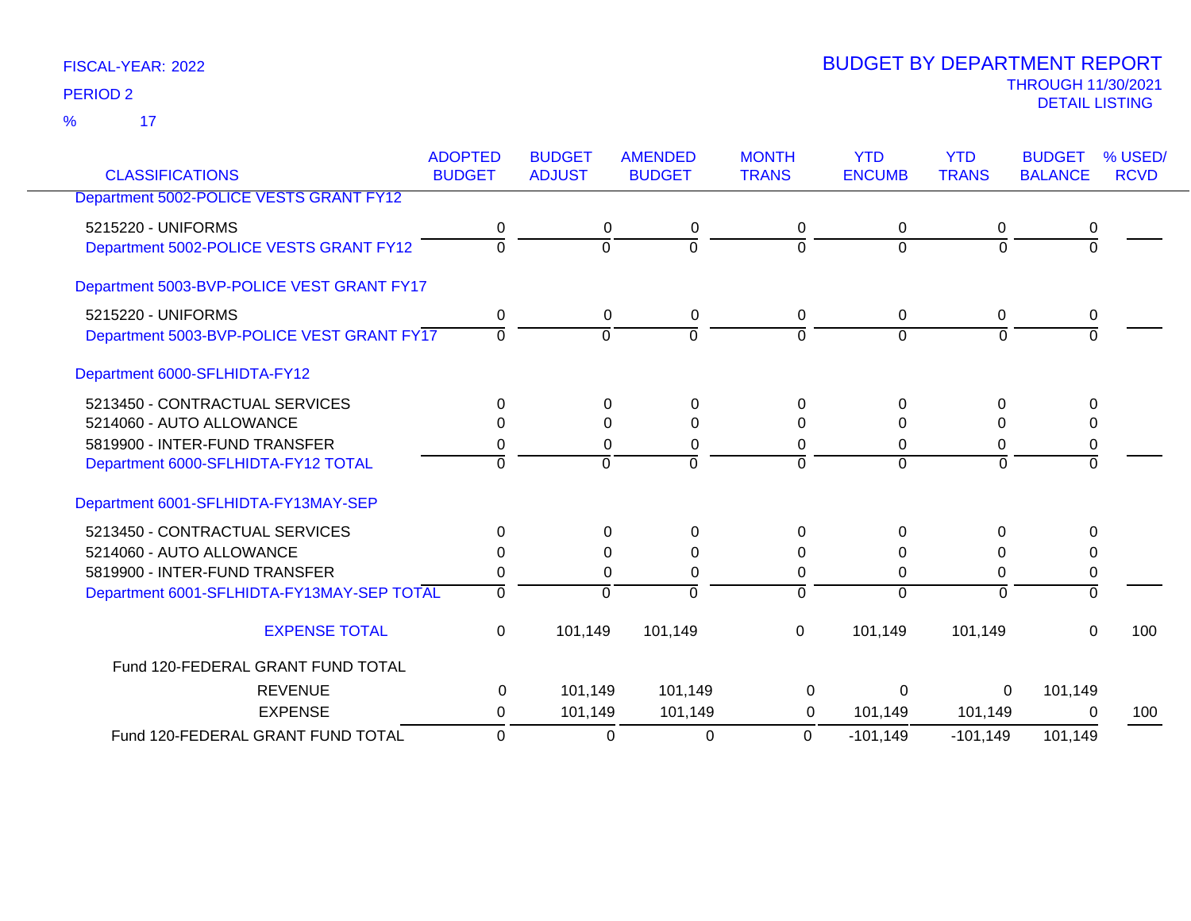FISCAL-YEAR: 2022

PERIOD 2

% 17

# BUDGET BY DEPARTMENT REPORT

THROUGH 11/30/2021

DETAIL LISTING

| CLASSIFICATIONS | ADOPTED BUDGET | BUDGET ADJUST | AMENDED BUDGET | MONTH TRANS | YTD ENCUMB | YTD TRANS | BUDGET BALANCE | % USED/ RCVD |
|---|---|---|---|---|---|---|---|---|
| Department 5002-POLICE VESTS GRANT FY12 | | | | | | | | |
| 5215220 - UNIFORMS | 0 | 0 | 0 | 0 | 0 | 0 | 0 | |
| Department 5002-POLICE VESTS GRANT FY12 | 0 | 0 | 0 | 0 | 0 | 0 | 0 | |
| Department 5003-BVP-POLICE VEST GRANT FY17 | | | | | | | | |
| 5215220 - UNIFORMS | 0 | 0 | 0 | 0 | 0 | 0 | 0 | |
| Department 5003-BVP-POLICE VEST GRANT FY17 | 0 | 0 | 0 | 0 | 0 | 0 | 0 | |
| Department 6000-SFLHIDTA-FY12 | | | | | | | | |
| 5213450 - CONTRACTUAL SERVICES | 0 | 0 | 0 | 0 | 0 | 0 | 0 | |
| 5214060 - AUTO ALLOWANCE | 0 | 0 | 0 | 0 | 0 | 0 | 0 | |
| 5819900 - INTER-FUND TRANSFER | 0 | 0 | 0 | 0 | 0 | 0 | 0 | |
| Department 6000-SFLHIDTA-FY12 TOTAL | 0 | 0 | 0 | 0 | 0 | 0 | 0 | |
| Department 6001-SFLHIDTA-FY13MAY-SEP | | | | | | | | |
| 5213450 - CONTRACTUAL SERVICES | 0 | 0 | 0 | 0 | 0 | 0 | 0 | |
| 5214060 - AUTO ALLOWANCE | 0 | 0 | 0 | 0 | 0 | 0 | 0 | |
| 5819900 - INTER-FUND TRANSFER | 0 | 0 | 0 | 0 | 0 | 0 | 0 | |
| Department 6001-SFLHIDTA-FY13MAY-SEP TOTAL | 0 | 0 | 0 | 0 | 0 | 0 | 0 | |
| EXPENSE TOTAL | 0 | 101,149 | 101,149 | 0 | 101,149 | 101,149 | 0 | 100 |
| Fund 120-FEDERAL GRANT FUND TOTAL | | | | | | | | |
| REVENUE | 0 | 101,149 | 101,149 | 0 | 0 | 0 | 101,149 | |
| EXPENSE | 0 | 101,149 | 101,149 | 0 | 101,149 | 101,149 | 0 | 100 |
| Fund 120-FEDERAL GRANT FUND TOTAL | 0 | 0 | 0 | 0 | -101,149 | -101,149 | 101,149 | |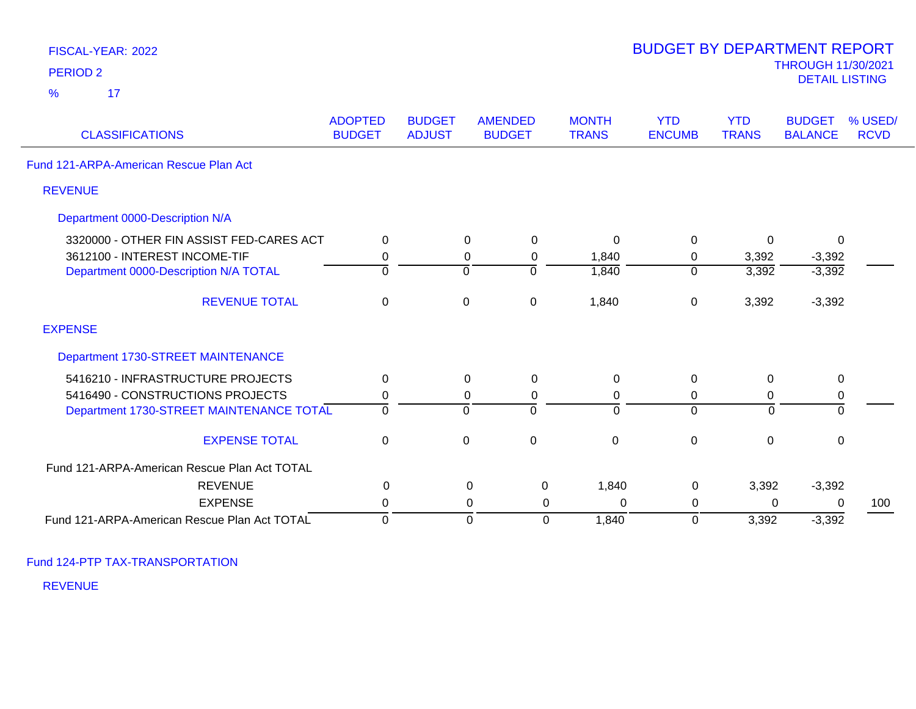FISCAL-YEAR: 2022
PERIOD 2
% 17

# BUDGET BY DEPARTMENT REPORT
THROUGH 11/30/2021
DETAIL LISTING

| CLASSIFICATIONS | ADOPTED BUDGET | BUDGET ADJUST | AMENDED BUDGET | MONTH TRANS | YTD ENCUMB | YTD TRANS | BUDGET BALANCE | % USED/ RCVD |
|---|---|---|---|---|---|---|---|---|
| **Fund 121-ARPA-American Rescue Plan Act** | | | | | | | | |
| **REVENUE** | | | | | | | | |
| **Department 0000-Description N/A** | | | | | | | | |
| 3320000 - OTHER FIN ASSIST FED-CARES ACT | 0 | 0 | 0 | 0 | 0 | 0 | 0 | |
| 3612100 - INTEREST INCOME-TIF | 0 | 0 | 0 | 1,840 | 0 | 3,392 | -3,392 | |
| Department 0000-Description N/A TOTAL | 0 | 0 | 0 | 1,840 | 0 | 3,392 | -3,392 | |
| REVENUE TOTAL | 0 | 0 | 0 | 1,840 | 0 | 3,392 | -3,392 | |
| **EXPENSE** | | | | | | | | |
| **Department 1730-STREET MAINTENANCE** | | | | | | | | |
| 5416210 - INFRASTRUCTURE PROJECTS | 0 | 0 | 0 | 0 | 0 | 0 | 0 | |
| 5416490 - CONSTRUCTIONS PROJECTS | 0 | 0 | 0 | 0 | 0 | 0 | 0 | |
| Department 1730-STREET MAINTENANCE TOTAL | 0 | 0 | 0 | 0 | 0 | 0 | 0 | |
| EXPENSE TOTAL | 0 | 0 | 0 | 0 | 0 | 0 | 0 | |
| **Fund 121-ARPA-American Rescue Plan Act TOTAL** | | | | | | | | |
| REVENUE | 0 | 0 | 0 | 1,840 | 0 | 3,392 | -3,392 | |
| EXPENSE | 0 | 0 | 0 | 0 | 0 | 0 | 0 | 100 |
| Fund 121-ARPA-American Rescue Plan Act TOTAL | 0 | 0 | 0 | 1,840 | 0 | 3,392 | -3,392 | |

**Fund 124-PTP TAX-TRANSPORTATION**

**REVENUE**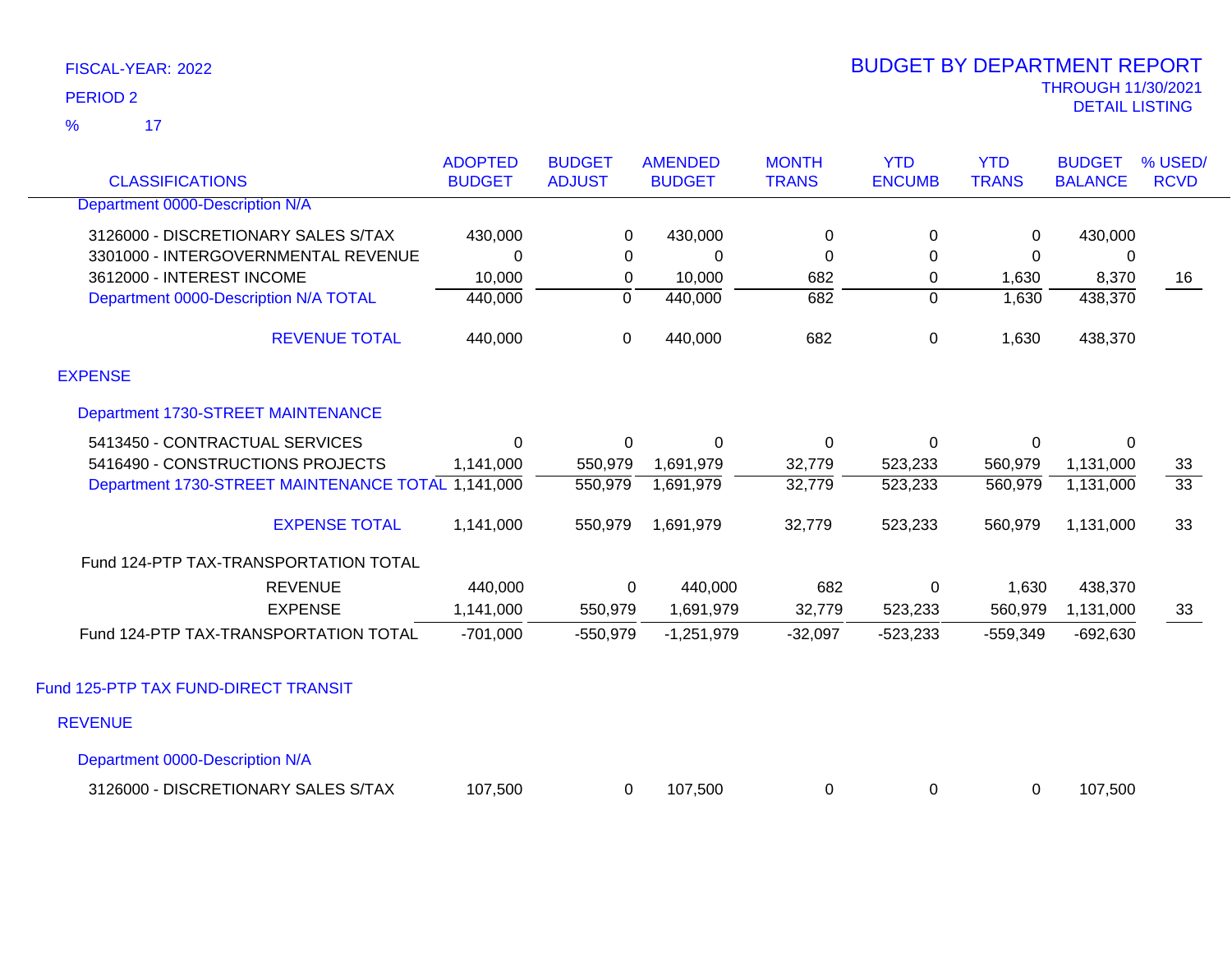FISCAL-YEAR: 2022

PERIOD 2

% 17

# BUDGET BY DEPARTMENT REPORT

THROUGH 11/30/2021

DETAIL LISTING

| CLASSIFICATIONS | ADOPTED BUDGET | BUDGET ADJUST | AMENDED BUDGET | MONTH TRANS | YTD ENCUMB | YTD TRANS | BUDGET BALANCE | % USED/ RCVD |
|---|---|---|---|---|---|---|---|---|
| Department 0000-Description N/A | | | | | | | | |
| 3126000 - DISCRETIONARY SALES S/TAX | 430,000 | 0 | 430,000 | 0 | 0 | 0 | 430,000 | |
| 3301000 - INTERGOVERNMENTAL REVENUE | 0 | 0 | 0 | 0 | 0 | 0 | 0 | |
| 3612000 - INTEREST INCOME | 10,000 | 0 | 10,000 | 682 | 0 | 1,630 | 8,370 | 16 |
| Department 0000-Description N/A TOTAL | 440,000 | 0 | 440,000 | 682 | 0 | 1,630 | 438,370 | |
| REVENUE TOTAL | 440,000 | 0 | 440,000 | 682 | 0 | 1,630 | 438,370 | |
| EXPENSE | | | | | | | | |
| Department 1730-STREET MAINTENANCE | | | | | | | | |
| 5413450 - CONTRACTUAL SERVICES | 0 | 0 | 0 | 0 | 0 | 0 | 0 | |
| 5416490 - CONSTRUCTIONS PROJECTS | 1,141,000 | 550,979 | 1,691,979 | 32,779 | 523,233 | 560,979 | 1,131,000 | 33 |
| Department 1730-STREET MAINTENANCE TOTAL | 1,141,000 | 550,979 | 1,691,979 | 32,779 | 523,233 | 560,979 | 1,131,000 | 33 |
| EXPENSE TOTAL | 1,141,000 | 550,979 | 1,691,979 | 32,779 | 523,233 | 560,979 | 1,131,000 | 33 |
| Fund 124-PTP TAX-TRANSPORTATION TOTAL | | | | | | | | |
| REVENUE | 440,000 | 0 | 440,000 | 682 | 0 | 1,630 | 438,370 | |
| EXPENSE | 1,141,000 | 550,979 | 1,691,979 | 32,779 | 523,233 | 560,979 | 1,131,000 | 33 |
| Fund 124-PTP TAX-TRANSPORTATION TOTAL | -701,000 | -550,979 | -1,251,979 | -32,097 | -523,233 | -559,349 | -692,630 | |
| Fund 125-PTP TAX FUND-DIRECT TRANSIT | | | | | | | | |
| REVENUE | | | | | | | | |
| Department 0000-Description N/A | | | | | | | | |
| 3126000 - DISCRETIONARY SALES S/TAX | 107,500 | 0 | 107,500 | 0 | 0 | 0 | 107,500 | |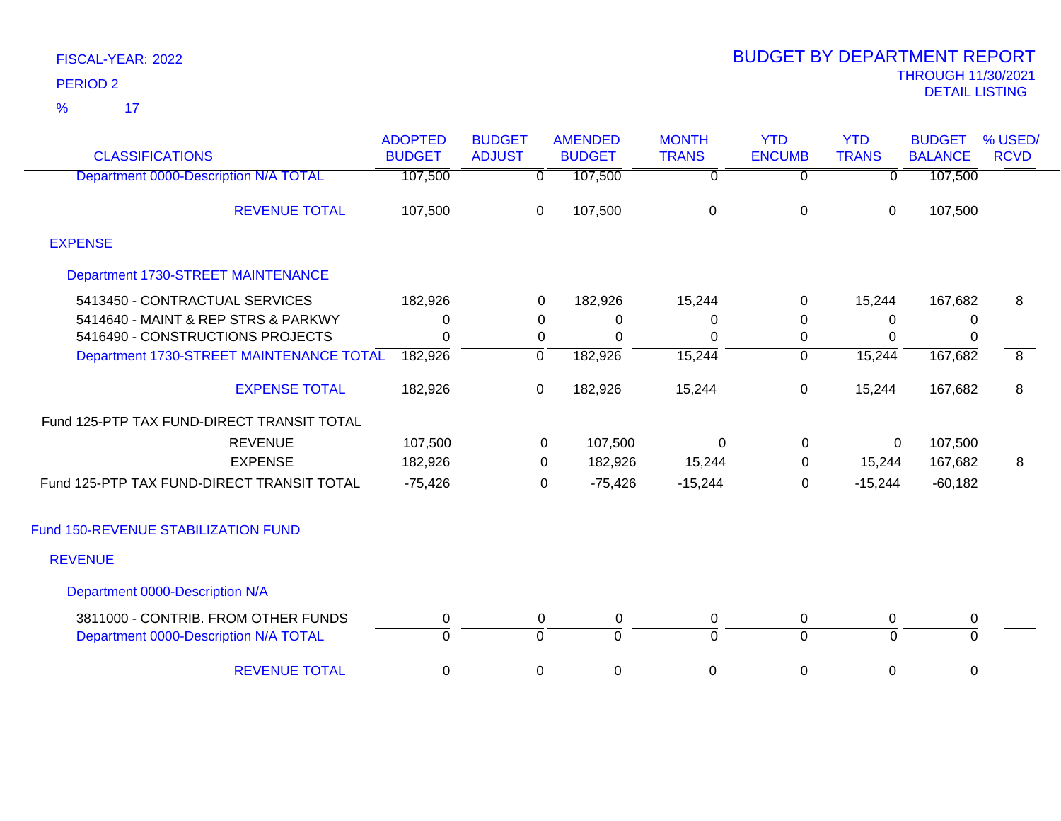FISCAL-YEAR: 2022
PERIOD 2
% 17

# BUDGET BY DEPARTMENT REPORT
THROUGH 11/30/2021
DETAIL LISTING

| CLASSIFICATIONS | ADOPTED BUDGET | BUDGET ADJUST | AMENDED BUDGET | MONTH TRANS | YTD ENCUMB | YTD TRANS | BUDGET BALANCE | % USED/ RCVD |
|---|---|---|---|---|---|---|---|---|
| Department 0000-Description N/A TOTAL | 107,500 | 0 | 107,500 | 0 | 0 | 0 | 107,500 | |
| REVENUE TOTAL | 107,500 | 0 | 107,500 | 0 | 0 | 0 | 107,500 | |
| **EXPENSE** | | | | | | | | |
| **Department 1730-STREET MAINTENANCE** | | | | | | | | |
| 5413450 - CONTRACTUAL SERVICES | 182,926 | 0 | 182,926 | 15,244 | 0 | 15,244 | 167,682 | 8 |
| 5414640 - MAINT & REP STRS & PARKWY | 0 | 0 | 0 | 0 | 0 | 0 | 0 | |
| 5416490 - CONSTRUCTIONS PROJECTS | 0 | 0 | 0 | 0 | 0 | 0 | 0 | |
| Department 1730-STREET MAINTENANCE TOTAL | 182,926 | 0 | 182,926 | 15,244 | 0 | 15,244 | 167,682 | 8 |
| EXPENSE TOTAL | 182,926 | 0 | 182,926 | 15,244 | 0 | 15,244 | 167,682 | 8 |
| Fund 125-PTP TAX FUND-DIRECT TRANSIT TOTAL | | | | | | | | |
| REVENUE | 107,500 | 0 | 107,500 | 0 | 0 | 0 | 107,500 | |
| EXPENSE | 182,926 | 0 | 182,926 | 15,244 | 0 | 15,244 | 167,682 | 8 |
| Fund 125-PTP TAX FUND-DIRECT TRANSIT TOTAL | -75,426 | 0 | -75,426 | -15,244 | 0 | -15,244 | -60,182 | |
| **Fund 150-REVENUE STABILIZATION FUND** | | | | | | | | |
| **REVENUE** | | | | | | | | |
| **Department 0000-Description N/A** | | | | | | | | |
| 3811000 - CONTRIB. FROM OTHER FUNDS | 0 | 0 | 0 | 0 | 0 | 0 | 0 | |
| Department 0000-Description N/A TOTAL | 0 | 0 | 0 | 0 | 0 | 0 | 0 | |
| REVENUE TOTAL | 0 | 0 | 0 | 0 | 0 | 0 | 0 | |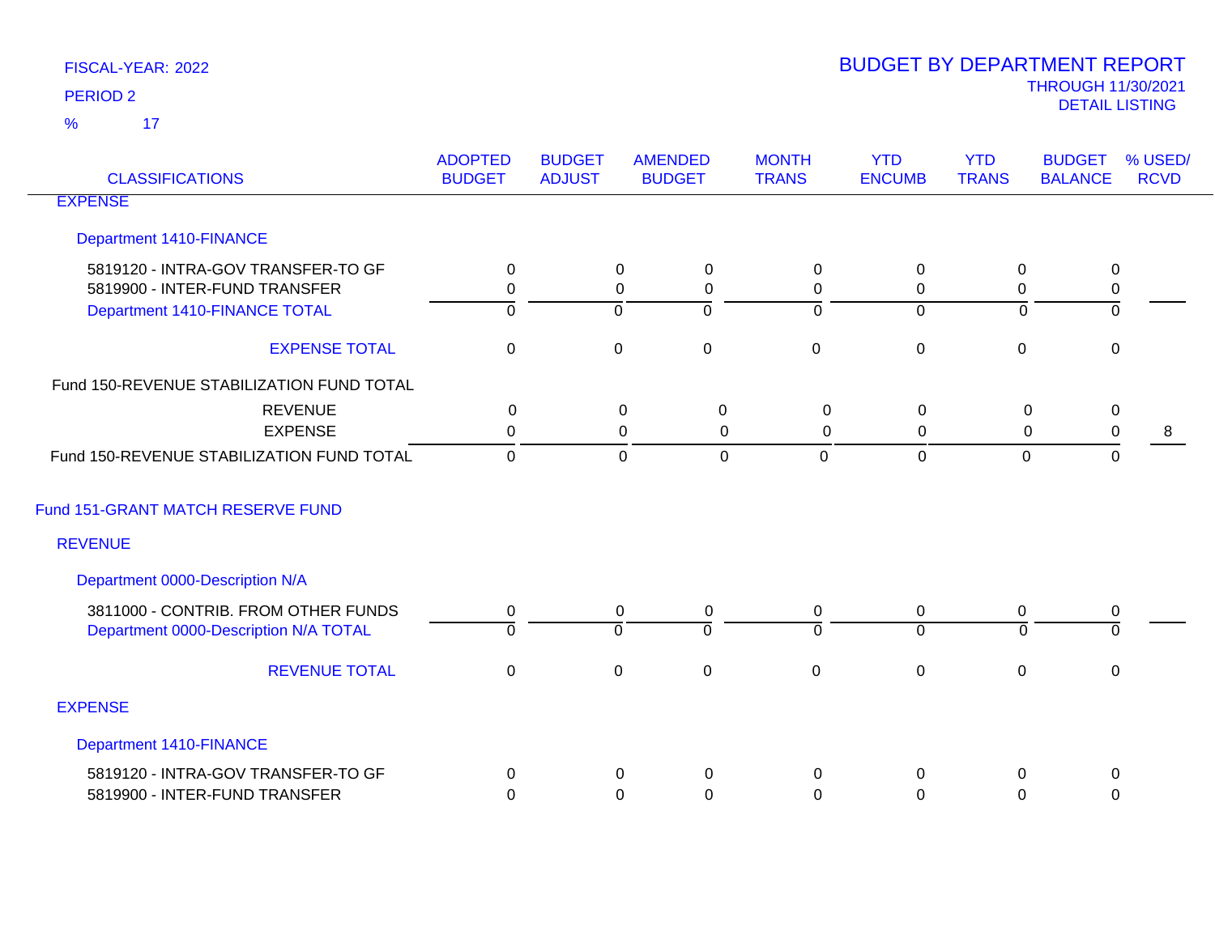FISCAL-YEAR: 2022

PERIOD 2

% 17

# BUDGET BY DEPARTMENT REPORT

THROUGH 11/30/2021

DETAIL LISTING

| CLASSIFICATIONS | ADOPTED BUDGET | BUDGET ADJUST | AMENDED BUDGET | MONTH TRANS | YTD ENCUMB | YTD TRANS | BUDGET BALANCE | % USED/ RCVD |
|---|---|---|---|---|---|---|---|---|
| EXPENSE | | | | | | | | |
| Department 1410-FINANCE | | | | | | | | |
| 5819120 - INTRA-GOV TRANSFER-TO GF | 0 | 0 | 0 | 0 | 0 | 0 | 0 | |
| 5819900 - INTER-FUND TRANSFER | 0 | 0 | 0 | 0 | 0 | 0 | 0 | |
| Department 1410-FINANCE TOTAL | 0 | 0 | 0 | 0 | 0 | 0 | 0 | |
| EXPENSE TOTAL | 0 | 0 | 0 | 0 | 0 | 0 | 0 | |
| Fund 150-REVENUE STABILIZATION FUND TOTAL | | | | | | | | |
| REVENUE | 0 | 0 | 0 | 0 | 0 | 0 | 0 | |
| EXPENSE | 0 | 0 | 0 | 0 | 0 | 0 | 0 | 8 |
| Fund 150-REVENUE STABILIZATION FUND TOTAL | 0 | 0 | 0 | 0 | 0 | 0 | 0 | |
| Fund 151-GRANT MATCH RESERVE FUND | | | | | | | | |
| REVENUE | | | | | | | | |
| Department 0000-Description N/A | | | | | | | | |
| 3811000 - CONTRIB. FROM OTHER FUNDS | 0 | 0 | 0 | 0 | 0 | 0 | 0 | |
| Department 0000-Description N/A TOTAL | 0 | 0 | 0 | 0 | 0 | 0 | 0 | |
| REVENUE TOTAL | 0 | 0 | 0 | 0 | 0 | 0 | 0 | |
| EXPENSE | | | | | | | | |
| Department 1410-FINANCE | | | | | | | | |
| 5819120 - INTRA-GOV TRANSFER-TO GF | 0 | 0 | 0 | 0 | 0 | 0 | 0 | |
| 5819900 - INTER-FUND TRANSFER | 0 | 0 | 0 | 0 | 0 | 0 | 0 | |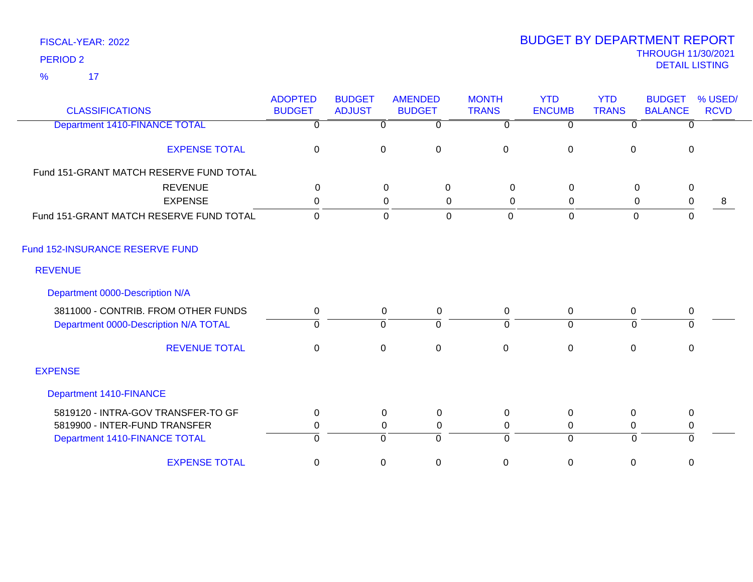FISCAL-YEAR: 2022

PERIOD 2

% 17

# BUDGET BY DEPARTMENT REPORT

THROUGH 11/30/2021

DETAIL LISTING

| CLASSIFICATIONS | ADOPTED BUDGET | BUDGET ADJUST | AMENDED BUDGET | MONTH TRANS | YTD ENCUMB | YTD TRANS | BUDGET BALANCE | % USED/ RCVD |
|---|---|---|---|---|---|---|---|---|
| Department 1410-FINANCE TOTAL | 0 | 0 | 0 | 0 | 0 | 0 | 0 | |
| EXPENSE TOTAL | 0 | 0 | 0 | 0 | 0 | 0 | 0 | |
| Fund 151-GRANT MATCH RESERVE FUND TOTAL | | | | | | | | |
| REVENUE | 0 | 0 | 0 | 0 | 0 | 0 | 0 | |
| EXPENSE | 0 | 0 | 0 | 0 | 0 | 0 | 0 | 8 |
| Fund 151-GRANT MATCH RESERVE FUND TOTAL | 0 | 0 | 0 | 0 | 0 | 0 | 0 | |
| **Fund 152-INSURANCE RESERVE FUND** | | | | | | | | |
| **REVENUE** | | | | | | | | |
| Department 0000-Description N/A | | | | | | | | |
| 3811000 - CONTRIB. FROM OTHER FUNDS | 0 | 0 | 0 | 0 | 0 | 0 | 0 | |
| Department 0000-Description N/A TOTAL | 0 | 0 | 0 | 0 | 0 | 0 | 0 | |
| REVENUE TOTAL | 0 | 0 | 0 | 0 | 0 | 0 | 0 | |
| **EXPENSE** | | | | | | | | |
| Department 1410-FINANCE | | | | | | | | |
| 5819120 - INTRA-GOV TRANSFER-TO GF | 0 | 0 | 0 | 0 | 0 | 0 | 0 | |
| 5819900 - INTER-FUND TRANSFER | 0 | 0 | 0 | 0 | 0 | 0 | 0 | |
| Department 1410-FINANCE TOTAL | 0 | 0 | 0 | 0 | 0 | 0 | 0 | |
| EXPENSE TOTAL | 0 | 0 | 0 | 0 | 0 | 0 | 0 | |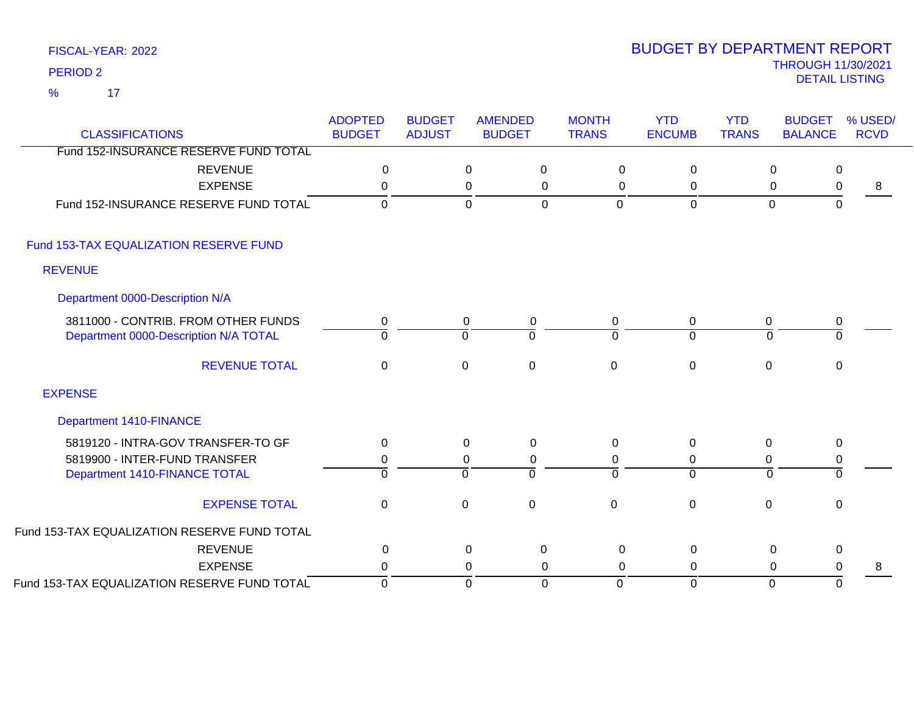FISCAL-YEAR: 2022

PERIOD 2

% 17

# BUDGET BY DEPARTMENT REPORT

THROUGH 11/30/2021

DETAIL LISTING

| CLASSIFICATIONS | ADOPTED BUDGET | BUDGET ADJUST | AMENDED BUDGET | MONTH TRANS | YTD ENCUMB | YTD TRANS | BUDGET BALANCE | % USED/ RCVD |
|---|---|---|---|---|---|---|---|---|
| Fund 152-INSURANCE RESERVE FUND TOTAL | | | | | | | | |
| REVENUE | 0 | 0 | 0 | 0 | 0 | 0 | 0 | |
| EXPENSE | 0 | 0 | 0 | 0 | 0 | 0 | 0 | 8 |
| Fund 152-INSURANCE RESERVE FUND TOTAL | 0 | 0 | 0 | 0 | 0 | 0 | 0 | |
| **Fund 153-TAX EQUALIZATION RESERVE FUND** | | | | | | | | |
| **REVENUE** | | | | | | | | |
| **Department 0000-Description N/A** | | | | | | | | |
| 3811000 - CONTRIB. FROM OTHER FUNDS | 0 | 0 | 0 | 0 | 0 | 0 | 0 | |
| Department 0000-Description N/A TOTAL | 0 | 0 | 0 | 0 | 0 | 0 | 0 | |
| REVENUE TOTAL | 0 | 0 | 0 | 0 | 0 | 0 | 0 | |
| **EXPENSE** | | | | | | | | |
| **Department 1410-FINANCE** | | | | | | | | |
| 5819120 - INTRA-GOV TRANSFER-TO GF | 0 | 0 | 0 | 0 | 0 | 0 | 0 | |
| 5819900 - INTER-FUND TRANSFER | 0 | 0 | 0 | 0 | 0 | 0 | 0 | |
| Department 1410-FINANCE TOTAL | 0 | 0 | 0 | 0 | 0 | 0 | 0 | |
| EXPENSE TOTAL | 0 | 0 | 0 | 0 | 0 | 0 | 0 | |
| Fund 153-TAX EQUALIZATION RESERVE FUND TOTAL | | | | | | | | |
| REVENUE | 0 | 0 | 0 | 0 | 0 | 0 | 0 | |
| EXPENSE | 0 | 0 | 0 | 0 | 0 | 0 | 0 | 8 |
| Fund 153-TAX EQUALIZATION RESERVE FUND TOTAL | 0 | 0 | 0 | 0 | 0 | 0 | 0 | |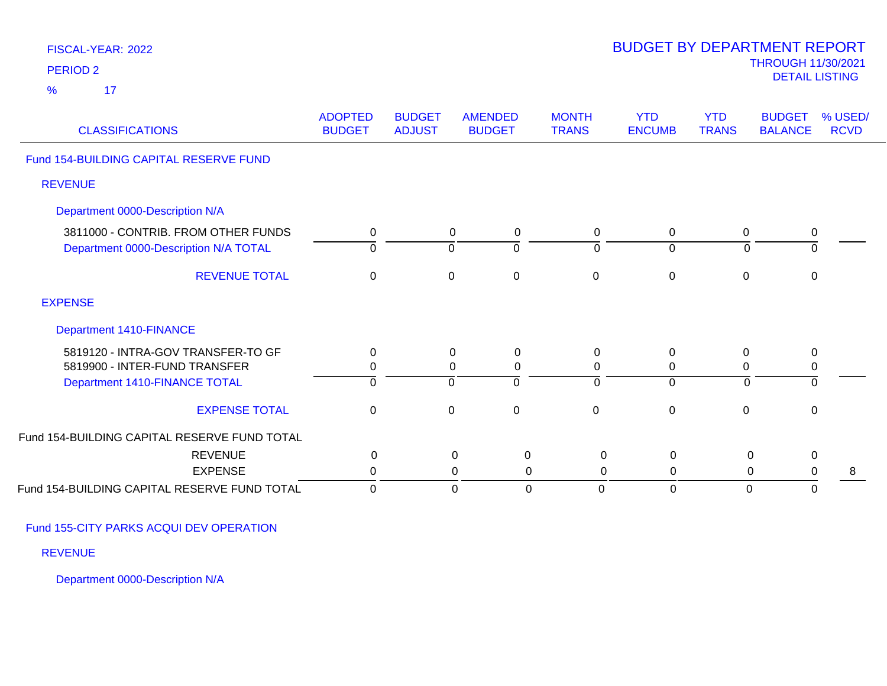FISCAL-YEAR: 2022

PERIOD 2

% 17

# BUDGET BY DEPARTMENT REPORT

THROUGH 11/30/2021

DETAIL LISTING

| CLASSIFICATIONS | ADOPTED BUDGET | BUDGET ADJUST | AMENDED BUDGET | MONTH TRANS | YTD ENCUMB | YTD TRANS | BUDGET BALANCE | % USED/ RCVD |
|---|---|---|---|---|---|---|---|---|
| **Fund 154-BUILDING CAPITAL RESERVE FUND** | | | | | | | | |
| **REVENUE** | | | | | | | | |
| **Department 0000-Description N/A** | | | | | | | | |
| 3811000 - CONTRIB. FROM OTHER FUNDS | 0 | 0 | 0 | 0 | 0 | 0 | 0 | |
| Department 0000-Description N/A TOTAL | 0 | 0 | 0 | 0 | 0 | 0 | 0 | |
| REVENUE TOTAL | 0 | 0 | 0 | 0 | 0 | 0 | 0 | |
| **EXPENSE** | | | | | | | | |
| **Department 1410-FINANCE** | | | | | | | | |
| 5819120 - INTRA-GOV TRANSFER-TO GF | 0 | 0 | 0 | 0 | 0 | 0 | 0 | |
| 5819900 - INTER-FUND TRANSFER | 0 | 0 | 0 | 0 | 0 | 0 | 0 | |
| Department 1410-FINANCE TOTAL | 0 | 0 | 0 | 0 | 0 | 0 | 0 | |
| EXPENSE TOTAL | 0 | 0 | 0 | 0 | 0 | 0 | 0 | |
| **Fund 154-BUILDING CAPITAL RESERVE FUND TOTAL** | | | | | | | | |
| REVENUE | 0 | 0 | 0 | 0 | 0 | 0 | 0 | |
| EXPENSE | 0 | 0 | 0 | 0 | 0 | 0 | 0 | 8 |
| Fund 154-BUILDING CAPITAL RESERVE FUND TOTAL | 0 | 0 | 0 | 0 | 0 | 0 | 0 | |

## Fund 155-CITY PARKS ACQUI DEV OPERATION

### REVENUE

#### Department 0000-Description N/A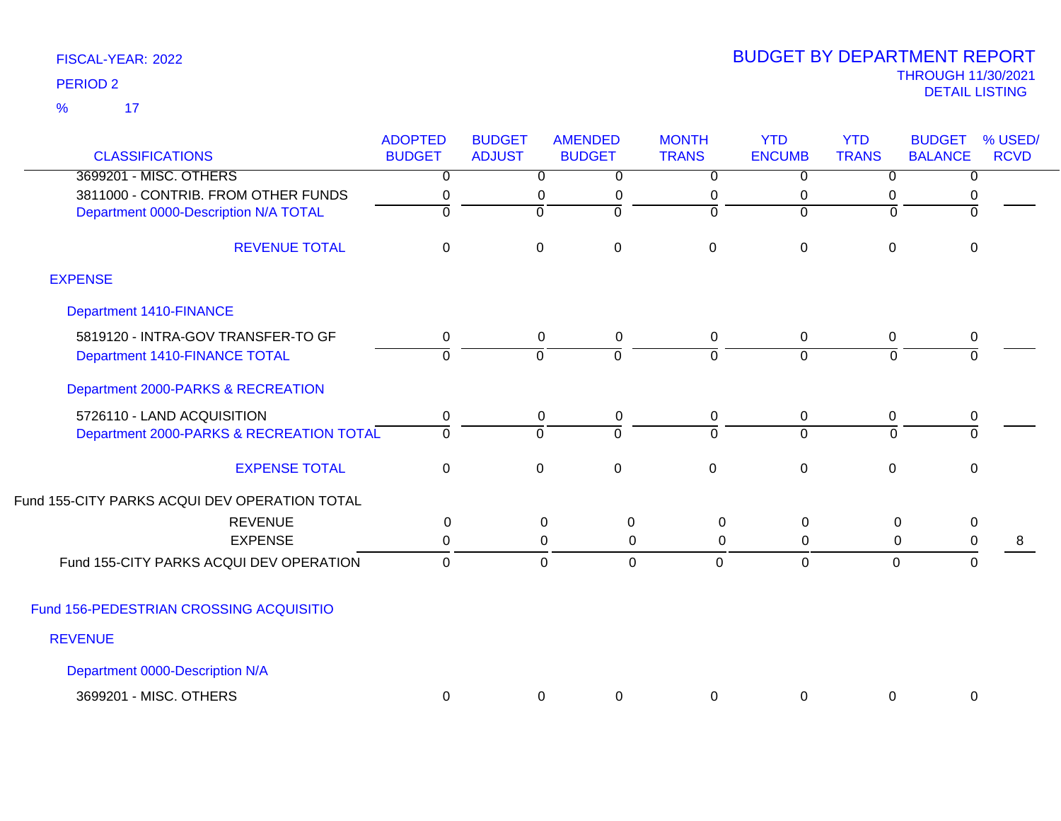FISCAL-YEAR: 2022

PERIOD 2

% 17

# BUDGET BY DEPARTMENT REPORT

THROUGH 11/30/2021

DETAIL LISTING

| CLASSIFICATIONS | ADOPTED BUDGET | BUDGET ADJUST | AMENDED BUDGET | MONTH TRANS | YTD ENCUMB | YTD TRANS | BUDGET BALANCE | % USED/ RCVD |
|---|---|---|---|---|---|---|---|---|
| 3699201 - MISC. OTHERS | 0 | 0 | 0 | 0 | 0 | 0 | 0 | |
| 3811000 - CONTRIB. FROM OTHER FUNDS | 0 | 0 | 0 | 0 | 0 | 0 | 0 | |
| Department 0000-Description N/A TOTAL | 0 | 0 | 0 | 0 | 0 | 0 | 0 | |
| REVENUE TOTAL | 0 | 0 | 0 | 0 | 0 | 0 | 0 | |
| EXPENSE | | | | | | | | |
| Department 1410-FINANCE | | | | | | | | |
| 5819120 - INTRA-GOV TRANSFER-TO GF | 0 | 0 | 0 | 0 | 0 | 0 | 0 | |
| Department 1410-FINANCE TOTAL | 0 | 0 | 0 | 0 | 0 | 0 | 0 | |
| Department 2000-PARKS & RECREATION | | | | | | | | |
| 5726110 - LAND ACQUISITION | 0 | 0 | 0 | 0 | 0 | 0 | 0 | |
| Department 2000-PARKS & RECREATION TOTAL | 0 | 0 | 0 | 0 | 0 | 0 | 0 | |
| EXPENSE TOTAL | 0 | 0 | 0 | 0 | 0 | 0 | 0 | |
| Fund 155-CITY PARKS ACQUI DEV OPERATION TOTAL | | | | | | | | |
| REVENUE | 0 | 0 | 0 | 0 | 0 | 0 | 0 | |
| EXPENSE | 0 | 0 | 0 | 0 | 0 | 0 | 0 | 8 |
| Fund 155-CITY PARKS ACQUI DEV OPERATION | 0 | 0 | 0 | 0 | 0 | 0 | 0 | |
| Fund 156-PEDESTRIAN CROSSING ACQUISITIO | | | | | | | | |
| REVENUE | | | | | | | | |
| Department 0000-Description N/A | | | | | | | | |
| 3699201 - MISC. OTHERS | 0 | 0 | 0 | 0 | 0 | 0 | 0 | |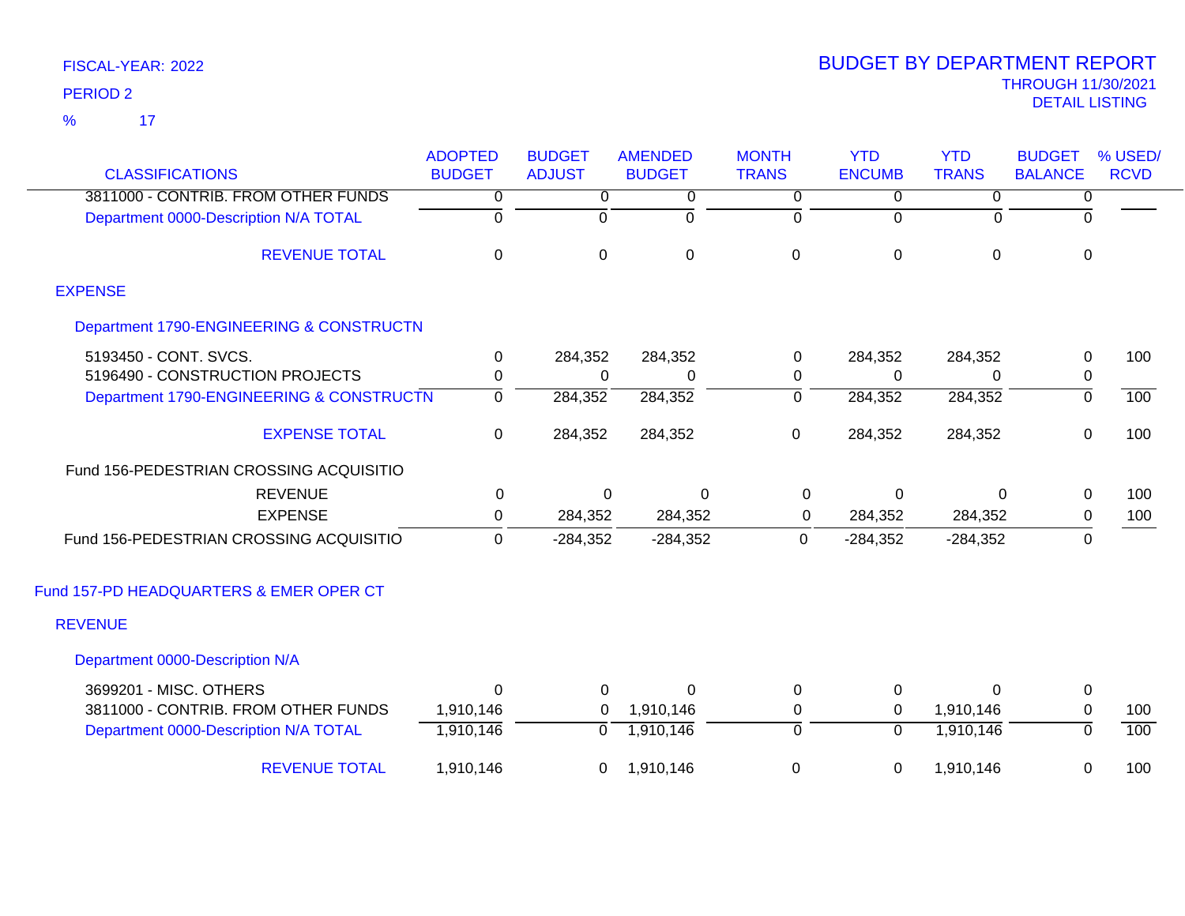FISCAL-YEAR: 2022

PERIOD 2

% 17

# BUDGET BY DEPARTMENT REPORT

THROUGH 11/30/2021

DETAIL LISTING

| CLASSIFICATIONS | ADOPTED BUDGET | BUDGET ADJUST | AMENDED BUDGET | MONTH TRANS | YTD ENCUMB | YTD TRANS | BUDGET BALANCE | % USED/ RCVD |
|---|---|---|---|---|---|---|---|---|
| 3811000 - CONTRIB. FROM OTHER FUNDS | 0 | 0 | 0 | 0 | 0 | 0 | 0 | |
| Department 0000-Description N/A TOTAL | 0 | 0 | 0 | 0 | 0 | 0 | 0 | |
| REVENUE TOTAL | 0 | 0 | 0 | 0 | 0 | 0 | 0 | |
| **EXPENSE** | | | | | | | | |
| Department 1790-ENGINEERING & CONSTRUCTN | | | | | | | | |
| 5193450 - CONT. SVCS. | 0 | 284,352 | 284,352 | 0 | 284,352 | 284,352 | 0 | 100 |
| 5196490 - CONSTRUCTION PROJECTS | 0 | 0 | 0 | 0 | 0 | 0 | 0 | |
| Department 1790-ENGINEERING & CONSTRUCTN | 0 | 284,352 | 284,352 | 0 | 284,352 | 284,352 | 0 | 100 |
| EXPENSE TOTAL | 0 | 284,352 | 284,352 | 0 | 284,352 | 284,352 | 0 | 100 |
| Fund 156-PEDESTRIAN CROSSING ACQUISITIO | | | | | | | | |
| REVENUE | 0 | 0 | 0 | 0 | 0 | 0 | 0 | 100 |
| EXPENSE | 0 | 284,352 | 284,352 | 0 | 284,352 | 284,352 | 0 | 100 |
| Fund 156-PEDESTRIAN CROSSING ACQUISITIO | 0 | -284,352 | -284,352 | 0 | -284,352 | -284,352 | 0 | |
| **Fund 157-PD HEADQUARTERS & EMER OPER CT** | | | | | | | | |
| **REVENUE** | | | | | | | | |
| Department 0000-Description N/A | | | | | | | | |
| 3699201 - MISC. OTHERS | 0 | 0 | 0 | 0 | 0 | 0 | 0 | |
| 3811000 - CONTRIB. FROM OTHER FUNDS | 1,910,146 | 0 | 1,910,146 | 0 | 0 | 1,910,146 | 0 | 100 |
| Department 0000-Description N/A TOTAL | 1,910,146 | 0 | 1,910,146 | 0 | 0 | 1,910,146 | 0 | 100 |
| REVENUE TOTAL | 1,910,146 | 0 | 1,910,146 | 0 | 0 | 1,910,146 | 0 | 100 |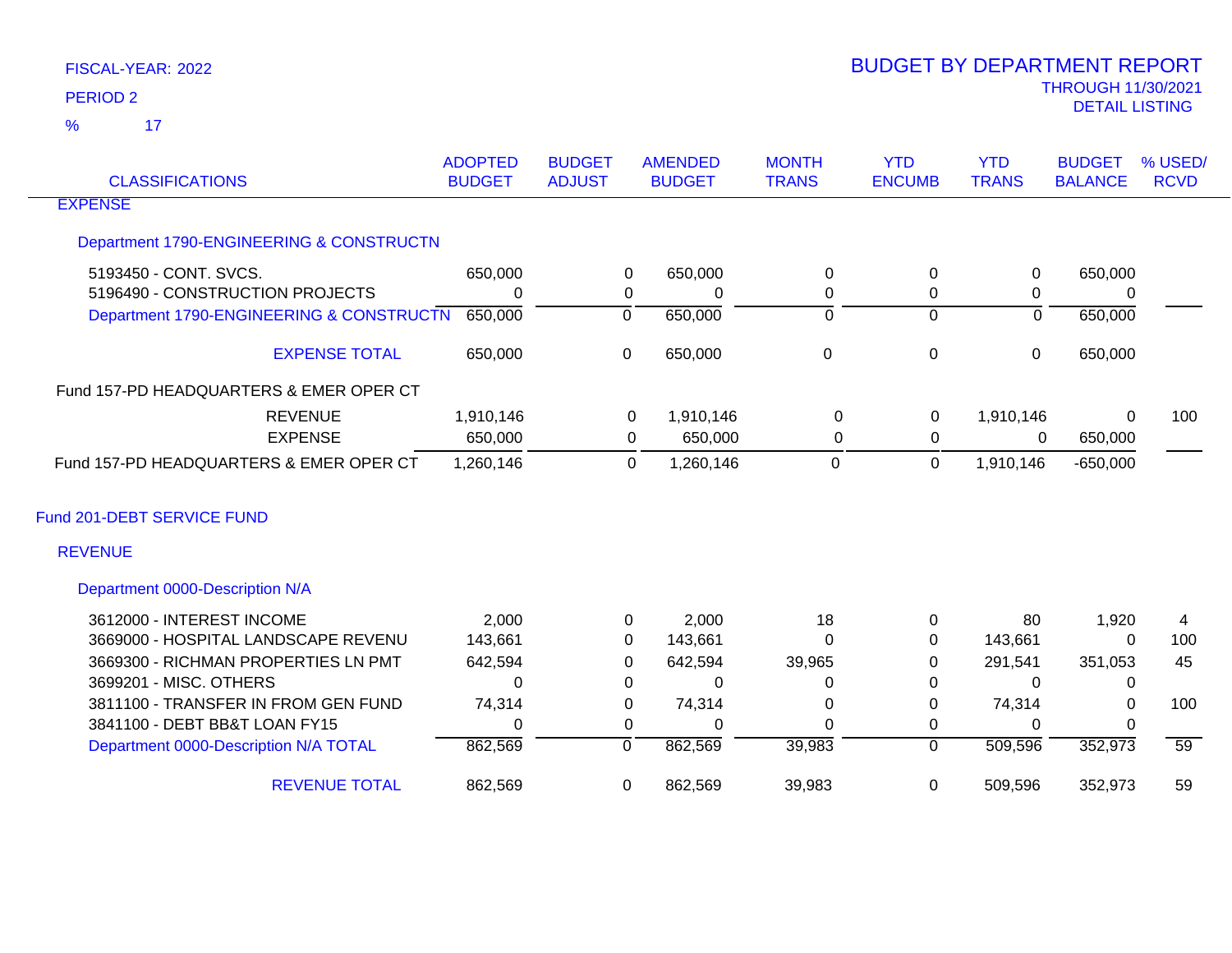FISCAL-YEAR: 2022

PERIOD 2

% 17

# BUDGET BY DEPARTMENT REPORT

THROUGH 11/30/2021

DETAIL LISTING

| CLASSIFICATIONS | ADOPTED BUDGET | BUDGET ADJUST | AMENDED BUDGET | MONTH TRANS | YTD ENCUMB | YTD TRANS | BUDGET BALANCE | % USED/ RCVD |
|---|---|---|---|---|---|---|---|---|
| EXPENSE | | | | | | | | |
| Department 1790-ENGINEERING & CONSTRUCTN | | | | | | | | |
| 5193450 - CONT. SVCS. | 650,000 | 0 | 650,000 | 0 | 0 | 0 | 650,000 | |
| 5196490 - CONSTRUCTION PROJECTS | 0 | 0 | 0 | 0 | 0 | 0 | 0 | |
| Department 1790-ENGINEERING & CONSTRUCTN | 650,000 | 0 | 650,000 | 0 | 0 | 0 | 650,000 | |
| EXPENSE TOTAL | 650,000 | 0 | 650,000 | 0 | 0 | 0 | 650,000 | |
| Fund 157-PD HEADQUARTERS & EMER OPER CT | | | | | | | | |
| REVENUE | 1,910,146 | 0 | 1,910,146 | 0 | 0 | 1,910,146 | 0 | 100 |
| EXPENSE | 650,000 | 0 | 650,000 | 0 | 0 | 0 | 650,000 | |
| Fund 157-PD HEADQUARTERS & EMER OPER CT | 1,260,146 | 0 | 1,260,146 | 0 | 0 | 1,910,146 | -650,000 | |
| Fund 201-DEBT SERVICE FUND | | | | | | | | |
| REVENUE | | | | | | | | |
| Department 0000-Description N/A | | | | | | | | |
| 3612000 - INTEREST INCOME | 2,000 | 0 | 2,000 | 18 | 0 | 80 | 1,920 | 4 |
| 3669000 - HOSPITAL LANDSCAPE REVENU | 143,661 | 0 | 143,661 | 0 | 0 | 143,661 | 0 | 100 |
| 3669300 - RICHMAN PROPERTIES LN PMT | 642,594 | 0 | 642,594 | 39,965 | 0 | 291,541 | 351,053 | 45 |
| 3699201 - MISC. OTHERS | 0 | 0 | 0 | 0 | 0 | 0 | 0 | |
| 3811100 - TRANSFER IN FROM GEN FUND | 74,314 | 0 | 74,314 | 0 | 0 | 74,314 | 0 | 100 |
| 3841100 - DEBT BB&T LOAN FY15 | 0 | 0 | 0 | 0 | 0 | 0 | 0 | |
| Department 0000-Description N/A TOTAL | 862,569 | 0 | 862,569 | 39,983 | 0 | 509,596 | 352,973 | 59 |
| REVENUE TOTAL | 862,569 | 0 | 862,569 | 39,983 | 0 | 509,596 | 352,973 | 59 |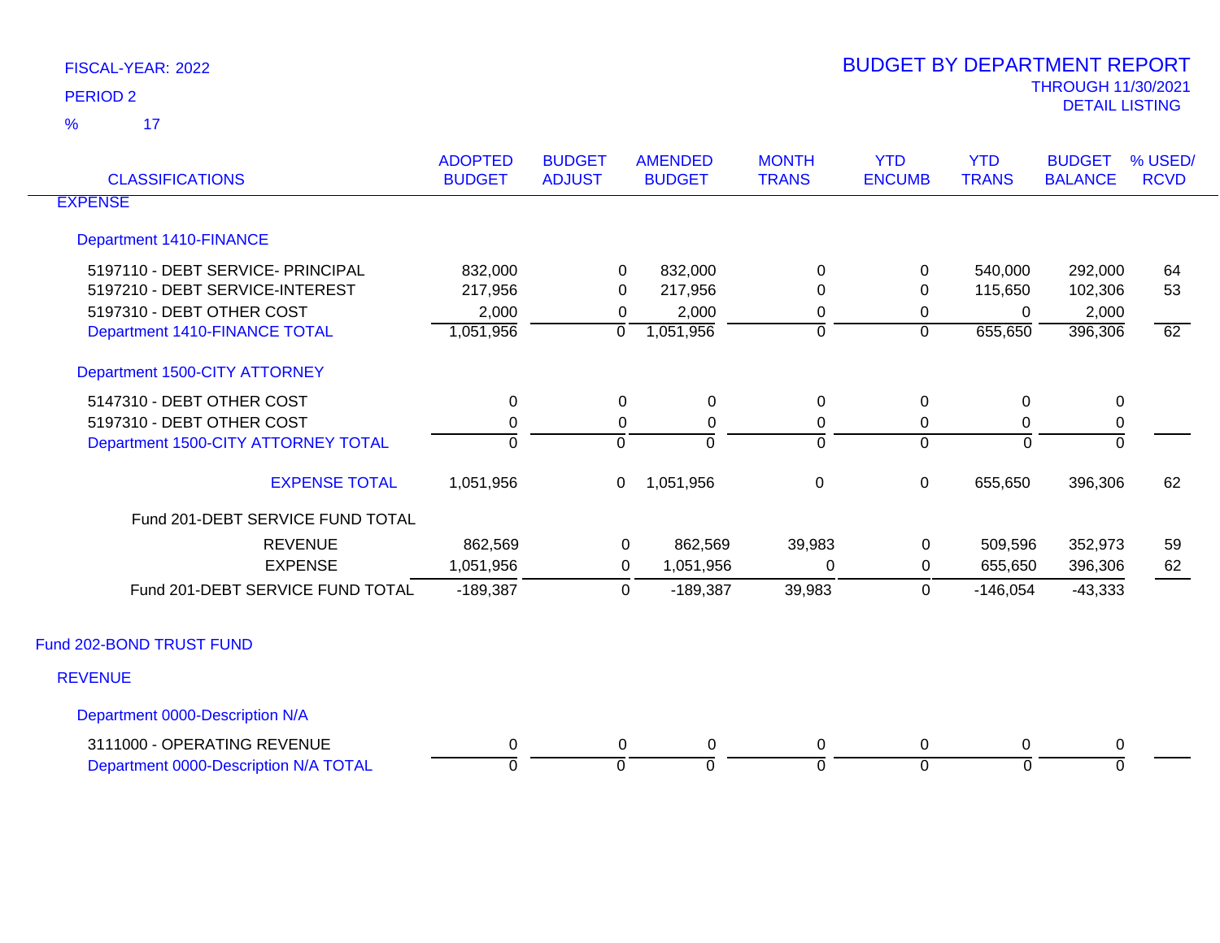FISCAL-YEAR: 2022

PERIOD 2

% 17

# BUDGET BY DEPARTMENT REPORT

THROUGH 11/30/2021

DETAIL LISTING

| CLASSIFICATIONS | ADOPTED BUDGET | BUDGET ADJUST | AMENDED BUDGET | MONTH TRANS | YTD ENCUMB | YTD TRANS | BUDGET BALANCE | % USED/ RCVD |
|---|---|---|---|---|---|---|---|---|
| EXPENSE | | | | | | | | |
| Department 1410-FINANCE | | | | | | | | |
| 5197110 - DEBT SERVICE- PRINCIPAL | 832,000 | 0 | 832,000 | 0 | 0 | 540,000 | 292,000 | 64 |
| 5197210 - DEBT SERVICE-INTEREST | 217,956 | 0 | 217,956 | 0 | 0 | 115,650 | 102,306 | 53 |
| 5197310 - DEBT OTHER COST | 2,000 | 0 | 2,000 | 0 | 0 | 0 | 2,000 | |
| Department 1410-FINANCE TOTAL | 1,051,956 | 0 | 1,051,956 | 0 | 0 | 655,650 | 396,306 | 62 |
| Department 1500-CITY ATTORNEY | | | | | | | | |
| 5147310 - DEBT OTHER COST | 0 | 0 | 0 | 0 | 0 | 0 | 0 | |
| 5197310 - DEBT OTHER COST | 0 | 0 | 0 | 0 | 0 | 0 | 0 | |
| Department 1500-CITY ATTORNEY TOTAL | 0 | 0 | 0 | 0 | 0 | 0 | 0 | |
| EXPENSE TOTAL | 1,051,956 | 0 | 1,051,956 | 0 | 0 | 655,650 | 396,306 | 62 |
| Fund 201-DEBT SERVICE FUND TOTAL | | | | | | | | |
| REVENUE | 862,569 | 0 | 862,569 | 39,983 | 0 | 509,596 | 352,973 | 59 |
| EXPENSE | 1,051,956 | 0 | 1,051,956 | 0 | 0 | 655,650 | 396,306 | 62 |
| Fund 201-DEBT SERVICE FUND TOTAL | -189,387 | 0 | -189,387 | 39,983 | 0 | -146,054 | -43,333 | |
| Fund 202-BOND TRUST FUND | | | | | | | | |
| REVENUE | | | | | | | | |
| Department 0000-Description N/A | | | | | | | | |
| 3111000 - OPERATING REVENUE | 0 | 0 | 0 | 0 | 0 | 0 | 0 | |
| Department 0000-Description N/A TOTAL | 0 | 0 | 0 | 0 | 0 | 0 | 0 | |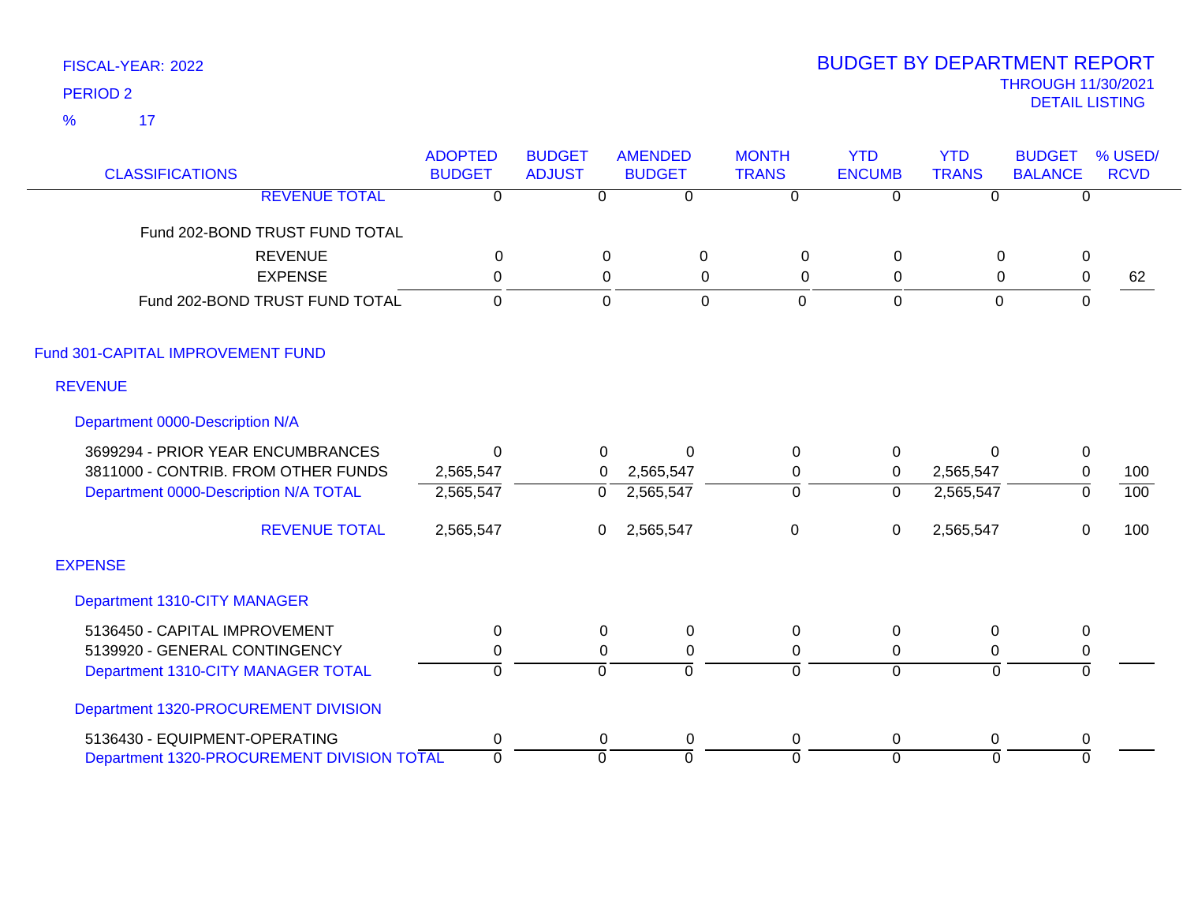FISCAL-YEAR: 2022

PERIOD 2

% 17

# BUDGET BY DEPARTMENT REPORT

THROUGH 11/30/2021

DETAIL LISTING

| CLASSIFICATIONS | ADOPTED BUDGET | BUDGET ADJUST | AMENDED BUDGET | MONTH TRANS | YTD ENCUMB | YTD TRANS | BUDGET BALANCE | % USED/ RCVD |
|---|---|---|---|---|---|---|---|---|
| REVENUE TOTAL | 0 | 0 | 0 | 0 | 0 | 0 | 0 | |
| Fund 202-BOND TRUST FUND TOTAL | | | | | | | | |
| REVENUE | 0 | 0 | 0 | 0 | 0 | 0 | 0 | |
| EXPENSE | 0 | 0 | 0 | 0 | 0 | 0 | 0 | 62 |
| Fund 202-BOND TRUST FUND TOTAL | 0 | 0 | 0 | 0 | 0 | 0 | 0 | |
| **Fund 301-CAPITAL IMPROVEMENT FUND** | | | | | | | | |
| **REVENUE** | | | | | | | | |
| **Department 0000-Description N/A** | | | | | | | | |
| 3699294 - PRIOR YEAR ENCUMBRANCES | 0 | 0 | 0 | 0 | 0 | 0 | 0 | |
| 3811000 - CONTRIB. FROM OTHER FUNDS | 2,565,547 | 0 | 2,565,547 | 0 | 0 | 2,565,547 | 0 | 100 |
| Department 0000-Description N/A TOTAL | 2,565,547 | 0 | 2,565,547 | 0 | 0 | 2,565,547 | 0 | 100 |
| REVENUE TOTAL | 2,565,547 | 0 | 2,565,547 | 0 | 0 | 2,565,547 | 0 | 100 |
| **EXPENSE** | | | | | | | | |
| **Department 1310-CITY MANAGER** | | | | | | | | |
| 5136450 - CAPITAL IMPROVEMENT | 0 | 0 | 0 | 0 | 0 | 0 | 0 | |
| 5139920 - GENERAL CONTINGENCY | 0 | 0 | 0 | 0 | 0 | 0 | 0 | |
| Department 1310-CITY MANAGER TOTAL | 0 | 0 | 0 | 0 | 0 | 0 | 0 | |
| **Department 1320-PROCUREMENT DIVISION** | | | | | | | | |
| 5136430 - EQUIPMENT-OPERATING | 0 | 0 | 0 | 0 | 0 | 0 | 0 | |
| Department 1320-PROCUREMENT DIVISION TOTAL | 0 | 0 | 0 | 0 | 0 | 0 | 0 | |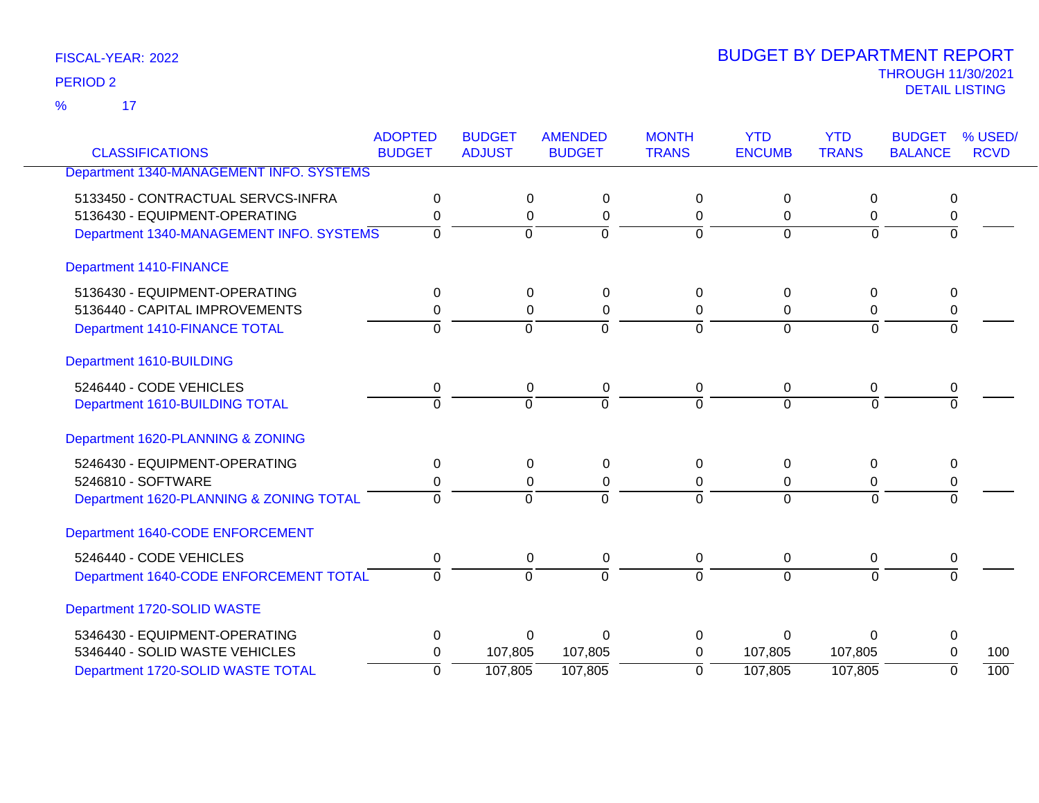FISCAL-YEAR: 2022

PERIOD 2

% 17

# BUDGET BY DEPARTMENT REPORT

THROUGH 11/30/2021

DETAIL LISTING

| CLASSIFICATIONS | ADOPTED BUDGET | BUDGET ADJUST | AMENDED BUDGET | MONTH TRANS | YTD ENCUMB | YTD TRANS | BUDGET BALANCE | % USED/ RCVD |
|---|---|---|---|---|---|---|---|---|
| **Department 1340-MANAGEMENT INFO. SYSTEMS** | | | | | | | | |
| 5133450 - CONTRACTUAL SERVCS-INFRA | 0 | 0 | 0 | 0 | 0 | 0 | 0 | |
| 5136430 - EQUIPMENT-OPERATING | 0 | 0 | 0 | 0 | 0 | 0 | 0 | |
| Department 1340-MANAGEMENT INFO. SYSTEMS | 0 | 0 | 0 | 0 | 0 | 0 | 0 | |
| **Department 1410-FINANCE** | | | | | | | | |
| 5136430 - EQUIPMENT-OPERATING | 0 | 0 | 0 | 0 | 0 | 0 | 0 | |
| 5136440 - CAPITAL IMPROVEMENTS | 0 | 0 | 0 | 0 | 0 | 0 | 0 | |
| Department 1410-FINANCE TOTAL | 0 | 0 | 0 | 0 | 0 | 0 | 0 | |
| **Department 1610-BUILDING** | | | | | | | | |
| 5246440 - CODE VEHICLES | 0 | 0 | 0 | 0 | 0 | 0 | 0 | |
| Department 1610-BUILDING TOTAL | 0 | 0 | 0 | 0 | 0 | 0 | 0 | |
| **Department 1620-PLANNING & ZONING** | | | | | | | | |
| 5246430 - EQUIPMENT-OPERATING | 0 | 0 | 0 | 0 | 0 | 0 | 0 | |
| 5246810 - SOFTWARE | 0 | 0 | 0 | 0 | 0 | 0 | 0 | |
| Department 1620-PLANNING & ZONING TOTAL | 0 | 0 | 0 | 0 | 0 | 0 | 0 | |
| **Department 1640-CODE ENFORCEMENT** | | | | | | | | |
| 5246440 - CODE VEHICLES | 0 | 0 | 0 | 0 | 0 | 0 | 0 | |
| Department 1640-CODE ENFORCEMENT TOTAL | 0 | 0 | 0 | 0 | 0 | 0 | 0 | |
| **Department 1720-SOLID WASTE** | | | | | | | | |
| 5346430 - EQUIPMENT-OPERATING | 0 | 0 | 0 | 0 | 0 | 0 | 0 | |
| 5346440 - SOLID WASTE VEHICLES | 0 | 107,805 | 107,805 | 0 | 107,805 | 107,805 | 0 | 100 |
| Department 1720-SOLID WASTE TOTAL | 0 | 107,805 | 107,805 | 0 | 107,805 | 107,805 | 0 | 100 |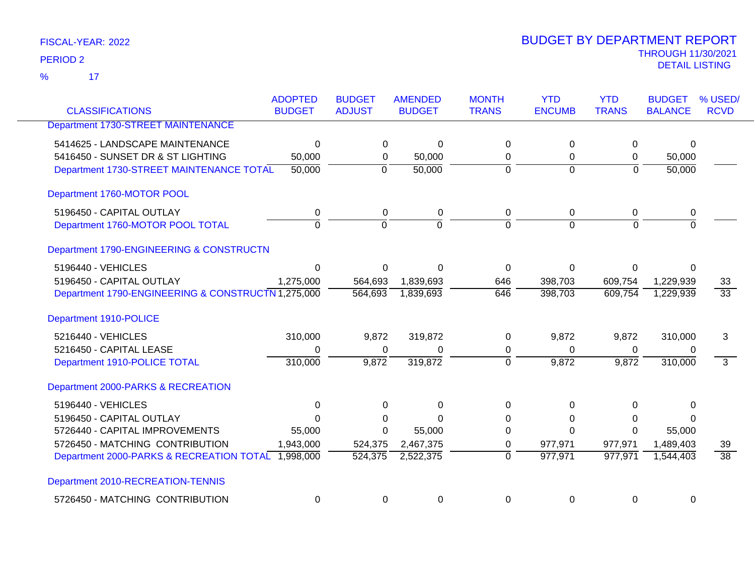FISCAL-YEAR: 2022
PERIOD 2
% 17

# BUDGET BY DEPARTMENT REPORT
THROUGH 11/30/2021
DETAIL LISTING

| CLASSIFICATIONS | ADOPTED BUDGET | BUDGET ADJUST | AMENDED BUDGET | MONTH TRANS | YTD ENCUMB | YTD TRANS | BUDGET BALANCE | % USED/ RCVD |
|---|---|---|---|---|---|---|---|---|
| **Department 1730-STREET MAINTENANCE** | | | | | | | | |
| 5414625 - LANDSCAPE MAINTENANCE | 0 | 0 | 0 | 0 | 0 | 0 | 0 | |
| 5416450 - SUNSET DR & ST LIGHTING | 50,000 | 0 | 50,000 | 0 | 0 | 0 | 50,000 | |
| Department 1730-STREET MAINTENANCE TOTAL | 50,000 | 0 | 50,000 | 0 | 0 | 0 | 50,000 | |
| **Department 1760-MOTOR POOL** | | | | | | | | |
| 5196450 - CAPITAL OUTLAY | 0 | 0 | 0 | 0 | 0 | 0 | 0 | |
| Department 1760-MOTOR POOL TOTAL | 0 | 0 | 0 | 0 | 0 | 0 | 0 | |
| **Department 1790-ENGINEERING & CONSTRUCTN** | | | | | | | | |
| 5196440 - VEHICLES | 0 | 0 | 0 | 0 | 0 | 0 | 0 | |
| 5196450 - CAPITAL OUTLAY | 1,275,000 | 564,693 | 1,839,693 | 646 | 398,703 | 609,754 | 1,229,939 | 33 |
| Department 1790-ENGINEERING & CONSTRUCTN | 1,275,000 | 564,693 | 1,839,693 | 646 | 398,703 | 609,754 | 1,229,939 | 33 |
| **Department 1910-POLICE** | | | | | | | | |
| 5216440 - VEHICLES | 310,000 | 9,872 | 319,872 | 0 | 9,872 | 9,872 | 310,000 | 3 |
| 5216450 - CAPITAL LEASE | 0 | 0 | 0 | 0 | 0 | 0 | 0 | |
| Department 1910-POLICE TOTAL | 310,000 | 9,872 | 319,872 | 0 | 9,872 | 9,872 | 310,000 | 3 |
| **Department 2000-PARKS & RECREATION** | | | | | | | | |
| 5196440 - VEHICLES | 0 | 0 | 0 | 0 | 0 | 0 | 0 | |
| 5196450 - CAPITAL OUTLAY | 0 | 0 | 0 | 0 | 0 | 0 | 0 | |
| 5726440 - CAPITAL IMPROVEMENTS | 55,000 | 0 | 55,000 | 0 | 0 | 0 | 55,000 | |
| 5726450 - MATCHING CONTRIBUTION | 1,943,000 | 524,375 | 2,467,375 | 0 | 977,971 | 977,971 | 1,489,403 | 39 |
| Department 2000-PARKS & RECREATION TOTAL | 1,998,000 | 524,375 | 2,522,375 | 0 | 977,971 | 977,971 | 1,544,403 | 38 |
| **Department 2010-RECREATION-TENNIS** | | | | | | | | |
| 5726450 - MATCHING CONTRIBUTION | 0 | 0 | 0 | 0 | 0 | 0 | 0 | |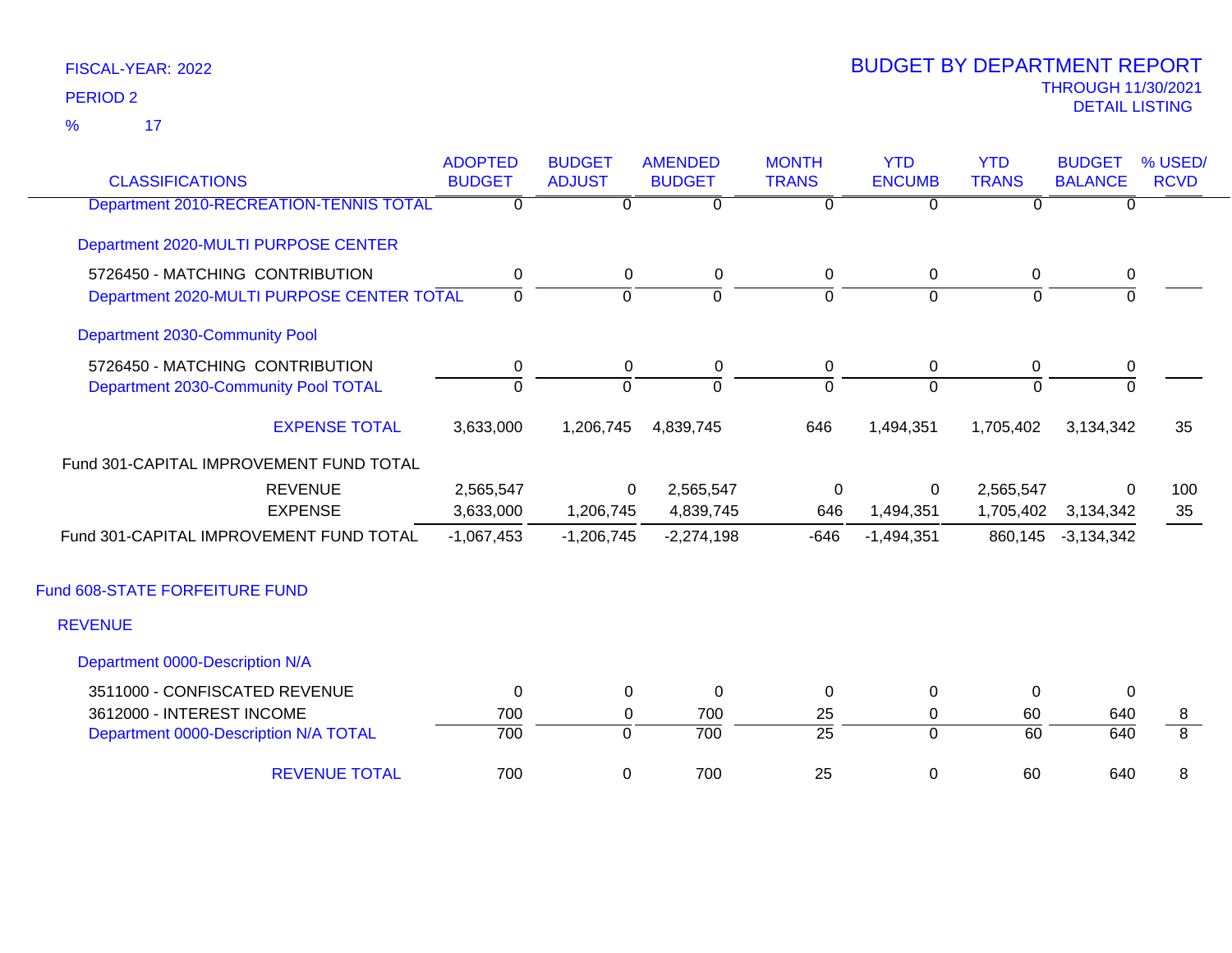FISCAL-YEAR: 2022

PERIOD 2

% 17

# BUDGET BY DEPARTMENT REPORT

THROUGH 11/30/2021

DETAIL LISTING

| CLASSIFICATIONS | ADOPTED BUDGET | BUDGET ADJUST | AMENDED BUDGET | MONTH TRANS | YTD ENCUMB | YTD TRANS | BUDGET BALANCE | % USED/ RCVD |
|---|---|---|---|---|---|---|---|---|
| Department 2010-RECREATION-TENNIS TOTAL | 0 | 0 | 0 | 0 | 0 | 0 | 0 | |
| Department 2020-MULTI PURPOSE CENTER | | | | | | | | |
| 5726450 - MATCHING CONTRIBUTION | 0 | 0 | 0 | 0 | 0 | 0 | 0 | |
| Department 2020-MULTI PURPOSE CENTER TOTAL | 0 | 0 | 0 | 0 | 0 | 0 | 0 | |
| Department 2030-Community Pool | | | | | | | | |
| 5726450 - MATCHING CONTRIBUTION | 0 | 0 | 0 | 0 | 0 | 0 | 0 | |
| Department 2030-Community Pool TOTAL | 0 | 0 | 0 | 0 | 0 | 0 | 0 | |
| EXPENSE TOTAL | 3,633,000 | 1,206,745 | 4,839,745 | 646 | 1,494,351 | 1,705,402 | 3,134,342 | 35 |
| Fund 301-CAPITAL IMPROVEMENT FUND TOTAL | | | | | | | | |
| REVENUE | 2,565,547 | 0 | 2,565,547 | 0 | 0 | 2,565,547 | 0 | 100 |
| EXPENSE | 3,633,000 | 1,206,745 | 4,839,745 | 646 | 1,494,351 | 1,705,402 | 3,134,342 | 35 |
| Fund 301-CAPITAL IMPROVEMENT FUND TOTAL | -1,067,453 | -1,206,745 | -2,274,198 | -646 | -1,494,351 | 860,145 | -3,134,342 | |
| Fund 608-STATE FORFEITURE FUND | | | | | | | | |
| REVENUE | | | | | | | | |
| Department 0000-Description N/A | | | | | | | | |
| 3511000 - CONFISCATED REVENUE | 0 | 0 | 0 | 0 | 0 | 0 | 0 | |
| 3612000 - INTEREST INCOME | 700 | 0 | 700 | 25 | 0 | 60 | 640 | 8 |
| Department 0000-Description N/A TOTAL | 700 | 0 | 700 | 25 | 0 | 60 | 640 | 8 |
| REVENUE TOTAL | 700 | 0 | 700 | 25 | 0 | 60 | 640 | 8 |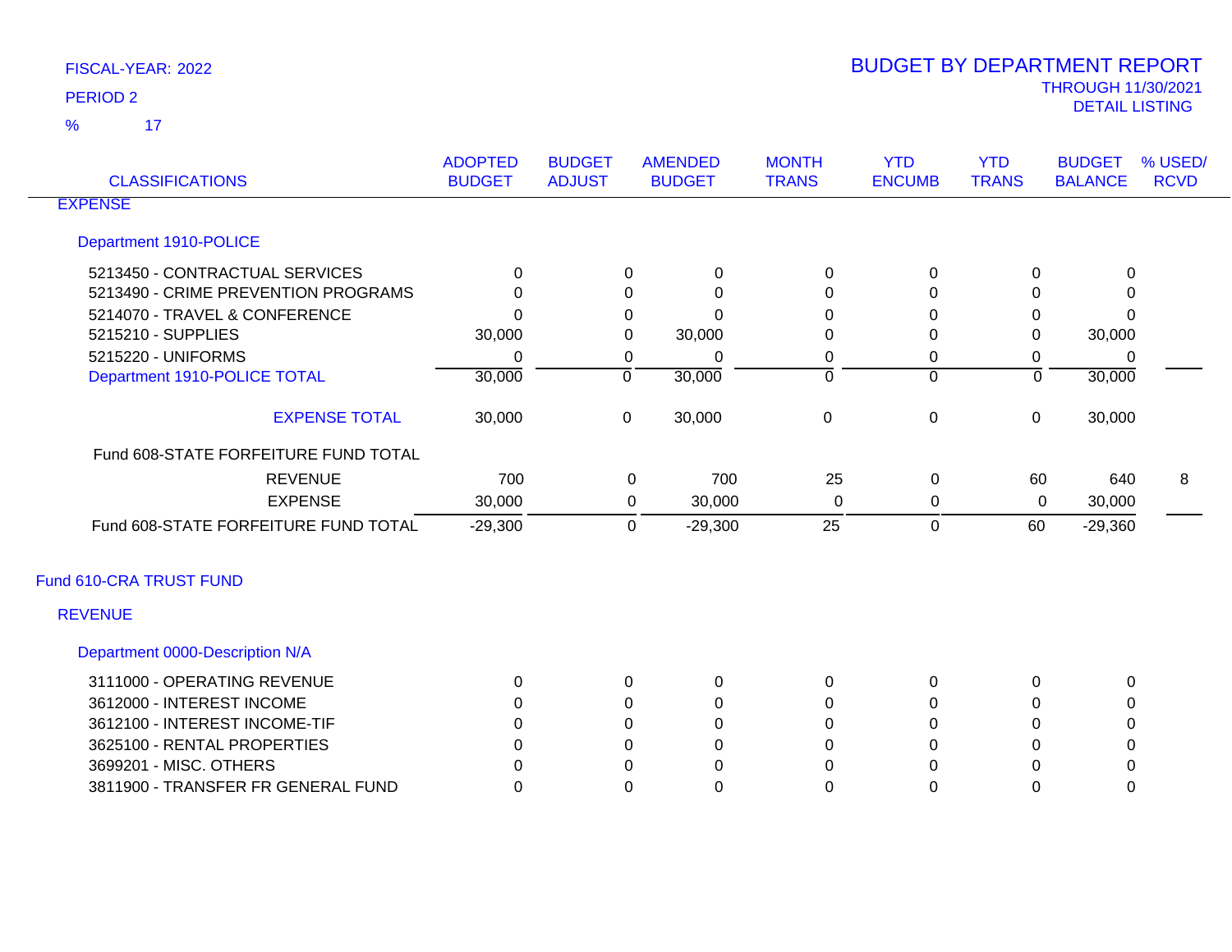FISCAL-YEAR: 2022

PERIOD 2

% 17

# BUDGET BY DEPARTMENT REPORT

THROUGH 11/30/2021

DETAIL LISTING

| CLASSIFICATIONS | ADOPTED BUDGET | BUDGET ADJUST | AMENDED BUDGET | MONTH TRANS | YTD ENCUMB | YTD TRANS | BUDGET BALANCE | % USED/ RCVD |
|---|---|---|---|---|---|---|---|---|
| EXPENSE | | | | | | | | |
| Department 1910-POLICE | | | | | | | | |
| 5213450 - CONTRACTUAL SERVICES | 0 | 0 | 0 | 0 | 0 | 0 | 0 | |
| 5213490 - CRIME PREVENTION PROGRAMS | 0 | 0 | 0 | 0 | 0 | 0 | 0 | |
| 5214070 - TRAVEL & CONFERENCE | 0 | 0 | 0 | 0 | 0 | 0 | 0 | |
| 5215210 - SUPPLIES | 30,000 | 0 | 30,000 | 0 | 0 | 0 | 30,000 | |
| 5215220 - UNIFORMS | 0 | 0 | 0 | 0 | 0 | 0 | 0 | |
| Department 1910-POLICE TOTAL | 30,000 | 0 | 30,000 | 0 | 0 | 0 | 30,000 | |
| EXPENSE TOTAL | 30,000 | 0 | 30,000 | 0 | 0 | 0 | 30,000 | |
| Fund 608-STATE FORFEITURE FUND TOTAL | | | | | | | | |
| REVENUE | 700 | 0 | 700 | 25 | 0 | 60 | 640 | 8 |
| EXPENSE | 30,000 | 0 | 30,000 | 0 | 0 | 0 | 30,000 | |
| Fund 608-STATE FORFEITURE FUND TOTAL | -29,300 | 0 | -29,300 | 25 | 0 | 60 | -29,360 | |

## Fund 610-CRA TRUST FUND

| CLASSIFICATIONS | ADOPTED BUDGET | BUDGET ADJUST | AMENDED BUDGET | MONTH TRANS | YTD ENCUMB | YTD TRANS | BUDGET BALANCE | % USED/ RCVD |
|---|---|---|---|---|---|---|---|---|
| REVENUE | | | | | | | | |
| Department 0000-Description N/A | | | | | | | | |
| 3111000 - OPERATING REVENUE | 0 | 0 | 0 | 0 | 0 | 0 | 0 | |
| 3612000 - INTEREST INCOME | 0 | 0 | 0 | 0 | 0 | 0 | 0 | |
| 3612100 - INTEREST INCOME-TIF | 0 | 0 | 0 | 0 | 0 | 0 | 0 | |
| 3625100 - RENTAL PROPERTIES | 0 | 0 | 0 | 0 | 0 | 0 | 0 | |
| 3699201 - MISC. OTHERS | 0 | 0 | 0 | 0 | 0 | 0 | 0 | |
| 3811900 - TRANSFER FR GENERAL FUND | 0 | 0 | 0 | 0 | 0 | 0 | 0 | |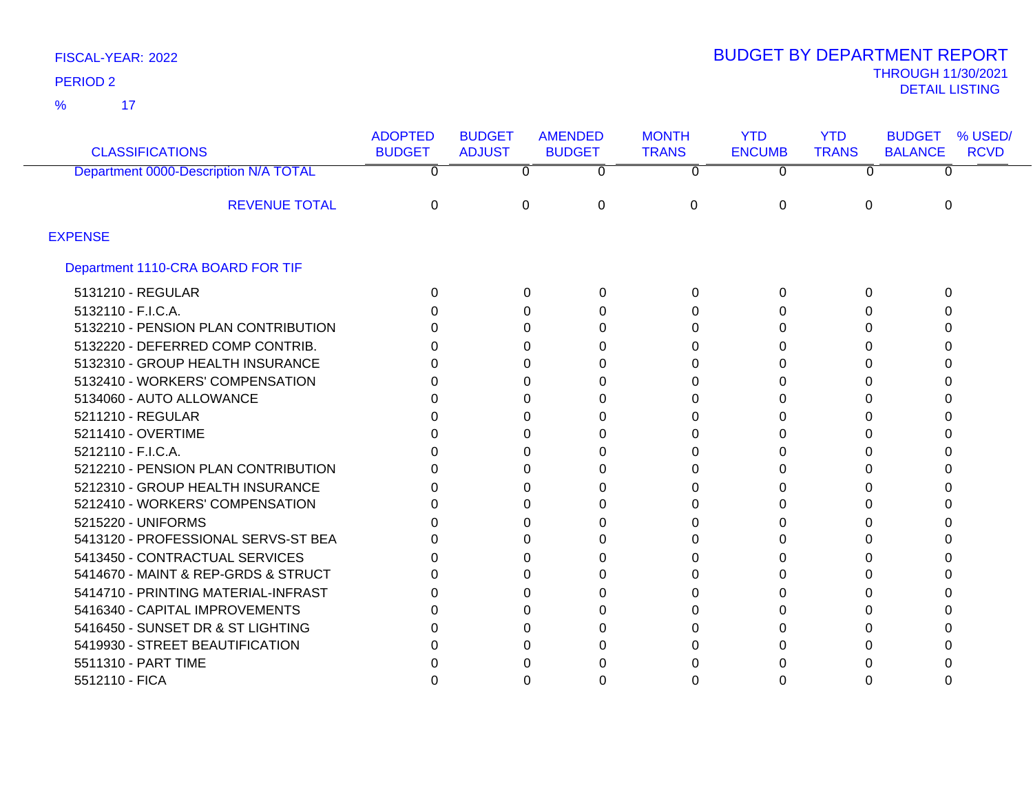FISCAL-YEAR: 2022

PERIOD 2

% 17

# BUDGET BY DEPARTMENT REPORT

THROUGH 11/30/2021

DETAIL LISTING

| CLASSIFICATIONS | ADOPTED BUDGET | BUDGET ADJUST | AMENDED BUDGET | MONTH TRANS | YTD ENCUMB | YTD TRANS | BUDGET BALANCE | % USED/ RCVD |
|---|---|---|---|---|---|---|---|---|
| Department 0000-Description N/A TOTAL | 0 | 0 | 0 | 0 | 0 | 0 | 0 | |
| REVENUE TOTAL | 0 | 0 | 0 | 0 | 0 | 0 | 0 | |
| EXPENSE | | | | | | | | |
| Department 1110-CRA BOARD FOR TIF | | | | | | | | |
| 5131210 - REGULAR | 0 | 0 | 0 | 0 | 0 | 0 | 0 | |
| 5132110 - F.I.C.A. | 0 | 0 | 0 | 0 | 0 | 0 | 0 | |
| 5132210 - PENSION PLAN CONTRIBUTION | 0 | 0 | 0 | 0 | 0 | 0 | 0 | |
| 5132220 - DEFERRED COMP CONTRIB. | 0 | 0 | 0 | 0 | 0 | 0 | 0 | |
| 5132310 - GROUP HEALTH INSURANCE | 0 | 0 | 0 | 0 | 0 | 0 | 0 | |
| 5132410 - WORKERS' COMPENSATION | 0 | 0 | 0 | 0 | 0 | 0 | 0 | |
| 5134060 - AUTO ALLOWANCE | 0 | 0 | 0 | 0 | 0 | 0 | 0 | |
| 5211210 - REGULAR | 0 | 0 | 0 | 0 | 0 | 0 | 0 | |
| 5211410 - OVERTIME | 0 | 0 | 0 | 0 | 0 | 0 | 0 | |
| 5212110 - F.I.C.A. | 0 | 0 | 0 | 0 | 0 | 0 | 0 | |
| 5212210 - PENSION PLAN CONTRIBUTION | 0 | 0 | 0 | 0 | 0 | 0 | 0 | |
| 5212310 - GROUP HEALTH INSURANCE | 0 | 0 | 0 | 0 | 0 | 0 | 0 | |
| 5212410 - WORKERS' COMPENSATION | 0 | 0 | 0 | 0 | 0 | 0 | 0 | |
| 5215220 - UNIFORMS | 0 | 0 | 0 | 0 | 0 | 0 | 0 | |
| 5413120 - PROFESSIONAL SERVS-ST BEA | 0 | 0 | 0 | 0 | 0 | 0 | 0 | |
| 5413450 - CONTRACTUAL SERVICES | 0 | 0 | 0 | 0 | 0 | 0 | 0 | |
| 5414670 - MAINT & REP-GRDS & STRUCT | 0 | 0 | 0 | 0 | 0 | 0 | 0 | |
| 5414710 - PRINTING MATERIAL-INFRAST | 0 | 0 | 0 | 0 | 0 | 0 | 0 | |
| 5416340 - CAPITAL IMPROVEMENTS | 0 | 0 | 0 | 0 | 0 | 0 | 0 | |
| 5416450 - SUNSET DR & ST LIGHTING | 0 | 0 | 0 | 0 | 0 | 0 | 0 | |
| 5419930 - STREET BEAUTIFICATION | 0 | 0 | 0 | 0 | 0 | 0 | 0 | |
| 5511310 - PART TIME | 0 | 0 | 0 | 0 | 0 | 0 | 0 | |
| 5512110 - FICA | 0 | 0 | 0 | 0 | 0 | 0 | 0 | |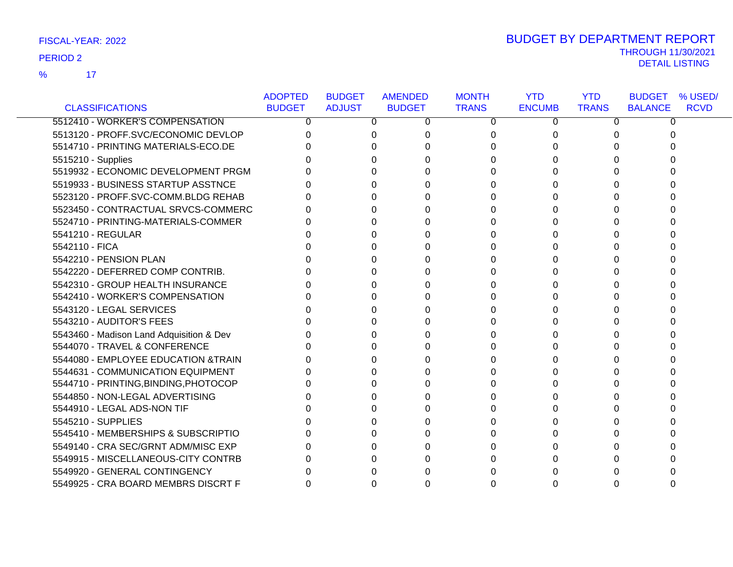FISCAL-YEAR: 2022

PERIOD 2

% 17

# BUDGET BY DEPARTMENT REPORT

THROUGH 11/30/2021

DETAIL LISTING

| CLASSIFICATIONS | ADOPTED BUDGET | BUDGET ADJUST | AMENDED BUDGET | MONTH TRANS | YTD ENCUMB | YTD TRANS | BUDGET BALANCE | % USED/ RCVD |
|---|---|---|---|---|---|---|---|---|
| 5512410 - WORKER'S COMPENSATION | 0 | 0 | 0 | 0 | 0 | 0 | 0 | |
| 5513120 - PROFF.SVC/ECONOMIC DEVLOP | 0 | 0 | 0 | 0 | 0 | 0 | 0 | |
| 5514710 - PRINTING MATERIALS-ECO.DE | 0 | 0 | 0 | 0 | 0 | 0 | 0 | |
| 5515210 - Supplies | 0 | 0 | 0 | 0 | 0 | 0 | 0 | |
| 5519932 - ECONOMIC DEVELOPMENT PRGM | 0 | 0 | 0 | 0 | 0 | 0 | 0 | |
| 5519933 - BUSINESS STARTUP ASSTNCE | 0 | 0 | 0 | 0 | 0 | 0 | 0 | |
| 5523120 - PROFF.SVC-COMM.BLDG REHAB | 0 | 0 | 0 | 0 | 0 | 0 | 0 | |
| 5523450 - CONTRACTUAL SRVCS-COMMERC | 0 | 0 | 0 | 0 | 0 | 0 | 0 | |
| 5524710 - PRINTING-MATERIALS-COMMER | 0 | 0 | 0 | 0 | 0 | 0 | 0 | |
| 5541210 - REGULAR | 0 | 0 | 0 | 0 | 0 | 0 | 0 | |
| 5542110 - FICA | 0 | 0 | 0 | 0 | 0 | 0 | 0 | |
| 5542210 - PENSION PLAN | 0 | 0 | 0 | 0 | 0 | 0 | 0 | |
| 5542220 - DEFERRED COMP CONTRIB. | 0 | 0 | 0 | 0 | 0 | 0 | 0 | |
| 5542310 - GROUP HEALTH INSURANCE | 0 | 0 | 0 | 0 | 0 | 0 | 0 | |
| 5542410 - WORKER'S COMPENSATION | 0 | 0 | 0 | 0 | 0 | 0 | 0 | |
| 5543120 - LEGAL SERVICES | 0 | 0 | 0 | 0 | 0 | 0 | 0 | |
| 5543210 - AUDITOR'S FEES | 0 | 0 | 0 | 0 | 0 | 0 | 0 | |
| 5543460 - Madison Land Adquisition & Dev | 0 | 0 | 0 | 0 | 0 | 0 | 0 | |
| 5544070 - TRAVEL & CONFERENCE | 0 | 0 | 0 | 0 | 0 | 0 | 0 | |
| 5544080 - EMPLOYEE EDUCATION &TRAIN | 0 | 0 | 0 | 0 | 0 | 0 | 0 | |
| 5544631 - COMMUNICATION EQUIPMENT | 0 | 0 | 0 | 0 | 0 | 0 | 0 | |
| 5544710 - PRINTING,BINDING,PHOTOCOP | 0 | 0 | 0 | 0 | 0 | 0 | 0 | |
| 5544850 - NON-LEGAL ADVERTISING | 0 | 0 | 0 | 0 | 0 | 0 | 0 | |
| 5544910 - LEGAL ADS-NON TIF | 0 | 0 | 0 | 0 | 0 | 0 | 0 | |
| 5545210 - SUPPLIES | 0 | 0 | 0 | 0 | 0 | 0 | 0 | |
| 5545410 - MEMBERSHIPS & SUBSCRIPTIO | 0 | 0 | 0 | 0 | 0 | 0 | 0 | |
| 5549140 - CRA SEC/GRNT ADM/MISC EXP | 0 | 0 | 0 | 0 | 0 | 0 | 0 | |
| 5549915 - MISCELLANEOUS-CITY CONTRB | 0 | 0 | 0 | 0 | 0 | 0 | 0 | |
| 5549920 - GENERAL CONTINGENCY | 0 | 0 | 0 | 0 | 0 | 0 | 0 | |
| 5549925 - CRA BOARD MEMBRS DISCRT F | 0 | 0 | 0 | 0 | 0 | 0 | 0 | |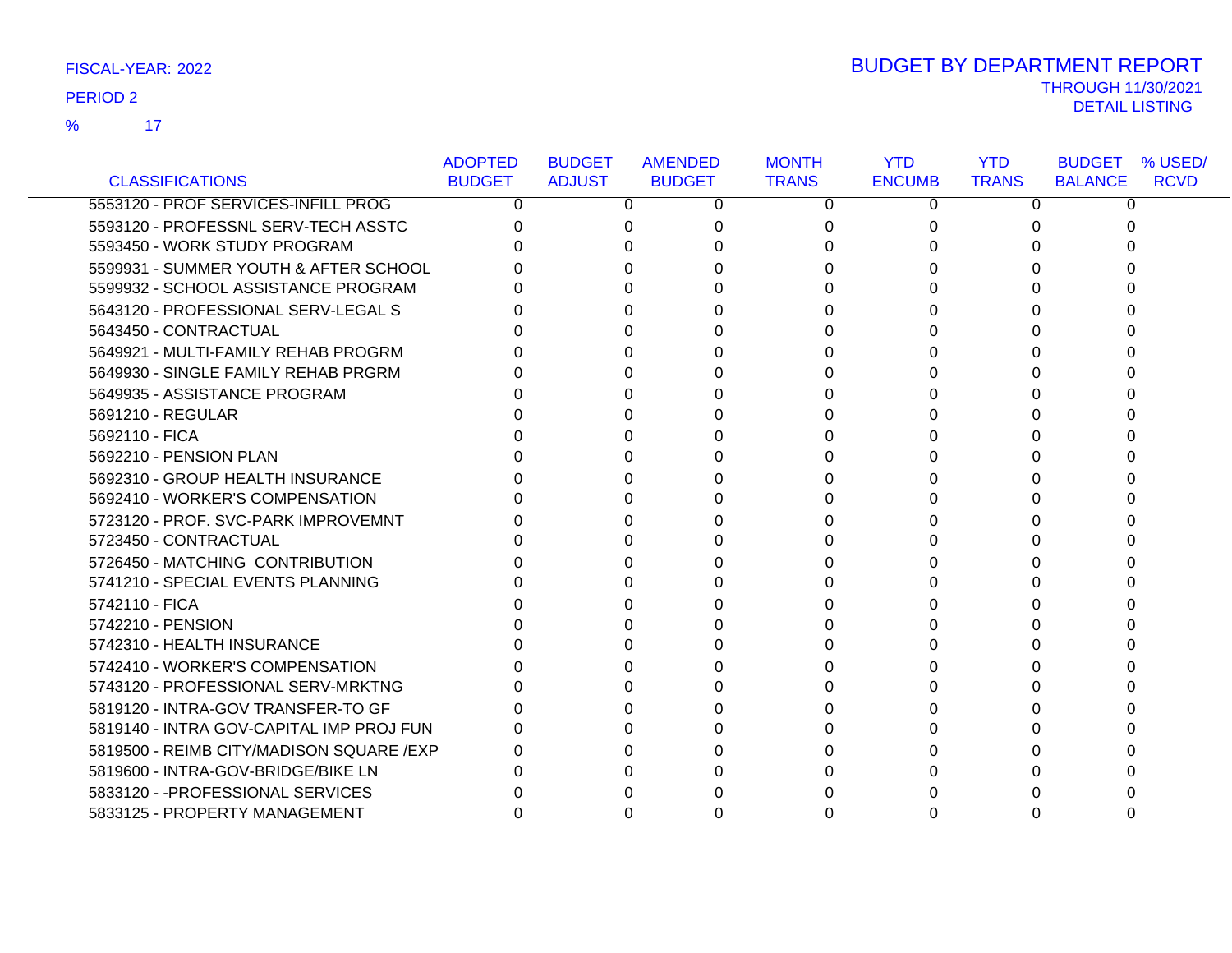FISCAL-YEAR: 2022

PERIOD 2

% 17

# BUDGET BY DEPARTMENT REPORT

THROUGH 11/30/2021

DETAIL LISTING

| CLASSIFICATIONS | ADOPTED BUDGET | BUDGET ADJUST | AMENDED BUDGET | MONTH TRANS | YTD ENCUMB | YTD TRANS | BUDGET BALANCE | % USED/ RCVD |
|---|---|---|---|---|---|---|---|---|
| 5553120 - PROF SERVICES-INFILL PROG | 0 | 0 | 0 | 0 | 0 | 0 | 0 | |
| 5593120 - PROFESSNL SERV-TECH ASSTC | 0 | 0 | 0 | 0 | 0 | 0 | 0 | |
| 5593450 - WORK STUDY PROGRAM | 0 | 0 | 0 | 0 | 0 | 0 | 0 | |
| 5599931 - SUMMER YOUTH & AFTER SCHOOL | 0 | 0 | 0 | 0 | 0 | 0 | 0 | |
| 5599932 - SCHOOL ASSISTANCE PROGRAM | 0 | 0 | 0 | 0 | 0 | 0 | 0 | |
| 5643120 - PROFESSIONAL SERV-LEGAL S | 0 | 0 | 0 | 0 | 0 | 0 | 0 | |
| 5643450 - CONTRACTUAL | 0 | 0 | 0 | 0 | 0 | 0 | 0 | |
| 5649921 - MULTI-FAMILY REHAB PROGRM | 0 | 0 | 0 | 0 | 0 | 0 | 0 | |
| 5649930 - SINGLE FAMILY REHAB PRGRM | 0 | 0 | 0 | 0 | 0 | 0 | 0 | |
| 5649935 - ASSISTANCE PROGRAM | 0 | 0 | 0 | 0 | 0 | 0 | 0 | |
| 5691210 - REGULAR | 0 | 0 | 0 | 0 | 0 | 0 | 0 | |
| 5692110 - FICA | 0 | 0 | 0 | 0 | 0 | 0 | 0 | |
| 5692210 - PENSION PLAN | 0 | 0 | 0 | 0 | 0 | 0 | 0 | |
| 5692310 - GROUP HEALTH INSURANCE | 0 | 0 | 0 | 0 | 0 | 0 | 0 | |
| 5692410 - WORKER'S COMPENSATION | 0 | 0 | 0 | 0 | 0 | 0 | 0 | |
| 5723120 - PROF. SVC-PARK IMPROVEMNT | 0 | 0 | 0 | 0 | 0 | 0 | 0 | |
| 5723450 - CONTRACTUAL | 0 | 0 | 0 | 0 | 0 | 0 | 0 | |
| 5726450 - MATCHING CONTRIBUTION | 0 | 0 | 0 | 0 | 0 | 0 | 0 | |
| 5741210 - SPECIAL EVENTS PLANNING | 0 | 0 | 0 | 0 | 0 | 0 | 0 | |
| 5742110 - FICA | 0 | 0 | 0 | 0 | 0 | 0 | 0 | |
| 5742210 - PENSION | 0 | 0 | 0 | 0 | 0 | 0 | 0 | |
| 5742310 - HEALTH INSURANCE | 0 | 0 | 0 | 0 | 0 | 0 | 0 | |
| 5742410 - WORKER'S COMPENSATION | 0 | 0 | 0 | 0 | 0 | 0 | 0 | |
| 5743120 - PROFESSIONAL SERV-MRKTNG | 0 | 0 | 0 | 0 | 0 | 0 | 0 | |
| 5819120 - INTRA-GOV TRANSFER-TO GF | 0 | 0 | 0 | 0 | 0 | 0 | 0 | |
| 5819140 - INTRA GOV-CAPITAL IMP PROJ FUN | 0 | 0 | 0 | 0 | 0 | 0 | 0 | |
| 5819500 - REIMB CITY/MADISON SQUARE /EXP | 0 | 0 | 0 | 0 | 0 | 0 | 0 | |
| 5819600 - INTRA-GOV-BRIDGE/BIKE LN | 0 | 0 | 0 | 0 | 0 | 0 | 0 | |
| 5833120 - -PROFESSIONAL SERVICES | 0 | 0 | 0 | 0 | 0 | 0 | 0 | |
| 5833125 - PROPERTY MANAGEMENT | 0 | 0 | 0 | 0 | 0 | 0 | 0 | |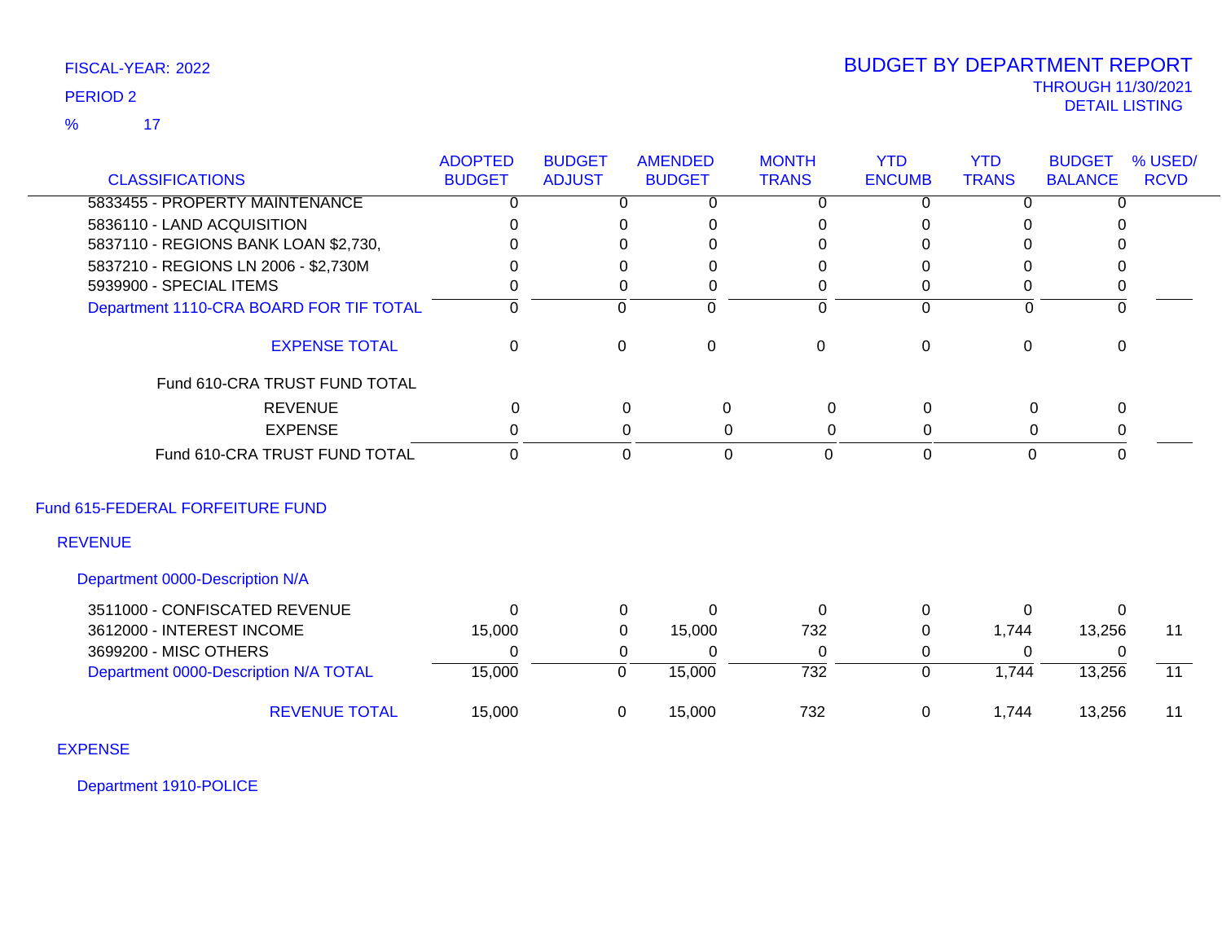FISCAL-YEAR: 2022

PERIOD 2

% 17

# BUDGET BY DEPARTMENT REPORT

THROUGH 11/30/2021

DETAIL LISTING

| CLASSIFICATIONS | ADOPTED BUDGET | BUDGET ADJUST | AMENDED BUDGET | MONTH TRANS | YTD ENCUMB | YTD TRANS | BUDGET BALANCE | % USED/ RCVD |
|---|---|---|---|---|---|---|---|---|
| 5833455 - PROPERTY MAINTENANCE | 0 | 0 | 0 | 0 | 0 | 0 | 0 | |
| 5836110 - LAND ACQUISITION | 0 | 0 | 0 | 0 | 0 | 0 | 0 | |
| 5837110 - REGIONS BANK LOAN $2,730, | 0 | 0 | 0 | 0 | 0 | 0 | 0 | |
| 5837210 - REGIONS LN 2006 - $2,730M | 0 | 0 | 0 | 0 | 0 | 0 | 0 | |
| 5939900 - SPECIAL ITEMS | 0 | 0 | 0 | 0 | 0 | 0 | 0 | |
| Department 1110-CRA BOARD FOR TIF TOTAL | 0 | 0 | 0 | 0 | 0 | 0 | 0 | |
| EXPENSE TOTAL | 0 | 0 | 0 | 0 | 0 | 0 | 0 | |
| Fund 610-CRA TRUST FUND TOTAL | | | | | | | | |
| REVENUE | 0 | 0 | 0 | 0 | 0 | 0 | 0 | |
| EXPENSE | 0 | 0 | 0 | 0 | 0 | 0 | 0 | |
| Fund 610-CRA TRUST FUND TOTAL | 0 | 0 | 0 | 0 | 0 | 0 | 0 | |

## Fund 615-FEDERAL FORFEITURE FUND

### REVENUE

#### Department 0000-Description N/A

| CLASSIFICATIONS | ADOPTED BUDGET | BUDGET ADJUST | AMENDED BUDGET | MONTH TRANS | YTD ENCUMB | YTD TRANS | BUDGET BALANCE | % USED/ RCVD |
|---|---|---|---|---|---|---|---|---|
| 3511000 - CONFISCATED REVENUE | 0 | 0 | 0 | 0 | 0 | 0 | 0 | |
| 3612000 - INTEREST INCOME | 15,000 | 0 | 15,000 | 732 | 0 | 1,744 | 13,256 | 11 |
| 3699200 - MISC OTHERS | 0 | 0 | 0 | 0 | 0 | 0 | 0 | |
| Department 0000-Description N/A TOTAL | 15,000 | 0 | 15,000 | 732 | 0 | 1,744 | 13,256 | 11 |
| REVENUE TOTAL | 15,000 | 0 | 15,000 | 732 | 0 | 1,744 | 13,256 | 11 |

### EXPENSE

#### Department 1910-POLICE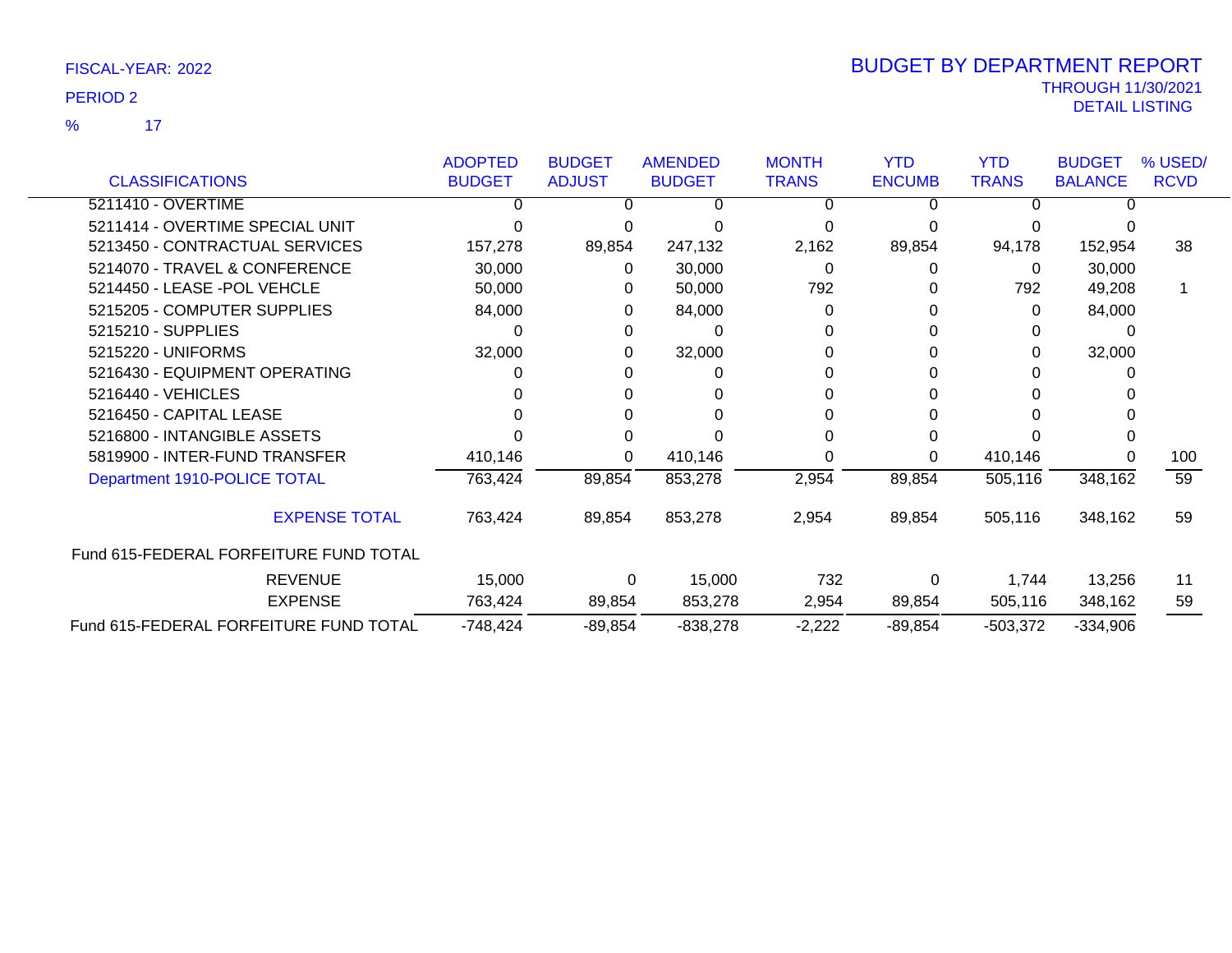FISCAL-YEAR: 2022

PERIOD 2

% 17

# BUDGET BY DEPARTMENT REPORT

THROUGH 11/30/2021

DETAIL LISTING

| CLASSIFICATIONS | ADOPTED BUDGET | BUDGET ADJUST | AMENDED BUDGET | MONTH TRANS | YTD ENCUMB | YTD TRANS | BUDGET BALANCE | % USED/ RCVD |
|---|---|---|---|---|---|---|---|---|
| 5211410 - OVERTIME | 0 | 0 | 0 | 0 | 0 | 0 | 0 | |
| 5211414 - OVERTIME SPECIAL UNIT | 0 | 0 | 0 | 0 | 0 | 0 | 0 | |
| 5213450 - CONTRACTUAL SERVICES | 157,278 | 89,854 | 247,132 | 2,162 | 89,854 | 94,178 | 152,954 | 38 |
| 5214070 - TRAVEL & CONFERENCE | 30,000 | 0 | 30,000 | 0 | 0 | 0 | 30,000 | |
| 5214450 - LEASE -POL VEHCLE | 50,000 | 0 | 50,000 | 792 | 0 | 792 | 49,208 | 1 |
| 5215205 - COMPUTER SUPPLIES | 84,000 | 0 | 84,000 | 0 | 0 | 0 | 84,000 | |
| 5215210 - SUPPLIES | 0 | 0 | 0 | 0 | 0 | 0 | 0 | |
| 5215220 - UNIFORMS | 32,000 | 0 | 32,000 | 0 | 0 | 0 | 32,000 | |
| 5216430 - EQUIPMENT OPERATING | 0 | 0 | 0 | 0 | 0 | 0 | 0 | |
| 5216440 - VEHICLES | 0 | 0 | 0 | 0 | 0 | 0 | 0 | |
| 5216450 - CAPITAL LEASE | 0 | 0 | 0 | 0 | 0 | 0 | 0 | |
| 5216800 - INTANGIBLE ASSETS | 0 | 0 | 0 | 0 | 0 | 0 | 0 | |
| 5819900 - INTER-FUND TRANSFER | 410,146 | 0 | 410,146 | 0 | 0 | 410,146 | 0 | 100 |
| Department 1910-POLICE TOTAL | 763,424 | 89,854 | 853,278 | 2,954 | 89,854 | 505,116 | 348,162 | 59 |
| EXPENSE TOTAL | 763,424 | 89,854 | 853,278 | 2,954 | 89,854 | 505,116 | 348,162 | 59 |
| Fund 615-FEDERAL FORFEITURE FUND TOTAL | | | | | | | | |
| REVENUE | 15,000 | 0 | 15,000 | 732 | 0 | 1,744 | 13,256 | 11 |
| EXPENSE | 763,424 | 89,854 | 853,278 | 2,954 | 89,854 | 505,116 | 348,162 | 59 |
| Fund 615-FEDERAL FORFEITURE FUND TOTAL | -748,424 | -89,854 | -838,278 | -2,222 | -89,854 | -503,372 | -334,906 | |